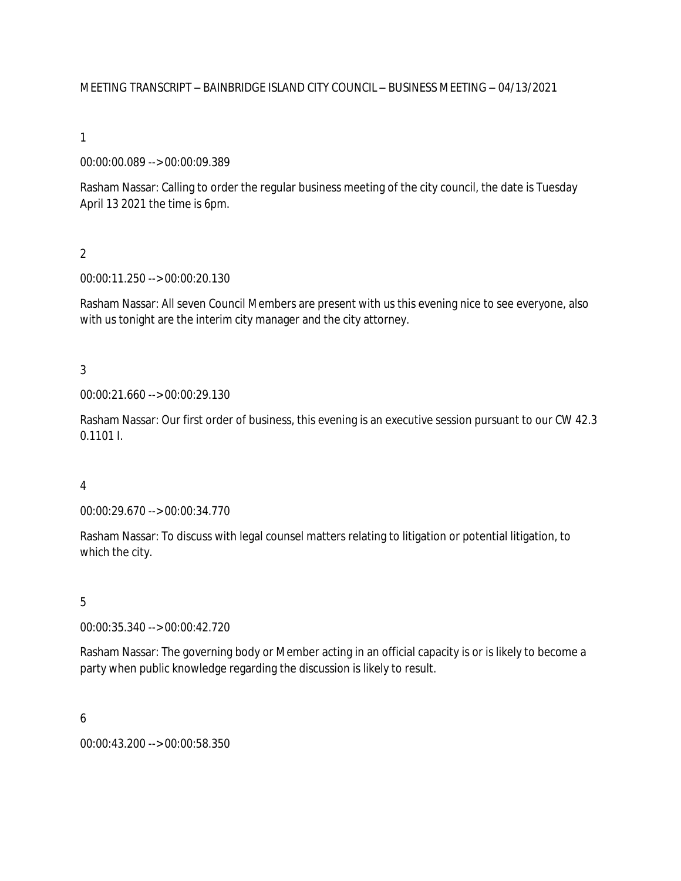MEETING TRANSCRIPT – BAINBRIDGE ISLAND CITY COUNCIL – BUSINESS MEETING – 04/13/2021

1

00:00:00.089 --> 00:00:09.389

Rasham Nassar: Calling to order the regular business meeting of the city council, the date is Tuesday April 13 2021 the time is 6pm.

2

00:00:11.250 --> 00:00:20.130

Rasham Nassar: All seven Council Members are present with us this evening nice to see everyone, also with us tonight are the interim city manager and the city attorney.

3

00:00:21.660 --> 00:00:29.130

Rasham Nassar: Our first order of business, this evening is an executive session pursuant to our CW 42.3 0.1101 I.

4

00:00:29.670 --> 00:00:34.770

Rasham Nassar: To discuss with legal counsel matters relating to litigation or potential litigation, to which the city.

5

00:00:35.340 --> 00:00:42.720

Rasham Nassar: The governing body or Member acting in an official capacity is or is likely to become a party when public knowledge regarding the discussion is likely to result.

6

00:00:43.200 --> 00:00:58.350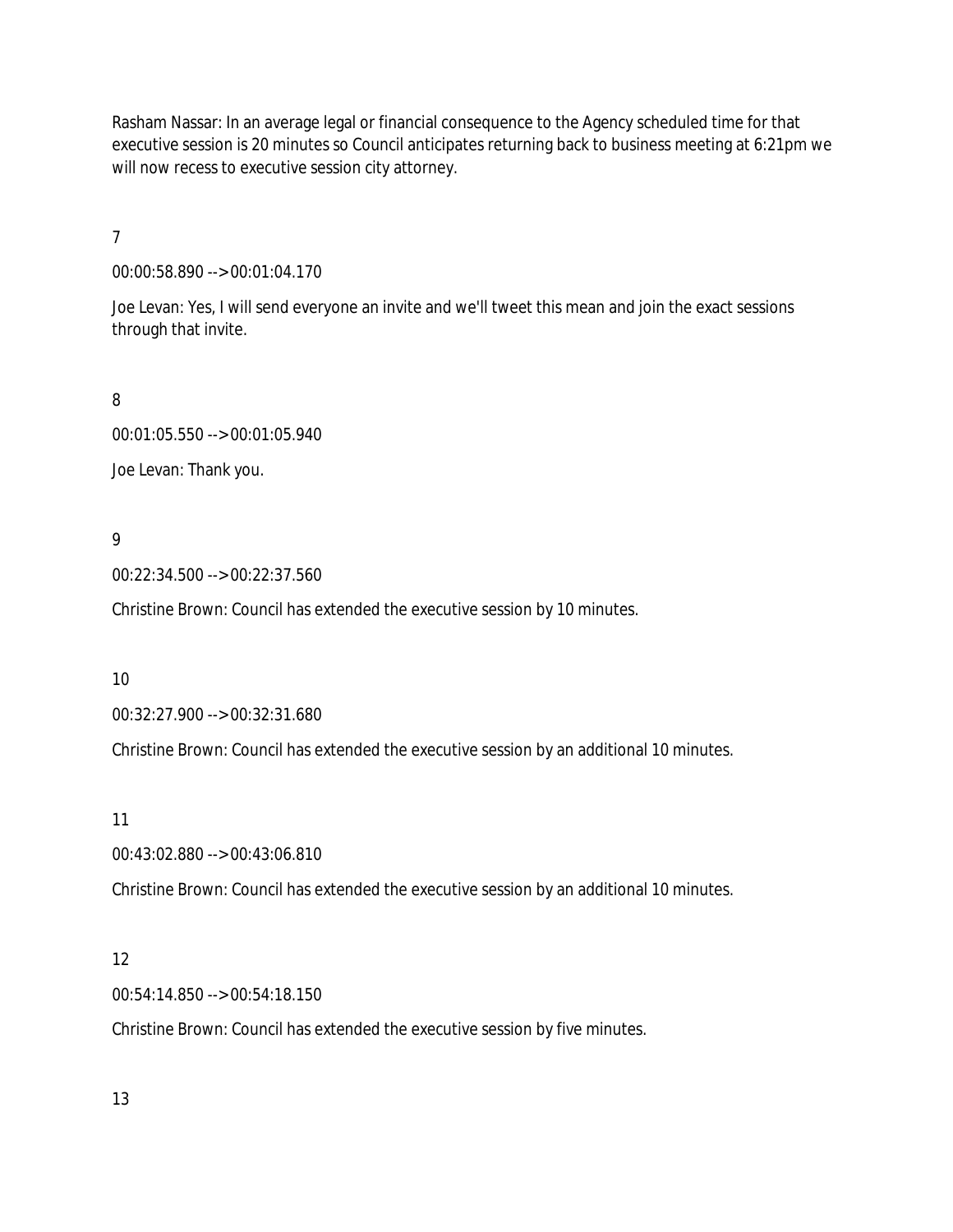Rasham Nassar: In an average legal or financial consequence to the Agency scheduled time for that executive session is 20 minutes so Council anticipates returning back to business meeting at 6:21pm we will now recess to executive session city attorney.

7

00:00:58.890 --> 00:01:04.170

Joe Levan: Yes, I will send everyone an invite and we'll tweet this mean and join the exact sessions through that invite.

8

00:01:05.550 --> 00:01:05.940

Joe Levan: Thank you.

9

00:22:34.500 --> 00:22:37.560

Christine Brown: Council has extended the executive session by 10 minutes.

10

00:32:27.900 --> 00:32:31.680

Christine Brown: Council has extended the executive session by an additional 10 minutes.

11

00:43:02.880 --> 00:43:06.810

Christine Brown: Council has extended the executive session by an additional 10 minutes.

12

00:54:14.850 --> 00:54:18.150

Christine Brown: Council has extended the executive session by five minutes.

13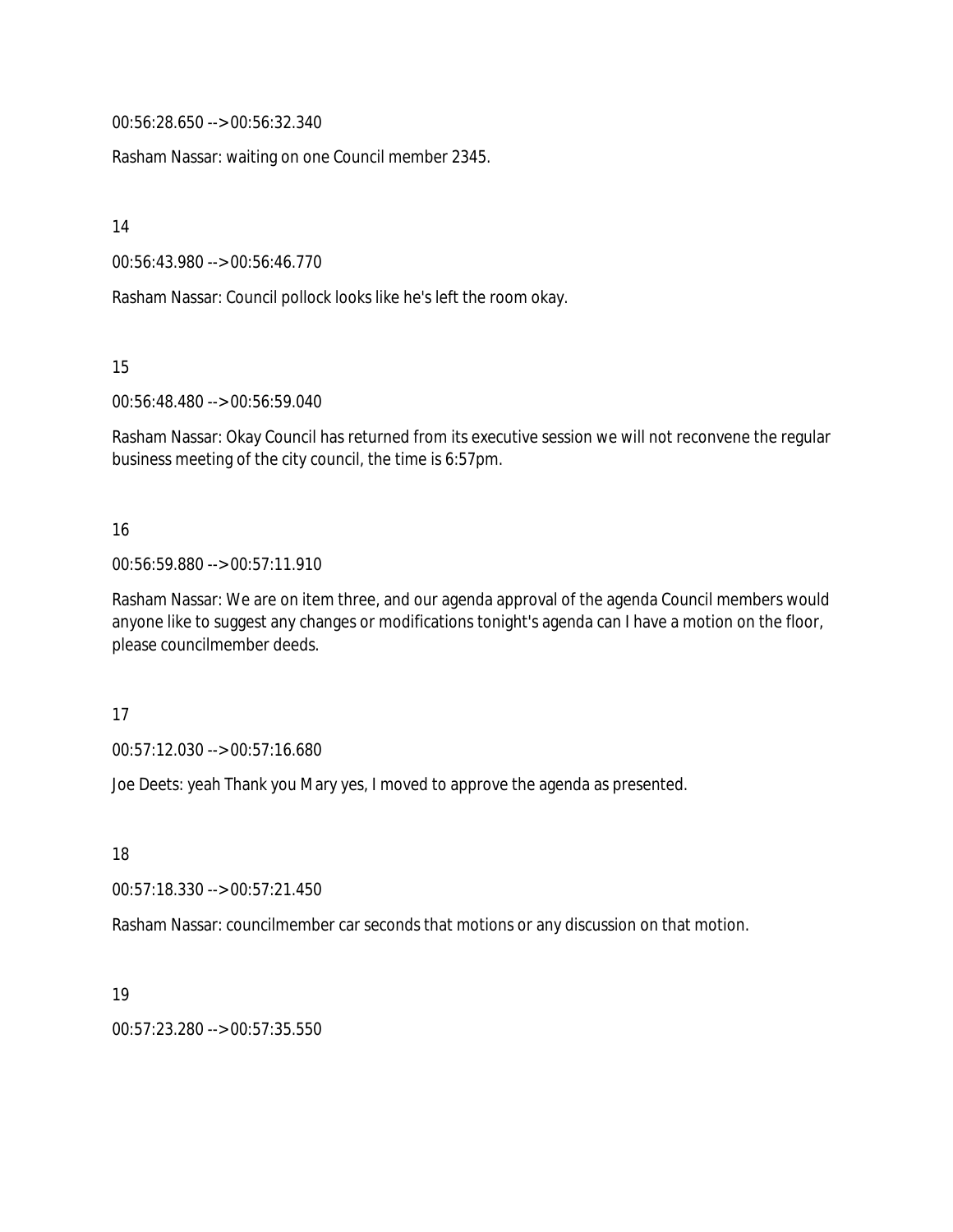00:56:28.650 --> 00:56:32.340

Rasham Nassar: waiting on one Council member 2345.

14

00:56:43.980 --> 00:56:46.770

Rasham Nassar: Council pollock looks like he's left the room okay.

15

00:56:48.480 --> 00:56:59.040

Rasham Nassar: Okay Council has returned from its executive session we will not reconvene the regular business meeting of the city council, the time is 6:57pm.

16

00:56:59.880 --> 00:57:11.910

Rasham Nassar: We are on item three, and our agenda approval of the agenda Council members would anyone like to suggest any changes or modifications tonight's agenda can I have a motion on the floor, please councilmember deeds.

17

00:57:12.030 --> 00:57:16.680

Joe Deets: yeah Thank you Mary yes, I moved to approve the agenda as presented.

18

00:57:18.330 --> 00:57:21.450

Rasham Nassar: councilmember car seconds that motions or any discussion on that motion.

19

00:57:23.280 --> 00:57:35.550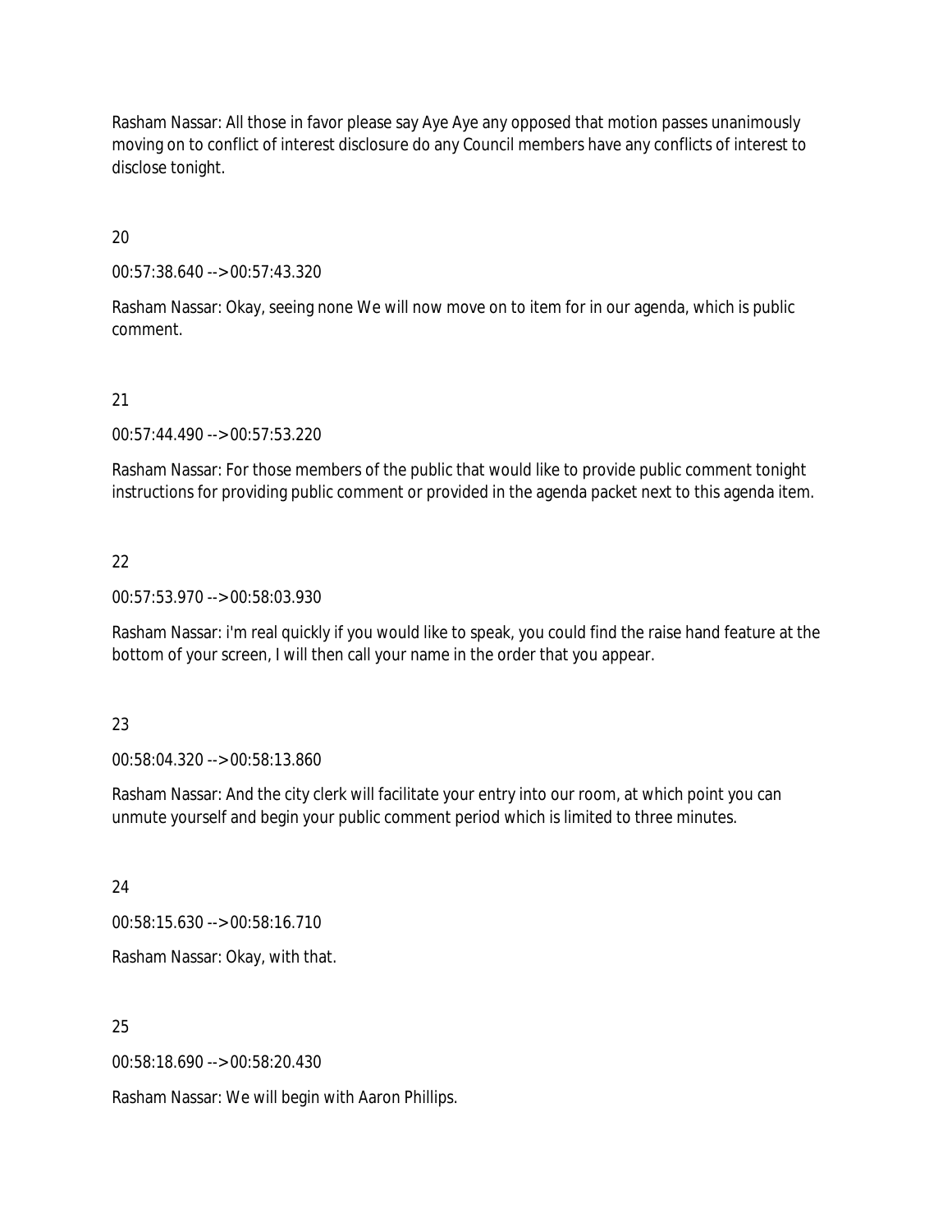Rasham Nassar: All those in favor please say Aye Aye any opposed that motion passes unanimously moving on to conflict of interest disclosure do any Council members have any conflicts of interest to disclose tonight.

20

00:57:38.640 --> 00:57:43.320

Rasham Nassar: Okay, seeing none We will now move on to item for in our agenda, which is public comment.

21

00:57:44.490 --> 00:57:53.220

Rasham Nassar: For those members of the public that would like to provide public comment tonight instructions for providing public comment or provided in the agenda packet next to this agenda item.

22

00:57:53.970 --> 00:58:03.930

Rasham Nassar: i'm real quickly if you would like to speak, you could find the raise hand feature at the bottom of your screen, I will then call your name in the order that you appear.

23

00:58:04.320 --> 00:58:13.860

Rasham Nassar: And the city clerk will facilitate your entry into our room, at which point you can unmute yourself and begin your public comment period which is limited to three minutes.

24

00:58:15.630 --> 00:58:16.710

Rasham Nassar: Okay, with that.

25

00:58:18.690 --> 00:58:20.430

Rasham Nassar: We will begin with Aaron Phillips.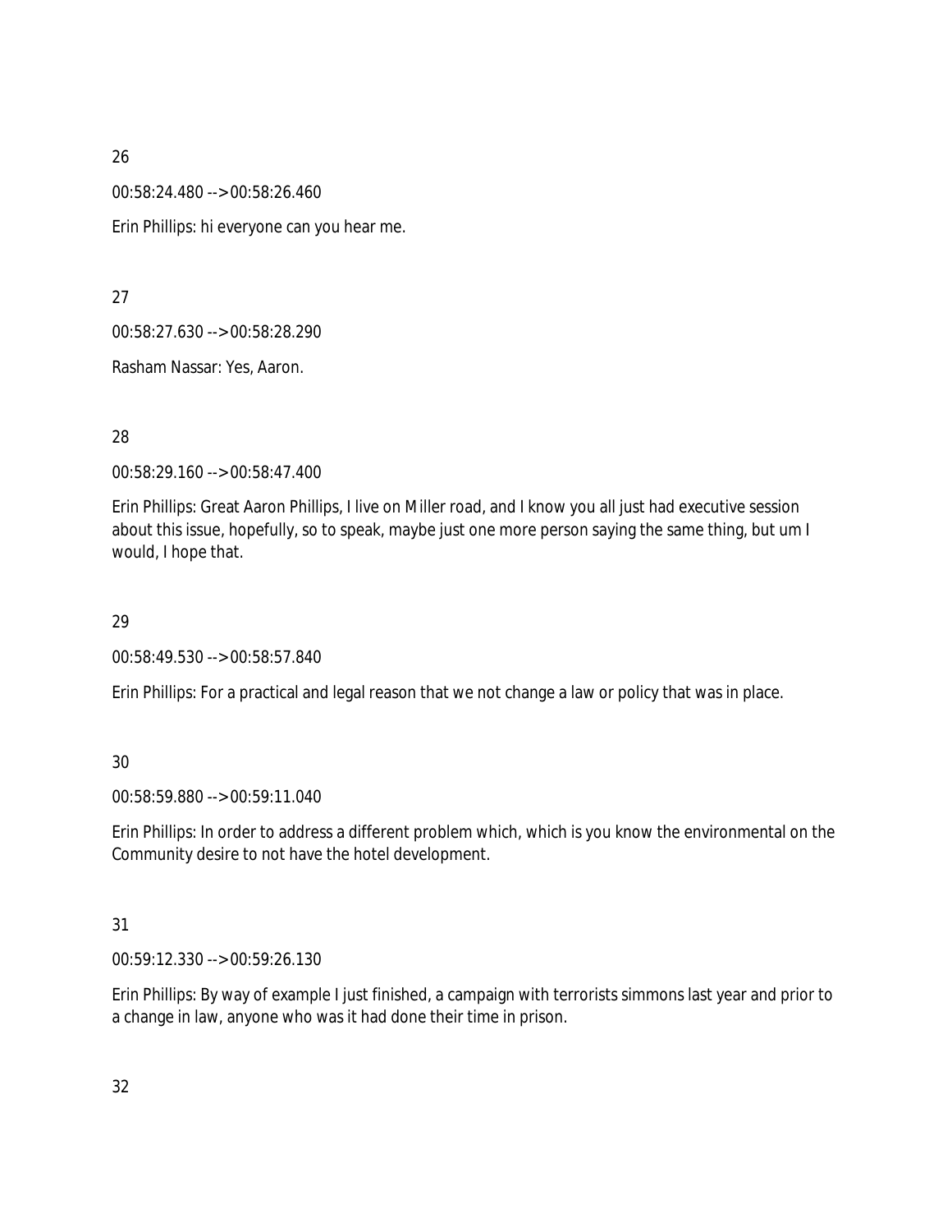26

00:58:24.480 --> 00:58:26.460

Erin Phillips: hi everyone can you hear me.

27

00:58:27.630 --> 00:58:28.290

Rasham Nassar: Yes, Aaron.

28

00:58:29.160 --> 00:58:47.400

Erin Phillips: Great Aaron Phillips, I live on Miller road, and I know you all just had executive session about this issue, hopefully, so to speak, maybe just one more person saying the same thing, but um I would, I hope that.

29

00:58:49.530 --> 00:58:57.840

Erin Phillips: For a practical and legal reason that we not change a law or policy that was in place.

30

00:58:59.880 --> 00:59:11.040

Erin Phillips: In order to address a different problem which, which is you know the environmental on the Community desire to not have the hotel development.

31

00:59:12.330 --> 00:59:26.130

Erin Phillips: By way of example I just finished, a campaign with terrorists simmons last year and prior to a change in law, anyone who was it had done their time in prison.

32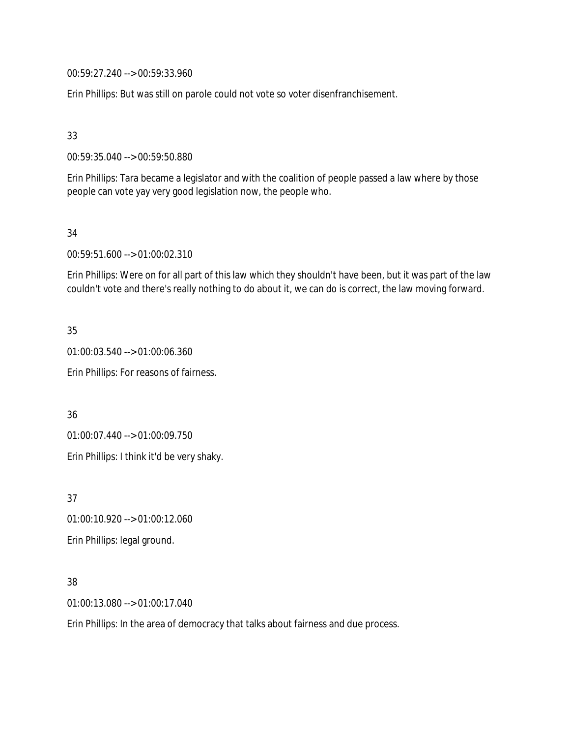00:59:27.240 --> 00:59:33.960

Erin Phillips: But was still on parole could not vote so voter disenfranchisement.

33

00:59:35.040 --> 00:59:50.880

Erin Phillips: Tara became a legislator and with the coalition of people passed a law where by those people can vote yay very good legislation now, the people who.

34

00:59:51.600 --> 01:00:02.310

Erin Phillips: Were on for all part of this law which they shouldn't have been, but it was part of the law couldn't vote and there's really nothing to do about it, we can do is correct, the law moving forward.

35

01:00:03.540 --> 01:00:06.360

Erin Phillips: For reasons of fairness.

36

01:00:07.440 --> 01:00:09.750

Erin Phillips: I think it'd be very shaky.

37

01:00:10.920 --> 01:00:12.060

Erin Phillips: legal ground.

38

01:00:13.080 --> 01:00:17.040

Erin Phillips: In the area of democracy that talks about fairness and due process.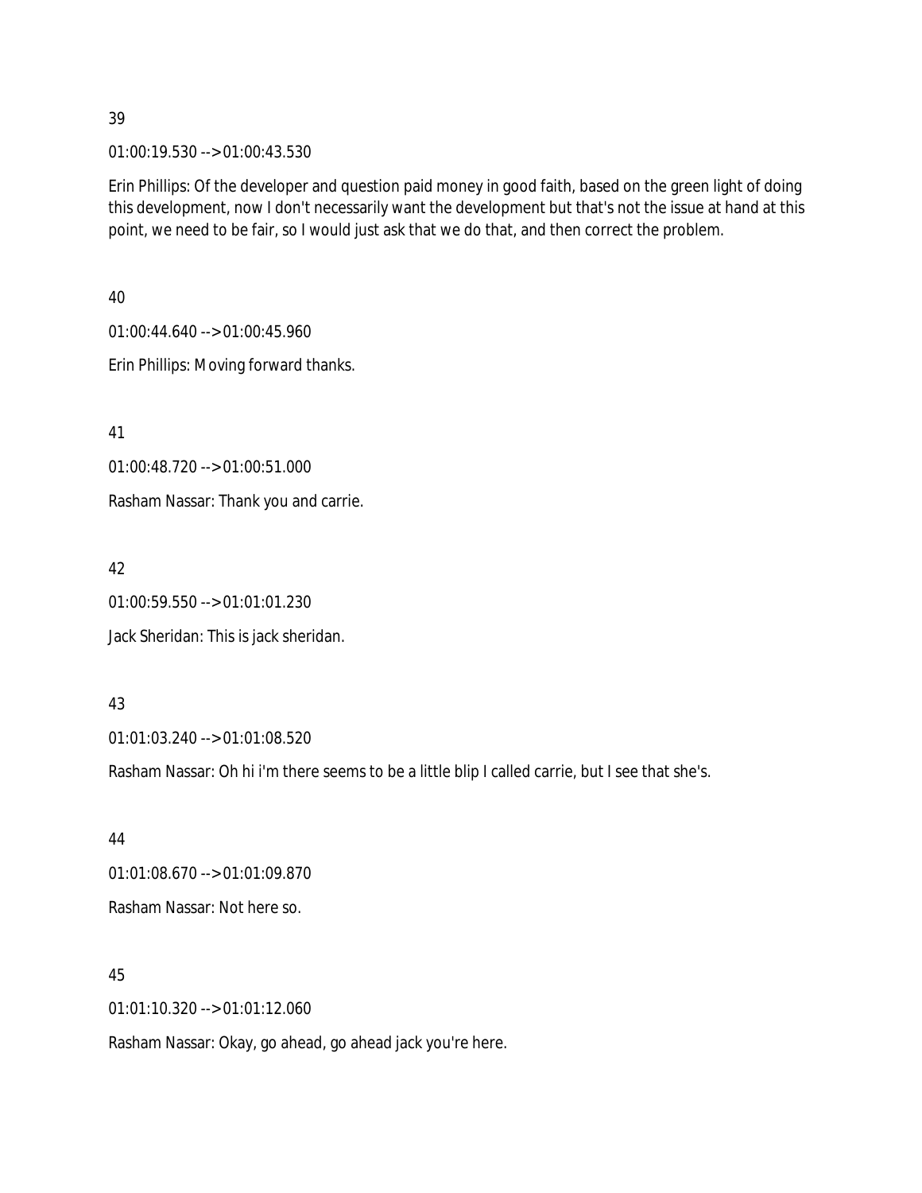39

01:00:19.530 --> 01:00:43.530

Erin Phillips: Of the developer and question paid money in good faith, based on the green light of doing this development, now I don't necessarily want the development but that's not the issue at hand at this point, we need to be fair, so I would just ask that we do that, and then correct the problem.

40

01:00:44.640 --> 01:00:45.960

Erin Phillips: Moving forward thanks.

41

01:00:48.720 --> 01:00:51.000

Rasham Nassar: Thank you and carrie.

42

01:00:59.550 --> 01:01:01.230

Jack Sheridan: This is jack sheridan.

43

01:01:03.240 --> 01:01:08.520

Rasham Nassar: Oh hi i'm there seems to be a little blip I called carrie, but I see that she's.

44

01:01:08.670 --> 01:01:09.870

Rasham Nassar: Not here so.

45

01:01:10.320 --> 01:01:12.060

Rasham Nassar: Okay, go ahead, go ahead jack you're here.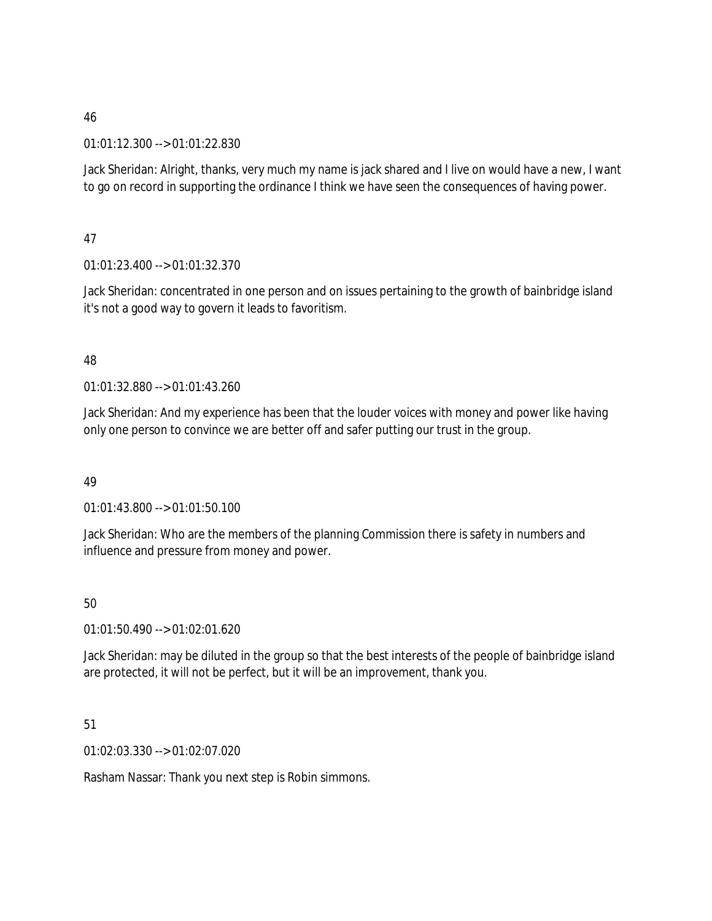46

01:01:12.300 --> 01:01:22.830

Jack Sheridan: Alright, thanks, very much my name is jack shared and I live on would have a new, I want to go on record in supporting the ordinance I think we have seen the consequences of having power.

47

01:01:23.400 --> 01:01:32.370

Jack Sheridan: concentrated in one person and on issues pertaining to the growth of bainbridge island it's not a good way to govern it leads to favoritism.

48

01:01:32.880 --> 01:01:43.260

Jack Sheridan: And my experience has been that the louder voices with money and power like having only one person to convince we are better off and safer putting our trust in the group.

49

01:01:43.800 --> 01:01:50.100

Jack Sheridan: Who are the members of the planning Commission there is safety in numbers and influence and pressure from money and power.

50

01:01:50.490 --> 01:02:01.620

Jack Sheridan: may be diluted in the group so that the best interests of the people of bainbridge island are protected, it will not be perfect, but it will be an improvement, thank you.

51

01:02:03.330 --> 01:02:07.020

Rasham Nassar: Thank you next step is Robin simmons.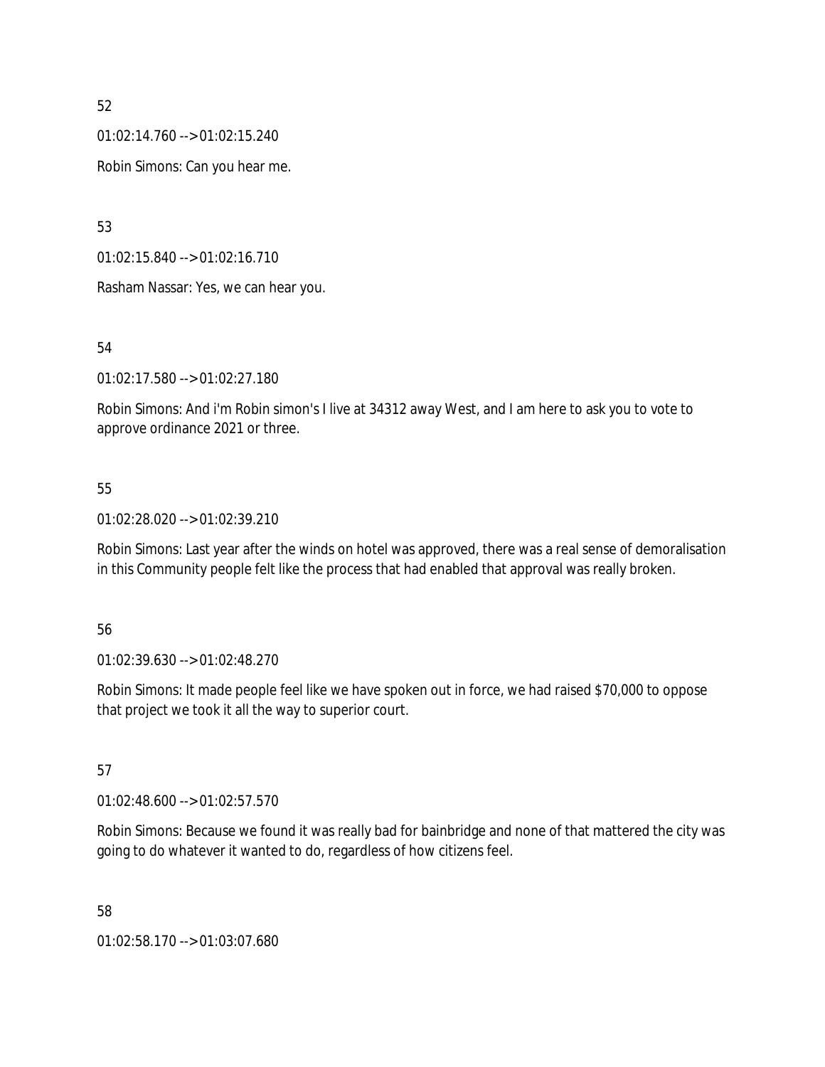52

01:02:14.760 --> 01:02:15.240

Robin Simons: Can you hear me.

53

01:02:15.840 --> 01:02:16.710

Rasham Nassar: Yes, we can hear you.

54

01:02:17.580 --> 01:02:27.180

Robin Simons: And i'm Robin simon's I live at 34312 away West, and I am here to ask you to vote to approve ordinance 2021 or three.

55

01:02:28.020 --> 01:02:39.210

Robin Simons: Last year after the winds on hotel was approved, there was a real sense of demoralisation in this Community people felt like the process that had enabled that approval was really broken.

56

01:02:39.630 --> 01:02:48.270

Robin Simons: It made people feel like we have spoken out in force, we had raised $70,000 to oppose that project we took it all the way to superior court.

57

01:02:48.600 --> 01:02:57.570

Robin Simons: Because we found it was really bad for bainbridge and none of that mattered the city was going to do whatever it wanted to do, regardless of how citizens feel.

58

01:02:58.170 --> 01:03:07.680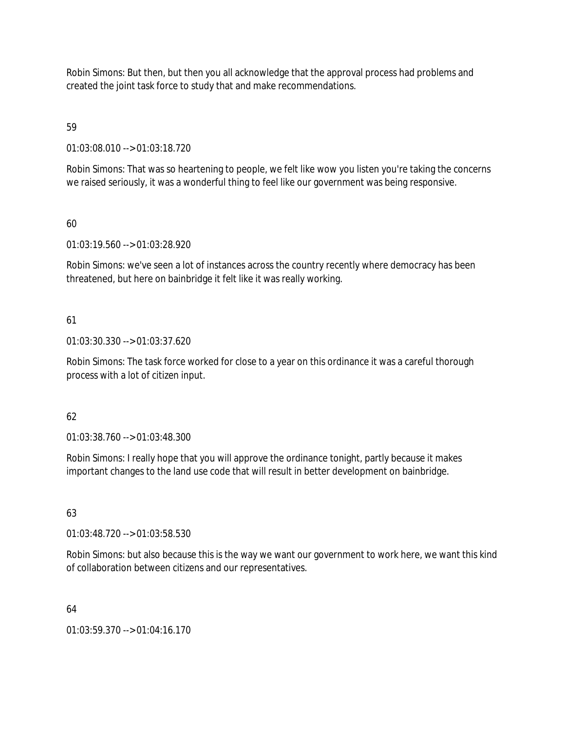Robin Simons: But then, but then you all acknowledge that the approval process had problems and created the joint task force to study that and make recommendations.

59

01:03:08.010 --> 01:03:18.720

Robin Simons: That was so heartening to people, we felt like wow you listen you're taking the concerns we raised seriously, it was a wonderful thing to feel like our government was being responsive.

60

01:03:19.560 --> 01:03:28.920

Robin Simons: we've seen a lot of instances across the country recently where democracy has been threatened, but here on bainbridge it felt like it was really working.

61

01:03:30.330 --> 01:03:37.620

Robin Simons: The task force worked for close to a year on this ordinance it was a careful thorough process with a lot of citizen input.

62

01:03:38.760 --> 01:03:48.300

Robin Simons: I really hope that you will approve the ordinance tonight, partly because it makes important changes to the land use code that will result in better development on bainbridge.

63

01:03:48.720 --> 01:03:58.530

Robin Simons: but also because this is the way we want our government to work here, we want this kind of collaboration between citizens and our representatives.

64

01:03:59.370 --> 01:04:16.170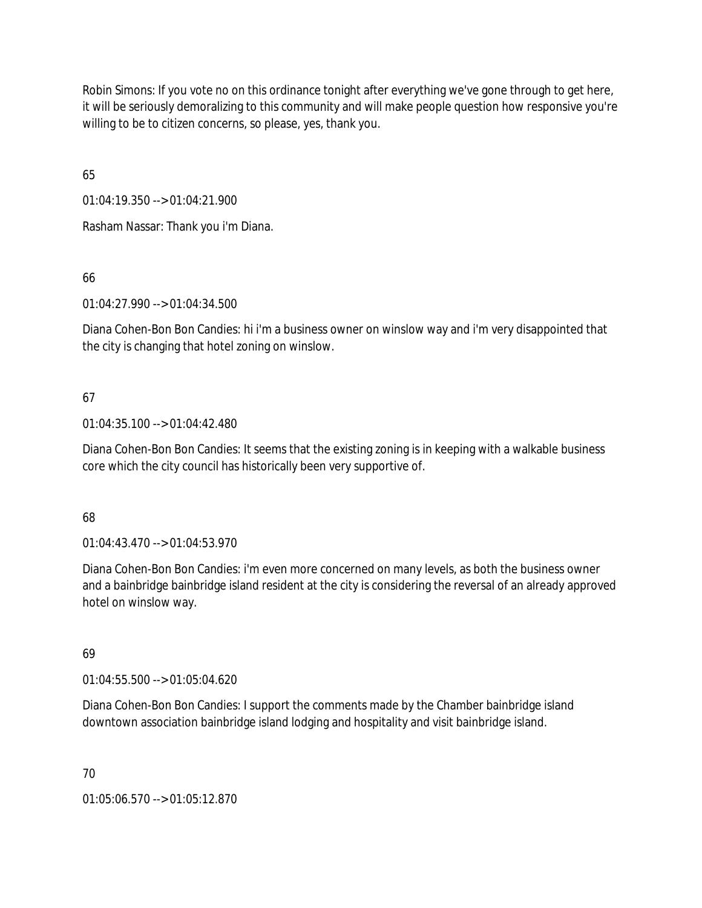Robin Simons: If you vote no on this ordinance tonight after everything we've gone through to get here, it will be seriously demoralizing to this community and will make people question how responsive you're willing to be to citizen concerns, so please, yes, thank you.

65

01:04:19.350 --> 01:04:21.900

Rasham Nassar: Thank you i'm Diana.

66

01:04:27.990 --> 01:04:34.500

Diana Cohen-Bon Bon Candies: hi i'm a business owner on winslow way and i'm very disappointed that the city is changing that hotel zoning on winslow.

67

01:04:35.100 --> 01:04:42.480

Diana Cohen-Bon Bon Candies: It seems that the existing zoning is in keeping with a walkable business core which the city council has historically been very supportive of.

68

01:04:43.470 --> 01:04:53.970

Diana Cohen-Bon Bon Candies: i'm even more concerned on many levels, as both the business owner and a bainbridge bainbridge island resident at the city is considering the reversal of an already approved hotel on winslow way.

69

01:04:55.500 --> 01:05:04.620

Diana Cohen-Bon Bon Candies: I support the comments made by the Chamber bainbridge island downtown association bainbridge island lodging and hospitality and visit bainbridge island.

70

01:05:06.570 --> 01:05:12.870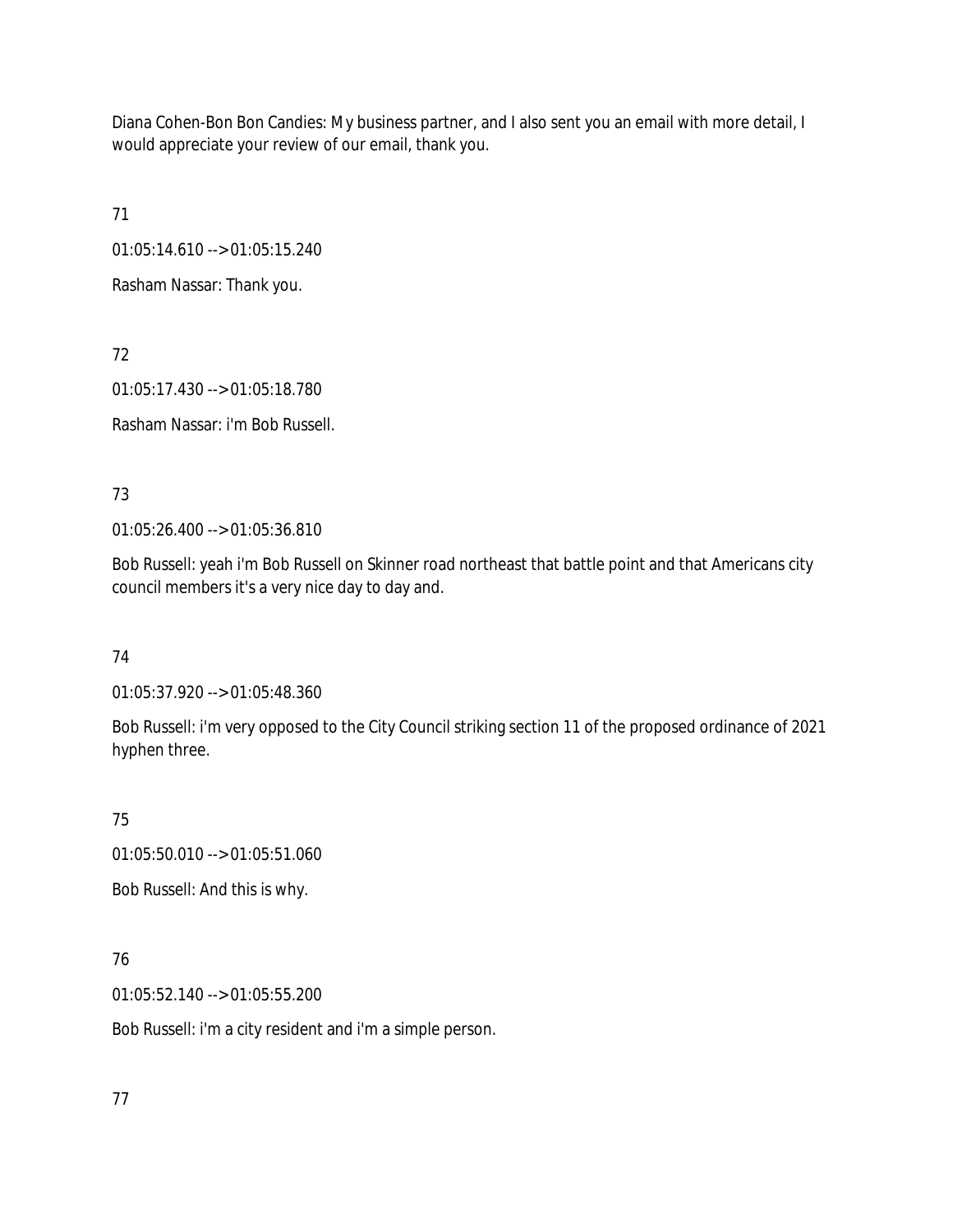Diana Cohen-Bon Bon Candies: My business partner, and I also sent you an email with more detail, I would appreciate your review of our email, thank you.

71

01:05:14.610 --> 01:05:15.240

Rasham Nassar: Thank you.

72

01:05:17.430 --> 01:05:18.780

Rasham Nassar: i'm Bob Russell.

73

01:05:26.400 --> 01:05:36.810

Bob Russell: yeah i'm Bob Russell on Skinner road northeast that battle point and that Americans city council members it's a very nice day to day and.

74

01:05:37.920 --> 01:05:48.360

Bob Russell: i'm very opposed to the City Council striking section 11 of the proposed ordinance of 2021 hyphen three.

75

01:05:50.010 --> 01:05:51.060

Bob Russell: And this is why.

76

01:05:52.140 --> 01:05:55.200

Bob Russell: i'm a city resident and i'm a simple person.

77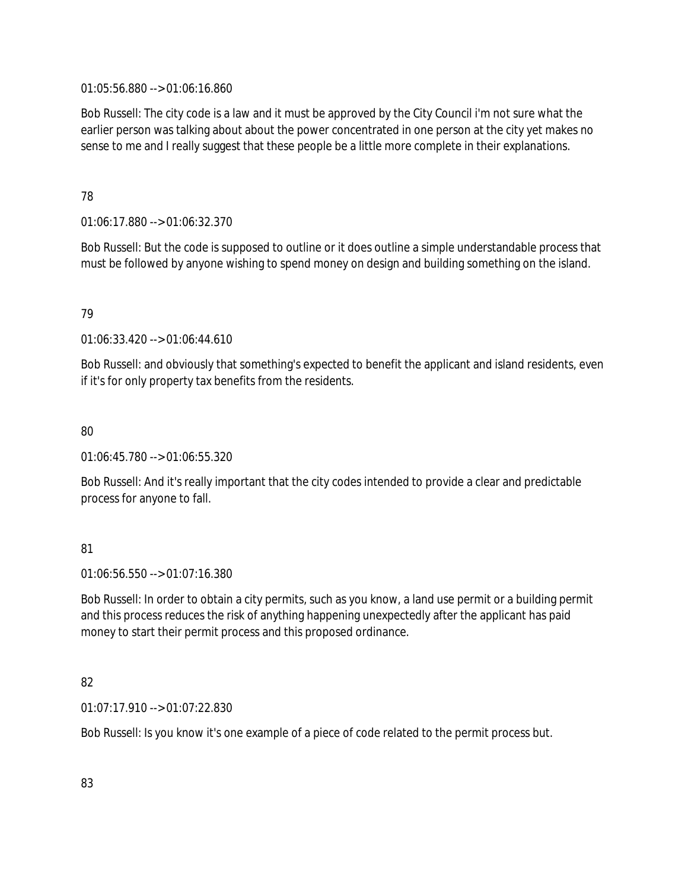01:05:56.880 --> 01:06:16.860

Bob Russell: The city code is a law and it must be approved by the City Council i'm not sure what the earlier person was talking about about the power concentrated in one person at the city yet makes no sense to me and I really suggest that these people be a little more complete in their explanations.

78

01:06:17.880 --> 01:06:32.370

Bob Russell: But the code is supposed to outline or it does outline a simple understandable process that must be followed by anyone wishing to spend money on design and building something on the island.

79

01:06:33.420 --> 01:06:44.610

Bob Russell: and obviously that something's expected to benefit the applicant and island residents, even if it's for only property tax benefits from the residents.

80

01:06:45.780 --> 01:06:55.320

Bob Russell: And it's really important that the city codes intended to provide a clear and predictable process for anyone to fall.

81

01:06:56.550 --> 01:07:16.380

Bob Russell: In order to obtain a city permits, such as you know, a land use permit or a building permit and this process reduces the risk of anything happening unexpectedly after the applicant has paid money to start their permit process and this proposed ordinance.

82

01:07:17.910 --> 01:07:22.830

Bob Russell: Is you know it's one example of a piece of code related to the permit process but.

83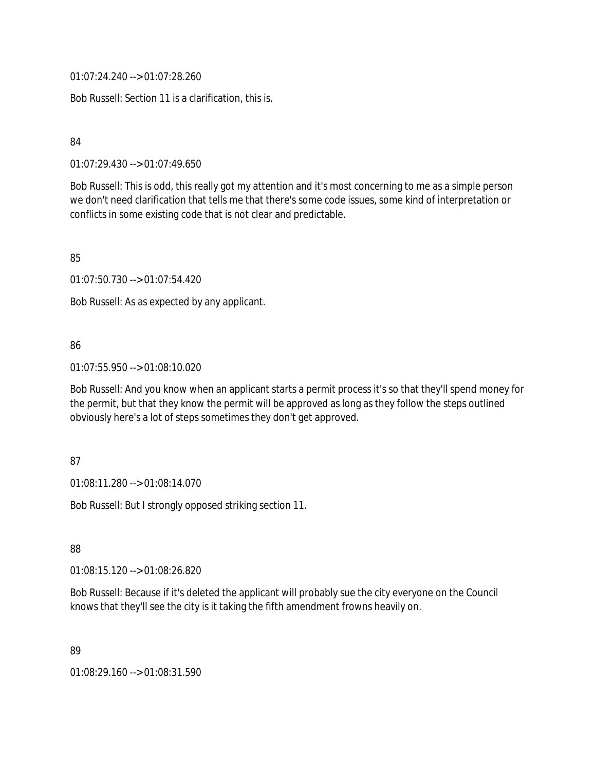01:07:24.240 --> 01:07:28.260

Bob Russell: Section 11 is a clarification, this is.

84

01:07:29.430 --> 01:07:49.650

Bob Russell: This is odd, this really got my attention and it's most concerning to me as a simple person we don't need clarification that tells me that there's some code issues, some kind of interpretation or conflicts in some existing code that is not clear and predictable.

85

01:07:50.730 --> 01:07:54.420

Bob Russell: As as expected by any applicant.

86

01:07:55.950 --> 01:08:10.020

Bob Russell: And you know when an applicant starts a permit process it's so that they'll spend money for the permit, but that they know the permit will be approved as long as they follow the steps outlined obviously here's a lot of steps sometimes they don't get approved.

87

01:08:11.280 --> 01:08:14.070

Bob Russell: But I strongly opposed striking section 11.

88

01:08:15.120 --> 01:08:26.820

Bob Russell: Because if it's deleted the applicant will probably sue the city everyone on the Council knows that they'll see the city is it taking the fifth amendment frowns heavily on.

89

01:08:29.160 --> 01:08:31.590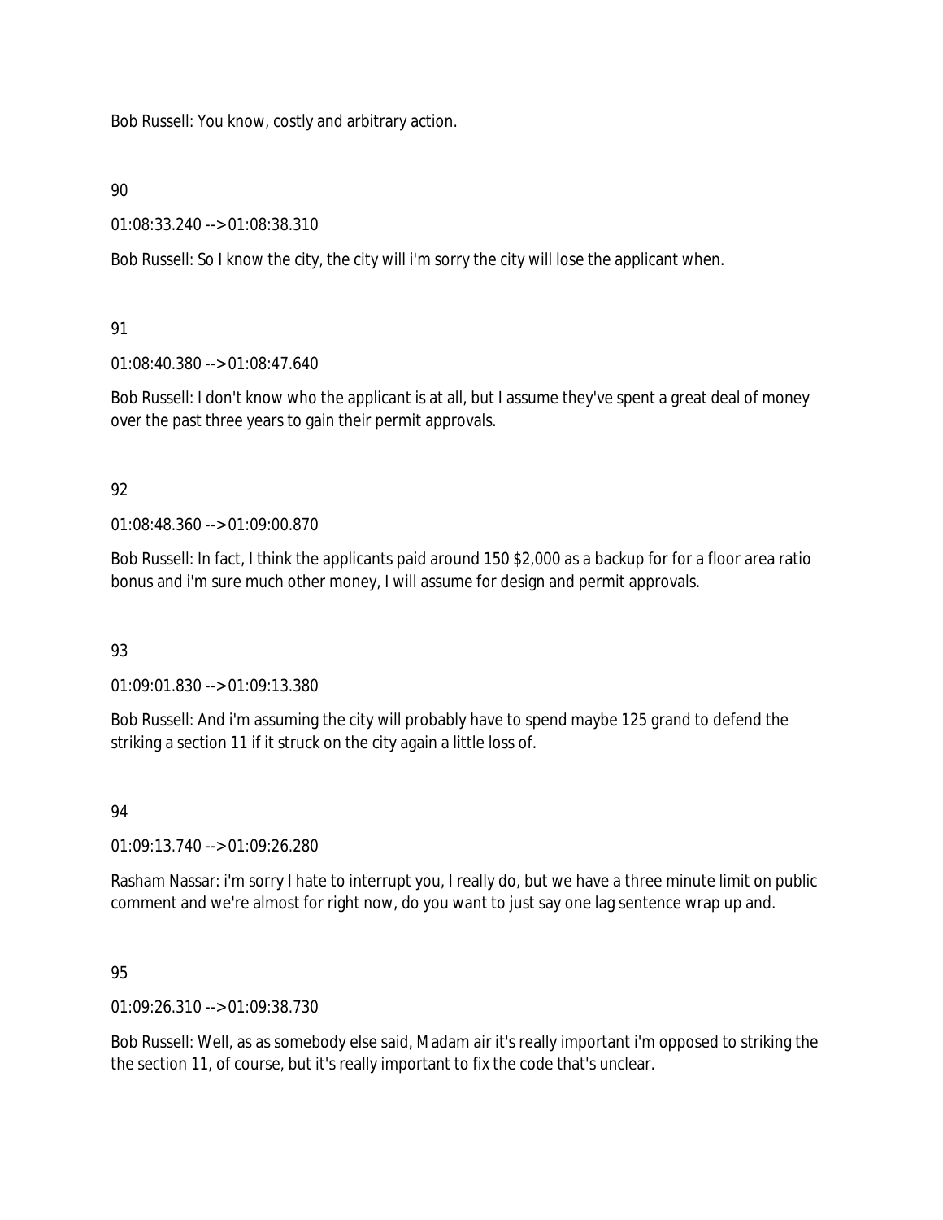Bob Russell: You know, costly and arbitrary action.

90

01:08:33.240 --> 01:08:38.310

Bob Russell: So I know the city, the city will i'm sorry the city will lose the applicant when.

91

01:08:40.380 --> 01:08:47.640

Bob Russell: I don't know who the applicant is at all, but I assume they've spent a great deal of money over the past three years to gain their permit approvals.

92

01:08:48.360 --> 01:09:00.870

Bob Russell: In fact, I think the applicants paid around 150 $2,000 as a backup for for a floor area ratio bonus and i'm sure much other money, I will assume for design and permit approvals.

93

01:09:01.830 --> 01:09:13.380

Bob Russell: And i'm assuming the city will probably have to spend maybe 125 grand to defend the striking a section 11 if it struck on the city again a little loss of.

94

01:09:13.740 --> 01:09:26.280

Rasham Nassar: i'm sorry I hate to interrupt you, I really do, but we have a three minute limit on public comment and we're almost for right now, do you want to just say one lag sentence wrap up and.

95

01:09:26.310 --> 01:09:38.730

Bob Russell: Well, as as somebody else said, Madam air it's really important i'm opposed to striking the the section 11, of course, but it's really important to fix the code that's unclear.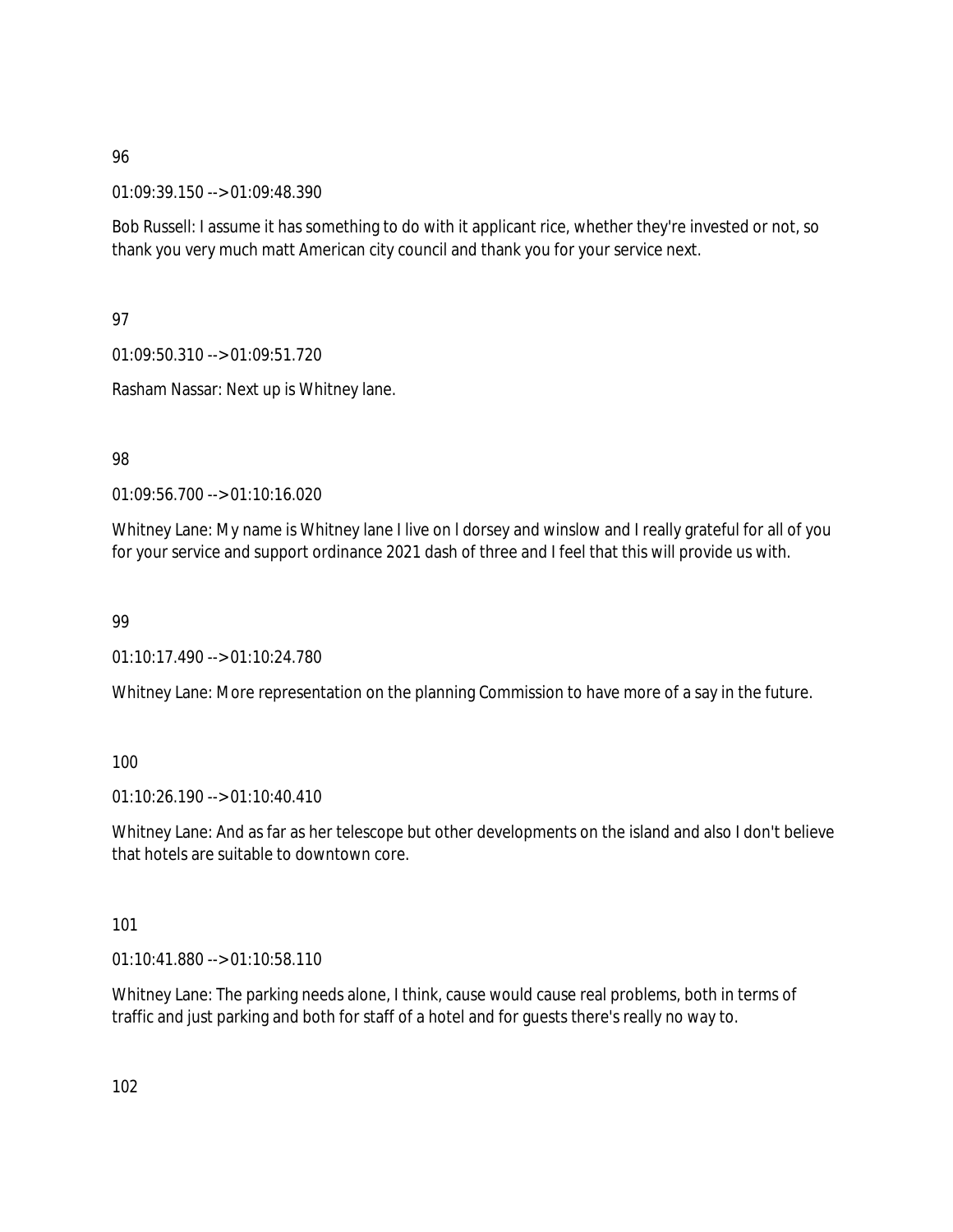96

01:09:39.150 --> 01:09:48.390

Bob Russell: I assume it has something to do with it applicant rice, whether they're invested or not, so thank you very much matt American city council and thank you for your service next.

97

01:09:50.310 --> 01:09:51.720

Rasham Nassar: Next up is Whitney lane.

98

01:09:56.700 --> 01:10:16.020

Whitney Lane: My name is Whitney lane I live on l dorsey and winslow and I really grateful for all of you for your service and support ordinance 2021 dash of three and I feel that this will provide us with.

99

01:10:17.490 --> 01:10:24.780

Whitney Lane: More representation on the planning Commission to have more of a say in the future.

100

01:10:26.190 --> 01:10:40.410

Whitney Lane: And as far as her telescope but other developments on the island and also I don't believe that hotels are suitable to downtown core.

101

01:10:41.880 --> 01:10:58.110

Whitney Lane: The parking needs alone, I think, cause would cause real problems, both in terms of traffic and just parking and both for staff of a hotel and for guests there's really no way to.

102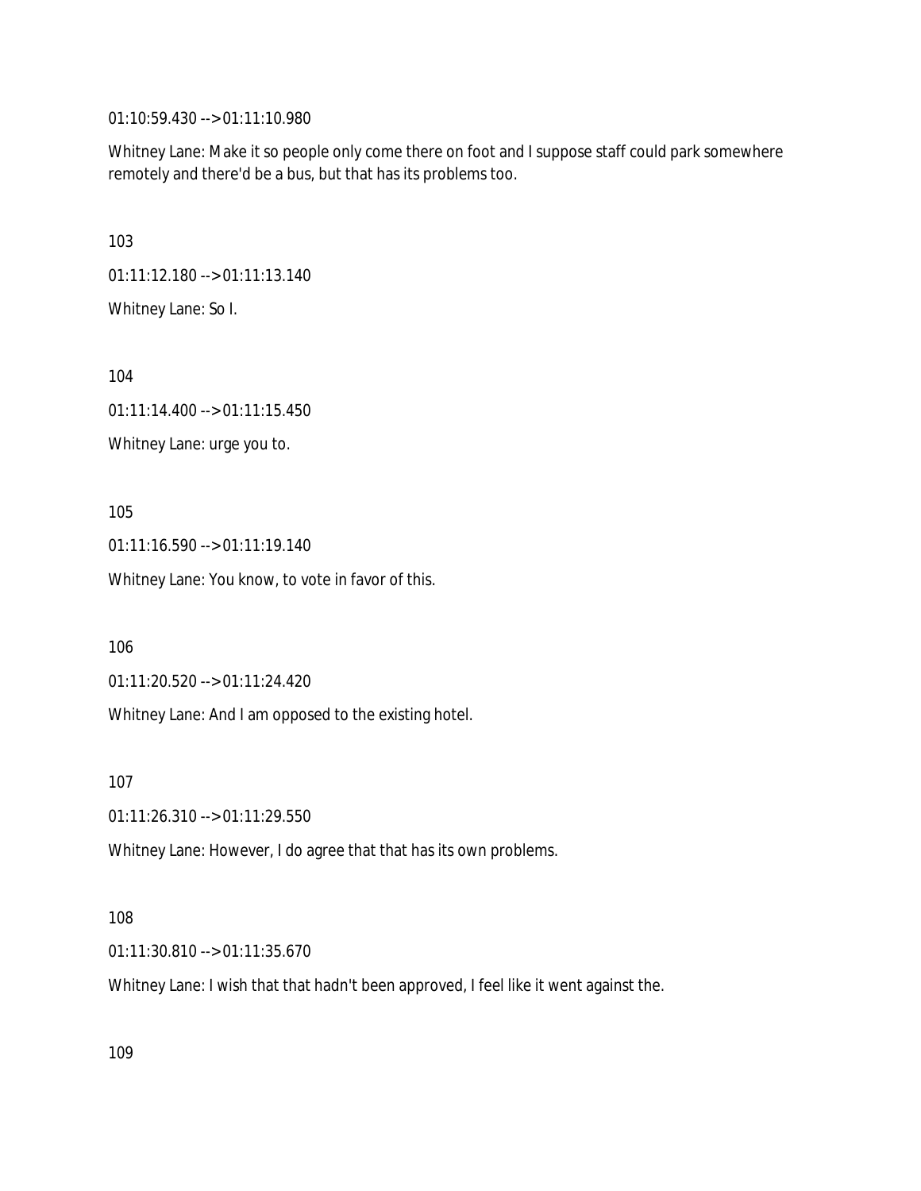01:10:59.430 --> 01:11:10.980

Whitney Lane: Make it so people only come there on foot and I suppose staff could park somewhere remotely and there'd be a bus, but that has its problems too.

103

01:11:12.180 --> 01:11:13.140

Whitney Lane: So I.

104

01:11:14.400 --> 01:11:15.450

Whitney Lane: urge you to.

105

01:11:16.590 --> 01:11:19.140

Whitney Lane: You know, to vote in favor of this.

106

01:11:20.520 --> 01:11:24.420

Whitney Lane: And I am opposed to the existing hotel.

107

01:11:26.310 --> 01:11:29.550

Whitney Lane: However, I do agree that that has its own problems.

108

01:11:30.810 --> 01:11:35.670

Whitney Lane: I wish that that hadn't been approved, I feel like it went against the.

109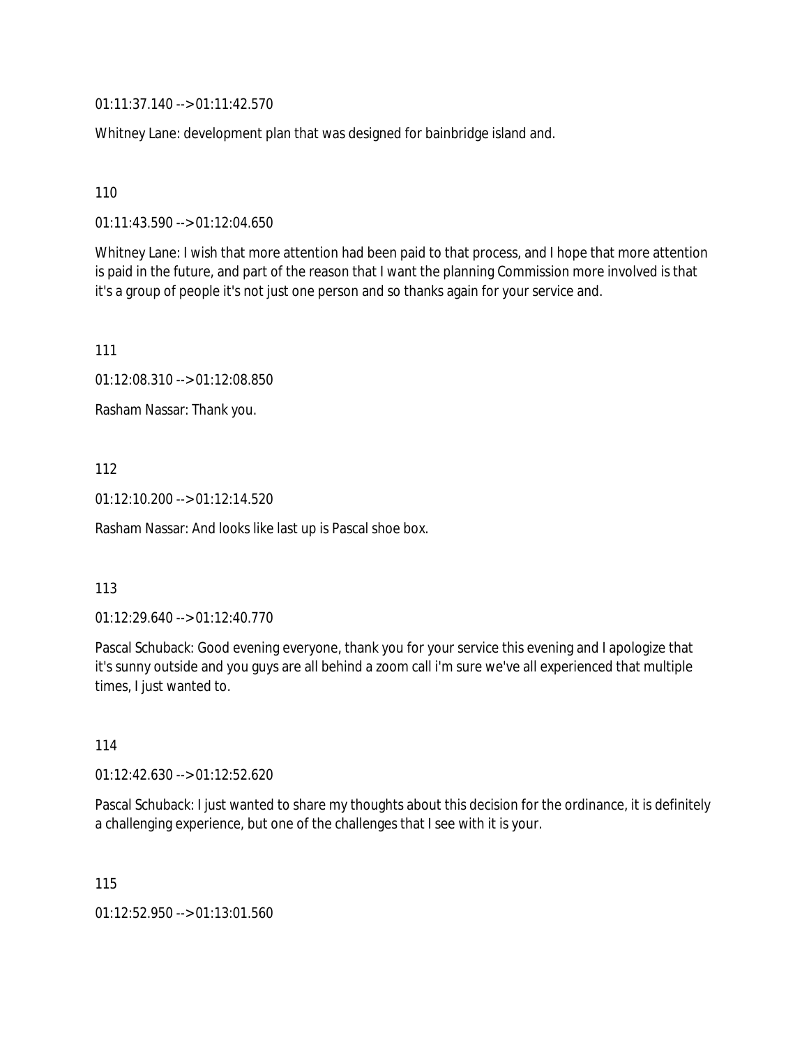01:11:37.140 --> 01:11:42.570

Whitney Lane: development plan that was designed for bainbridge island and.

110

01:11:43.590 --> 01:12:04.650

Whitney Lane: I wish that more attention had been paid to that process, and I hope that more attention is paid in the future, and part of the reason that I want the planning Commission more involved is that it's a group of people it's not just one person and so thanks again for your service and.

111

01:12:08.310 --> 01:12:08.850

Rasham Nassar: Thank you.

112

01:12:10.200 --> 01:12:14.520

Rasham Nassar: And looks like last up is Pascal shoe box.

113

01:12:29.640 --> 01:12:40.770

Pascal Schuback: Good evening everyone, thank you for your service this evening and I apologize that it's sunny outside and you guys are all behind a zoom call i'm sure we've all experienced that multiple times, I just wanted to.

114

01:12:42.630 --> 01:12:52.620

Pascal Schuback: I just wanted to share my thoughts about this decision for the ordinance, it is definitely a challenging experience, but one of the challenges that I see with it is your.

115

01:12:52.950 --> 01:13:01.560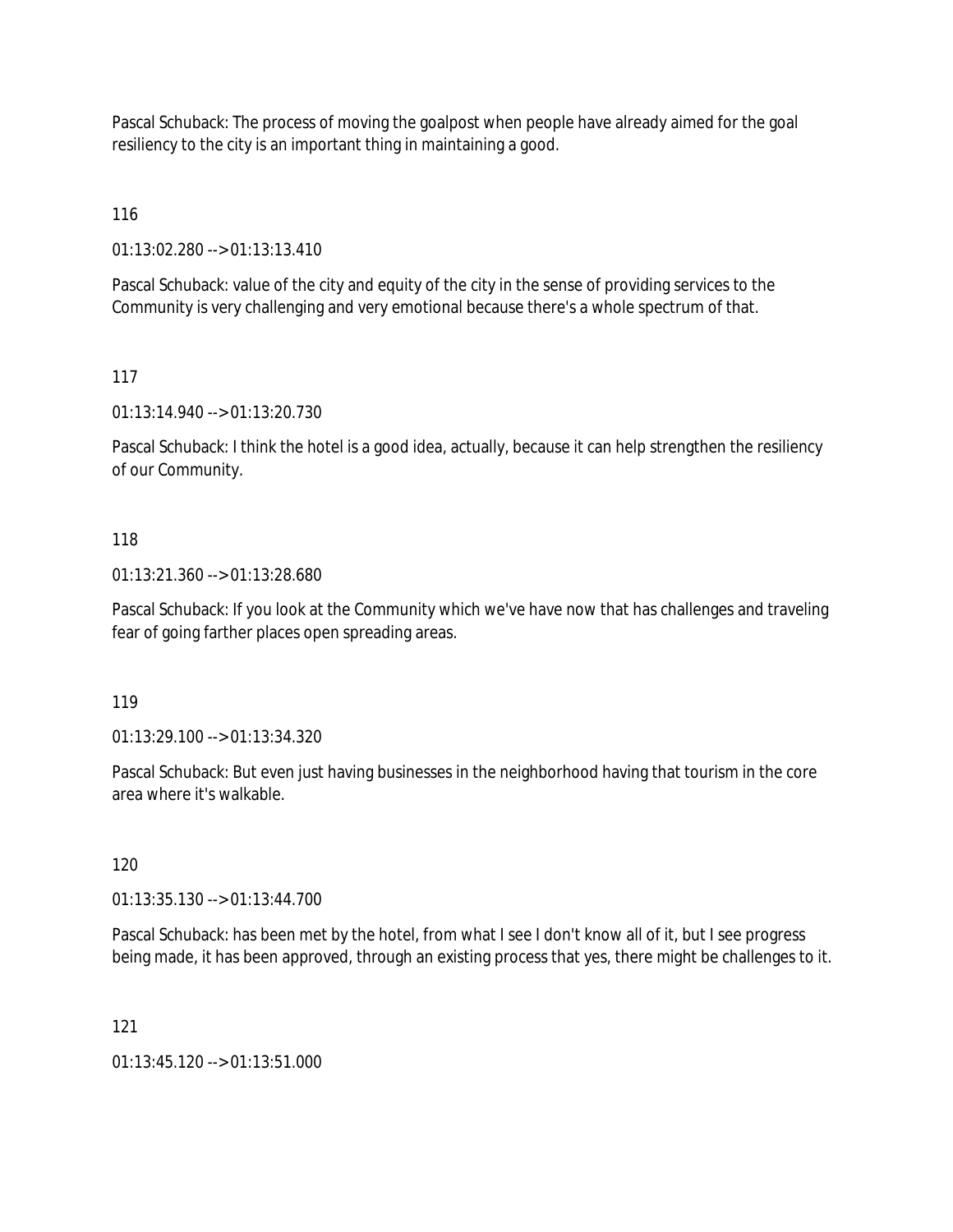Pascal Schuback: The process of moving the goalpost when people have already aimed for the goal resiliency to the city is an important thing in maintaining a good.

116

01:13:02.280 --> 01:13:13.410

Pascal Schuback: value of the city and equity of the city in the sense of providing services to the Community is very challenging and very emotional because there's a whole spectrum of that.

117

01:13:14.940 --> 01:13:20.730

Pascal Schuback: I think the hotel is a good idea, actually, because it can help strengthen the resiliency of our Community.

118

01:13:21.360 --> 01:13:28.680

Pascal Schuback: If you look at the Community which we've have now that has challenges and traveling fear of going farther places open spreading areas.

119

01:13:29.100 --> 01:13:34.320

Pascal Schuback: But even just having businesses in the neighborhood having that tourism in the core area where it's walkable.

120

01:13:35.130 --> 01:13:44.700

Pascal Schuback: has been met by the hotel, from what I see I don't know all of it, but I see progress being made, it has been approved, through an existing process that yes, there might be challenges to it.

121

01:13:45.120 --> 01:13:51.000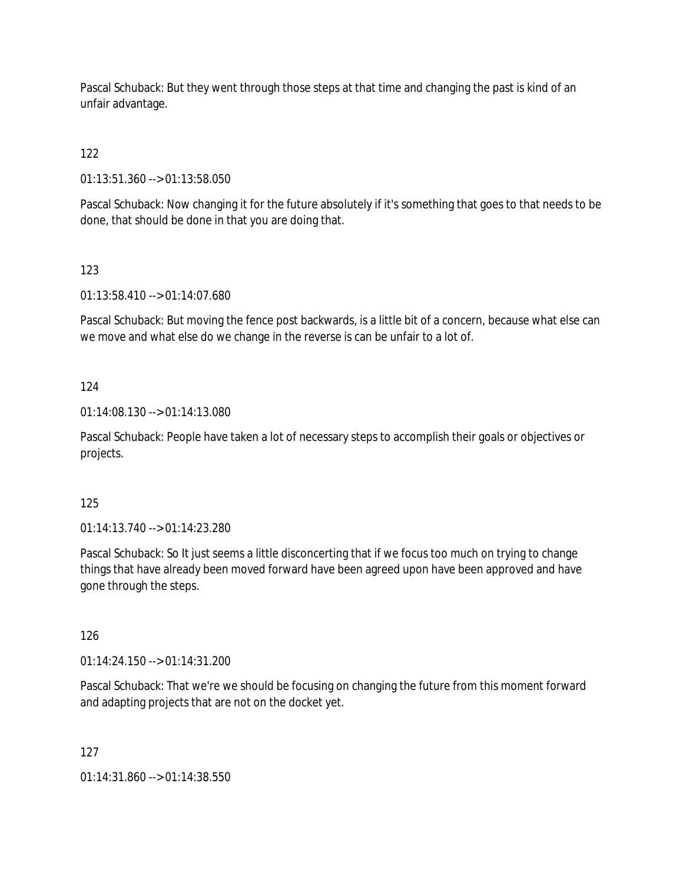Pascal Schuback: But they went through those steps at that time and changing the past is kind of an unfair advantage.

122

01:13:51.360 --> 01:13:58.050

Pascal Schuback: Now changing it for the future absolutely if it's something that goes to that needs to be done, that should be done in that you are doing that.

123

01:13:58.410 --> 01:14:07.680

Pascal Schuback: But moving the fence post backwards, is a little bit of a concern, because what else can we move and what else do we change in the reverse is can be unfair to a lot of.

124

01:14:08.130 --> 01:14:13.080

Pascal Schuback: People have taken a lot of necessary steps to accomplish their goals or objectives or projects.

125

01:14:13.740 --> 01:14:23.280

Pascal Schuback: So It just seems a little disconcerting that if we focus too much on trying to change things that have already been moved forward have been agreed upon have been approved and have gone through the steps.

126

01:14:24.150 --> 01:14:31.200

Pascal Schuback: That we're we should be focusing on changing the future from this moment forward and adapting projects that are not on the docket yet.

127

01:14:31.860 --> 01:14:38.550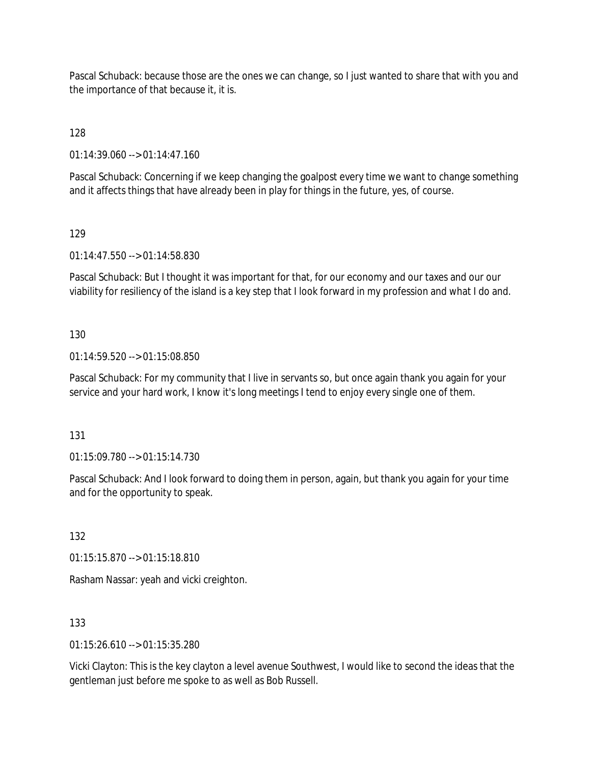Pascal Schuback: because those are the ones we can change, so I just wanted to share that with you and the importance of that because it, it is.

128

01:14:39.060 --> 01:14:47.160

Pascal Schuback: Concerning if we keep changing the goalpost every time we want to change something and it affects things that have already been in play for things in the future, yes, of course.

129

01:14:47.550 --> 01:14:58.830

Pascal Schuback: But I thought it was important for that, for our economy and our taxes and our our viability for resiliency of the island is a key step that I look forward in my profession and what I do and.

130

01:14:59.520 --> 01:15:08.850

Pascal Schuback: For my community that I live in servants so, but once again thank you again for your service and your hard work, I know it's long meetings I tend to enjoy every single one of them.

131

01:15:09.780 --> 01:15:14.730

Pascal Schuback: And I look forward to doing them in person, again, but thank you again for your time and for the opportunity to speak.

132

01:15:15.870 --> 01:15:18.810

Rasham Nassar: yeah and vicki creighton.

133

01:15:26.610 --> 01:15:35.280

Vicki Clayton: This is the key clayton a level avenue Southwest, I would like to second the ideas that the gentleman just before me spoke to as well as Bob Russell.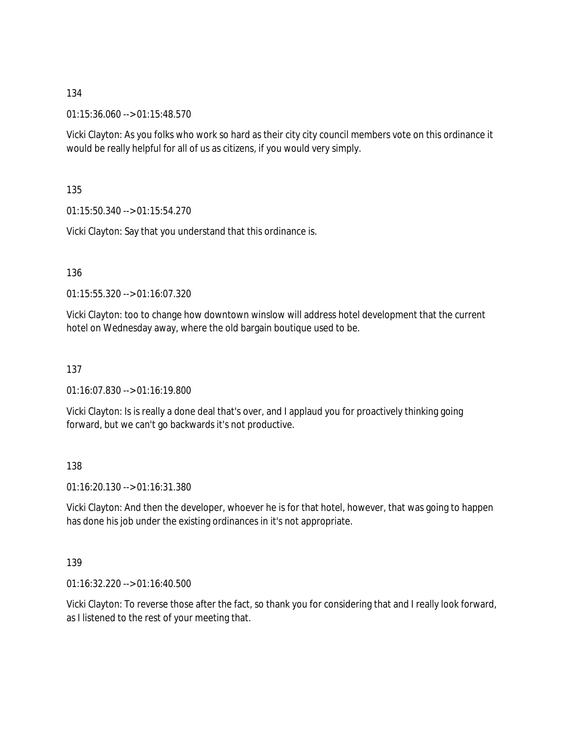134

01:15:36.060 --> 01:15:48.570

Vicki Clayton: As you folks who work so hard as their city city council members vote on this ordinance it would be really helpful for all of us as citizens, if you would very simply.

135

01:15:50.340 --> 01:15:54.270

Vicki Clayton: Say that you understand that this ordinance is.

136

01:15:55.320 --> 01:16:07.320

Vicki Clayton: too to change how downtown winslow will address hotel development that the current hotel on Wednesday away, where the old bargain boutique used to be.

137

01:16:07.830 --> 01:16:19.800

Vicki Clayton: Is is really a done deal that's over, and I applaud you for proactively thinking going forward, but we can't go backwards it's not productive.

138

01:16:20.130 --> 01:16:31.380

Vicki Clayton: And then the developer, whoever he is for that hotel, however, that was going to happen has done his job under the existing ordinances in it's not appropriate.

139

01:16:32.220 --> 01:16:40.500

Vicki Clayton: To reverse those after the fact, so thank you for considering that and I really look forward, as I listened to the rest of your meeting that.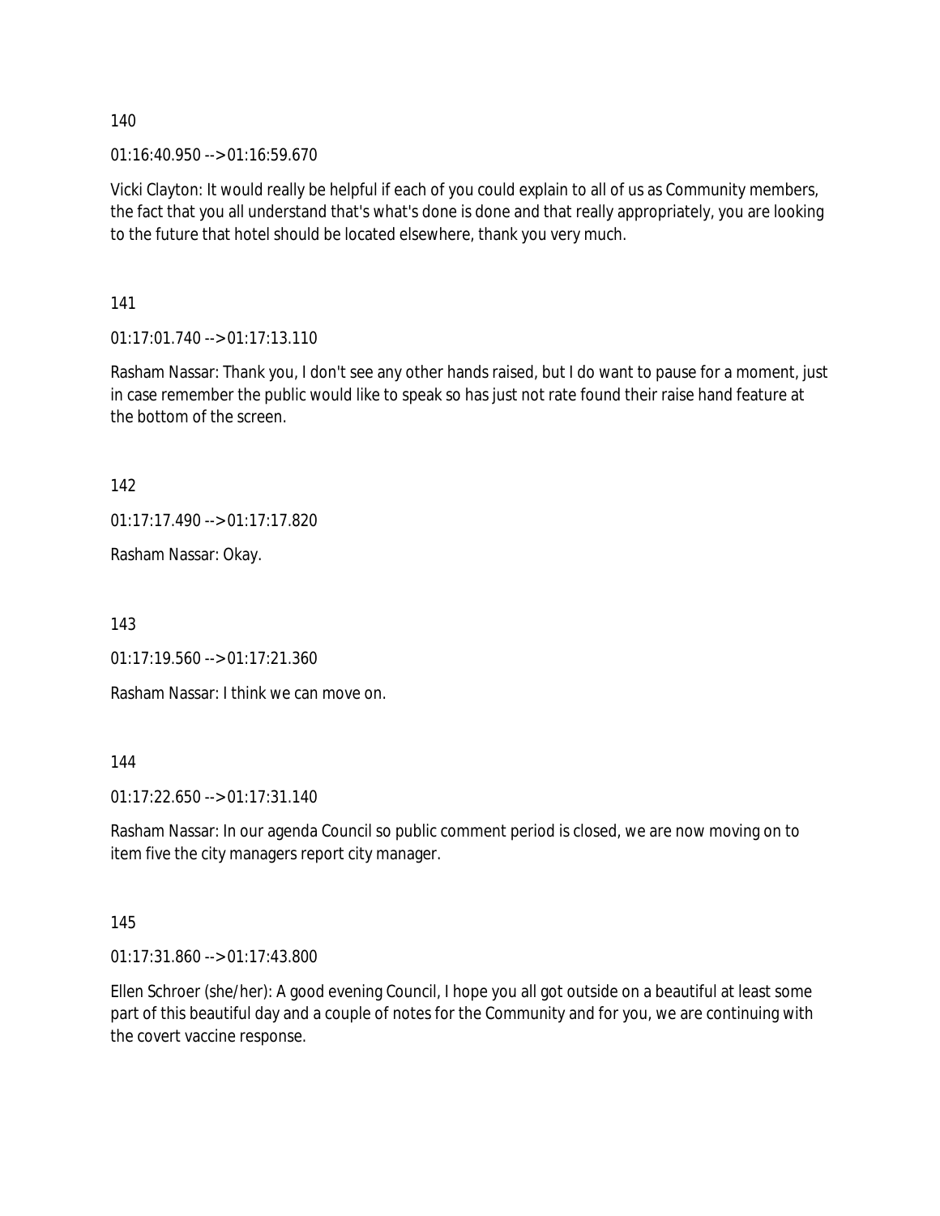140

01:16:40.950 --> 01:16:59.670

Vicki Clayton: It would really be helpful if each of you could explain to all of us as Community members, the fact that you all understand that's what's done is done and that really appropriately, you are looking to the future that hotel should be located elsewhere, thank you very much.

141

01:17:01.740 --> 01:17:13.110

Rasham Nassar: Thank you, I don't see any other hands raised, but I do want to pause for a moment, just in case remember the public would like to speak so has just not rate found their raise hand feature at the bottom of the screen.

142

01:17:17.490 --> 01:17:17.820

Rasham Nassar: Okay.

143

01:17:19.560 --> 01:17:21.360

Rasham Nassar: I think we can move on.

144

01:17:22.650 --> 01:17:31.140

Rasham Nassar: In our agenda Council so public comment period is closed, we are now moving on to item five the city managers report city manager.

145

01:17:31.860 --> 01:17:43.800

Ellen Schroer (she/her): A good evening Council, I hope you all got outside on a beautiful at least some part of this beautiful day and a couple of notes for the Community and for you, we are continuing with the covert vaccine response.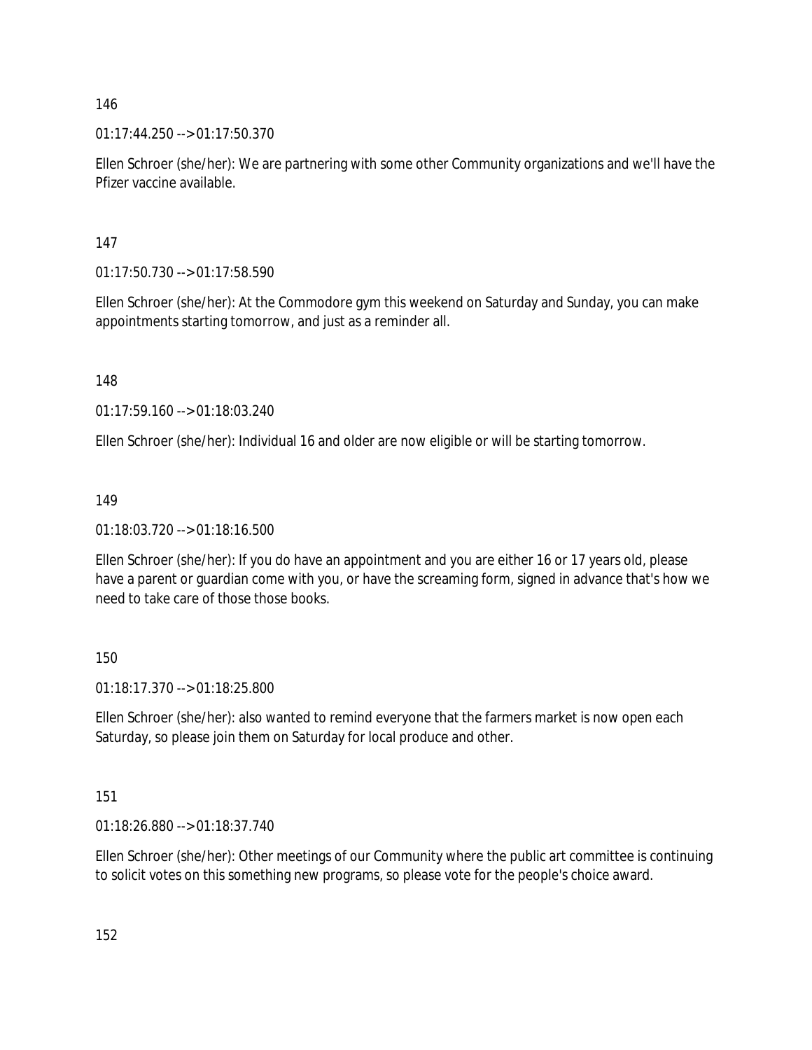146

01:17:44.250 --> 01:17:50.370

Ellen Schroer (she/her): We are partnering with some other Community organizations and we'll have the Pfizer vaccine available.

147

01:17:50.730 --> 01:17:58.590

Ellen Schroer (she/her): At the Commodore gym this weekend on Saturday and Sunday, you can make appointments starting tomorrow, and just as a reminder all.

148

01:17:59.160 --> 01:18:03.240

Ellen Schroer (she/her): Individual 16 and older are now eligible or will be starting tomorrow.

149

01:18:03.720 --> 01:18:16.500

Ellen Schroer (she/her): If you do have an appointment and you are either 16 or 17 years old, please have a parent or guardian come with you, or have the screaming form, signed in advance that's how we need to take care of those those books.

150

01:18:17.370 --> 01:18:25.800

Ellen Schroer (she/her): also wanted to remind everyone that the farmers market is now open each Saturday, so please join them on Saturday for local produce and other.

151

01:18:26.880 --> 01:18:37.740

Ellen Schroer (she/her): Other meetings of our Community where the public art committee is continuing to solicit votes on this something new programs, so please vote for the people's choice award.

152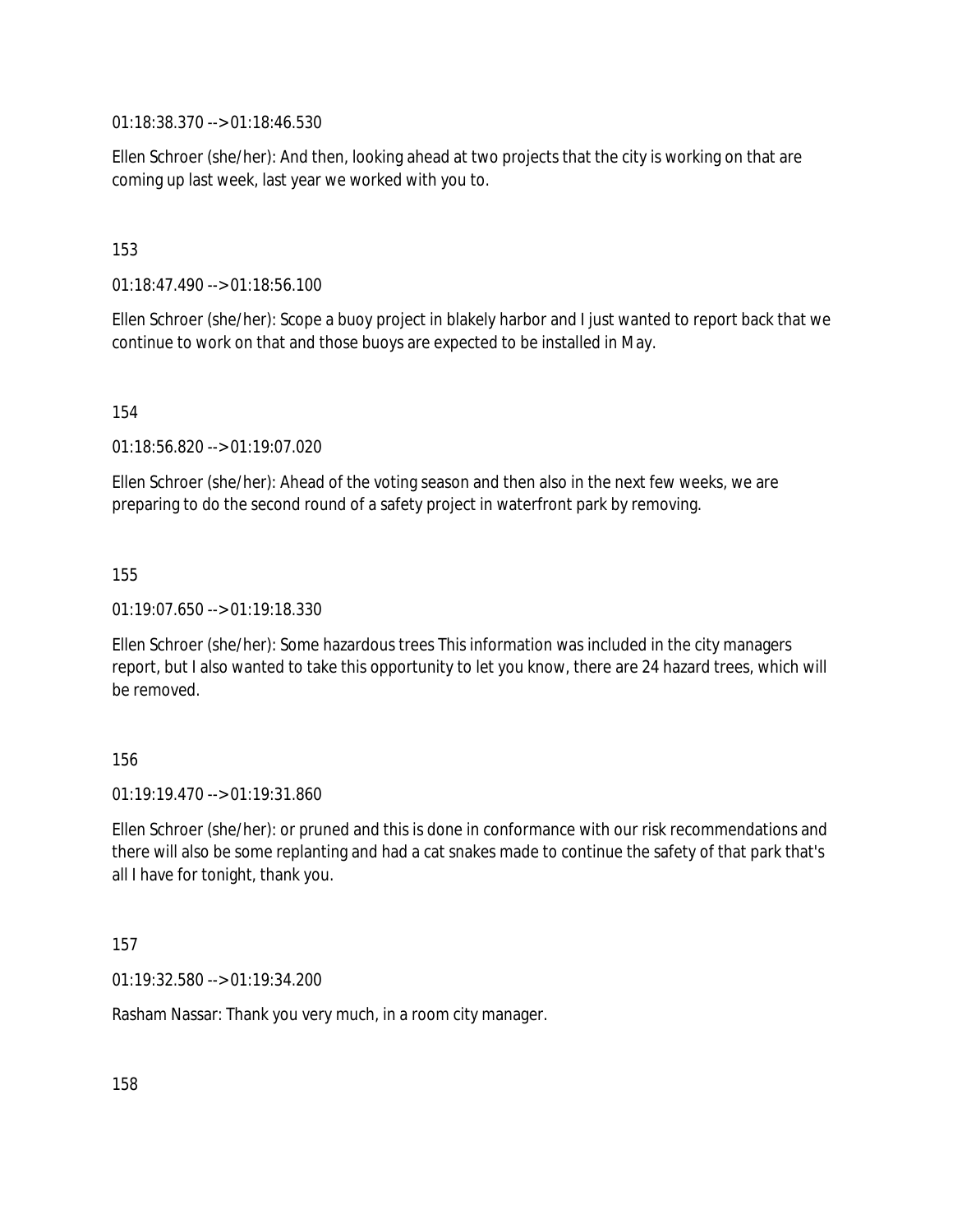01:18:38.370 --> 01:18:46.530

Ellen Schroer (she/her): And then, looking ahead at two projects that the city is working on that are coming up last week, last year we worked with you to.

153

01:18:47.490 --> 01:18:56.100

Ellen Schroer (she/her): Scope a buoy project in blakely harbor and I just wanted to report back that we continue to work on that and those buoys are expected to be installed in May.

154

01:18:56.820 --> 01:19:07.020

Ellen Schroer (she/her): Ahead of the voting season and then also in the next few weeks, we are preparing to do the second round of a safety project in waterfront park by removing.

155

01:19:07.650 --> 01:19:18.330

Ellen Schroer (she/her): Some hazardous trees This information was included in the city managers report, but I also wanted to take this opportunity to let you know, there are 24 hazard trees, which will be removed.

156

01:19:19.470 --> 01:19:31.860

Ellen Schroer (she/her): or pruned and this is done in conformance with our risk recommendations and there will also be some replanting and had a cat snakes made to continue the safety of that park that's all I have for tonight, thank you.

157

01:19:32.580 --> 01:19:34.200

Rasham Nassar: Thank you very much, in a room city manager.

158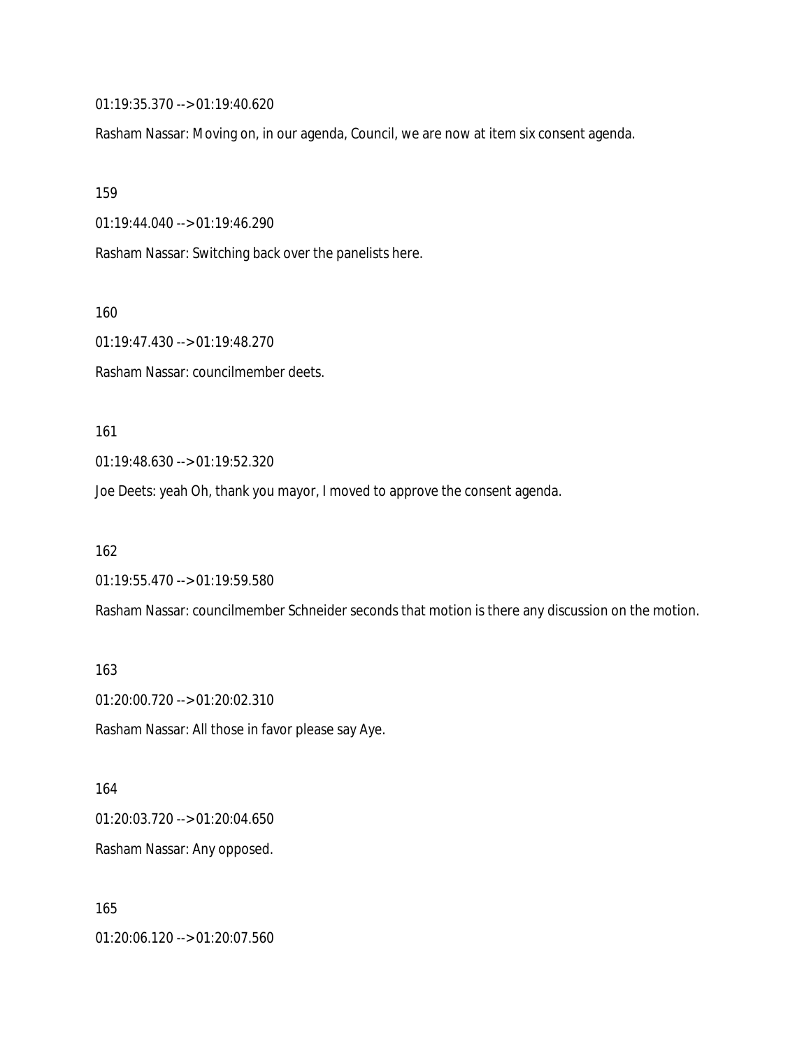01:19:35.370 --> 01:19:40.620

Rasham Nassar: Moving on, in our agenda, Council, we are now at item six consent agenda.

159

01:19:44.040 --> 01:19:46.290

Rasham Nassar: Switching back over the panelists here.

160

01:19:47.430 --> 01:19:48.270

Rasham Nassar: councilmember deets.

161

01:19:48.630 --> 01:19:52.320

Joe Deets: yeah Oh, thank you mayor, I moved to approve the consent agenda.

162

01:19:55.470 --> 01:19:59.580

Rasham Nassar: councilmember Schneider seconds that motion is there any discussion on the motion.

163

01:20:00.720 --> 01:20:02.310

Rasham Nassar: All those in favor please say Aye.

164

01:20:03.720 --> 01:20:04.650

Rasham Nassar: Any opposed.

165

01:20:06.120 --> 01:20:07.560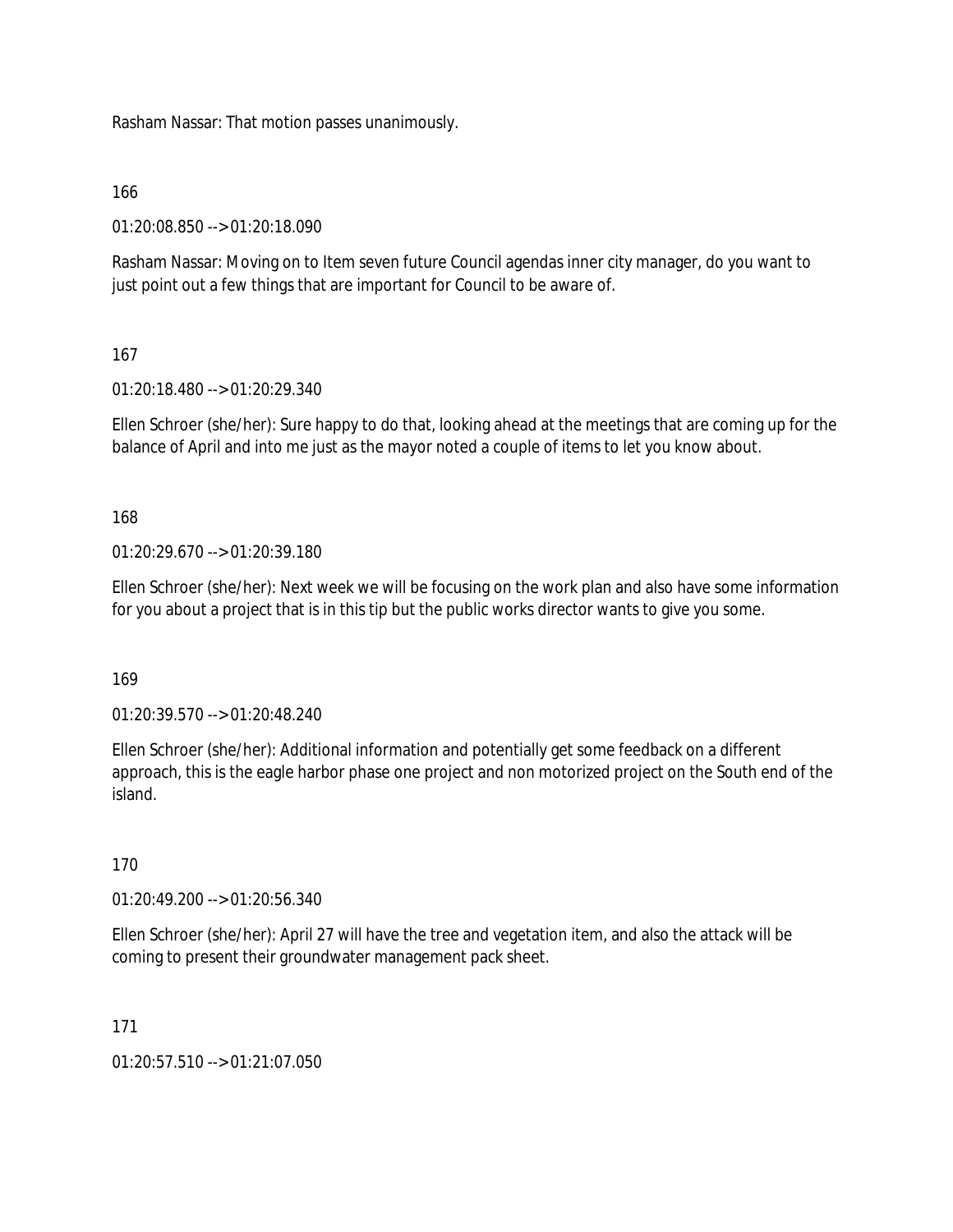Rasham Nassar: That motion passes unanimously.

166

01:20:08.850 --> 01:20:18.090

Rasham Nassar: Moving on to Item seven future Council agendas inner city manager, do you want to just point out a few things that are important for Council to be aware of.

167

01:20:18.480 --> 01:20:29.340

Ellen Schroer (she/her): Sure happy to do that, looking ahead at the meetings that are coming up for the balance of April and into me just as the mayor noted a couple of items to let you know about.

168

01:20:29.670 --> 01:20:39.180

Ellen Schroer (she/her): Next week we will be focusing on the work plan and also have some information for you about a project that is in this tip but the public works director wants to give you some.

169

01:20:39.570 --> 01:20:48.240

Ellen Schroer (she/her): Additional information and potentially get some feedback on a different approach, this is the eagle harbor phase one project and non motorized project on the South end of the island.

170

01:20:49.200 --> 01:20:56.340

Ellen Schroer (she/her): April 27 will have the tree and vegetation item, and also the attack will be coming to present their groundwater management pack sheet.

171

01:20:57.510 --> 01:21:07.050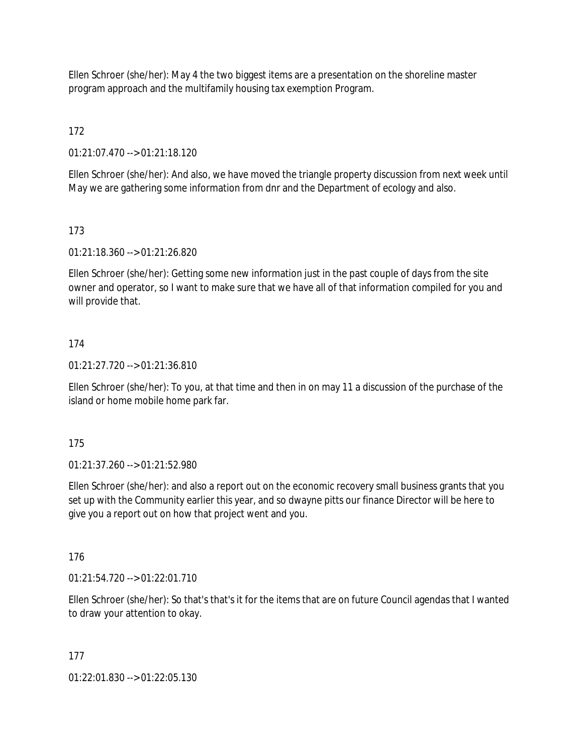Ellen Schroer (she/her): May 4 the two biggest items are a presentation on the shoreline master program approach and the multifamily housing tax exemption Program.

172

01:21:07.470 --> 01:21:18.120

Ellen Schroer (she/her): And also, we have moved the triangle property discussion from next week until May we are gathering some information from dnr and the Department of ecology and also.

173

01:21:18.360 --> 01:21:26.820

Ellen Schroer (she/her): Getting some new information just in the past couple of days from the site owner and operator, so I want to make sure that we have all of that information compiled for you and will provide that.

174

01:21:27.720 --> 01:21:36.810

Ellen Schroer (she/her): To you, at that time and then in on may 11 a discussion of the purchase of the island or home mobile home park far.

175

01:21:37.260 --> 01:21:52.980

Ellen Schroer (she/her): and also a report out on the economic recovery small business grants that you set up with the Community earlier this year, and so dwayne pitts our finance Director will be here to give you a report out on how that project went and you.

176

01:21:54.720 --> 01:22:01.710

Ellen Schroer (she/her): So that's that's it for the items that are on future Council agendas that I wanted to draw your attention to okay.

177

01:22:01.830 --> 01:22:05.130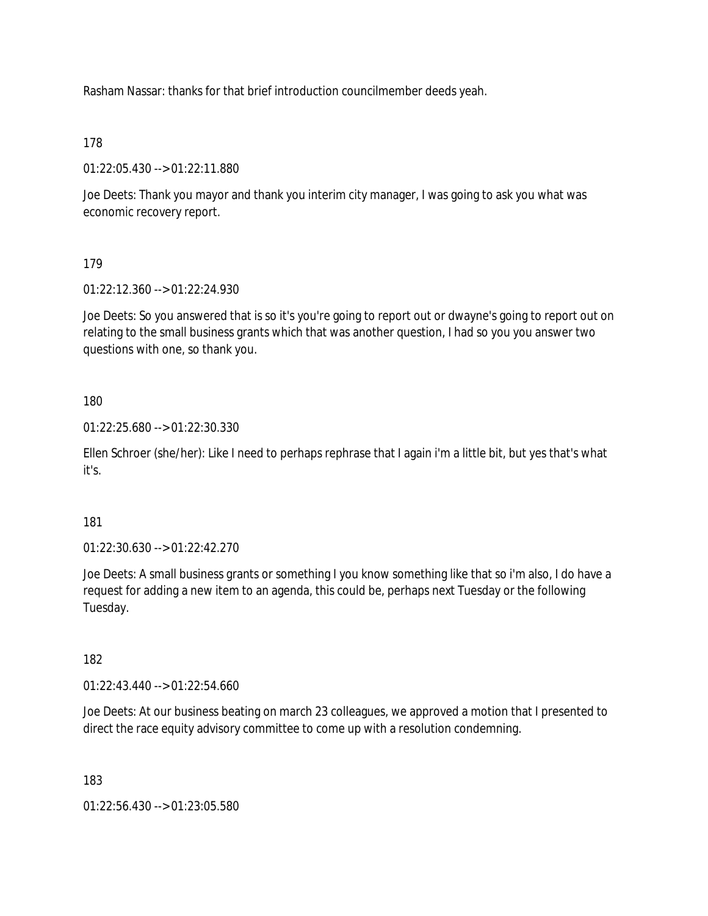Rasham Nassar: thanks for that brief introduction councilmember deeds yeah.

178

01:22:05.430 --> 01:22:11.880

Joe Deets: Thank you mayor and thank you interim city manager, I was going to ask you what was economic recovery report.

179

01:22:12.360 --> 01:22:24.930

Joe Deets: So you answered that is so it's you're going to report out or dwayne's going to report out on relating to the small business grants which that was another question, I had so you you answer two questions with one, so thank you.

180

01:22:25.680 --> 01:22:30.330

Ellen Schroer (she/her): Like I need to perhaps rephrase that I again i'm a little bit, but yes that's what it's.

181

01:22:30.630 --> 01:22:42.270

Joe Deets: A small business grants or something I you know something like that so i'm also, I do have a request for adding a new item to an agenda, this could be, perhaps next Tuesday or the following Tuesday.

182

01:22:43.440 --> 01:22:54.660

Joe Deets: At our business beating on march 23 colleagues, we approved a motion that I presented to direct the race equity advisory committee to come up with a resolution condemning.

183

01:22:56.430 --> 01:23:05.580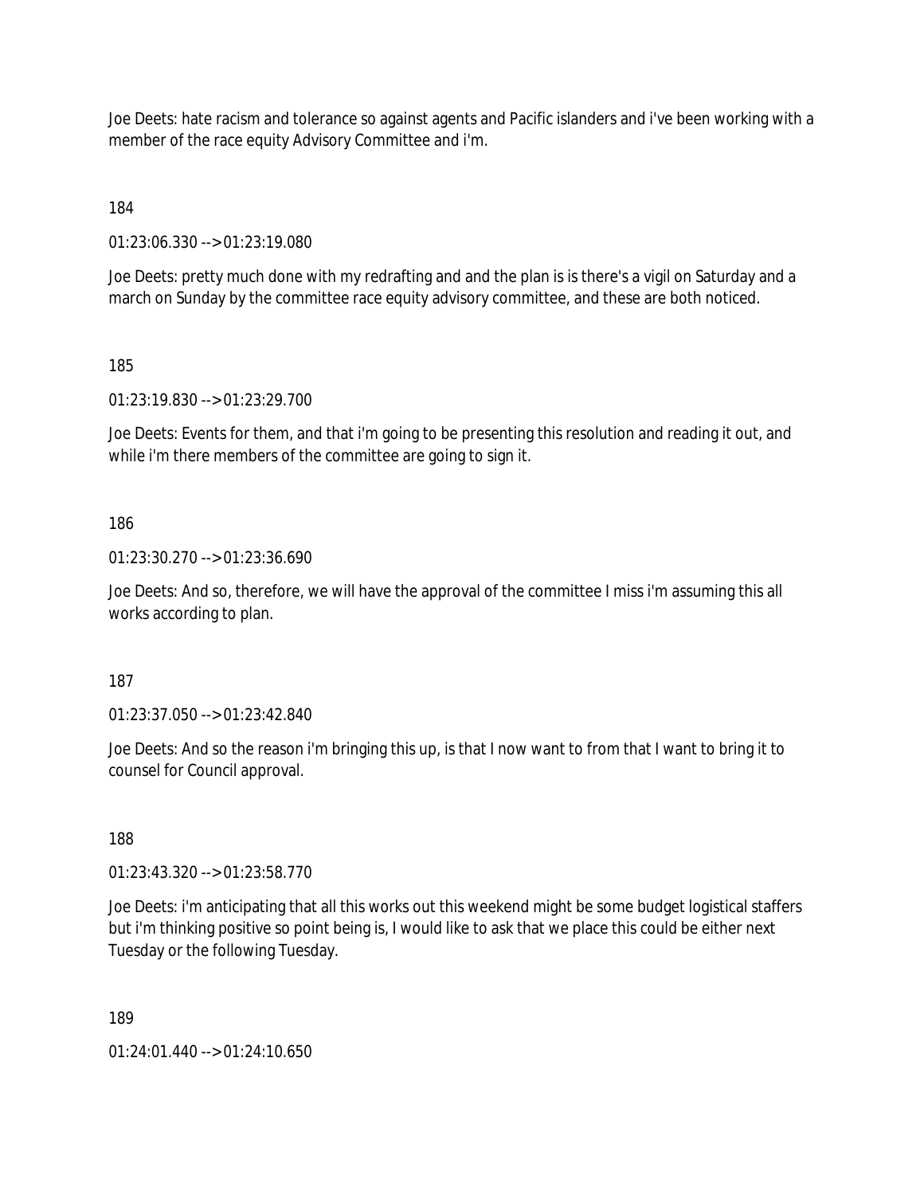Joe Deets: hate racism and tolerance so against agents and Pacific islanders and i've been working with a member of the race equity Advisory Committee and i'm.

184

01:23:06.330 --> 01:23:19.080

Joe Deets: pretty much done with my redrafting and and the plan is is there's a vigil on Saturday and a march on Sunday by the committee race equity advisory committee, and these are both noticed.

185

01:23:19.830 --> 01:23:29.700

Joe Deets: Events for them, and that i'm going to be presenting this resolution and reading it out, and while i'm there members of the committee are going to sign it.

186

01:23:30.270 --> 01:23:36.690

Joe Deets: And so, therefore, we will have the approval of the committee I miss i'm assuming this all works according to plan.

187

01:23:37.050 --> 01:23:42.840

Joe Deets: And so the reason i'm bringing this up, is that I now want to from that I want to bring it to counsel for Council approval.

188

01:23:43.320 --> 01:23:58.770

Joe Deets: i'm anticipating that all this works out this weekend might be some budget logistical staffers but i'm thinking positive so point being is, I would like to ask that we place this could be either next Tuesday or the following Tuesday.

189

01:24:01.440 --> 01:24:10.650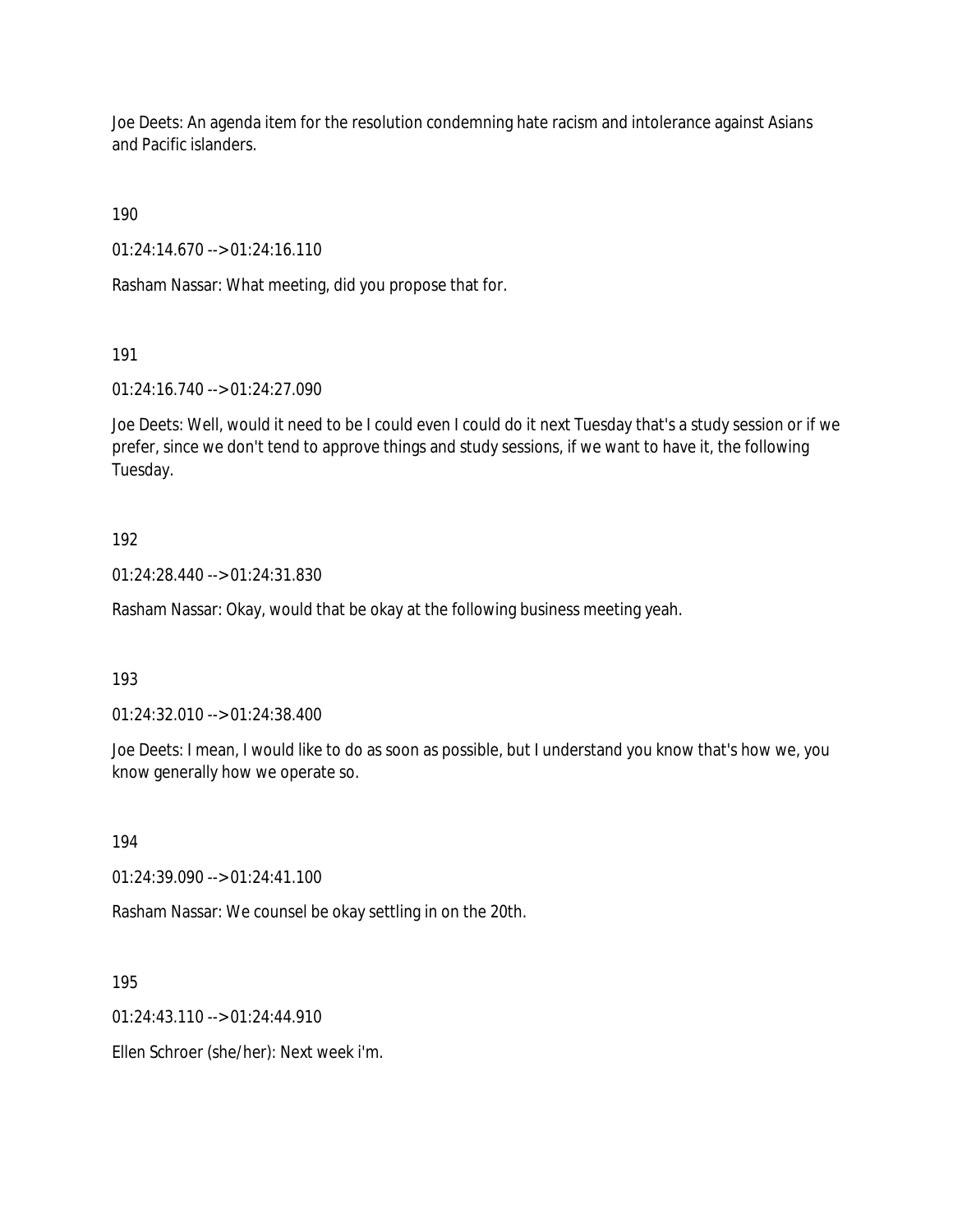Joe Deets: An agenda item for the resolution condemning hate racism and intolerance against Asians and Pacific islanders.

190

01:24:14.670 --> 01:24:16.110

Rasham Nassar: What meeting, did you propose that for.

191

01:24:16.740 --> 01:24:27.090

Joe Deets: Well, would it need to be I could even I could do it next Tuesday that's a study session or if we prefer, since we don't tend to approve things and study sessions, if we want to have it, the following Tuesday.

192

01:24:28.440 --> 01:24:31.830

Rasham Nassar: Okay, would that be okay at the following business meeting yeah.

193

01:24:32.010 --> 01:24:38.400

Joe Deets: I mean, I would like to do as soon as possible, but I understand you know that's how we, you know generally how we operate so.

194

01:24:39.090 --> 01:24:41.100

Rasham Nassar: We counsel be okay settling in on the 20th.

195

01:24:43.110 --> 01:24:44.910

Ellen Schroer (she/her): Next week i'm.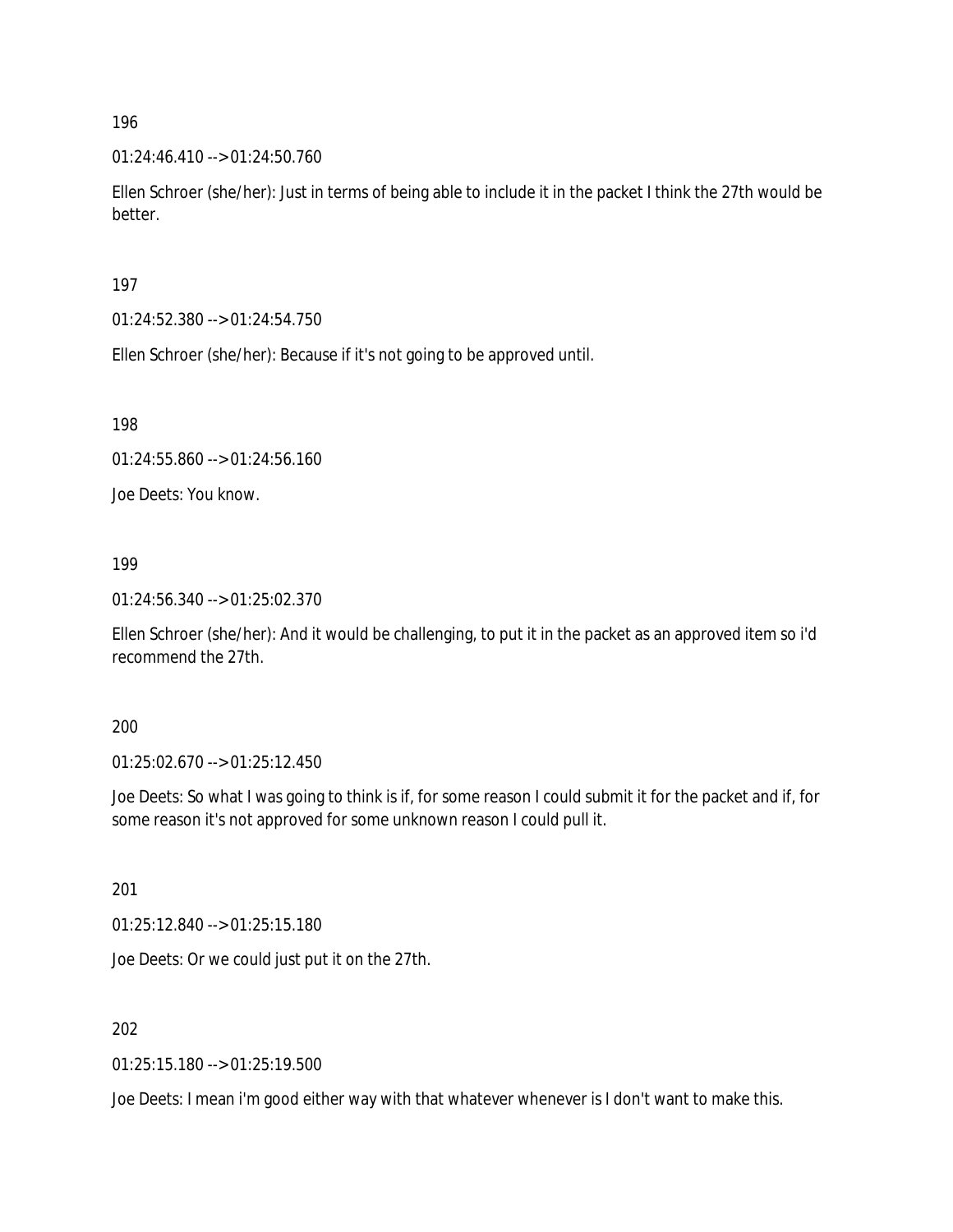196

01:24:46.410 --> 01:24:50.760

Ellen Schroer (she/her): Just in terms of being able to include it in the packet I think the 27th would be better.

197

01:24:52.380 --> 01:24:54.750

Ellen Schroer (she/her): Because if it's not going to be approved until.

198

01:24:55.860 --> 01:24:56.160

Joe Deets: You know.

199

01:24:56.340 --> 01:25:02.370

Ellen Schroer (she/her): And it would be challenging, to put it in the packet as an approved item so i'd recommend the 27th.

200

01:25:02.670 --> 01:25:12.450

Joe Deets: So what I was going to think is if, for some reason I could submit it for the packet and if, for some reason it's not approved for some unknown reason I could pull it.

201

01:25:12.840 --> 01:25:15.180

Joe Deets: Or we could just put it on the 27th.

202

01:25:15.180 --> 01:25:19.500

Joe Deets: I mean i'm good either way with that whatever whenever is I don't want to make this.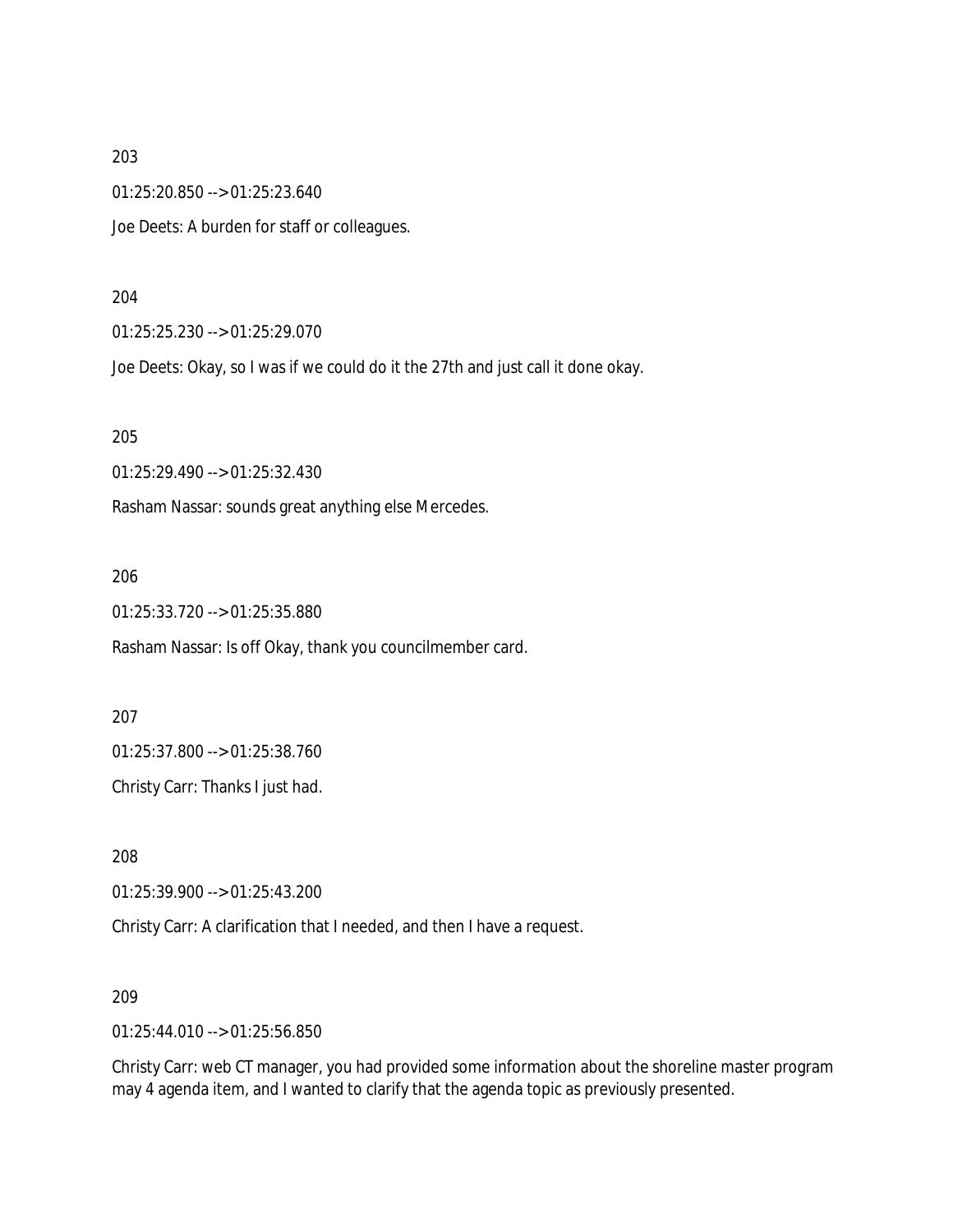203

01:25:20.850 --> 01:25:23.640

Joe Deets: A burden for staff or colleagues.

204

01:25:25.230 --> 01:25:29.070

Joe Deets: Okay, so I was if we could do it the 27th and just call it done okay.

205

01:25:29.490 --> 01:25:32.430

Rasham Nassar: sounds great anything else Mercedes.

206

01:25:33.720 --> 01:25:35.880

Rasham Nassar: Is off Okay, thank you councilmember card.

207

01:25:37.800 --> 01:25:38.760

Christy Carr: Thanks I just had.

208

01:25:39.900 --> 01:25:43.200

Christy Carr: A clarification that I needed, and then I have a request.

209

01:25:44.010 --> 01:25:56.850

Christy Carr: web CT manager, you had provided some information about the shoreline master program may 4 agenda item, and I wanted to clarify that the agenda topic as previously presented.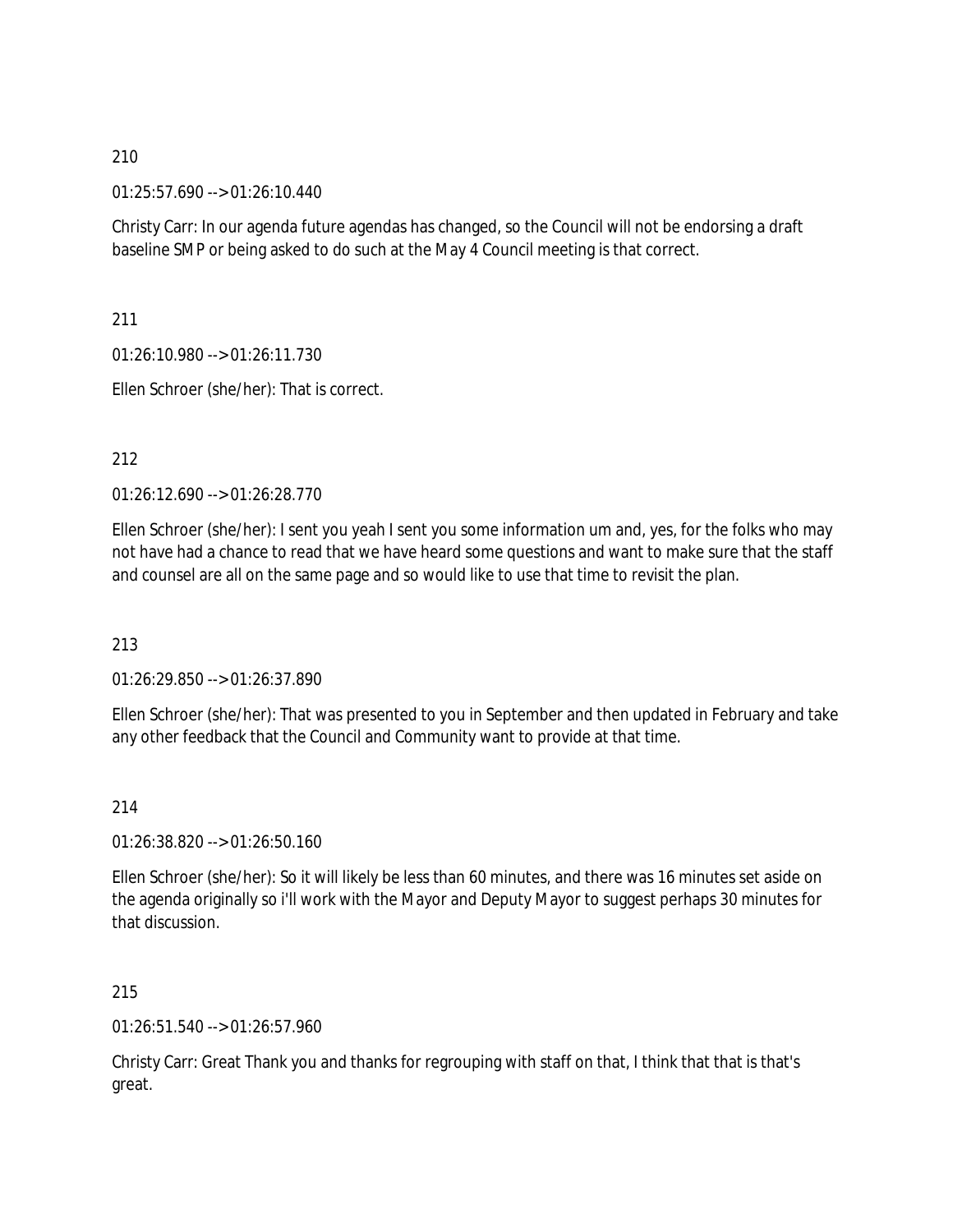210

01:25:57.690 --> 01:26:10.440

Christy Carr: In our agenda future agendas has changed, so the Council will not be endorsing a draft baseline SMP or being asked to do such at the May 4 Council meeting is that correct.

211

01:26:10.980 --> 01:26:11.730

Ellen Schroer (she/her): That is correct.

212

01:26:12.690 --> 01:26:28.770

Ellen Schroer (she/her): I sent you yeah I sent you some information um and, yes, for the folks who may not have had a chance to read that we have heard some questions and want to make sure that the staff and counsel are all on the same page and so would like to use that time to revisit the plan.

213

01:26:29.850 --> 01:26:37.890

Ellen Schroer (she/her): That was presented to you in September and then updated in February and take any other feedback that the Council and Community want to provide at that time.

214

01:26:38.820 --> 01:26:50.160

Ellen Schroer (she/her): So it will likely be less than 60 minutes, and there was 16 minutes set aside on the agenda originally so i'll work with the Mayor and Deputy Mayor to suggest perhaps 30 minutes for that discussion.

215

01:26:51.540 --> 01:26:57.960

Christy Carr: Great Thank you and thanks for regrouping with staff on that, I think that that is that's great.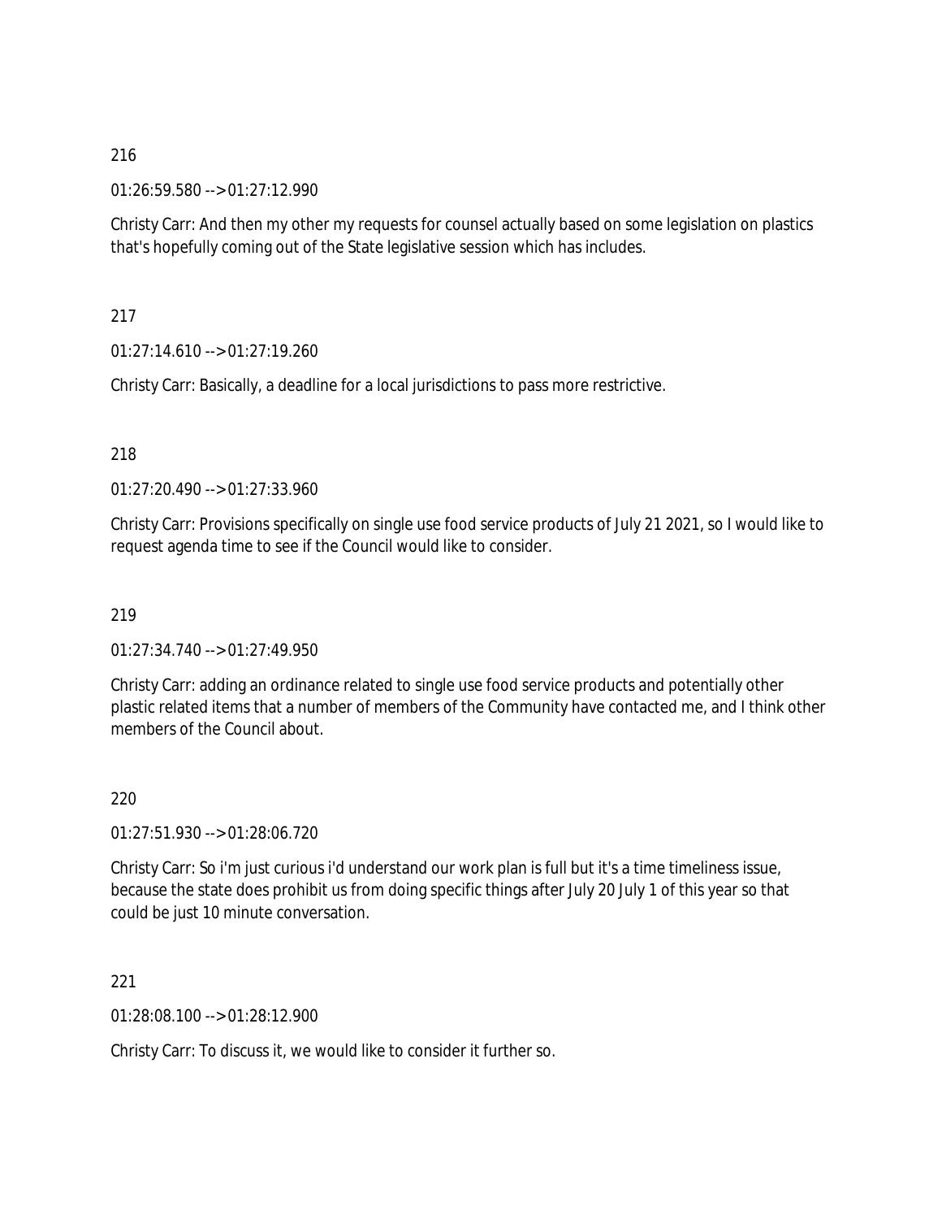216

01:26:59.580 --> 01:27:12.990

Christy Carr: And then my other my requests for counsel actually based on some legislation on plastics that's hopefully coming out of the State legislative session which has includes.

217

01:27:14.610 --> 01:27:19.260

Christy Carr: Basically, a deadline for a local jurisdictions to pass more restrictive.

218

01:27:20.490 --> 01:27:33.960

Christy Carr: Provisions specifically on single use food service products of July 21 2021, so I would like to request agenda time to see if the Council would like to consider.

219

01:27:34.740 --> 01:27:49.950

Christy Carr: adding an ordinance related to single use food service products and potentially other plastic related items that a number of members of the Community have contacted me, and I think other members of the Council about.

220

01:27:51.930 --> 01:28:06.720

Christy Carr: So i'm just curious i'd understand our work plan is full but it's a time timeliness issue, because the state does prohibit us from doing specific things after July 20 July 1 of this year so that could be just 10 minute conversation.

221

01:28:08.100 --> 01:28:12.900

Christy Carr: To discuss it, we would like to consider it further so.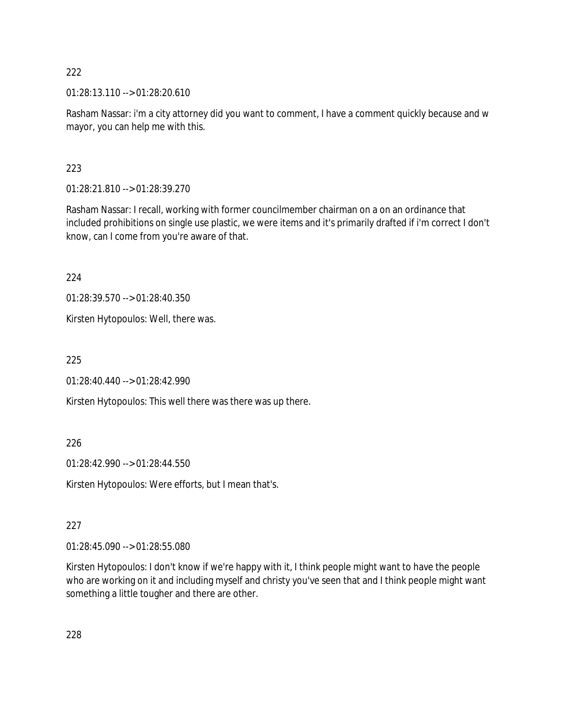222

01:28:13.110 --> 01:28:20.610

Rasham Nassar: i'm a city attorney did you want to comment, I have a comment quickly because and w mayor, you can help me with this.

223

01:28:21.810 --> 01:28:39.270

Rasham Nassar: I recall, working with former councilmember chairman on a on an ordinance that included prohibitions on single use plastic, we were items and it's primarily drafted if i'm correct I don't know, can I come from you're aware of that.

224

01:28:39.570 --> 01:28:40.350

Kirsten Hytopoulos: Well, there was.

225

01:28:40.440 --> 01:28:42.990

Kirsten Hytopoulos: This well there was there was up there.

226

01:28:42.990 --> 01:28:44.550

Kirsten Hytopoulos: Were efforts, but I mean that's.

227

01:28:45.090 --> 01:28:55.080

Kirsten Hytopoulos: I don't know if we're happy with it, I think people might want to have the people who are working on it and including myself and christy you've seen that and I think people might want something a little tougher and there are other.

228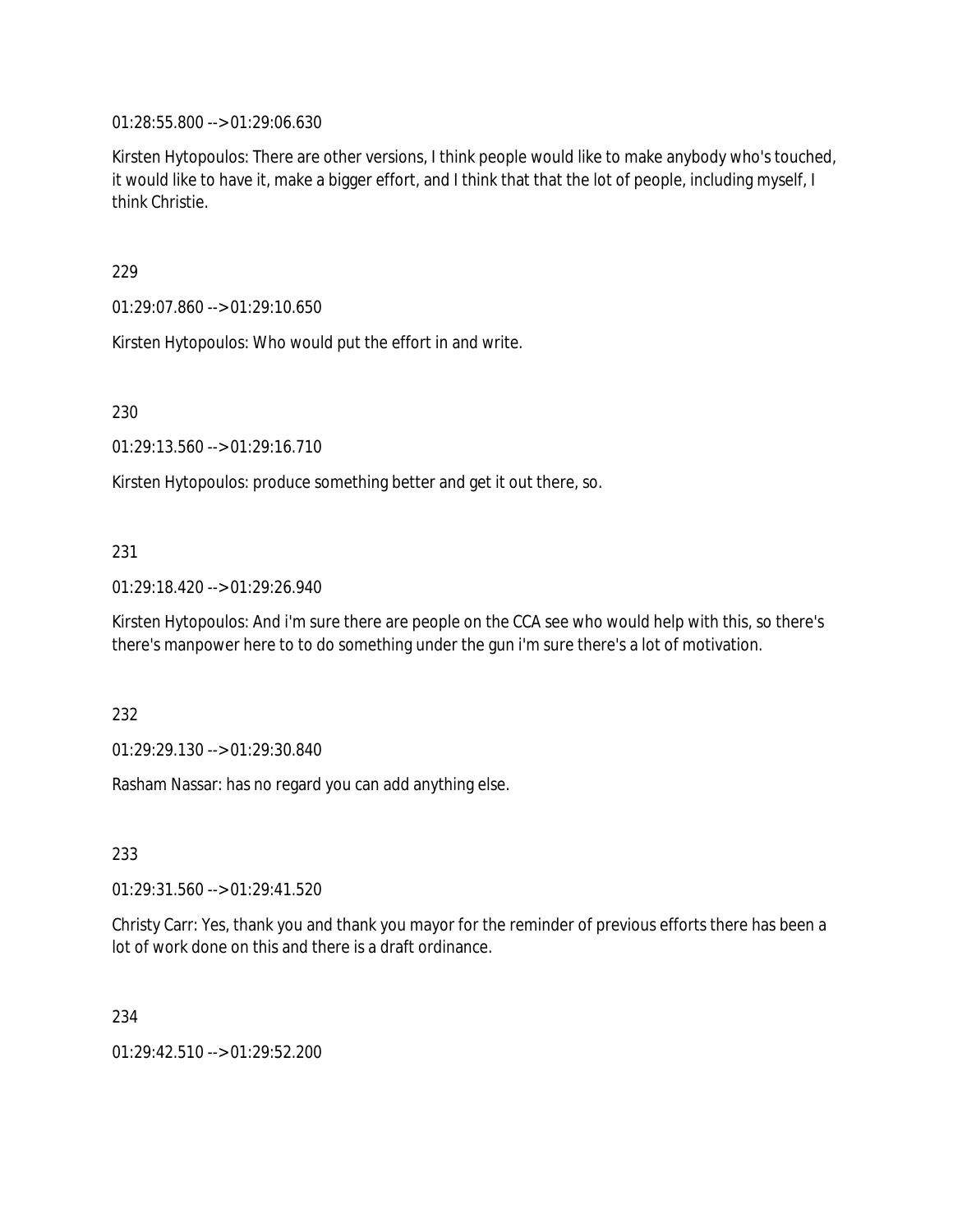01:28:55.800 --> 01:29:06.630

Kirsten Hytopoulos: There are other versions, I think people would like to make anybody who's touched, it would like to have it, make a bigger effort, and I think that that the lot of people, including myself, I think Christie.

229

01:29:07.860 --> 01:29:10.650

Kirsten Hytopoulos: Who would put the effort in and write.

230

01:29:13.560 --> 01:29:16.710

Kirsten Hytopoulos: produce something better and get it out there, so.

231

01:29:18.420 --> 01:29:26.940

Kirsten Hytopoulos: And i'm sure there are people on the CCA see who would help with this, so there's there's manpower here to to do something under the gun i'm sure there's a lot of motivation.

232

01:29:29.130 --> 01:29:30.840

Rasham Nassar: has no regard you can add anything else.

233

01:29:31.560 --> 01:29:41.520

Christy Carr: Yes, thank you and thank you mayor for the reminder of previous efforts there has been a lot of work done on this and there is a draft ordinance.

234

01:29:42.510 --> 01:29:52.200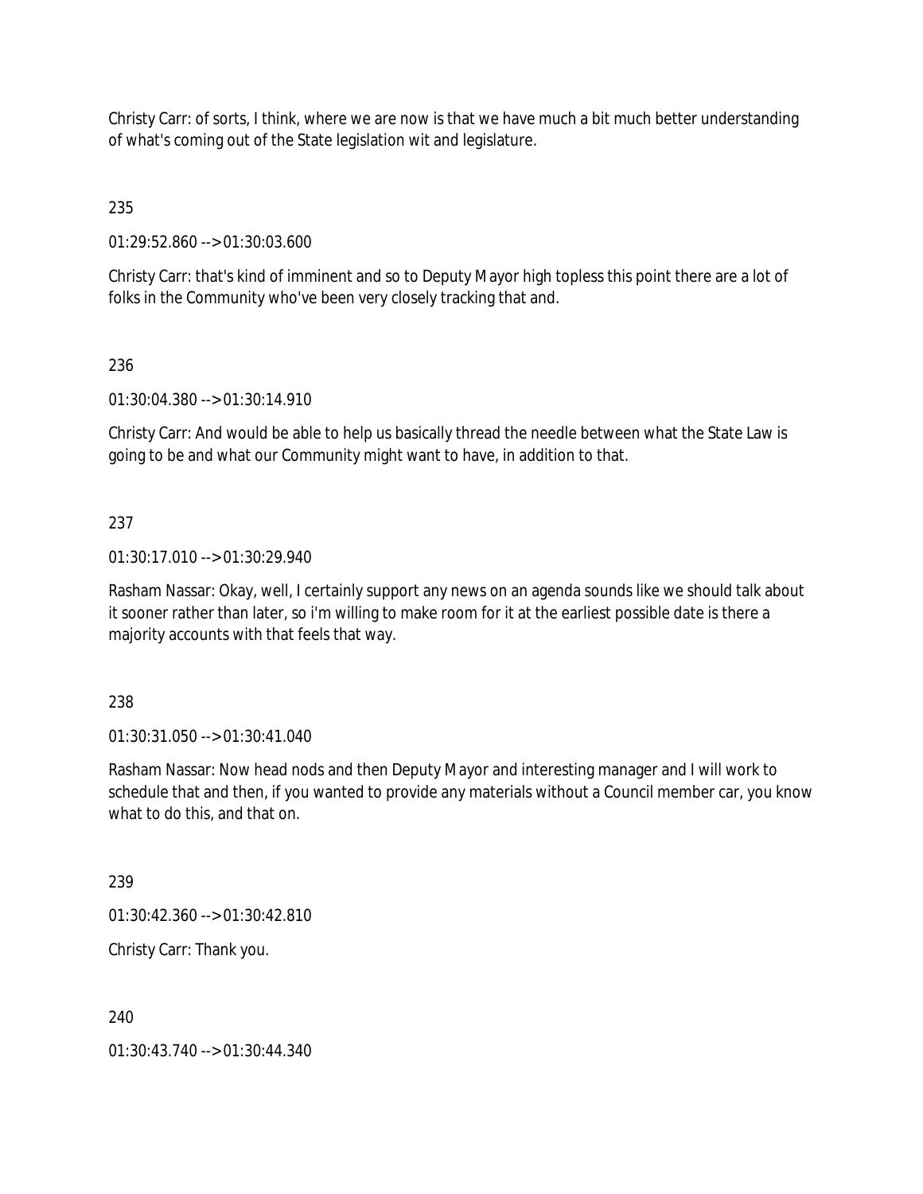Christy Carr: of sorts, I think, where we are now is that we have much a bit much better understanding of what's coming out of the State legislation wit and legislature.

235

01:29:52.860 --> 01:30:03.600

Christy Carr: that's kind of imminent and so to Deputy Mayor high topless this point there are a lot of folks in the Community who've been very closely tracking that and.

236

01:30:04.380 --> 01:30:14.910

Christy Carr: And would be able to help us basically thread the needle between what the State Law is going to be and what our Community might want to have, in addition to that.

237

01:30:17.010 --> 01:30:29.940

Rasham Nassar: Okay, well, I certainly support any news on an agenda sounds like we should talk about it sooner rather than later, so i'm willing to make room for it at the earliest possible date is there a majority accounts with that feels that way.

238

01:30:31.050 --> 01:30:41.040

Rasham Nassar: Now head nods and then Deputy Mayor and interesting manager and I will work to schedule that and then, if you wanted to provide any materials without a Council member car, you know what to do this, and that on.

239

01:30:42.360 --> 01:30:42.810

Christy Carr: Thank you.

240

01:30:43.740 --> 01:30:44.340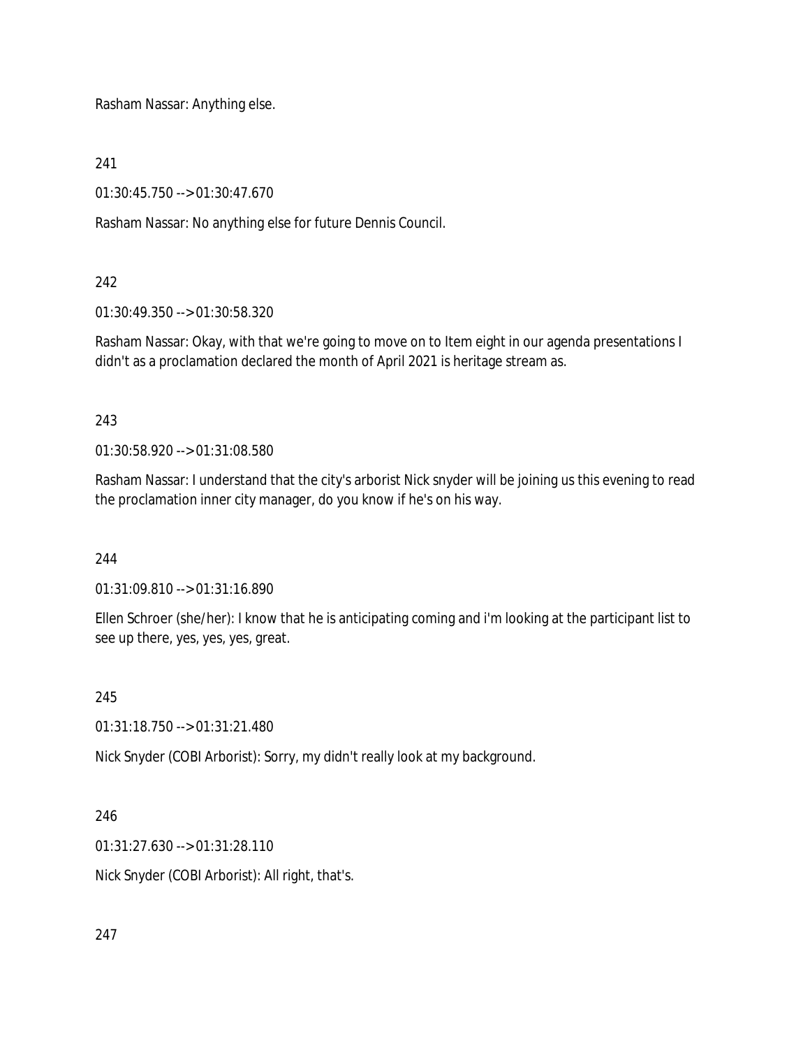Rasham Nassar: Anything else.

241

01:30:45.750 --> 01:30:47.670

Rasham Nassar: No anything else for future Dennis Council.

242

01:30:49.350 --> 01:30:58.320

Rasham Nassar: Okay, with that we're going to move on to Item eight in our agenda presentations I didn't as a proclamation declared the month of April 2021 is heritage stream as.

243

01:30:58.920 --> 01:31:08.580

Rasham Nassar: I understand that the city's arborist Nick snyder will be joining us this evening to read the proclamation inner city manager, do you know if he's on his way.

244

01:31:09.810 --> 01:31:16.890

Ellen Schroer (she/her): I know that he is anticipating coming and i'm looking at the participant list to see up there, yes, yes, yes, great.

245

01:31:18.750 --> 01:31:21.480

Nick Snyder (COBI Arborist): Sorry, my didn't really look at my background.

246

01:31:27.630 --> 01:31:28.110

Nick Snyder (COBI Arborist): All right, that's.

247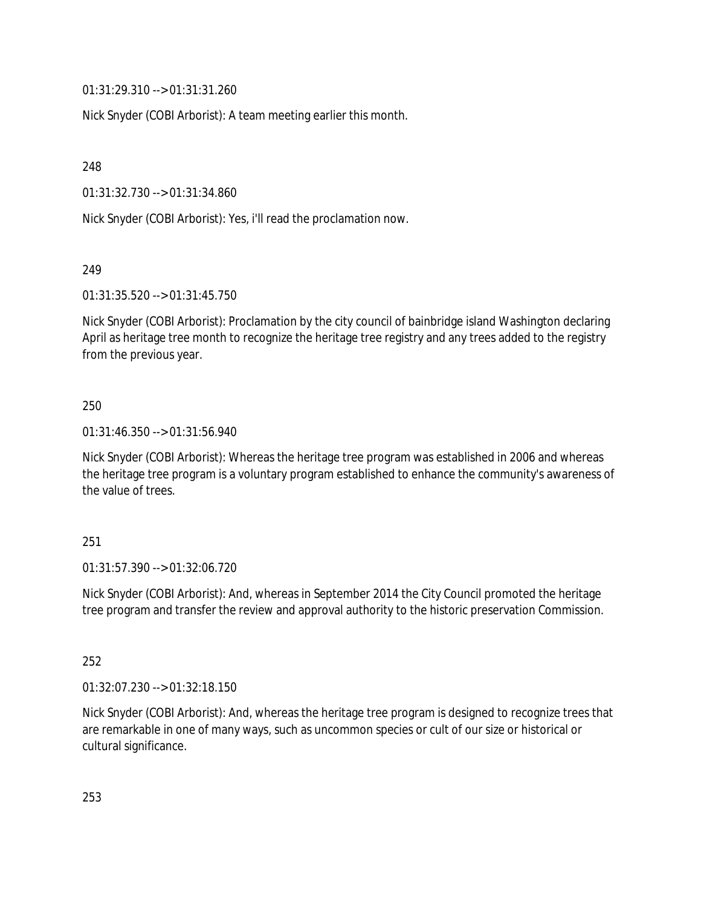01:31:29.310 --> 01:31:31.260

Nick Snyder (COBI Arborist): A team meeting earlier this month.

248

01:31:32.730 --> 01:31:34.860

Nick Snyder (COBI Arborist): Yes, i'll read the proclamation now.

249

01:31:35.520 --> 01:31:45.750

Nick Snyder (COBI Arborist): Proclamation by the city council of bainbridge island Washington declaring April as heritage tree month to recognize the heritage tree registry and any trees added to the registry from the previous year.

250

01:31:46.350 --> 01:31:56.940

Nick Snyder (COBI Arborist): Whereas the heritage tree program was established in 2006 and whereas the heritage tree program is a voluntary program established to enhance the community's awareness of the value of trees.

251

01:31:57.390 --> 01:32:06.720

Nick Snyder (COBI Arborist): And, whereas in September 2014 the City Council promoted the heritage tree program and transfer the review and approval authority to the historic preservation Commission.

252

01:32:07.230 --> 01:32:18.150

Nick Snyder (COBI Arborist): And, whereas the heritage tree program is designed to recognize trees that are remarkable in one of many ways, such as uncommon species or cult of our size or historical or cultural significance.

253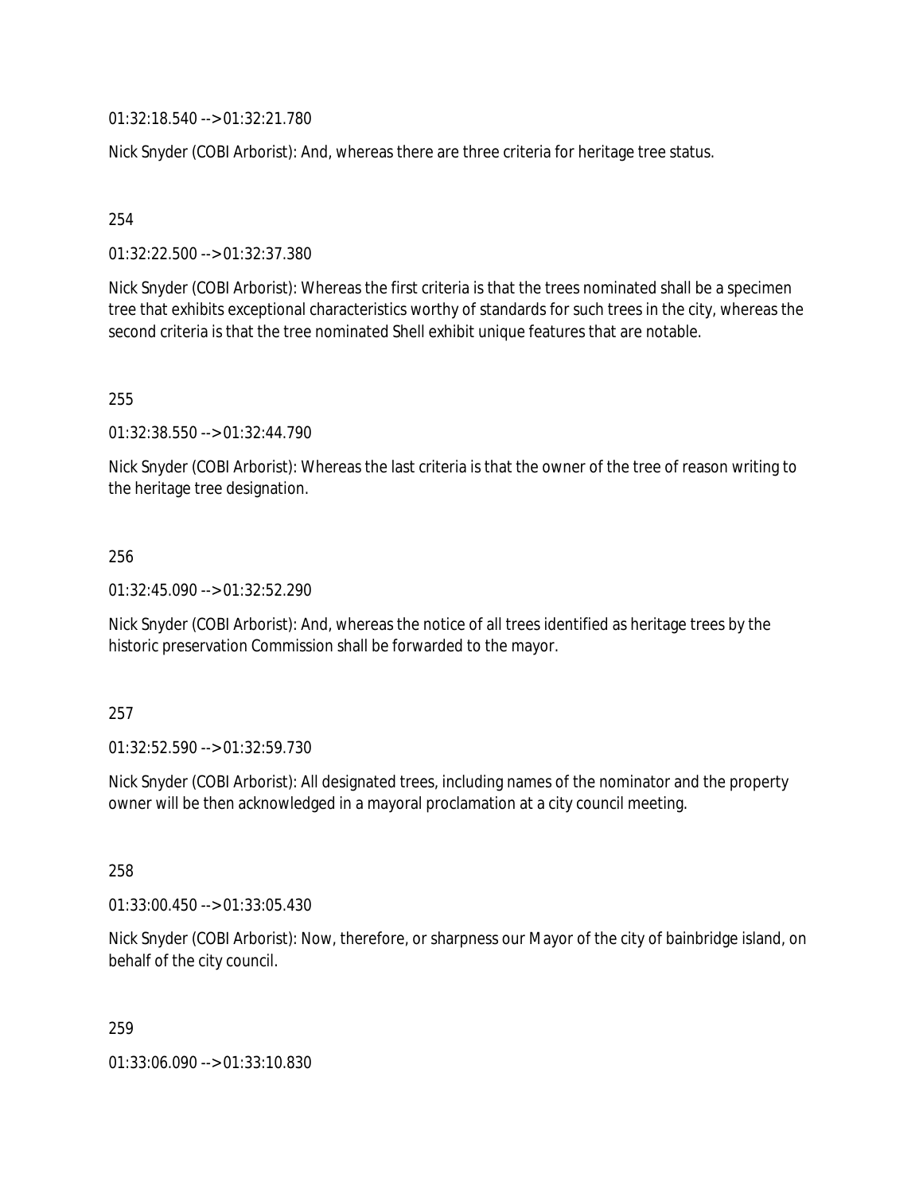01:32:18.540 --> 01:32:21.780

Nick Snyder (COBI Arborist): And, whereas there are three criteria for heritage tree status.

254

01:32:22.500 --> 01:32:37.380

Nick Snyder (COBI Arborist): Whereas the first criteria is that the trees nominated shall be a specimen tree that exhibits exceptional characteristics worthy of standards for such trees in the city, whereas the second criteria is that the tree nominated Shell exhibit unique features that are notable.

255

01:32:38.550 --> 01:32:44.790

Nick Snyder (COBI Arborist): Whereas the last criteria is that the owner of the tree of reason writing to the heritage tree designation.

256

01:32:45.090 --> 01:32:52.290

Nick Snyder (COBI Arborist): And, whereas the notice of all trees identified as heritage trees by the historic preservation Commission shall be forwarded to the mayor.

257

01:32:52.590 --> 01:32:59.730

Nick Snyder (COBI Arborist): All designated trees, including names of the nominator and the property owner will be then acknowledged in a mayoral proclamation at a city council meeting.

258

01:33:00.450 --> 01:33:05.430

Nick Snyder (COBI Arborist): Now, therefore, or sharpness our Mayor of the city of bainbridge island, on behalf of the city council.

259

01:33:06.090 --> 01:33:10.830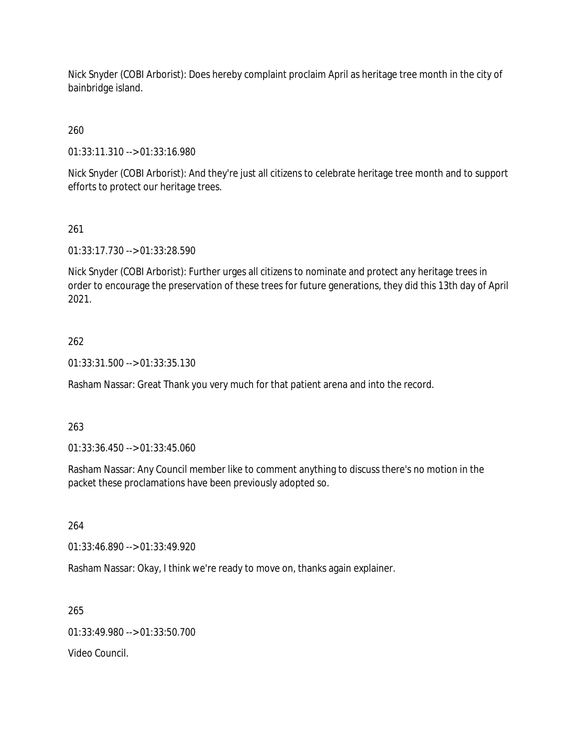Nick Snyder (COBI Arborist): Does hereby complaint proclaim April as heritage tree month in the city of bainbridge island.

260

01:33:11.310 --> 01:33:16.980

Nick Snyder (COBI Arborist): And they're just all citizens to celebrate heritage tree month and to support efforts to protect our heritage trees.

261

01:33:17.730 --> 01:33:28.590

Nick Snyder (COBI Arborist): Further urges all citizens to nominate and protect any heritage trees in order to encourage the preservation of these trees for future generations, they did this 13th day of April 2021.

262

01:33:31.500 --> 01:33:35.130

Rasham Nassar: Great Thank you very much for that patient arena and into the record.

263

01:33:36.450 --> 01:33:45.060

Rasham Nassar: Any Council member like to comment anything to discuss there's no motion in the packet these proclamations have been previously adopted so.

264

01:33:46.890 --> 01:33:49.920

Rasham Nassar: Okay, I think we're ready to move on, thanks again explainer.

265

01:33:49.980 --> 01:33:50.700

Video Council.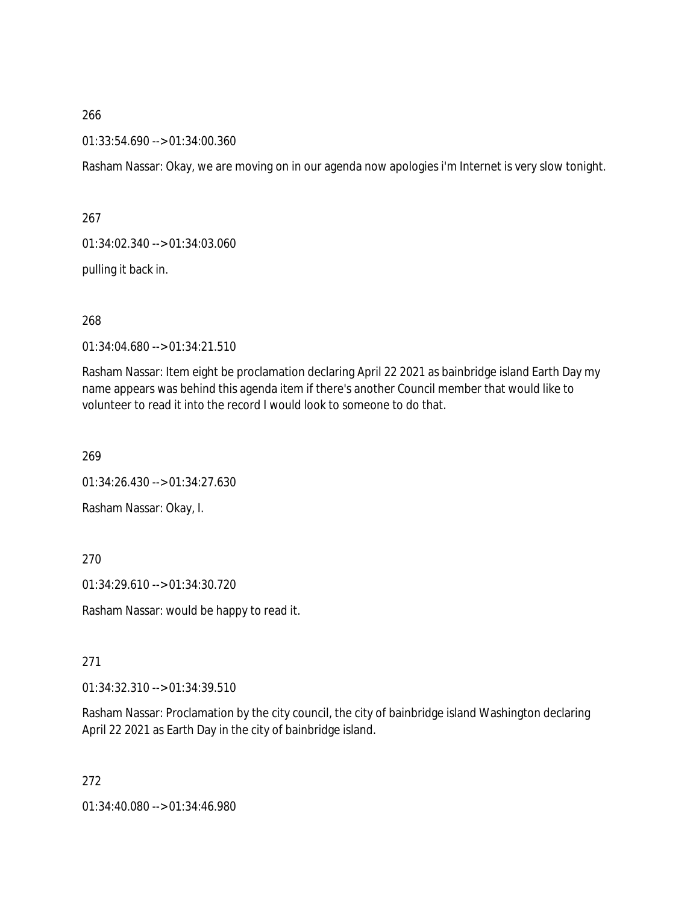266

01:33:54.690 --> 01:34:00.360

Rasham Nassar: Okay, we are moving on in our agenda now apologies i'm Internet is very slow tonight.

267

01:34:02.340 --> 01:34:03.060

pulling it back in.

268

01:34:04.680 --> 01:34:21.510

Rasham Nassar: Item eight be proclamation declaring April 22 2021 as bainbridge island Earth Day my name appears was behind this agenda item if there's another Council member that would like to volunteer to read it into the record I would look to someone to do that.

269

01:34:26.430 --> 01:34:27.630

Rasham Nassar: Okay, I.

270

01:34:29.610 --> 01:34:30.720

Rasham Nassar: would be happy to read it.

271

01:34:32.310 --> 01:34:39.510

Rasham Nassar: Proclamation by the city council, the city of bainbridge island Washington declaring April 22 2021 as Earth Day in the city of bainbridge island.

272

01:34:40.080 --> 01:34:46.980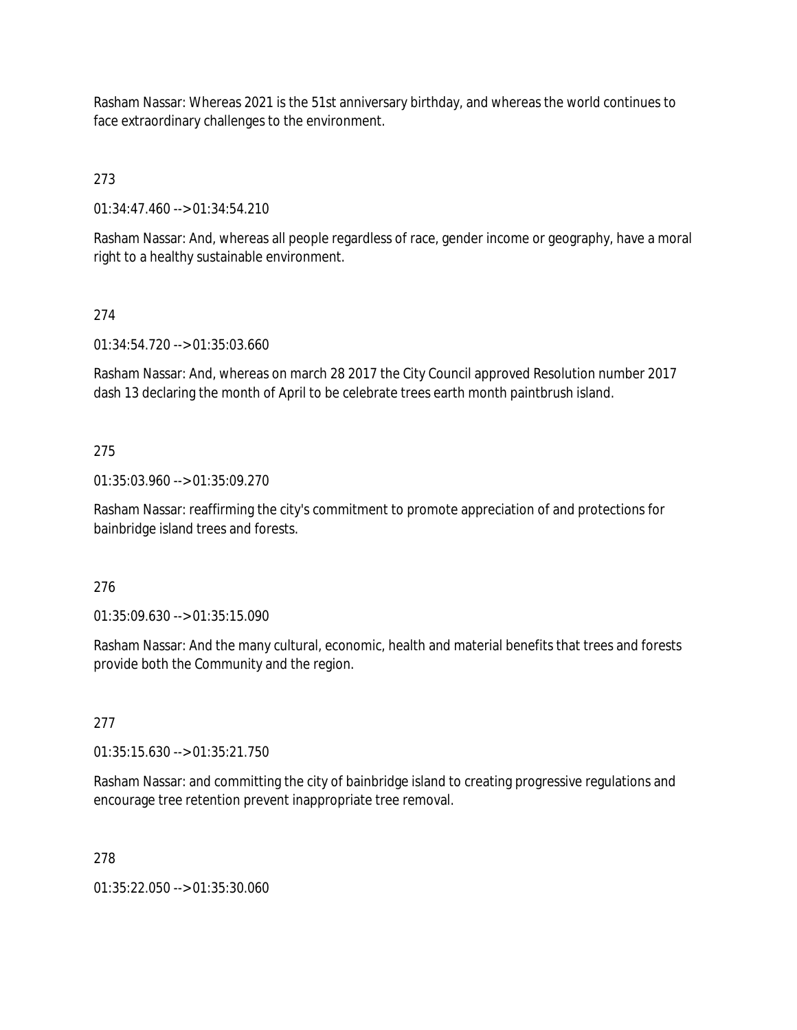Rasham Nassar: Whereas 2021 is the 51st anniversary birthday, and whereas the world continues to face extraordinary challenges to the environment.

273

01:34:47.460 --> 01:34:54.210

Rasham Nassar: And, whereas all people regardless of race, gender income or geography, have a moral right to a healthy sustainable environment.

274

01:34:54.720 --> 01:35:03.660

Rasham Nassar: And, whereas on march 28 2017 the City Council approved Resolution number 2017 dash 13 declaring the month of April to be celebrate trees earth month paintbrush island.

275

01:35:03.960 --> 01:35:09.270

Rasham Nassar: reaffirming the city's commitment to promote appreciation of and protections for bainbridge island trees and forests.

276

01:35:09.630 --> 01:35:15.090

Rasham Nassar: And the many cultural, economic, health and material benefits that trees and forests provide both the Community and the region.

277

01:35:15.630 --> 01:35:21.750

Rasham Nassar: and committing the city of bainbridge island to creating progressive regulations and encourage tree retention prevent inappropriate tree removal.

278

01:35:22.050 --> 01:35:30.060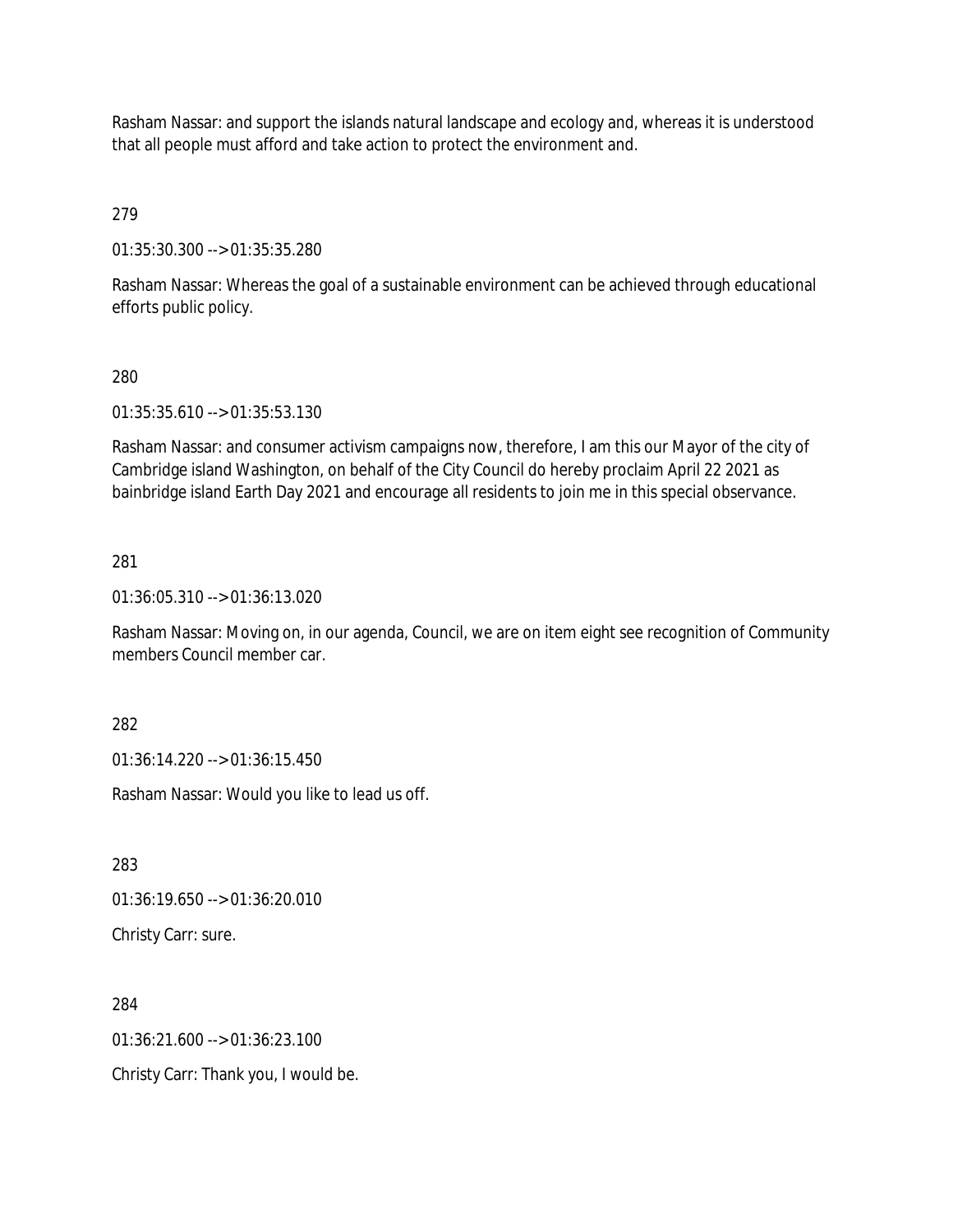Rasham Nassar: and support the islands natural landscape and ecology and, whereas it is understood that all people must afford and take action to protect the environment and.

279

01:35:30.300 --> 01:35:35.280

Rasham Nassar: Whereas the goal of a sustainable environment can be achieved through educational efforts public policy.

280

01:35:35.610 --> 01:35:53.130

Rasham Nassar: and consumer activism campaigns now, therefore, I am this our Mayor of the city of Cambridge island Washington, on behalf of the City Council do hereby proclaim April 22 2021 as bainbridge island Earth Day 2021 and encourage all residents to join me in this special observance.

281

01:36:05.310 --> 01:36:13.020

Rasham Nassar: Moving on, in our agenda, Council, we are on item eight see recognition of Community members Council member car.

282

01:36:14.220 --> 01:36:15.450

Rasham Nassar: Would you like to lead us off.

283

01:36:19.650 --> 01:36:20.010

Christy Carr: sure.

284

01:36:21.600 --> 01:36:23.100

Christy Carr: Thank you, I would be.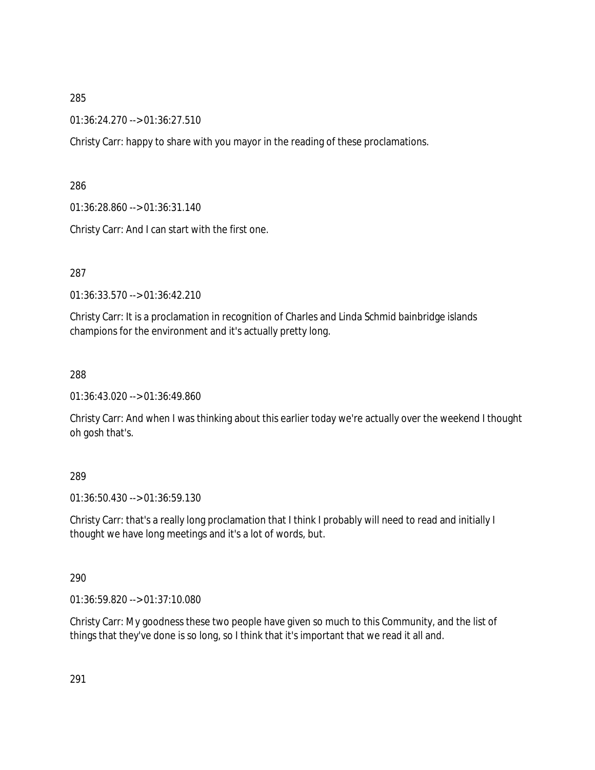285

01:36:24.270 --> 01:36:27.510

Christy Carr: happy to share with you mayor in the reading of these proclamations.

286

01:36:28.860 --> 01:36:31.140

Christy Carr: And I can start with the first one.

287

01:36:33.570 --> 01:36:42.210

Christy Carr: It is a proclamation in recognition of Charles and Linda Schmid bainbridge islands champions for the environment and it's actually pretty long.

288

01:36:43.020 --> 01:36:49.860

Christy Carr: And when I was thinking about this earlier today we're actually over the weekend I thought oh gosh that's.

289

01:36:50.430 --> 01:36:59.130

Christy Carr: that's a really long proclamation that I think I probably will need to read and initially I thought we have long meetings and it's a lot of words, but.

290

01:36:59.820 --> 01:37:10.080

Christy Carr: My goodness these two people have given so much to this Community, and the list of things that they've done is so long, so I think that it's important that we read it all and.

291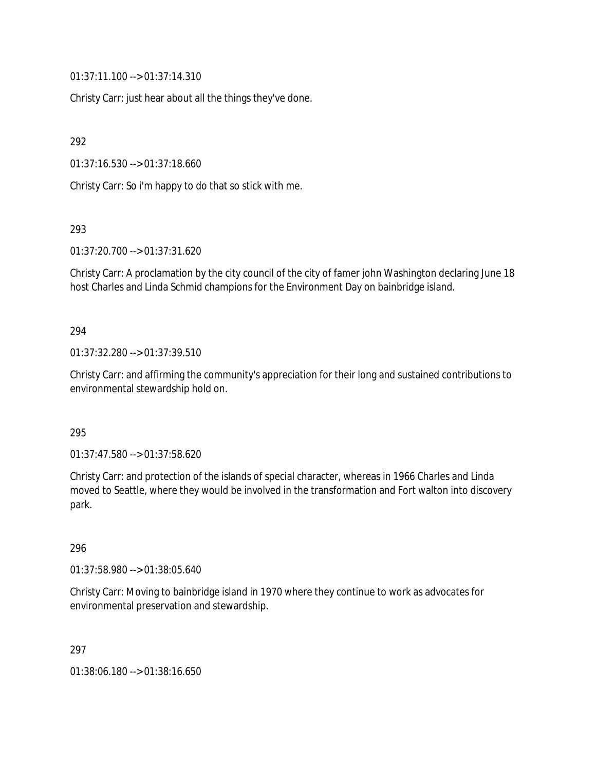01:37:11.100 --> 01:37:14.310

Christy Carr: just hear about all the things they've done.

292

01:37:16.530 --> 01:37:18.660

Christy Carr: So i'm happy to do that so stick with me.

293

01:37:20.700 --> 01:37:31.620

Christy Carr: A proclamation by the city council of the city of famer john Washington declaring June 18 host Charles and Linda Schmid champions for the Environment Day on bainbridge island.

294

01:37:32.280 --> 01:37:39.510

Christy Carr: and affirming the community's appreciation for their long and sustained contributions to environmental stewardship hold on.

295

01:37:47.580 --> 01:37:58.620

Christy Carr: and protection of the islands of special character, whereas in 1966 Charles and Linda moved to Seattle, where they would be involved in the transformation and Fort walton into discovery park.

296

01:37:58.980 --> 01:38:05.640

Christy Carr: Moving to bainbridge island in 1970 where they continue to work as advocates for environmental preservation and stewardship.

297

01:38:06.180 --> 01:38:16.650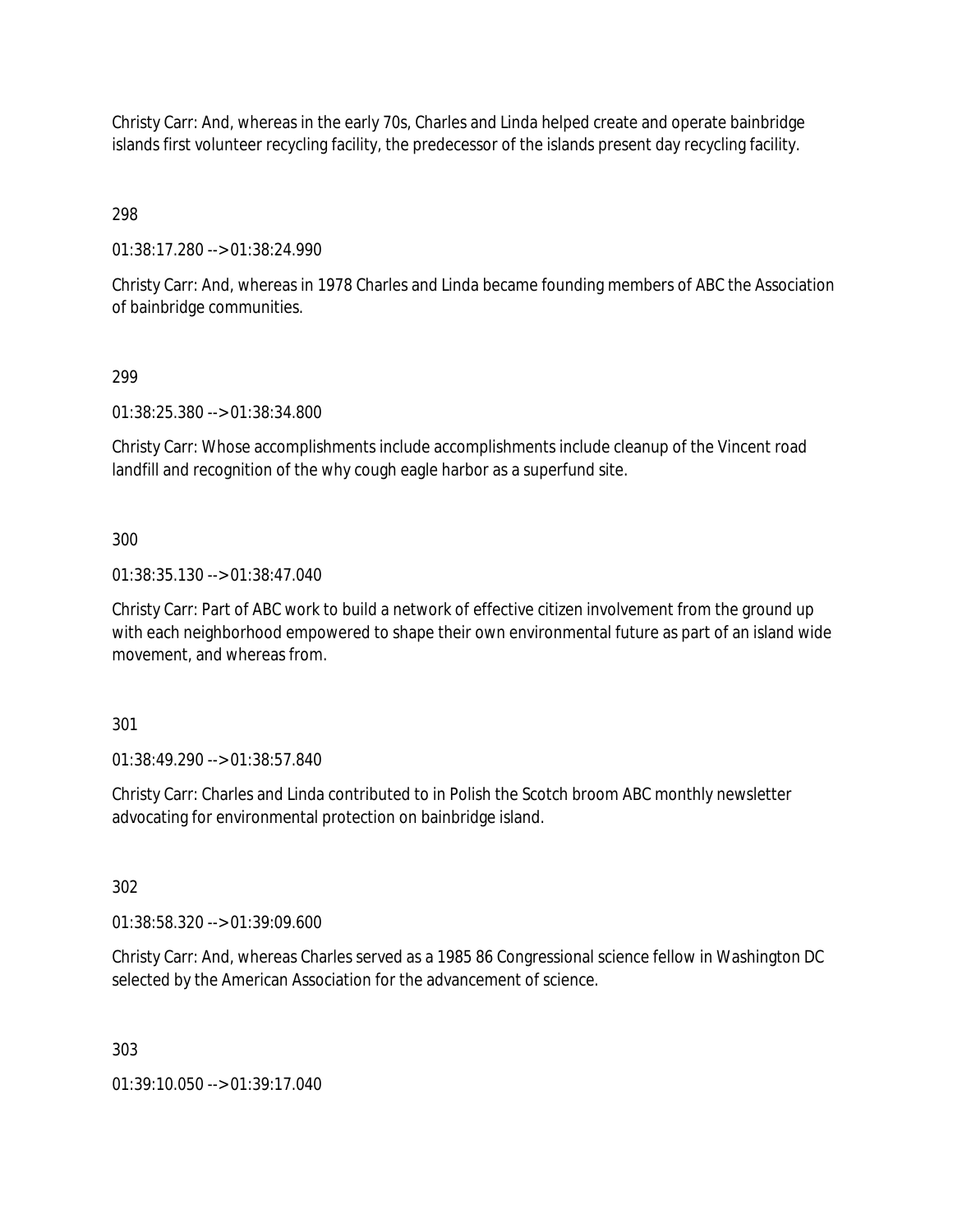Christy Carr: And, whereas in the early 70s, Charles and Linda helped create and operate bainbridge islands first volunteer recycling facility, the predecessor of the islands present day recycling facility.

298

01:38:17.280 --> 01:38:24.990

Christy Carr: And, whereas in 1978 Charles and Linda became founding members of ABC the Association of bainbridge communities.

299

01:38:25.380 --> 01:38:34.800

Christy Carr: Whose accomplishments include accomplishments include cleanup of the Vincent road landfill and recognition of the why cough eagle harbor as a superfund site.

300

01:38:35.130 --> 01:38:47.040

Christy Carr: Part of ABC work to build a network of effective citizen involvement from the ground up with each neighborhood empowered to shape their own environmental future as part of an island wide movement, and whereas from.

301

01:38:49.290 --> 01:38:57.840

Christy Carr: Charles and Linda contributed to in Polish the Scotch broom ABC monthly newsletter advocating for environmental protection on bainbridge island.

302

01:38:58.320 --> 01:39:09.600

Christy Carr: And, whereas Charles served as a 1985 86 Congressional science fellow in Washington DC selected by the American Association for the advancement of science.

303

01:39:10.050 --> 01:39:17.040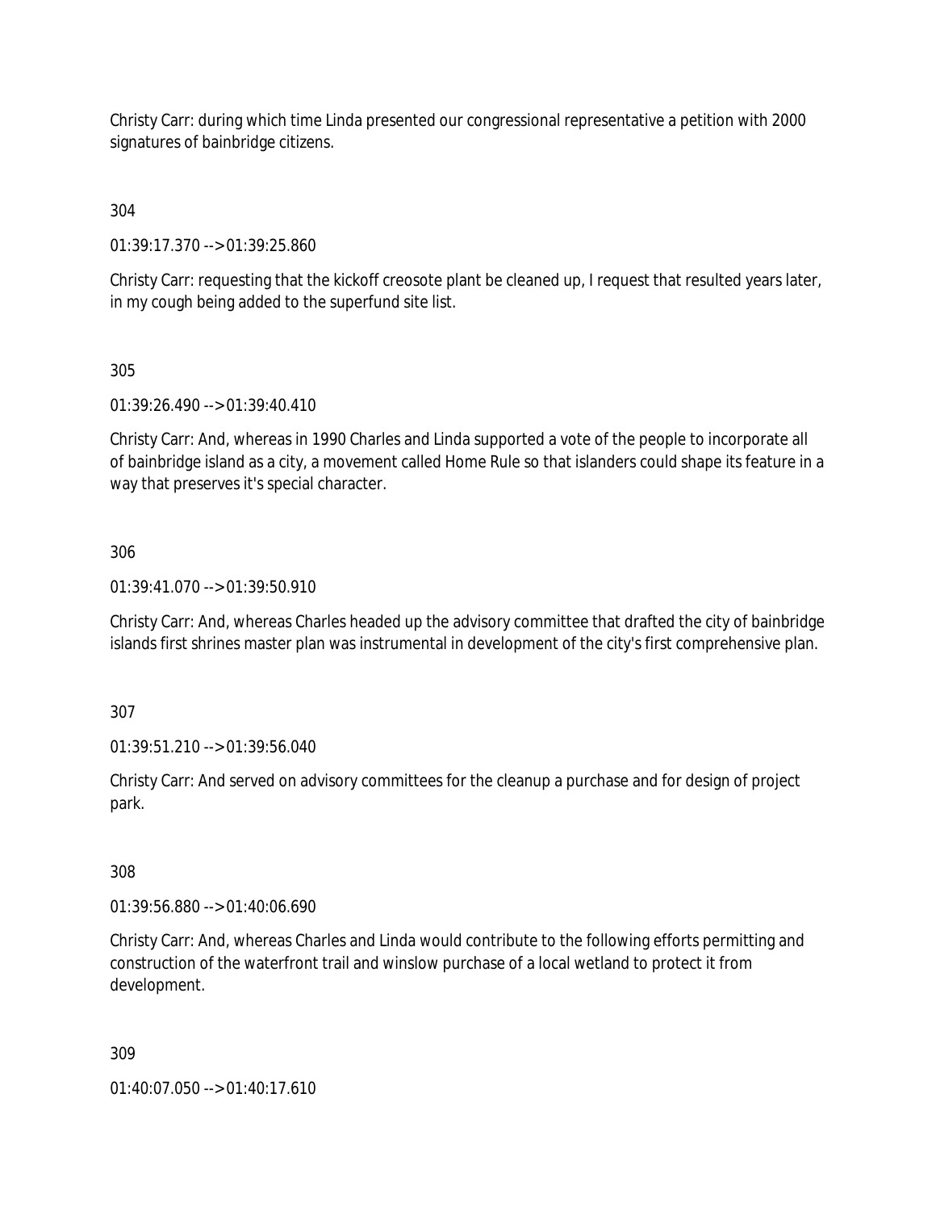Christy Carr: during which time Linda presented our congressional representative a petition with 2000 signatures of bainbridge citizens.

304

01:39:17.370 --> 01:39:25.860

Christy Carr: requesting that the kickoff creosote plant be cleaned up, I request that resulted years later, in my cough being added to the superfund site list.

305

01:39:26.490 --> 01:39:40.410

Christy Carr: And, whereas in 1990 Charles and Linda supported a vote of the people to incorporate all of bainbridge island as a city, a movement called Home Rule so that islanders could shape its feature in a way that preserves it's special character.

306

01:39:41.070 --> 01:39:50.910

Christy Carr: And, whereas Charles headed up the advisory committee that drafted the city of bainbridge islands first shrines master plan was instrumental in development of the city's first comprehensive plan.

307

01:39:51.210 --> 01:39:56.040

Christy Carr: And served on advisory committees for the cleanup a purchase and for design of project park.

308

01:39:56.880 --> 01:40:06.690

Christy Carr: And, whereas Charles and Linda would contribute to the following efforts permitting and construction of the waterfront trail and winslow purchase of a local wetland to protect it from development.

309

01:40:07.050 --> 01:40:17.610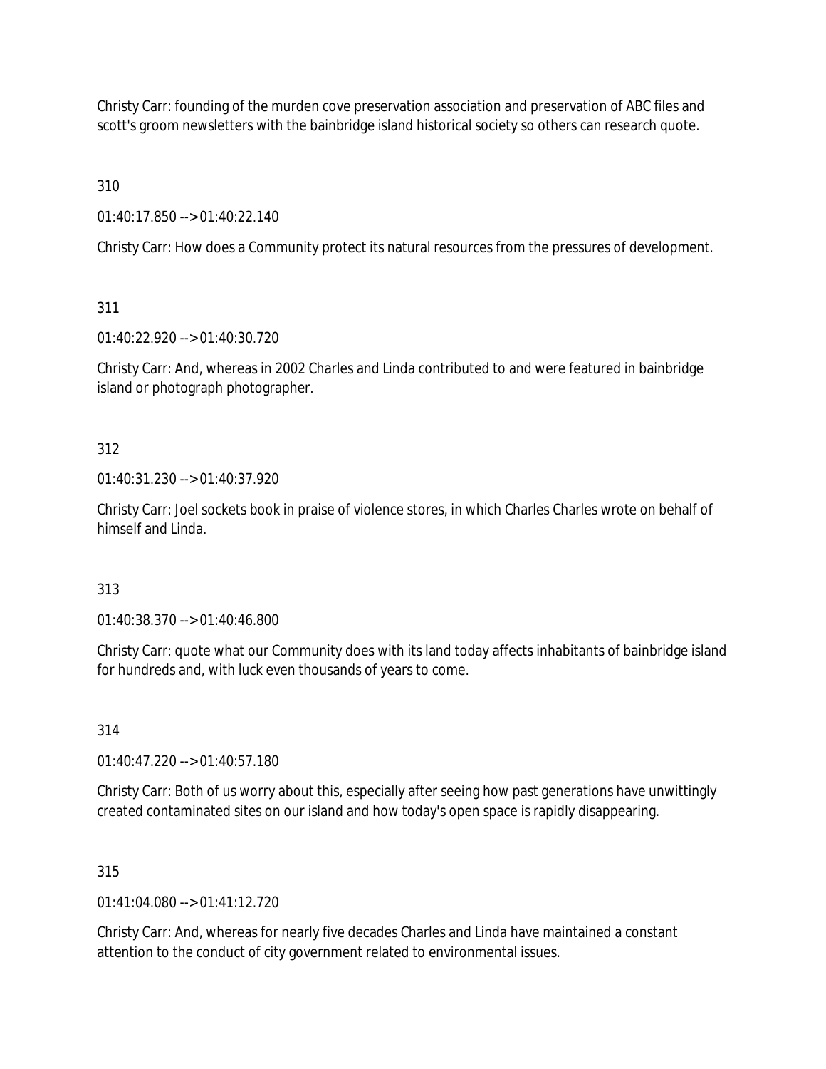Christy Carr: founding of the murden cove preservation association and preservation of ABC files and scott's groom newsletters with the bainbridge island historical society so others can research quote.

310

01:40:17.850 --> 01:40:22.140

Christy Carr: How does a Community protect its natural resources from the pressures of development.

311

01:40:22.920 --> 01:40:30.720

Christy Carr: And, whereas in 2002 Charles and Linda contributed to and were featured in bainbridge island or photograph photographer.

312

01:40:31.230 --> 01:40:37.920

Christy Carr: Joel sockets book in praise of violence stores, in which Charles Charles wrote on behalf of himself and Linda.

313

01:40:38.370 --> 01:40:46.800

Christy Carr: quote what our Community does with its land today affects inhabitants of bainbridge island for hundreds and, with luck even thousands of years to come.

314

01:40:47.220 --> 01:40:57.180

Christy Carr: Both of us worry about this, especially after seeing how past generations have unwittingly created contaminated sites on our island and how today's open space is rapidly disappearing.

315

01:41:04.080 --> 01:41:12.720

Christy Carr: And, whereas for nearly five decades Charles and Linda have maintained a constant attention to the conduct of city government related to environmental issues.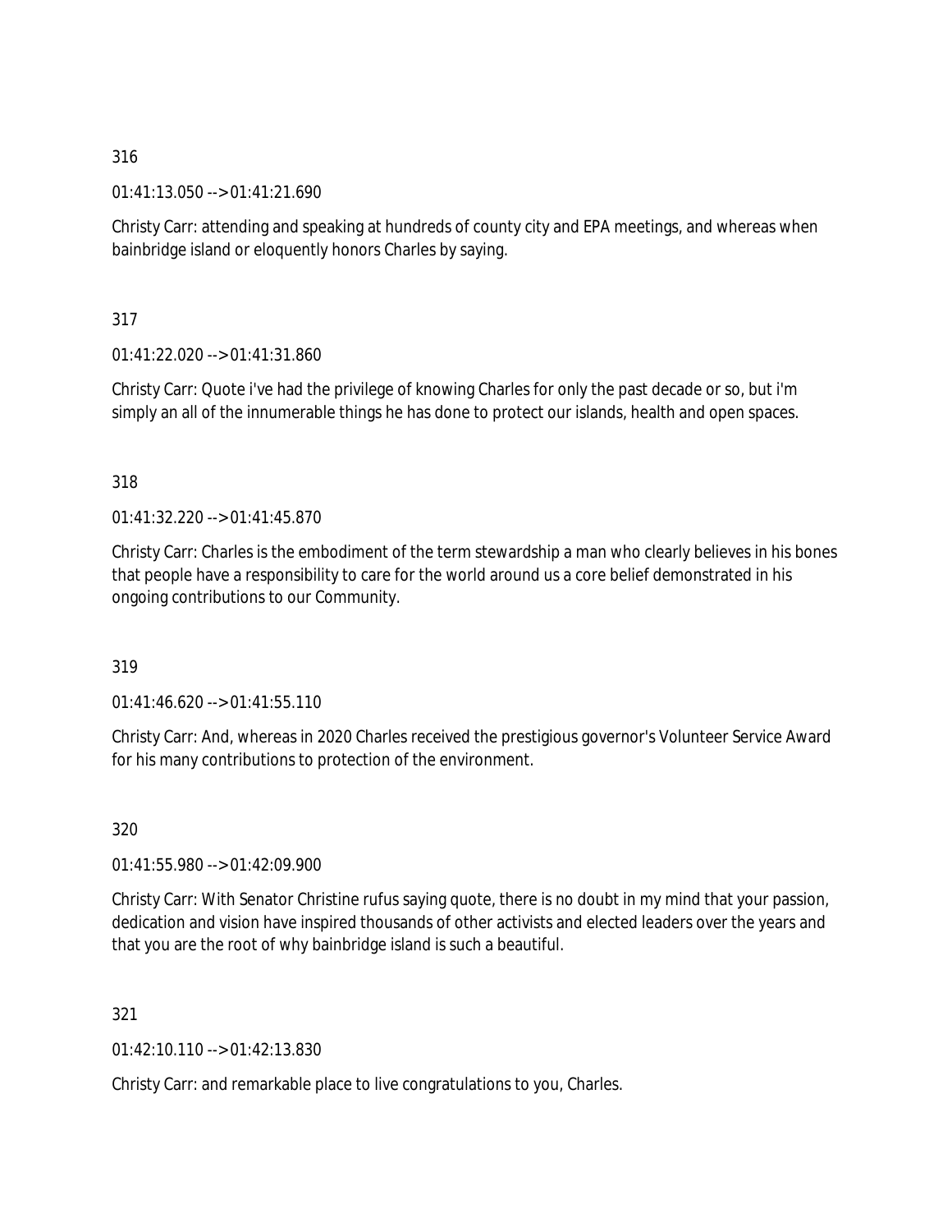316

01:41:13.050 --> 01:41:21.690

Christy Carr: attending and speaking at hundreds of county city and EPA meetings, and whereas when bainbridge island or eloquently honors Charles by saying.

317

01:41:22.020 --> 01:41:31.860

Christy Carr: Quote i've had the privilege of knowing Charles for only the past decade or so, but i'm simply an all of the innumerable things he has done to protect our islands, health and open spaces.

318

01:41:32.220 --> 01:41:45.870

Christy Carr: Charles is the embodiment of the term stewardship a man who clearly believes in his bones that people have a responsibility to care for the world around us a core belief demonstrated in his ongoing contributions to our Community.

319

01:41:46.620 --> 01:41:55.110

Christy Carr: And, whereas in 2020 Charles received the prestigious governor's Volunteer Service Award for his many contributions to protection of the environment.

320

01:41:55.980 --> 01:42:09.900

Christy Carr: With Senator Christine rufus saying quote, there is no doubt in my mind that your passion, dedication and vision have inspired thousands of other activists and elected leaders over the years and that you are the root of why bainbridge island is such a beautiful.

321

01:42:10.110 --> 01:42:13.830

Christy Carr: and remarkable place to live congratulations to you, Charles.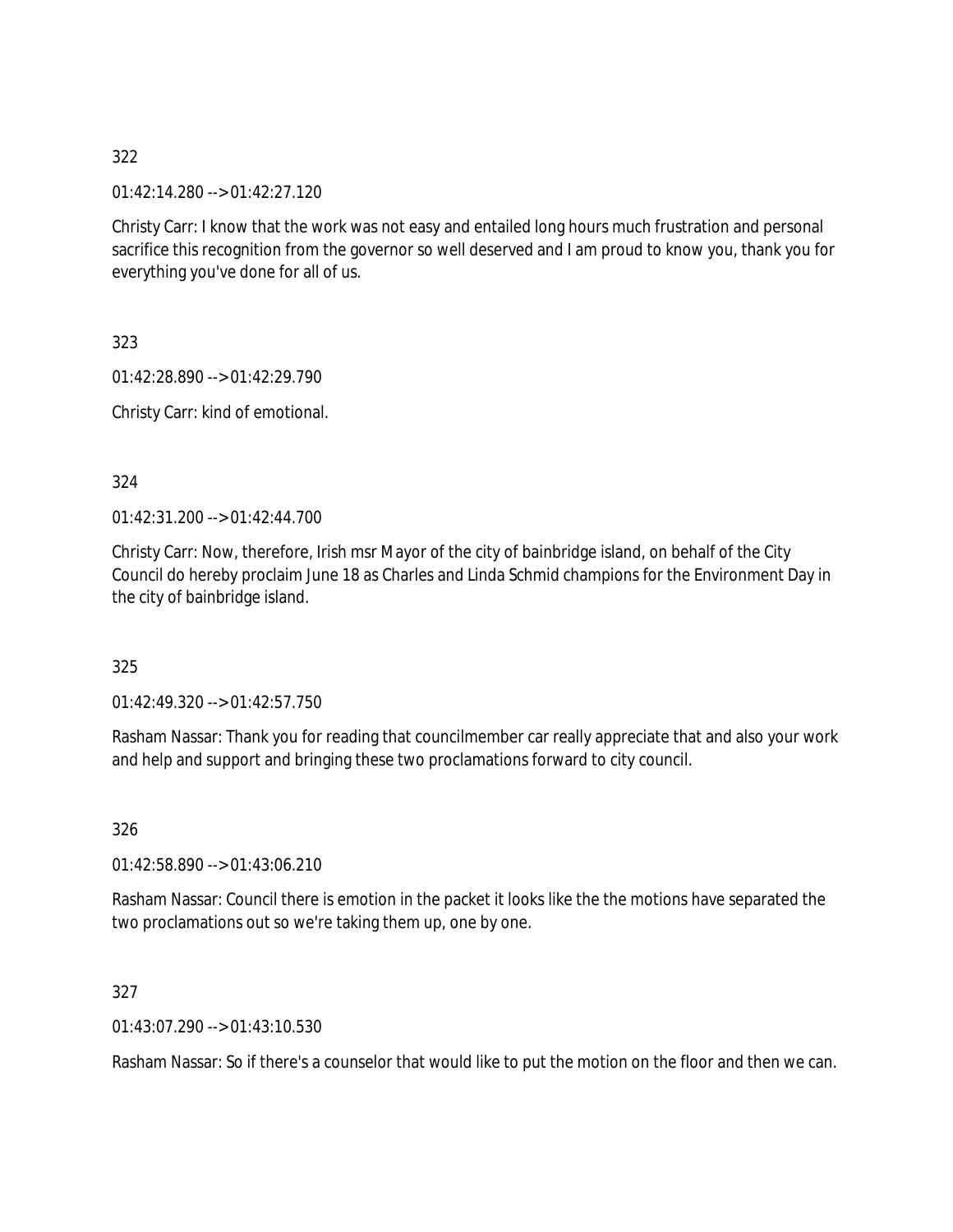322

01:42:14.280 --> 01:42:27.120

Christy Carr: I know that the work was not easy and entailed long hours much frustration and personal sacrifice this recognition from the governor so well deserved and I am proud to know you, thank you for everything you've done for all of us.

323

01:42:28.890 --> 01:42:29.790

Christy Carr: kind of emotional.

324

01:42:31.200 --> 01:42:44.700

Christy Carr: Now, therefore, Irish msr Mayor of the city of bainbridge island, on behalf of the City Council do hereby proclaim June 18 as Charles and Linda Schmid champions for the Environment Day in the city of bainbridge island.

325

01:42:49.320 --> 01:42:57.750

Rasham Nassar: Thank you for reading that councilmember car really appreciate that and also your work and help and support and bringing these two proclamations forward to city council.

326

01:42:58.890 --> 01:43:06.210

Rasham Nassar: Council there is emotion in the packet it looks like the the motions have separated the two proclamations out so we're taking them up, one by one.

327

01:43:07.290 --> 01:43:10.530

Rasham Nassar: So if there's a counselor that would like to put the motion on the floor and then we can.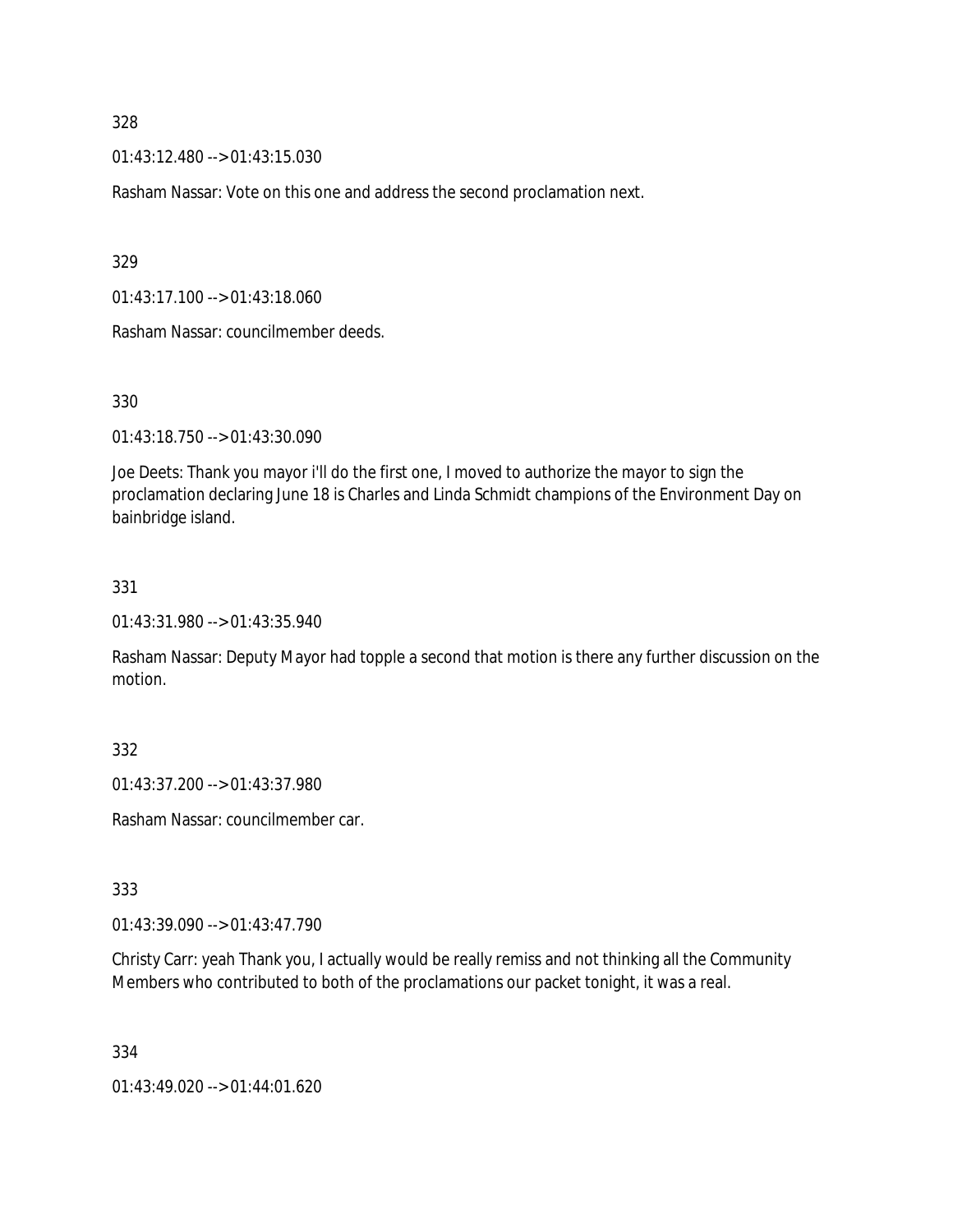328

01:43:12.480 --> 01:43:15.030

Rasham Nassar: Vote on this one and address the second proclamation next.

329

01:43:17.100 --> 01:43:18.060

Rasham Nassar: councilmember deeds.

330

01:43:18.750 --> 01:43:30.090

Joe Deets: Thank you mayor i'll do the first one, I moved to authorize the mayor to sign the proclamation declaring June 18 is Charles and Linda Schmidt champions of the Environment Day on bainbridge island.

331

01:43:31.980 --> 01:43:35.940

Rasham Nassar: Deputy Mayor had topple a second that motion is there any further discussion on the motion.

332

01:43:37.200 --> 01:43:37.980

Rasham Nassar: councilmember car.

333

01:43:39.090 --> 01:43:47.790

Christy Carr: yeah Thank you, I actually would be really remiss and not thinking all the Community Members who contributed to both of the proclamations our packet tonight, it was a real.

334

01:43:49.020 --> 01:44:01.620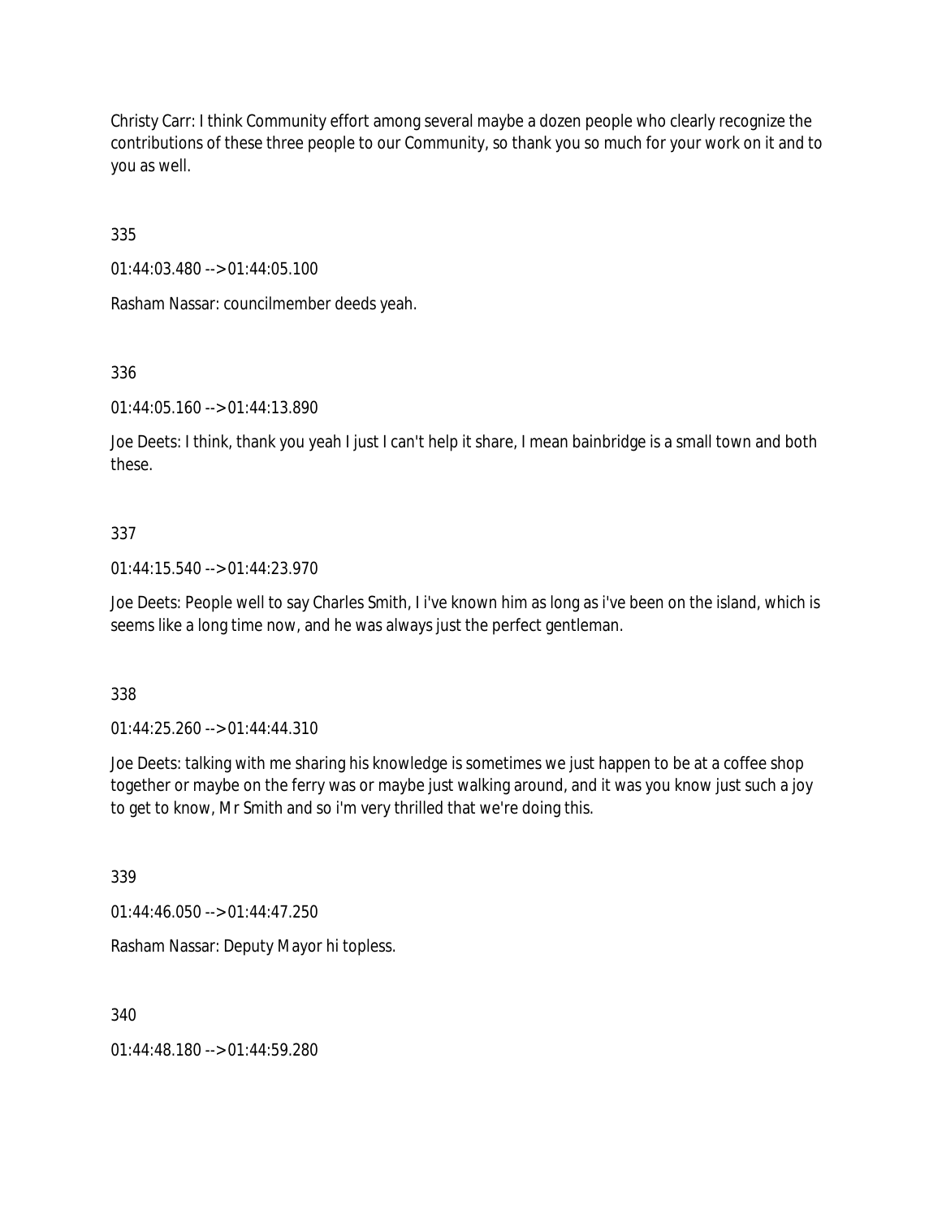Christy Carr: I think Community effort among several maybe a dozen people who clearly recognize the contributions of these three people to our Community, so thank you so much for your work on it and to you as well.

335

01:44:03.480 --> 01:44:05.100

Rasham Nassar: councilmember deeds yeah.

336

01:44:05.160 --> 01:44:13.890

Joe Deets: I think, thank you yeah I just I can't help it share, I mean bainbridge is a small town and both these.

337

01:44:15.540 --> 01:44:23.970

Joe Deets: People well to say Charles Smith, I i've known him as long as i've been on the island, which is seems like a long time now, and he was always just the perfect gentleman.

338

01:44:25.260 --> 01:44:44.310

Joe Deets: talking with me sharing his knowledge is sometimes we just happen to be at a coffee shop together or maybe on the ferry was or maybe just walking around, and it was you know just such a joy to get to know, Mr Smith and so i'm very thrilled that we're doing this.

339

01:44:46.050 --> 01:44:47.250

Rasham Nassar: Deputy Mayor hi topless.

340

01:44:48.180 --> 01:44:59.280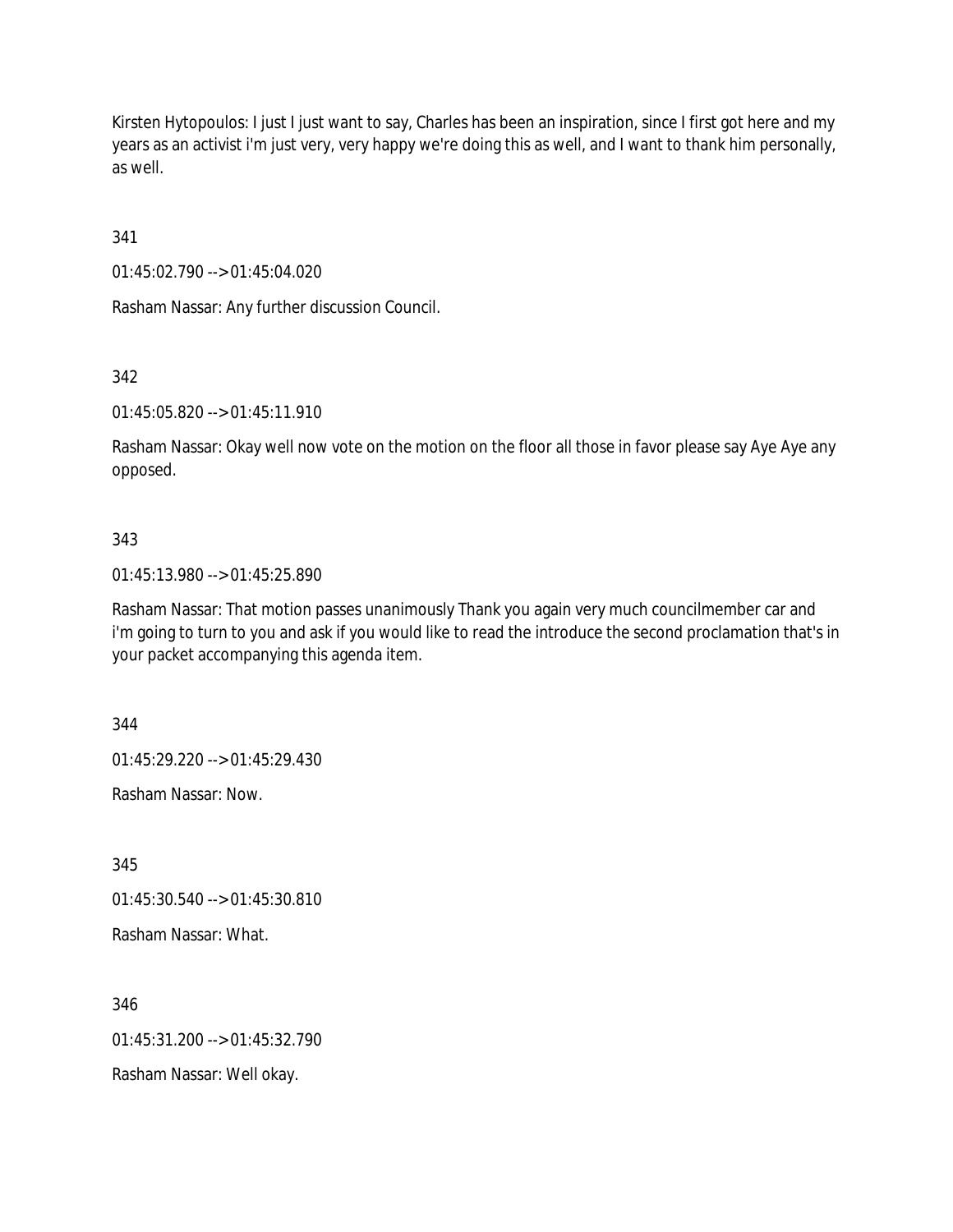Kirsten Hytopoulos: I just I just want to say, Charles has been an inspiration, since I first got here and my years as an activist i'm just very, very happy we're doing this as well, and I want to thank him personally, as well.

341

01:45:02.790 --> 01:45:04.020

Rasham Nassar: Any further discussion Council.

342

01:45:05.820 --> 01:45:11.910

Rasham Nassar: Okay well now vote on the motion on the floor all those in favor please say Aye Aye any opposed.

343

01:45:13.980 --> 01:45:25.890

Rasham Nassar: That motion passes unanimously Thank you again very much councilmember car and i'm going to turn to you and ask if you would like to read the introduce the second proclamation that's in your packet accompanying this agenda item.

344

01:45:29.220 --> 01:45:29.430

Rasham Nassar: Now.

345

01:45:30.540 --> 01:45:30.810

Rasham Nassar: What.

346

01:45:31.200 --> 01:45:32.790

Rasham Nassar: Well okay.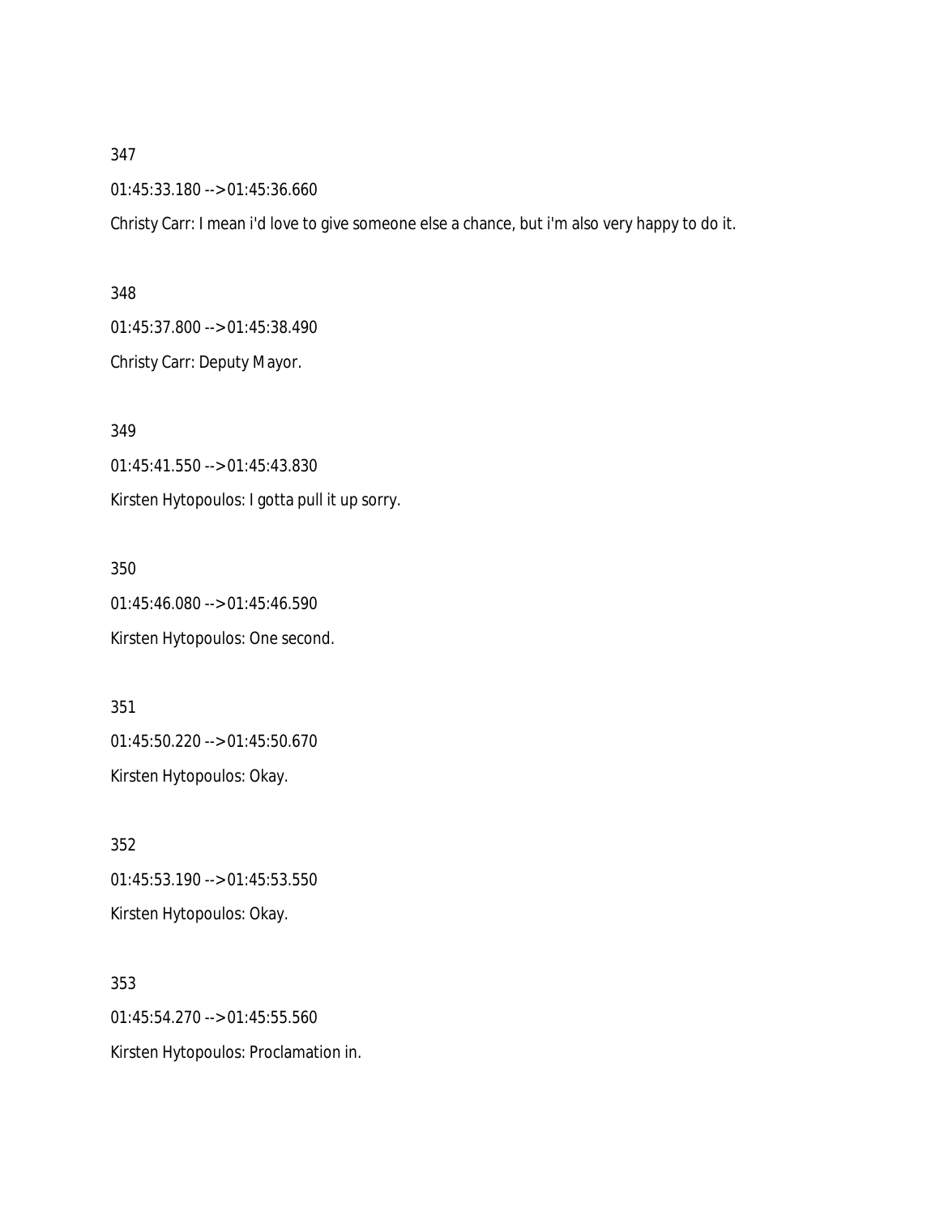347

01:45:33.180 --> 01:45:36.660

Christy Carr: I mean i'd love to give someone else a chance, but i'm also very happy to do it.

348

01:45:37.800 --> 01:45:38.490

Christy Carr: Deputy Mayor.

349

01:45:41.550 --> 01:45:43.830

Kirsten Hytopoulos: I gotta pull it up sorry.

350

01:45:46.080 --> 01:45:46.590

Kirsten Hytopoulos: One second.

351

01:45:50.220 --> 01:45:50.670

Kirsten Hytopoulos: Okay.

352

01:45:53.190 --> 01:45:53.550

Kirsten Hytopoulos: Okay.

353

01:45:54.270 --> 01:45:55.560

Kirsten Hytopoulos: Proclamation in.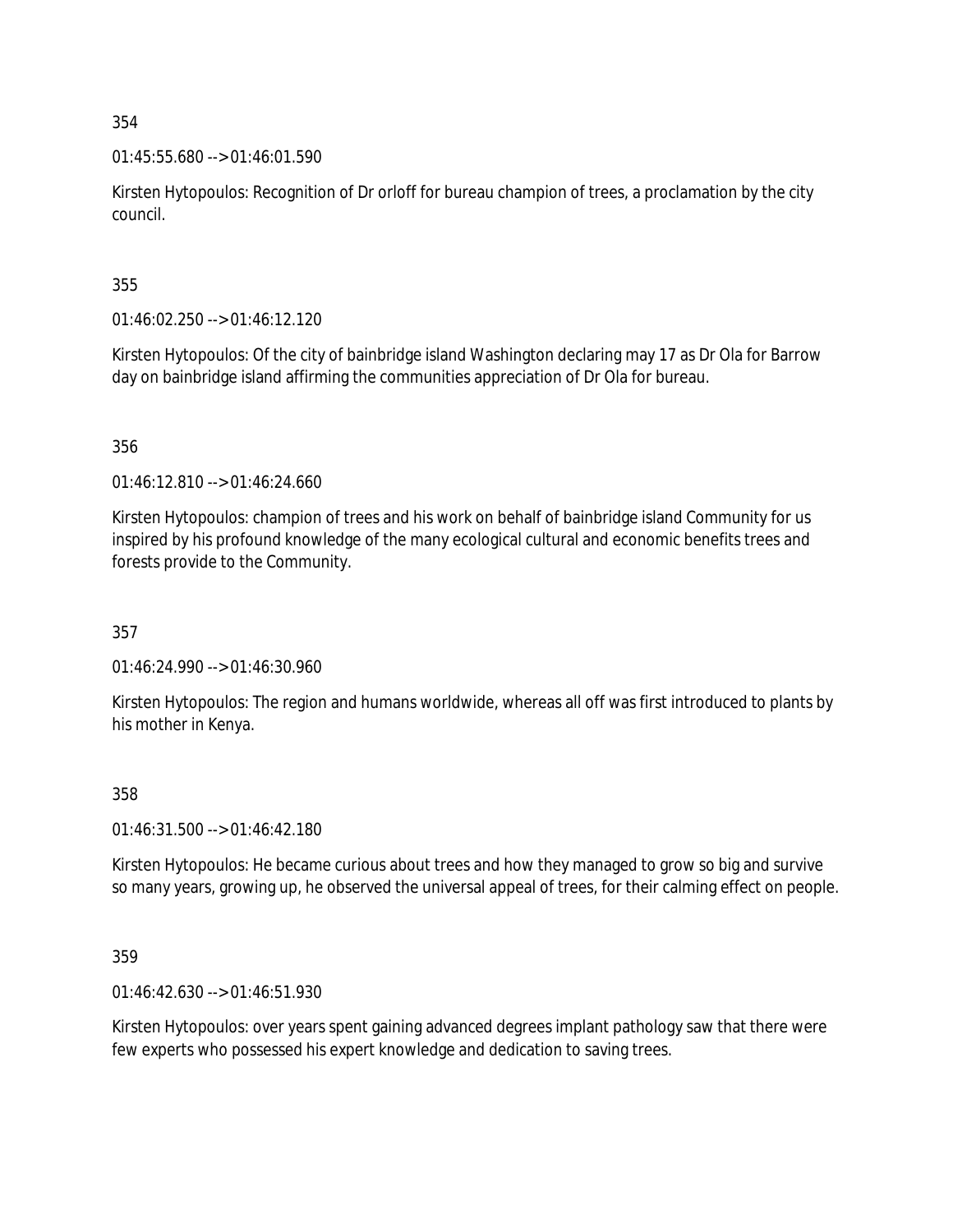354

01:45:55.680 --> 01:46:01.590

Kirsten Hytopoulos: Recognition of Dr orloff for bureau champion of trees, a proclamation by the city council.

355

01:46:02.250 --> 01:46:12.120

Kirsten Hytopoulos: Of the city of bainbridge island Washington declaring may 17 as Dr Ola for Barrow day on bainbridge island affirming the communities appreciation of Dr Ola for bureau.

356

01:46:12.810 --> 01:46:24.660

Kirsten Hytopoulos: champion of trees and his work on behalf of bainbridge island Community for us inspired by his profound knowledge of the many ecological cultural and economic benefits trees and forests provide to the Community.

357

01:46:24.990 --> 01:46:30.960

Kirsten Hytopoulos: The region and humans worldwide, whereas all off was first introduced to plants by his mother in Kenya.

358

01:46:31.500 --> 01:46:42.180

Kirsten Hytopoulos: He became curious about trees and how they managed to grow so big and survive so many years, growing up, he observed the universal appeal of trees, for their calming effect on people.

359

01:46:42.630 --> 01:46:51.930

Kirsten Hytopoulos: over years spent gaining advanced degrees implant pathology saw that there were few experts who possessed his expert knowledge and dedication to saving trees.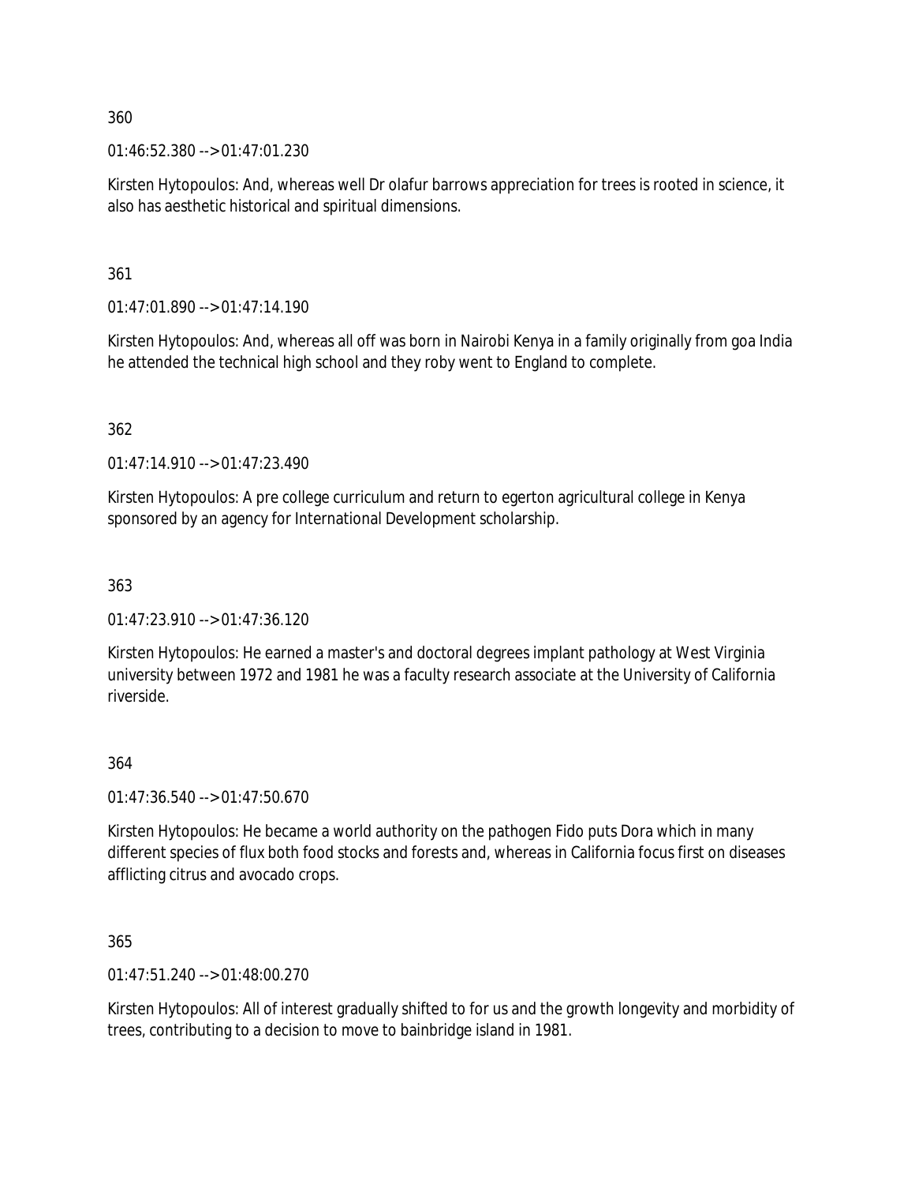360

01:46:52.380 --> 01:47:01.230

Kirsten Hytopoulos: And, whereas well Dr olafur barrows appreciation for trees is rooted in science, it also has aesthetic historical and spiritual dimensions.

361

01:47:01.890 --> 01:47:14.190

Kirsten Hytopoulos: And, whereas all off was born in Nairobi Kenya in a family originally from goa India he attended the technical high school and they roby went to England to complete.

362

01:47:14.910 --> 01:47:23.490

Kirsten Hytopoulos: A pre college curriculum and return to egerton agricultural college in Kenya sponsored by an agency for International Development scholarship.

363

01:47:23.910 --> 01:47:36.120

Kirsten Hytopoulos: He earned a master's and doctoral degrees implant pathology at West Virginia university between 1972 and 1981 he was a faculty research associate at the University of California riverside.

364

01:47:36.540 --> 01:47:50.670

Kirsten Hytopoulos: He became a world authority on the pathogen Fido puts Dora which in many different species of flux both food stocks and forests and, whereas in California focus first on diseases afflicting citrus and avocado crops.

365

01:47:51.240 --> 01:48:00.270

Kirsten Hytopoulos: All of interest gradually shifted to for us and the growth longevity and morbidity of trees, contributing to a decision to move to bainbridge island in 1981.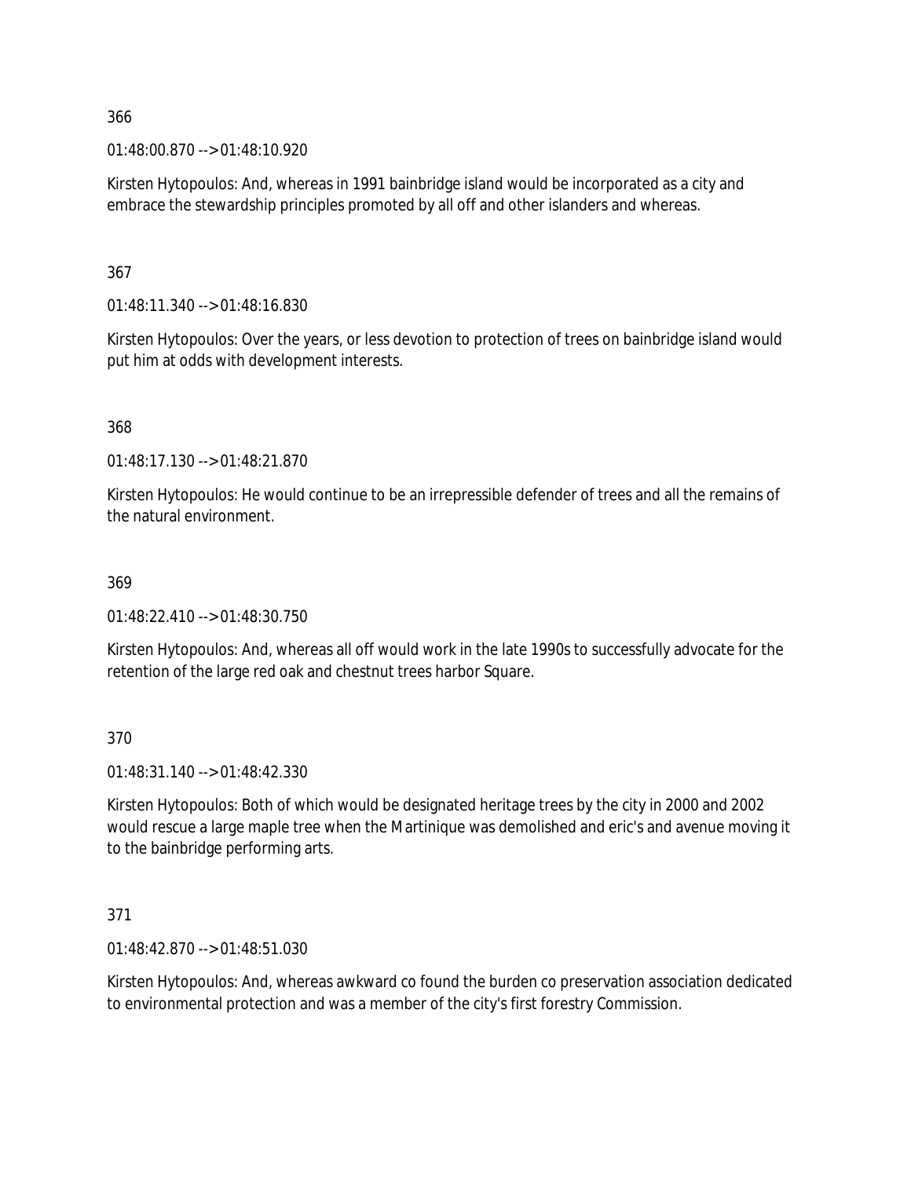366

01:48:00.870 --> 01:48:10.920

Kirsten Hytopoulos: And, whereas in 1991 bainbridge island would be incorporated as a city and embrace the stewardship principles promoted by all off and other islanders and whereas.

367

01:48:11.340 --> 01:48:16.830

Kirsten Hytopoulos: Over the years, or less devotion to protection of trees on bainbridge island would put him at odds with development interests.

368

01:48:17.130 --> 01:48:21.870

Kirsten Hytopoulos: He would continue to be an irrepressible defender of trees and all the remains of the natural environment.

369

01:48:22.410 --> 01:48:30.750

Kirsten Hytopoulos: And, whereas all off would work in the late 1990s to successfully advocate for the retention of the large red oak and chestnut trees harbor Square.

370

01:48:31.140 --> 01:48:42.330

Kirsten Hytopoulos: Both of which would be designated heritage trees by the city in 2000 and 2002 would rescue a large maple tree when the Martinique was demolished and eric's and avenue moving it to the bainbridge performing arts.

371

01:48:42.870 --> 01:48:51.030

Kirsten Hytopoulos: And, whereas awkward co found the burden co preservation association dedicated to environmental protection and was a member of the city's first forestry Commission.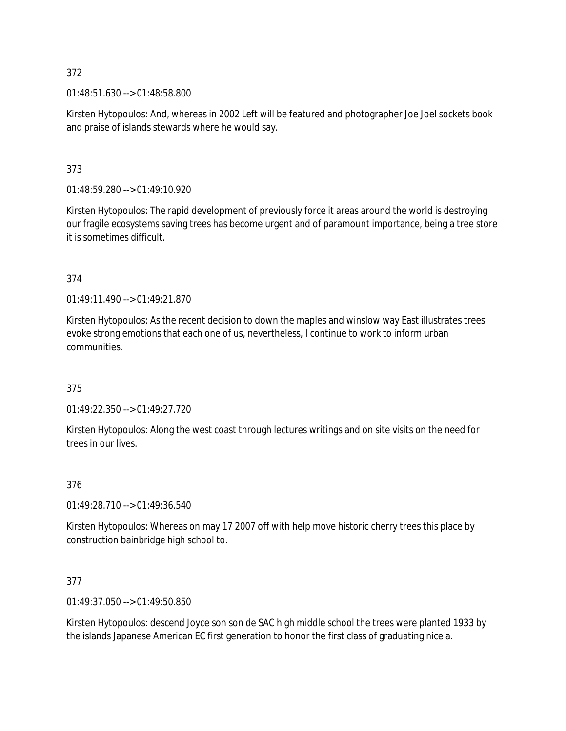372

01:48:51.630 --> 01:48:58.800

Kirsten Hytopoulos: And, whereas in 2002 Left will be featured and photographer Joe Joel sockets book and praise of islands stewards where he would say.

373

01:48:59.280 --> 01:49:10.920

Kirsten Hytopoulos: The rapid development of previously force it areas around the world is destroying our fragile ecosystems saving trees has become urgent and of paramount importance, being a tree store it is sometimes difficult.

374

01:49:11.490 --> 01:49:21.870

Kirsten Hytopoulos: As the recent decision to down the maples and winslow way East illustrates trees evoke strong emotions that each one of us, nevertheless, I continue to work to inform urban communities.

375

01:49:22.350 --> 01:49:27.720

Kirsten Hytopoulos: Along the west coast through lectures writings and on site visits on the need for trees in our lives.

376

01:49:28.710 --> 01:49:36.540

Kirsten Hytopoulos: Whereas on may 17 2007 off with help move historic cherry trees this place by construction bainbridge high school to.

377

01:49:37.050 --> 01:49:50.850

Kirsten Hytopoulos: descend Joyce son son de SAC high middle school the trees were planted 1933 by the islands Japanese American EC first generation to honor the first class of graduating nice a.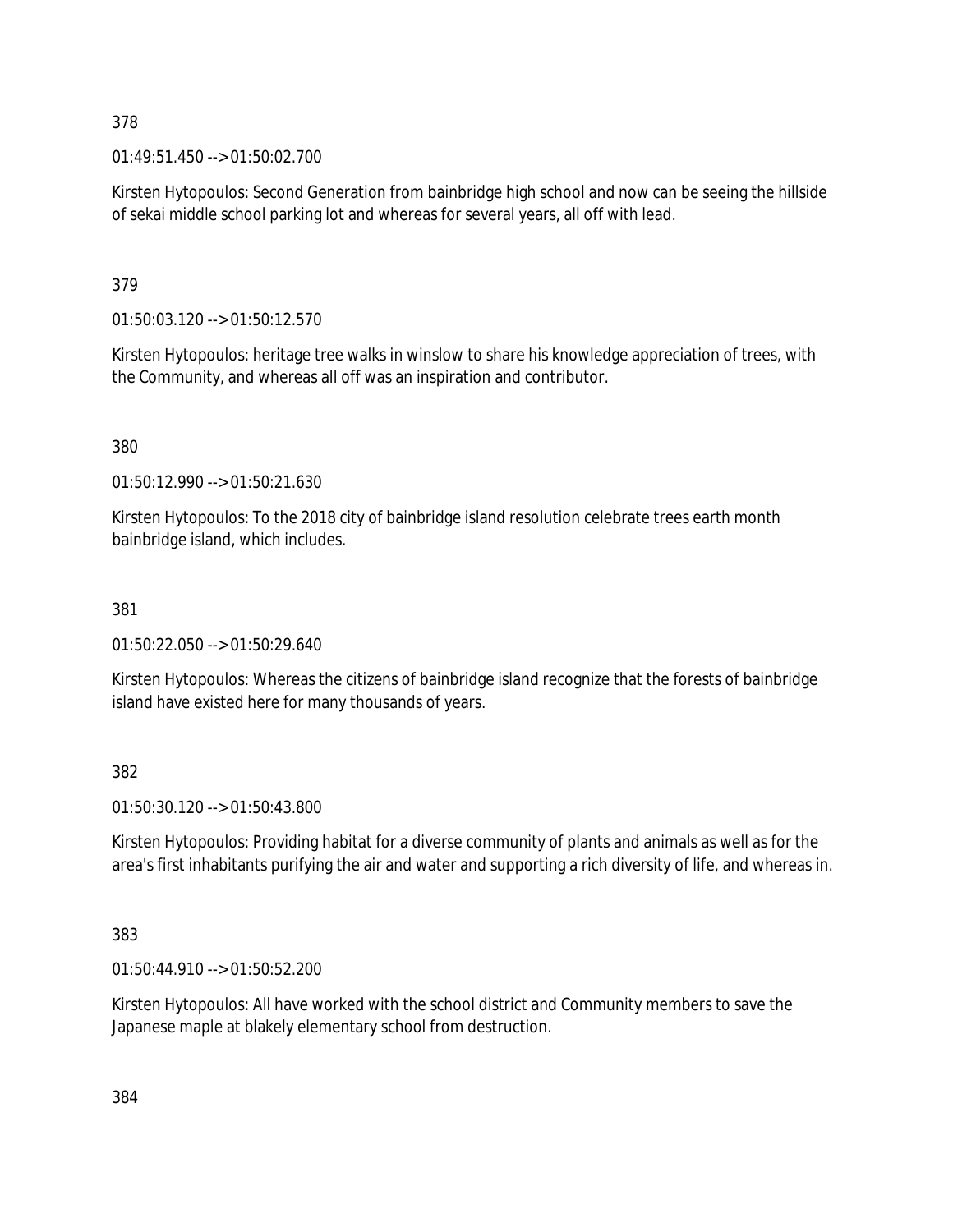378

01:49:51.450 --> 01:50:02.700

Kirsten Hytopoulos: Second Generation from bainbridge high school and now can be seeing the hillside of sekai middle school parking lot and whereas for several years, all off with lead.

379

01:50:03.120 --> 01:50:12.570

Kirsten Hytopoulos: heritage tree walks in winslow to share his knowledge appreciation of trees, with the Community, and whereas all off was an inspiration and contributor.

380

01:50:12.990 --> 01:50:21.630

Kirsten Hytopoulos: To the 2018 city of bainbridge island resolution celebrate trees earth month bainbridge island, which includes.

381

01:50:22.050 --> 01:50:29.640

Kirsten Hytopoulos: Whereas the citizens of bainbridge island recognize that the forests of bainbridge island have existed here for many thousands of years.

382

01:50:30.120 --> 01:50:43.800

Kirsten Hytopoulos: Providing habitat for a diverse community of plants and animals as well as for the area's first inhabitants purifying the air and water and supporting a rich diversity of life, and whereas in.

383

01:50:44.910 --> 01:50:52.200

Kirsten Hytopoulos: All have worked with the school district and Community members to save the Japanese maple at blakely elementary school from destruction.

384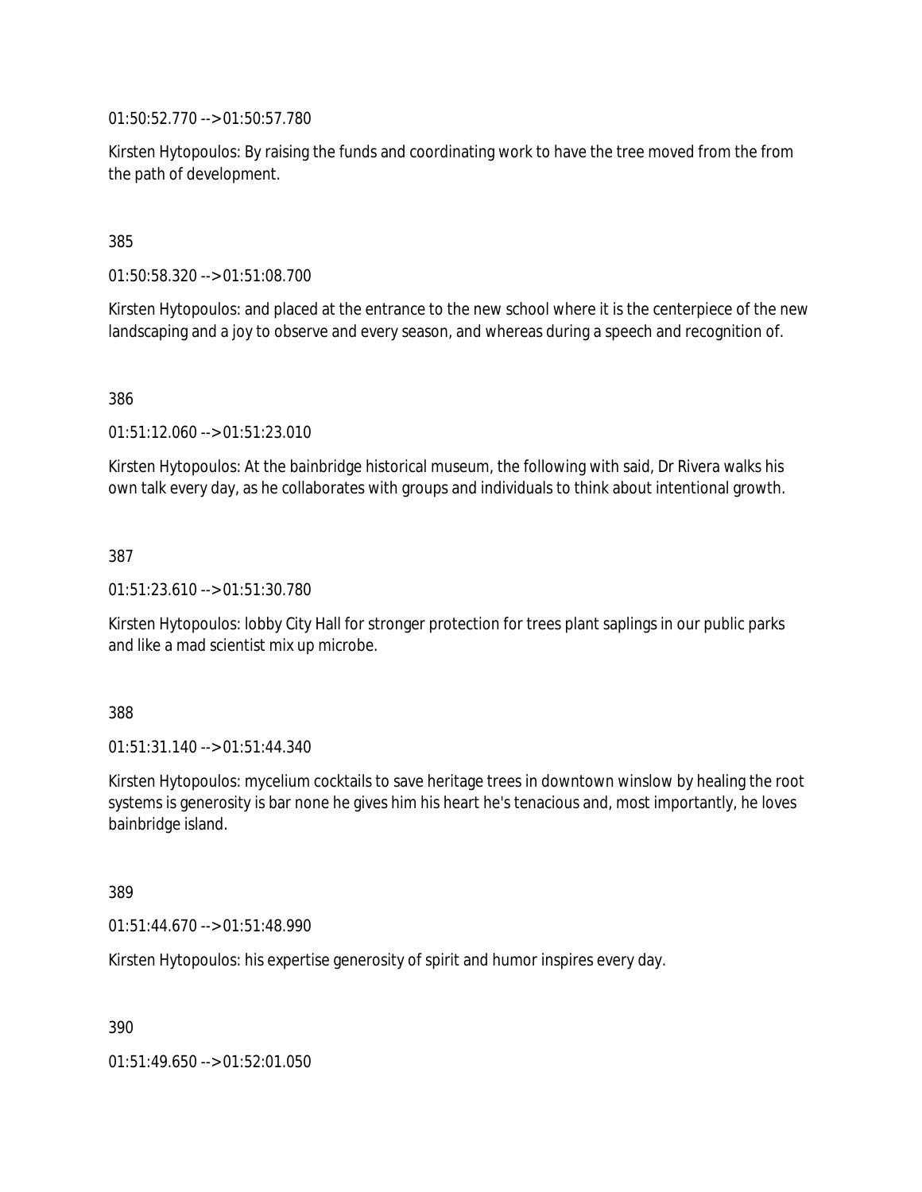01:50:52.770 --> 01:50:57.780

Kirsten Hytopoulos: By raising the funds and coordinating work to have the tree moved from the from the path of development.

385

01:50:58.320 --> 01:51:08.700

Kirsten Hytopoulos: and placed at the entrance to the new school where it is the centerpiece of the new landscaping and a joy to observe and every season, and whereas during a speech and recognition of.

386

01:51:12.060 --> 01:51:23.010

Kirsten Hytopoulos: At the bainbridge historical museum, the following with said, Dr Rivera walks his own talk every day, as he collaborates with groups and individuals to think about intentional growth.

387

01:51:23.610 --> 01:51:30.780

Kirsten Hytopoulos: lobby City Hall for stronger protection for trees plant saplings in our public parks and like a mad scientist mix up microbe.

388

01:51:31.140 --> 01:51:44.340

Kirsten Hytopoulos: mycelium cocktails to save heritage trees in downtown winslow by healing the root systems is generosity is bar none he gives him his heart he's tenacious and, most importantly, he loves bainbridge island.

389

01:51:44.670 --> 01:51:48.990

Kirsten Hytopoulos: his expertise generosity of spirit and humor inspires every day.

390

01:51:49.650 --> 01:52:01.050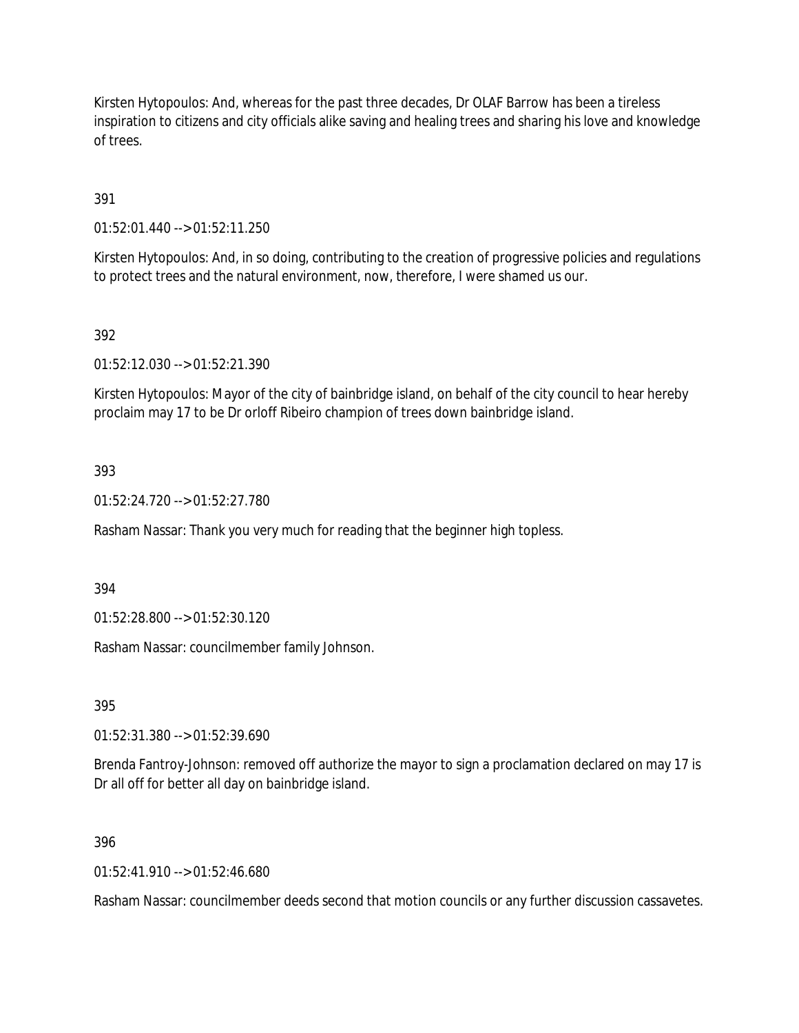Kirsten Hytopoulos: And, whereas for the past three decades, Dr OLAF Barrow has been a tireless inspiration to citizens and city officials alike saving and healing trees and sharing his love and knowledge of trees.

391

01:52:01.440 --> 01:52:11.250

Kirsten Hytopoulos: And, in so doing, contributing to the creation of progressive policies and regulations to protect trees and the natural environment, now, therefore, I were shamed us our.

392

01:52:12.030 --> 01:52:21.390

Kirsten Hytopoulos: Mayor of the city of bainbridge island, on behalf of the city council to hear hereby proclaim may 17 to be Dr orloff Ribeiro champion of trees down bainbridge island.

393

01:52:24.720 --> 01:52:27.780

Rasham Nassar: Thank you very much for reading that the beginner high topless.

394

01:52:28.800 --> 01:52:30.120

Rasham Nassar: councilmember family Johnson.

395

01:52:31.380 --> 01:52:39.690

Brenda Fantroy-Johnson: removed off authorize the mayor to sign a proclamation declared on may 17 is Dr all off for better all day on bainbridge island.

396

01:52:41.910 --> 01:52:46.680

Rasham Nassar: councilmember deeds second that motion councils or any further discussion cassavetes.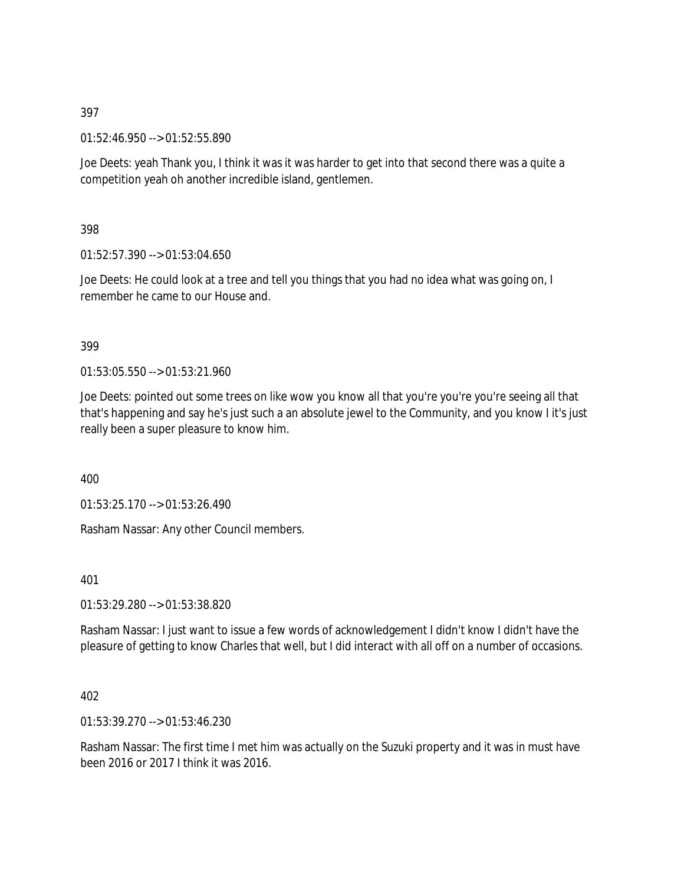397

01:52:46.950 --> 01:52:55.890

Joe Deets: yeah Thank you, I think it was it was harder to get into that second there was a quite a competition yeah oh another incredible island, gentlemen.

398

01:52:57.390 --> 01:53:04.650

Joe Deets: He could look at a tree and tell you things that you had no idea what was going on, I remember he came to our House and.

399

01:53:05.550 --> 01:53:21.960

Joe Deets: pointed out some trees on like wow you know all that you're you're you're seeing all that that's happening and say he's just such a an absolute jewel to the Community, and you know I it's just really been a super pleasure to know him.

400

01:53:25.170 --> 01:53:26.490

Rasham Nassar: Any other Council members.

401

01:53:29.280 --> 01:53:38.820

Rasham Nassar: I just want to issue a few words of acknowledgement I didn't know I didn't have the pleasure of getting to know Charles that well, but I did interact with all off on a number of occasions.

402

01:53:39.270 --> 01:53:46.230

Rasham Nassar: The first time I met him was actually on the Suzuki property and it was in must have been 2016 or 2017 I think it was 2016.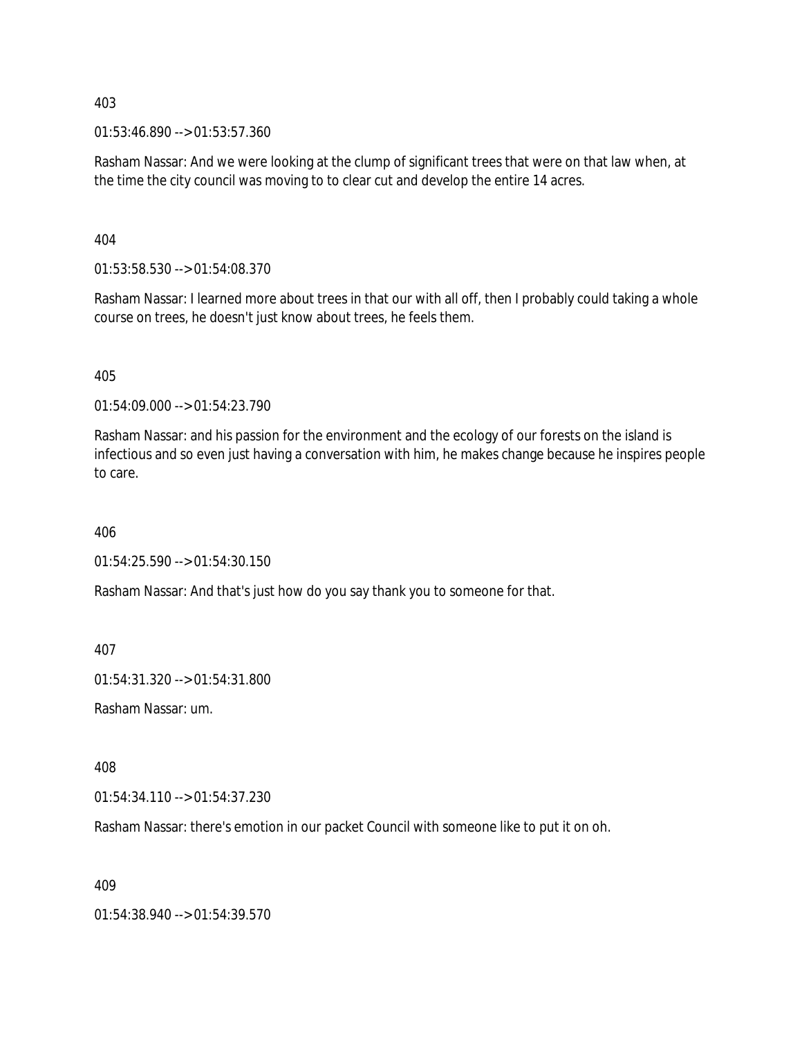403

01:53:46.890 --> 01:53:57.360

Rasham Nassar: And we were looking at the clump of significant trees that were on that law when, at the time the city council was moving to to clear cut and develop the entire 14 acres.

404

01:53:58.530 --> 01:54:08.370

Rasham Nassar: I learned more about trees in that our with all off, then I probably could taking a whole course on trees, he doesn't just know about trees, he feels them.

405

01:54:09.000 --> 01:54:23.790

Rasham Nassar: and his passion for the environment and the ecology of our forests on the island is infectious and so even just having a conversation with him, he makes change because he inspires people to care.

406

01:54:25.590 --> 01:54:30.150

Rasham Nassar: And that's just how do you say thank you to someone for that.

407

01:54:31.320 --> 01:54:31.800

Rasham Nassar: um.

408

01:54:34.110 --> 01:54:37.230

Rasham Nassar: there's emotion in our packet Council with someone like to put it on oh.

409

01:54:38.940 --> 01:54:39.570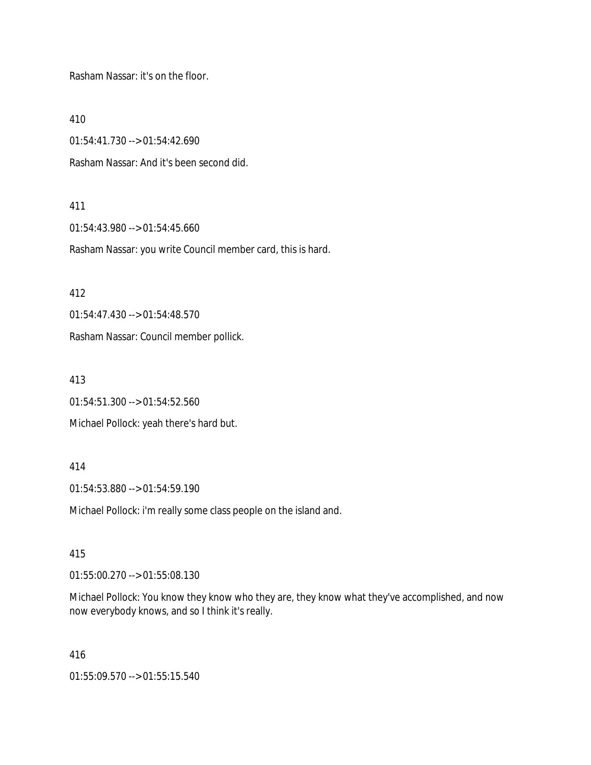Rasham Nassar: it's on the floor.

410

01:54:41.730 --> 01:54:42.690

Rasham Nassar: And it's been second did.

411

01:54:43.980 --> 01:54:45.660

Rasham Nassar: you write Council member card, this is hard.

412

01:54:47.430 --> 01:54:48.570

Rasham Nassar: Council member pollick.

413

01:54:51.300 --> 01:54:52.560

Michael Pollock: yeah there's hard but.

414

01:54:53.880 --> 01:54:59.190

Michael Pollock: i'm really some class people on the island and.

415

01:55:00.270 --> 01:55:08.130

Michael Pollock: You know they know who they are, they know what they've accomplished, and now now everybody knows, and so I think it's really.

416

01:55:09.570 --> 01:55:15.540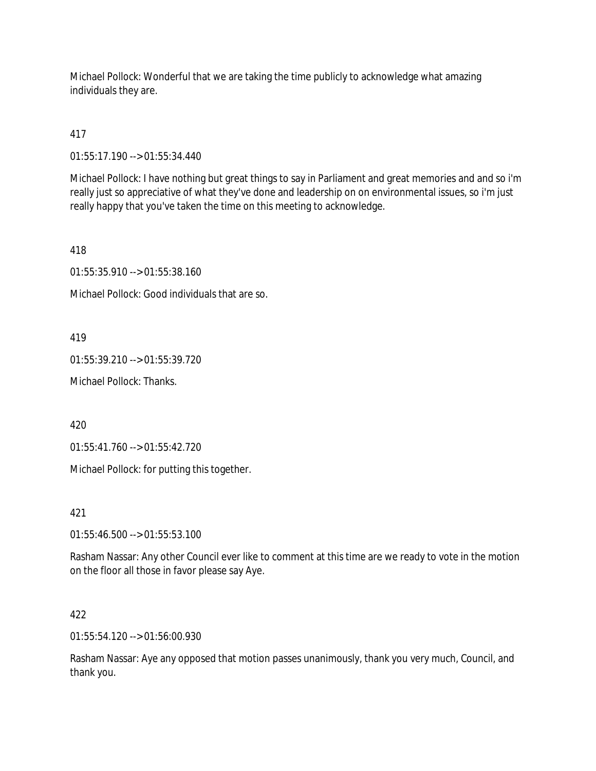Michael Pollock: Wonderful that we are taking the time publicly to acknowledge what amazing individuals they are.

417

01:55:17.190 --> 01:55:34.440

Michael Pollock: I have nothing but great things to say in Parliament and great memories and and so i'm really just so appreciative of what they've done and leadership on on environmental issues, so i'm just really happy that you've taken the time on this meeting to acknowledge.

418

01:55:35.910 --> 01:55:38.160

Michael Pollock: Good individuals that are so.

419

01:55:39.210 --> 01:55:39.720

Michael Pollock: Thanks.

420

01:55:41.760 --> 01:55:42.720

Michael Pollock: for putting this together.

421

01:55:46.500 --> 01:55:53.100

Rasham Nassar: Any other Council ever like to comment at this time are we ready to vote in the motion on the floor all those in favor please say Aye.

422

01:55:54.120 --> 01:56:00.930

Rasham Nassar: Aye any opposed that motion passes unanimously, thank you very much, Council, and thank you.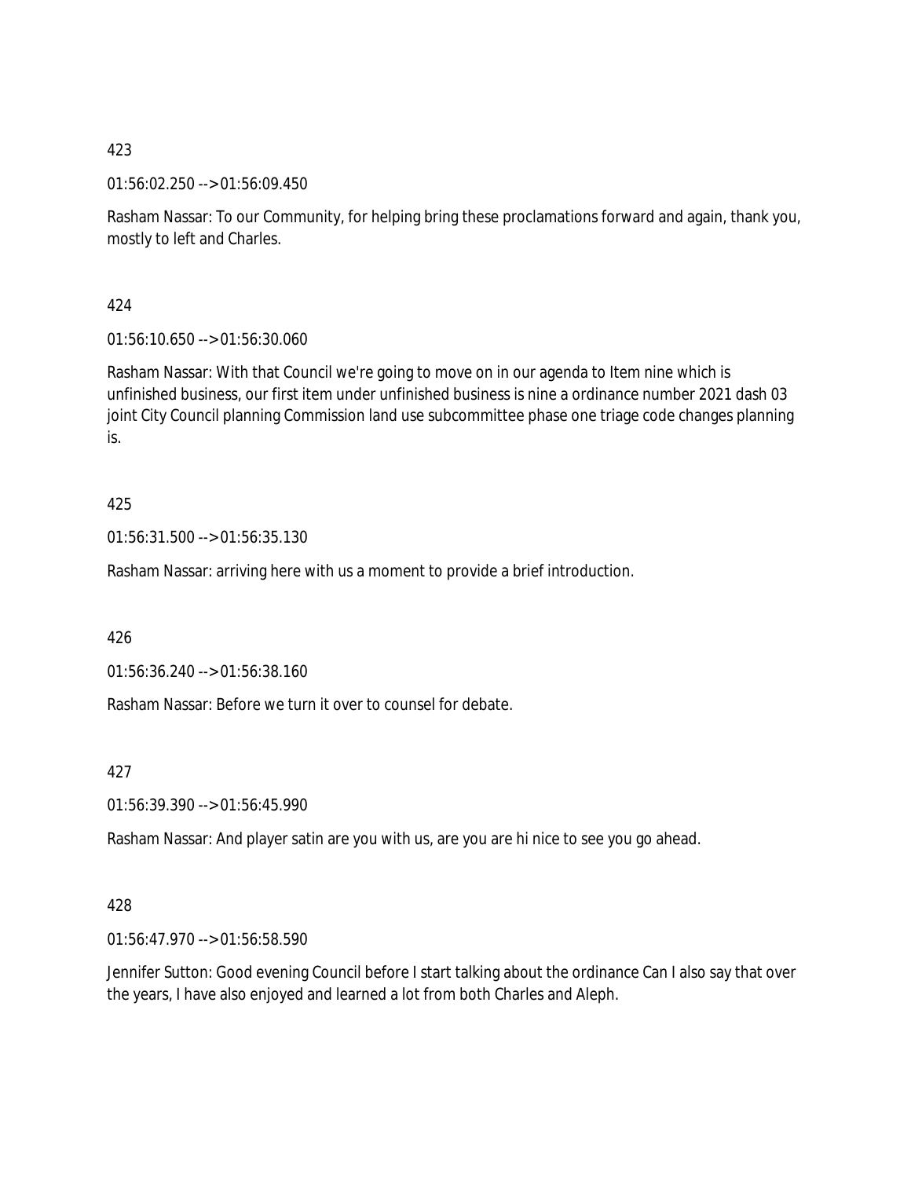423

01:56:02.250 --> 01:56:09.450

Rasham Nassar: To our Community, for helping bring these proclamations forward and again, thank you, mostly to left and Charles.

424

01:56:10.650 --> 01:56:30.060

Rasham Nassar: With that Council we're going to move on in our agenda to Item nine which is unfinished business, our first item under unfinished business is nine a ordinance number 2021 dash 03 joint City Council planning Commission land use subcommittee phase one triage code changes planning is.

425

01:56:31.500 --> 01:56:35.130

Rasham Nassar: arriving here with us a moment to provide a brief introduction.

426

01:56:36.240 --> 01:56:38.160

Rasham Nassar: Before we turn it over to counsel for debate.

427

01:56:39.390 --> 01:56:45.990

Rasham Nassar: And player satin are you with us, are you are hi nice to see you go ahead.

428

01:56:47.970 --> 01:56:58.590

Jennifer Sutton: Good evening Council before I start talking about the ordinance Can I also say that over the years, I have also enjoyed and learned a lot from both Charles and Aleph.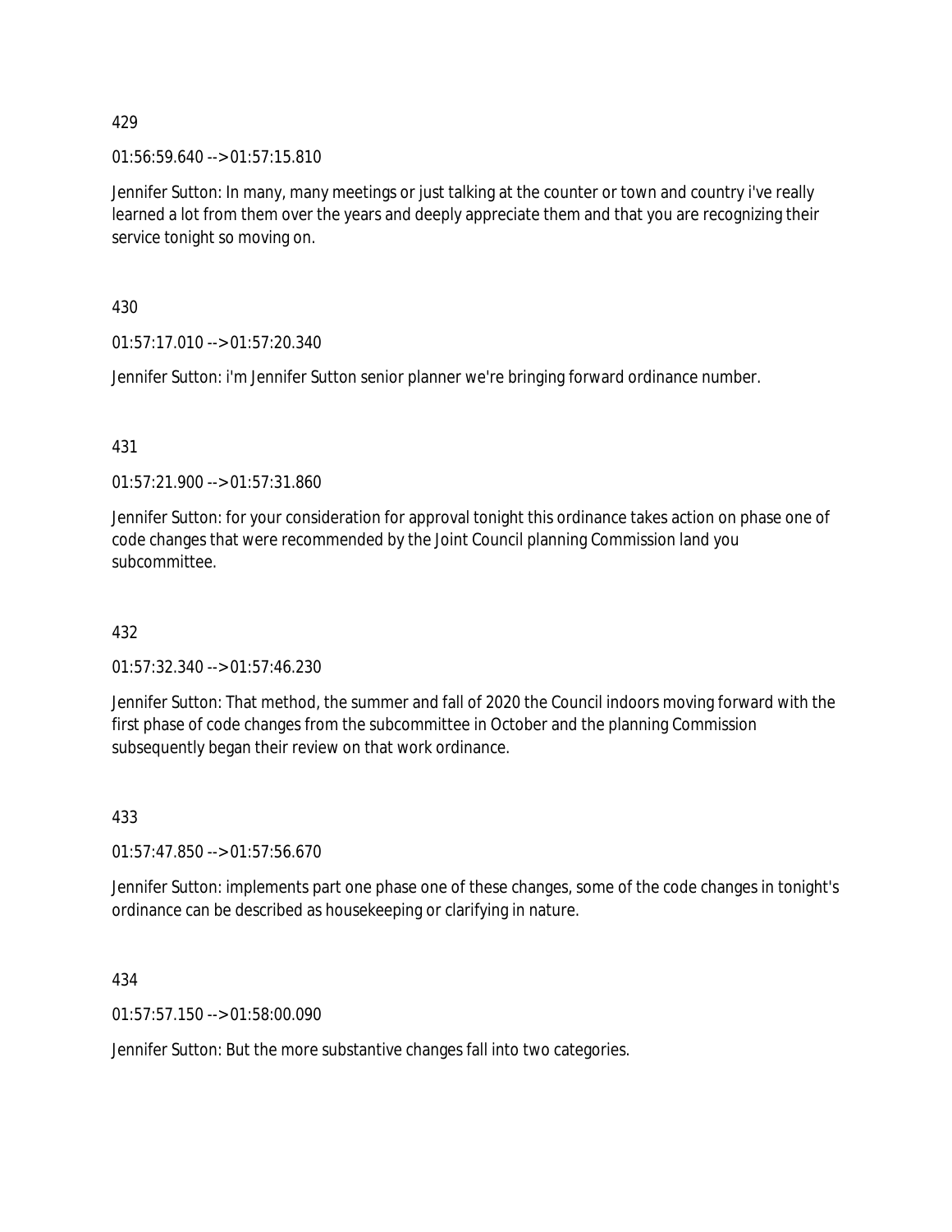429

01:56:59.640 --> 01:57:15.810

Jennifer Sutton: In many, many meetings or just talking at the counter or town and country i've really learned a lot from them over the years and deeply appreciate them and that you are recognizing their service tonight so moving on.

430

01:57:17.010 --> 01:57:20.340

Jennifer Sutton: i'm Jennifer Sutton senior planner we're bringing forward ordinance number.

431

01:57:21.900 --> 01:57:31.860

Jennifer Sutton: for your consideration for approval tonight this ordinance takes action on phase one of code changes that were recommended by the Joint Council planning Commission land you subcommittee.

432

01:57:32.340 --> 01:57:46.230

Jennifer Sutton: That method, the summer and fall of 2020 the Council indoors moving forward with the first phase of code changes from the subcommittee in October and the planning Commission subsequently began their review on that work ordinance.

433

01:57:47.850 --> 01:57:56.670

Jennifer Sutton: implements part one phase one of these changes, some of the code changes in tonight's ordinance can be described as housekeeping or clarifying in nature.

434

01:57:57.150 --> 01:58:00.090

Jennifer Sutton: But the more substantive changes fall into two categories.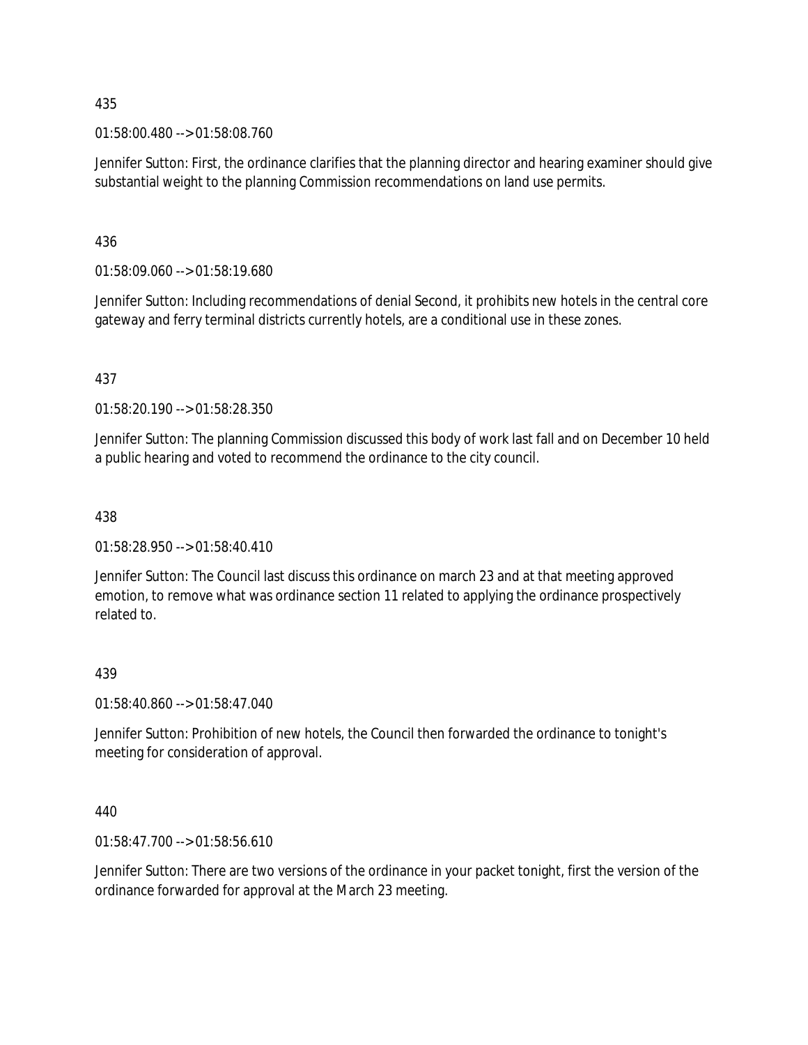435

01:58:00.480 --> 01:58:08.760

Jennifer Sutton: First, the ordinance clarifies that the planning director and hearing examiner should give substantial weight to the planning Commission recommendations on land use permits.

436

01:58:09.060 --> 01:58:19.680

Jennifer Sutton: Including recommendations of denial Second, it prohibits new hotels in the central core gateway and ferry terminal districts currently hotels, are a conditional use in these zones.

437

01:58:20.190 --> 01:58:28.350

Jennifer Sutton: The planning Commission discussed this body of work last fall and on December 10 held a public hearing and voted to recommend the ordinance to the city council.

438

01:58:28.950 --> 01:58:40.410

Jennifer Sutton: The Council last discuss this ordinance on march 23 and at that meeting approved emotion, to remove what was ordinance section 11 related to applying the ordinance prospectively related to.

439

01:58:40.860 --> 01:58:47.040

Jennifer Sutton: Prohibition of new hotels, the Council then forwarded the ordinance to tonight's meeting for consideration of approval.

440

01:58:47.700 --> 01:58:56.610

Jennifer Sutton: There are two versions of the ordinance in your packet tonight, first the version of the ordinance forwarded for approval at the March 23 meeting.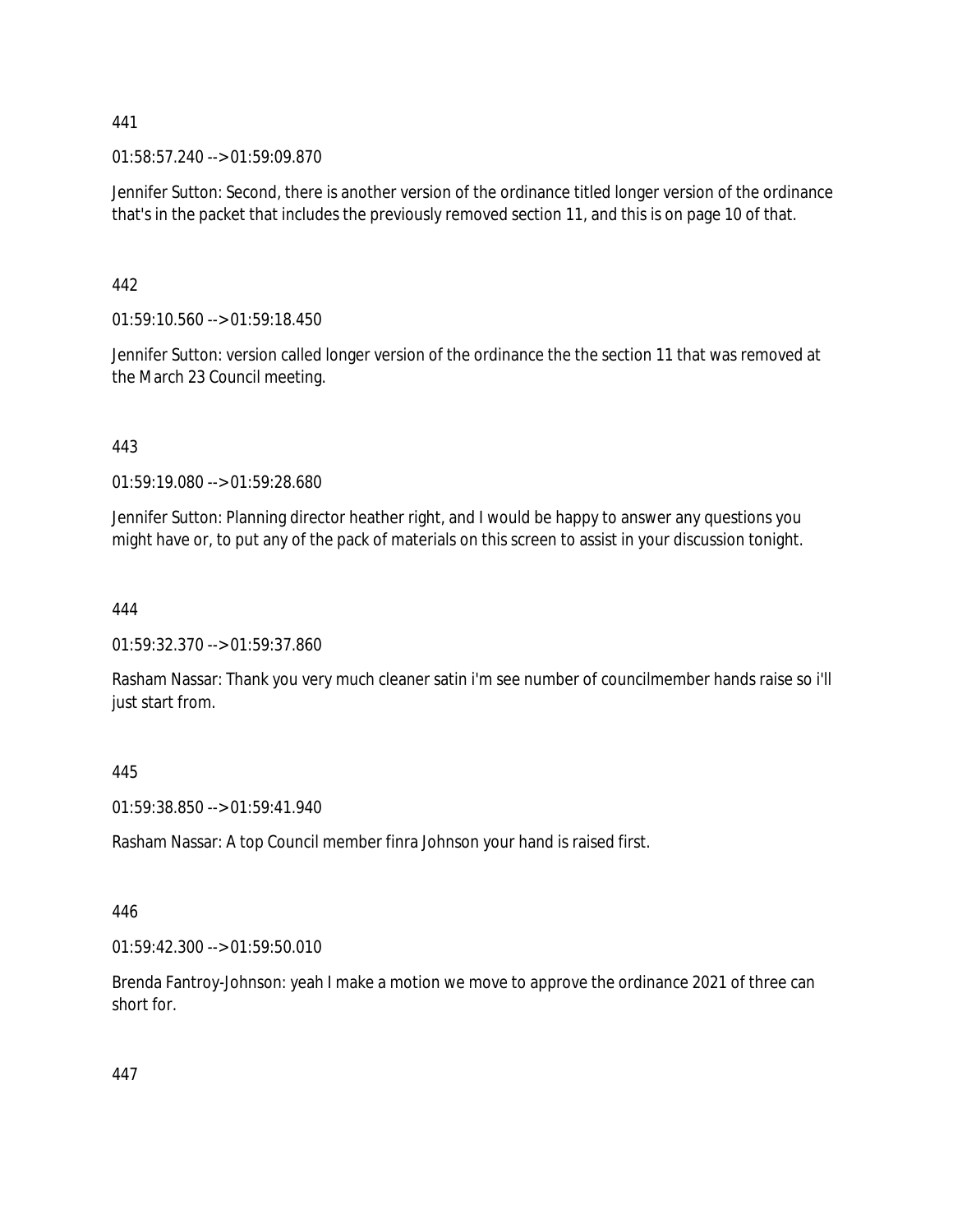441

01:58:57.240 --> 01:59:09.870

Jennifer Sutton: Second, there is another version of the ordinance titled longer version of the ordinance that's in the packet that includes the previously removed section 11, and this is on page 10 of that.

442

01:59:10.560 --> 01:59:18.450

Jennifer Sutton: version called longer version of the ordinance the the section 11 that was removed at the March 23 Council meeting.

443

01:59:19.080 --> 01:59:28.680

Jennifer Sutton: Planning director heather right, and I would be happy to answer any questions you might have or, to put any of the pack of materials on this screen to assist in your discussion tonight.

444

01:59:32.370 --> 01:59:37.860

Rasham Nassar: Thank you very much cleaner satin i'm see number of councilmember hands raise so i'll just start from.

445

01:59:38.850 --> 01:59:41.940

Rasham Nassar: A top Council member finra Johnson your hand is raised first.

446

01:59:42.300 --> 01:59:50.010

Brenda Fantroy-Johnson: yeah I make a motion we move to approve the ordinance 2021 of three can short for.

447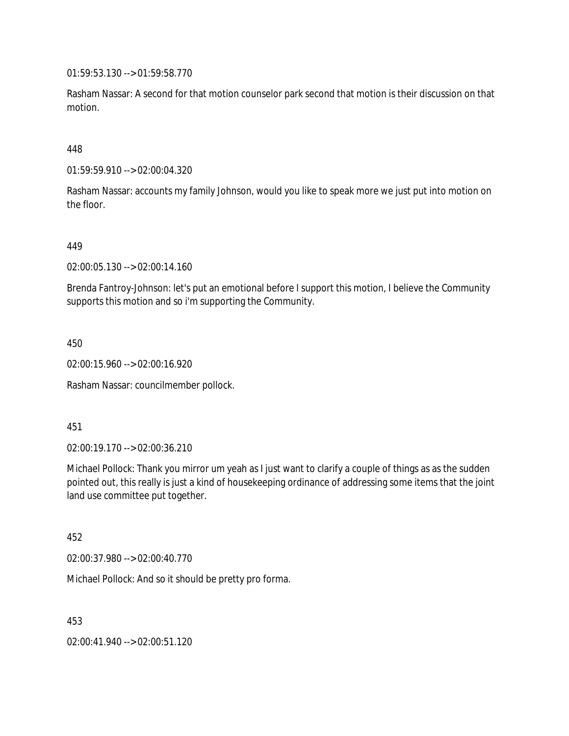01:59:53.130 --> 01:59:58.770

Rasham Nassar: A second for that motion counselor park second that motion is their discussion on that motion.

448

01:59:59.910 --> 02:00:04.320

Rasham Nassar: accounts my family Johnson, would you like to speak more we just put into motion on the floor.

449

02:00:05.130 --> 02:00:14.160

Brenda Fantroy-Johnson: let's put an emotional before I support this motion, I believe the Community supports this motion and so i'm supporting the Community.

450

02:00:15.960 --> 02:00:16.920

Rasham Nassar: councilmember pollock.

451

02:00:19.170 --> 02:00:36.210

Michael Pollock: Thank you mirror um yeah as I just want to clarify a couple of things as as the sudden pointed out, this really is just a kind of housekeeping ordinance of addressing some items that the joint land use committee put together.

452

02:00:37.980 --> 02:00:40.770

Michael Pollock: And so it should be pretty pro forma.

453

02:00:41.940 --> 02:00:51.120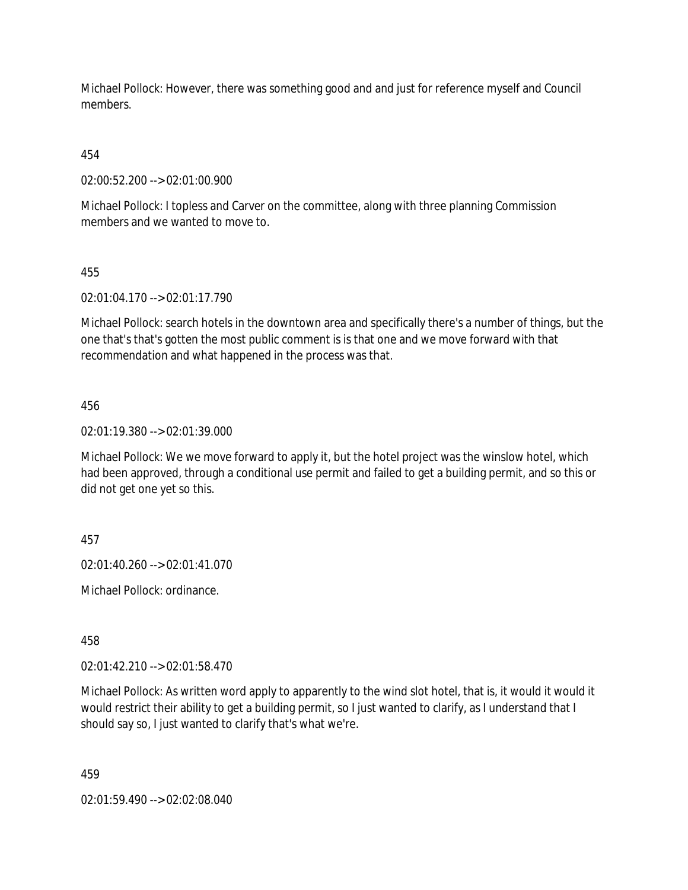Michael Pollock: However, there was something good and and just for reference myself and Council members.

454

02:00:52.200 --> 02:01:00.900

Michael Pollock: I topless and Carver on the committee, along with three planning Commission members and we wanted to move to.

455

02:01:04.170 --> 02:01:17.790

Michael Pollock: search hotels in the downtown area and specifically there's a number of things, but the one that's that's gotten the most public comment is is that one and we move forward with that recommendation and what happened in the process was that.

456

02:01:19.380 --> 02:01:39.000

Michael Pollock: We we move forward to apply it, but the hotel project was the winslow hotel, which had been approved, through a conditional use permit and failed to get a building permit, and so this or did not get one yet so this.

457

02:01:40.260 --> 02:01:41.070

Michael Pollock: ordinance.

458

02:01:42.210 --> 02:01:58.470

Michael Pollock: As written word apply to apparently to the wind slot hotel, that is, it would it would it would restrict their ability to get a building permit, so I just wanted to clarify, as I understand that I should say so, I just wanted to clarify that's what we're.

459

02:01:59.490 --> 02:02:08.040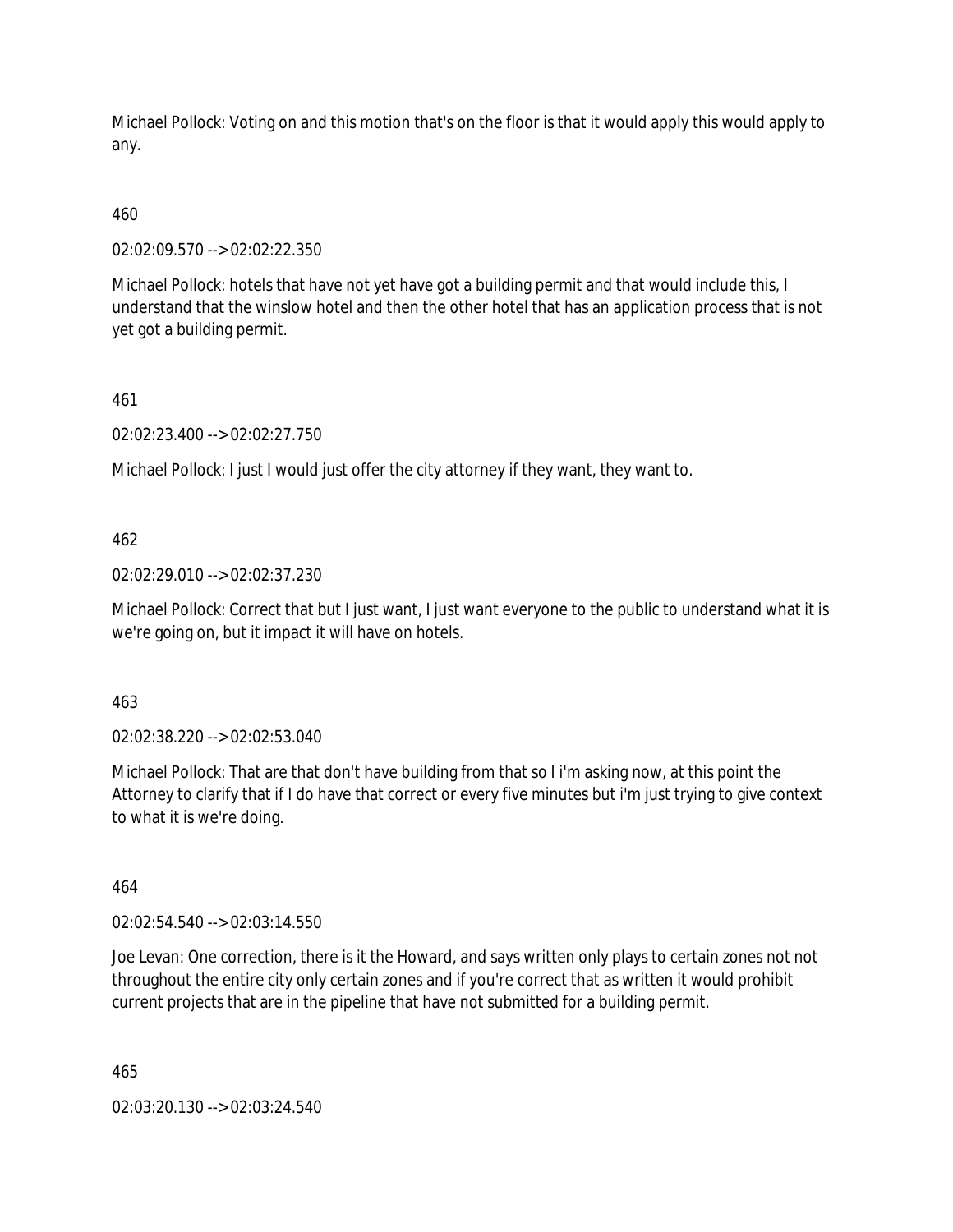Michael Pollock: Voting on and this motion that's on the floor is that it would apply this would apply to any.

460

02:02:09.570 --> 02:02:22.350

Michael Pollock: hotels that have not yet have got a building permit and that would include this, I understand that the winslow hotel and then the other hotel that has an application process that is not yet got a building permit.

461

02:02:23.400 --> 02:02:27.750

Michael Pollock: I just I would just offer the city attorney if they want, they want to.

462

02:02:29.010 --> 02:02:37.230

Michael Pollock: Correct that but I just want, I just want everyone to the public to understand what it is we're going on, but it impact it will have on hotels.

463

02:02:38.220 --> 02:02:53.040

Michael Pollock: That are that don't have building from that so I i'm asking now, at this point the Attorney to clarify that if I do have that correct or every five minutes but i'm just trying to give context to what it is we're doing.

464

02:02:54.540 --> 02:03:14.550

Joe Levan: One correction, there is it the Howard, and says written only plays to certain zones not not throughout the entire city only certain zones and if you're correct that as written it would prohibit current projects that are in the pipeline that have not submitted for a building permit.

465

02:03:20.130 --> 02:03:24.540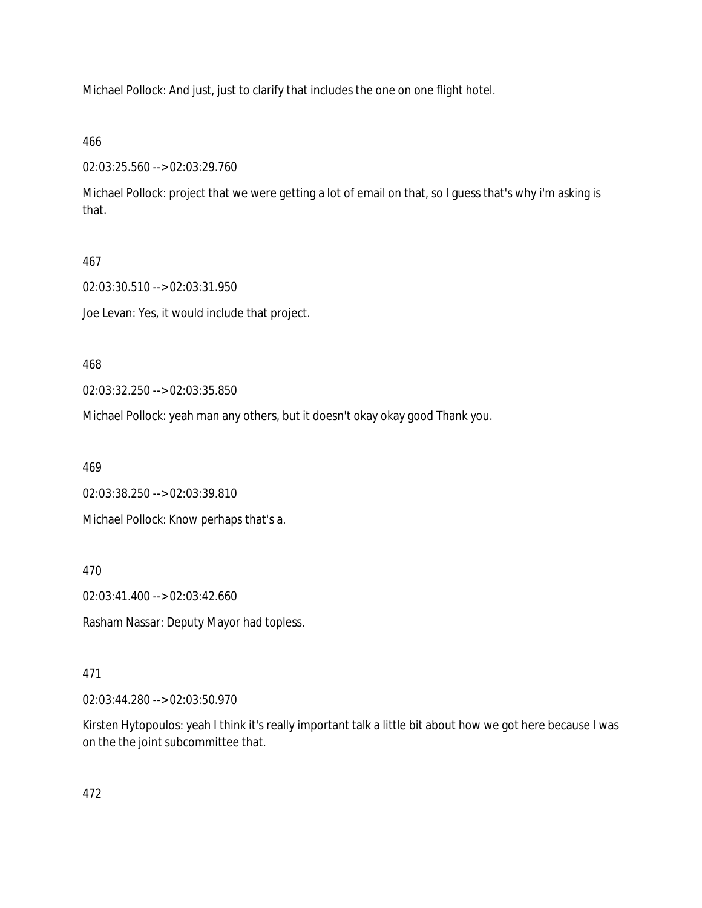Michael Pollock: And just, just to clarify that includes the one on one flight hotel.

466

02:03:25.560 --> 02:03:29.760

Michael Pollock: project that we were getting a lot of email on that, so I guess that's why i'm asking is that.

467

02:03:30.510 --> 02:03:31.950

Joe Levan: Yes, it would include that project.

468

02:03:32.250 --> 02:03:35.850

Michael Pollock: yeah man any others, but it doesn't okay okay good Thank you.

469

02:03:38.250 --> 02:03:39.810

Michael Pollock: Know perhaps that's a.

470

02:03:41.400 --> 02:03:42.660

Rasham Nassar: Deputy Mayor had topless.

471

02:03:44.280 --> 02:03:50.970

Kirsten Hytopoulos: yeah I think it's really important talk a little bit about how we got here because I was on the the joint subcommittee that.

472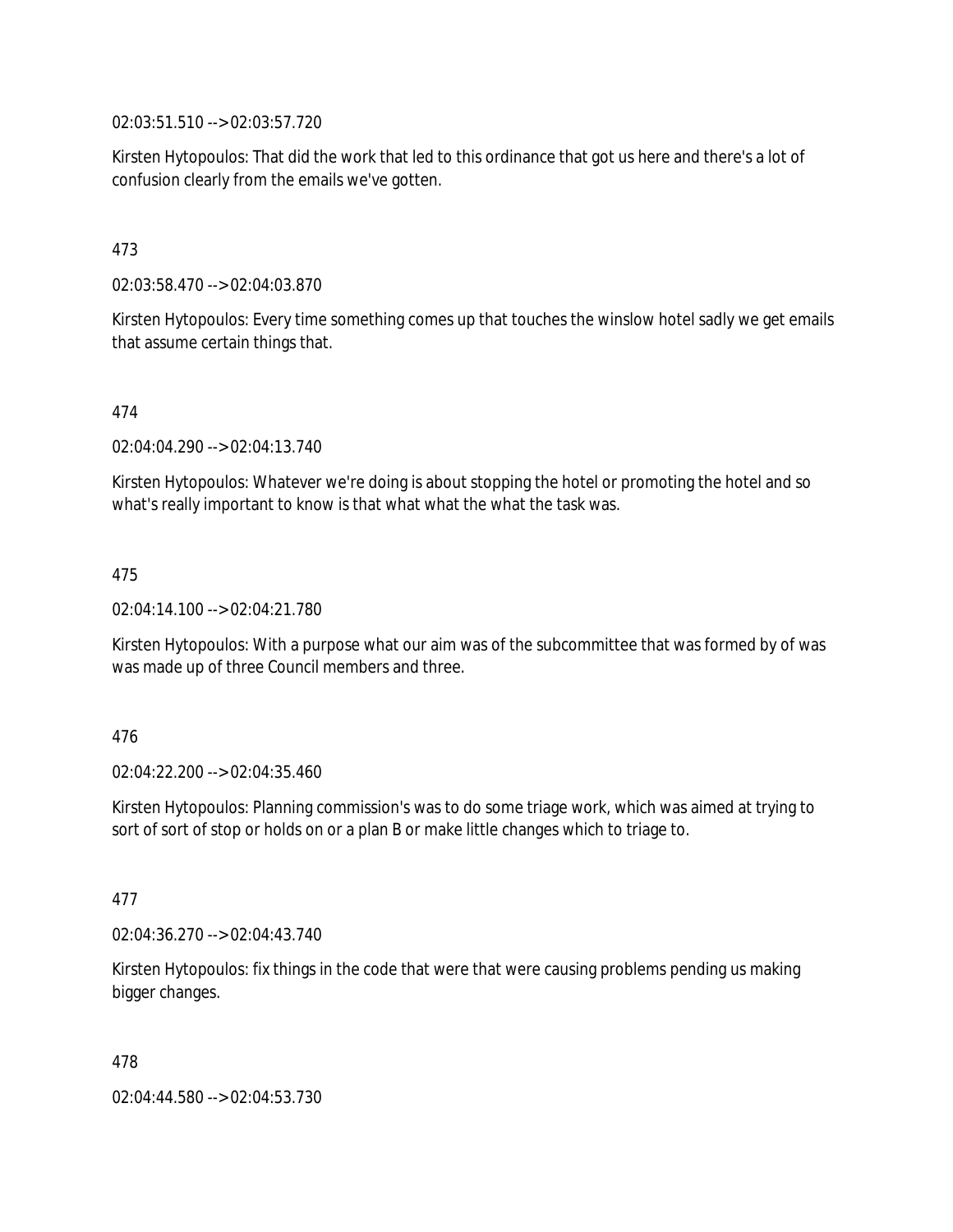02:03:51.510 --> 02:03:57.720

Kirsten Hytopoulos: That did the work that led to this ordinance that got us here and there's a lot of confusion clearly from the emails we've gotten.

473

02:03:58.470 --> 02:04:03.870

Kirsten Hytopoulos: Every time something comes up that touches the winslow hotel sadly we get emails that assume certain things that.

474

02:04:04.290 --> 02:04:13.740

Kirsten Hytopoulos: Whatever we're doing is about stopping the hotel or promoting the hotel and so what's really important to know is that what what the what the task was.

475

02:04:14.100 --> 02:04:21.780

Kirsten Hytopoulos: With a purpose what our aim was of the subcommittee that was formed by of was was made up of three Council members and three.

476

02:04:22.200 --> 02:04:35.460

Kirsten Hytopoulos: Planning commission's was to do some triage work, which was aimed at trying to sort of sort of stop or holds on or a plan B or make little changes which to triage to.

477

02:04:36.270 --> 02:04:43.740

Kirsten Hytopoulos: fix things in the code that were that were causing problems pending us making bigger changes.

478

02:04:44.580 --> 02:04:53.730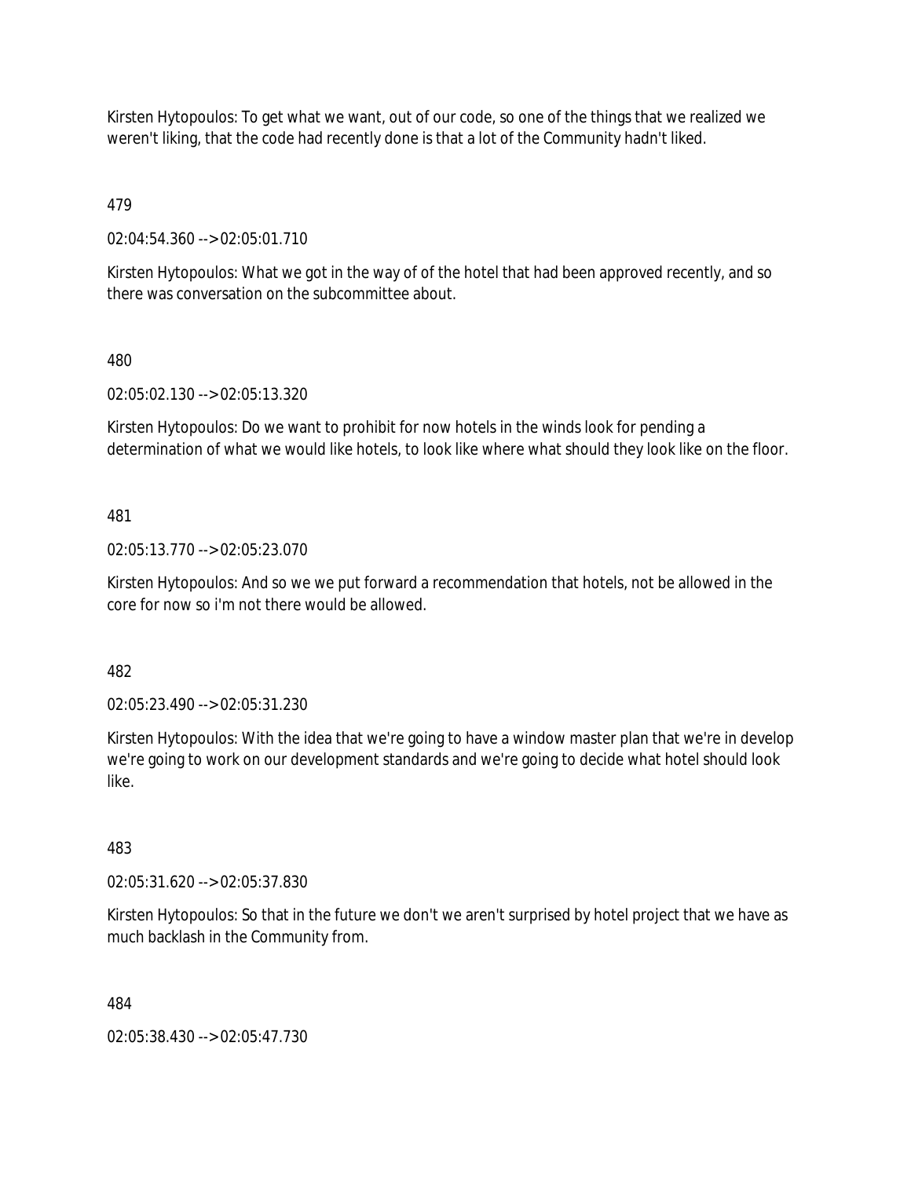Kirsten Hytopoulos: To get what we want, out of our code, so one of the things that we realized we weren't liking, that the code had recently done is that a lot of the Community hadn't liked.

479

02:04:54.360 --> 02:05:01.710

Kirsten Hytopoulos: What we got in the way of of the hotel that had been approved recently, and so there was conversation on the subcommittee about.

480

02:05:02.130 --> 02:05:13.320

Kirsten Hytopoulos: Do we want to prohibit for now hotels in the winds look for pending a determination of what we would like hotels, to look like where what should they look like on the floor.

481

02:05:13.770 --> 02:05:23.070

Kirsten Hytopoulos: And so we we put forward a recommendation that hotels, not be allowed in the core for now so i'm not there would be allowed.

482

02:05:23.490 --> 02:05:31.230

Kirsten Hytopoulos: With the idea that we're going to have a window master plan that we're in develop we're going to work on our development standards and we're going to decide what hotel should look like.

483

02:05:31.620 --> 02:05:37.830

Kirsten Hytopoulos: So that in the future we don't we aren't surprised by hotel project that we have as much backlash in the Community from.

484

02:05:38.430 --> 02:05:47.730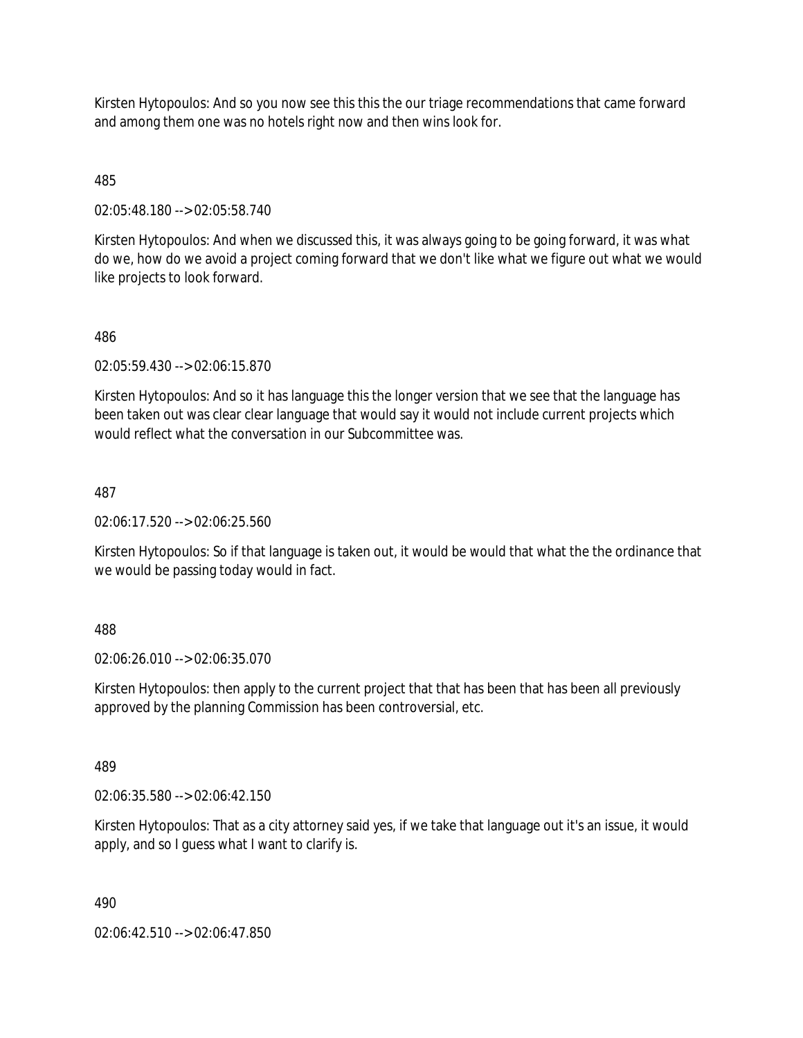Kirsten Hytopoulos: And so you now see this this the our triage recommendations that came forward and among them one was no hotels right now and then wins look for.

485

02:05:48.180 --> 02:05:58.740

Kirsten Hytopoulos: And when we discussed this, it was always going to be going forward, it was what do we, how do we avoid a project coming forward that we don't like what we figure out what we would like projects to look forward.

486

02:05:59.430 --> 02:06:15.870

Kirsten Hytopoulos: And so it has language this the longer version that we see that the language has been taken out was clear clear language that would say it would not include current projects which would reflect what the conversation in our Subcommittee was.

487

02:06:17.520 --> 02:06:25.560

Kirsten Hytopoulos: So if that language is taken out, it would be would that what the the ordinance that we would be passing today would in fact.

488

02:06:26.010 --> 02:06:35.070

Kirsten Hytopoulos: then apply to the current project that that has been that has been all previously approved by the planning Commission has been controversial, etc.

489

02:06:35.580 --> 02:06:42.150

Kirsten Hytopoulos: That as a city attorney said yes, if we take that language out it's an issue, it would apply, and so I guess what I want to clarify is.

490

02:06:42.510 --> 02:06:47.850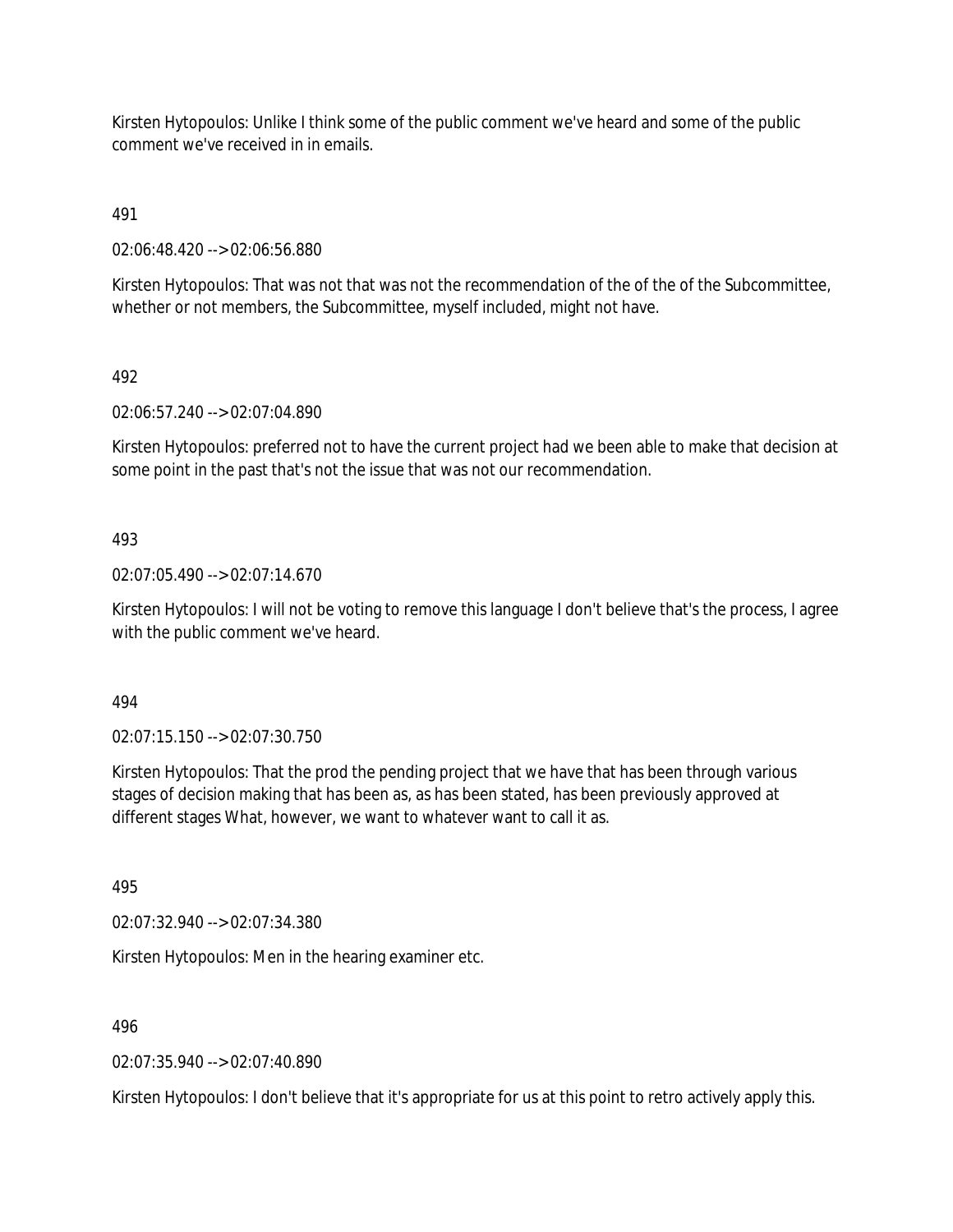Kirsten Hytopoulos: Unlike I think some of the public comment we've heard and some of the public comment we've received in in emails.

491

02:06:48.420 --> 02:06:56.880

Kirsten Hytopoulos: That was not that was not the recommendation of the of the of the Subcommittee, whether or not members, the Subcommittee, myself included, might not have.

492

02:06:57.240 --> 02:07:04.890

Kirsten Hytopoulos: preferred not to have the current project had we been able to make that decision at some point in the past that's not the issue that was not our recommendation.

493

02:07:05.490 --> 02:07:14.670

Kirsten Hytopoulos: I will not be voting to remove this language I don't believe that's the process, I agree with the public comment we've heard.

494

02:07:15.150 --> 02:07:30.750

Kirsten Hytopoulos: That the prod the pending project that we have that has been through various stages of decision making that has been as, as has been stated, has been previously approved at different stages What, however, we want to whatever want to call it as.

495

02:07:32.940 --> 02:07:34.380

Kirsten Hytopoulos: Men in the hearing examiner etc.

496

02:07:35.940 --> 02:07:40.890

Kirsten Hytopoulos: I don't believe that it's appropriate for us at this point to retro actively apply this.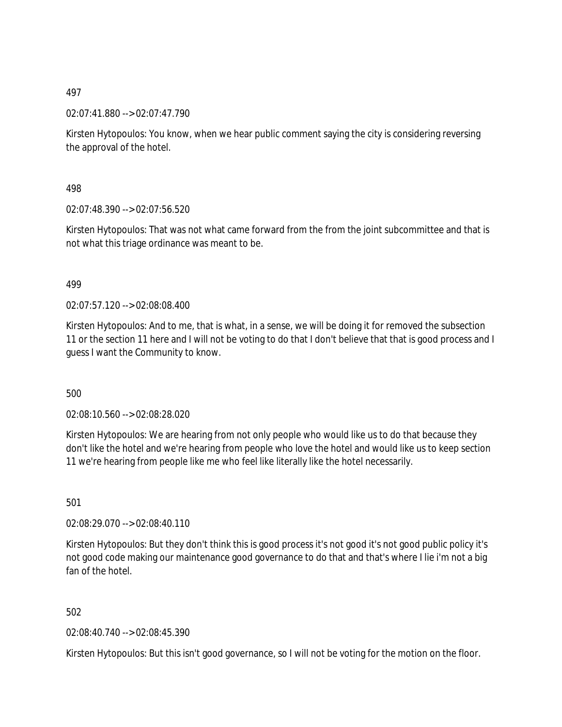497

02:07:41.880 --> 02:07:47.790

Kirsten Hytopoulos: You know, when we hear public comment saying the city is considering reversing the approval of the hotel.

498

02:07:48.390 --> 02:07:56.520

Kirsten Hytopoulos: That was not what came forward from the from the joint subcommittee and that is not what this triage ordinance was meant to be.

499

02:07:57.120 --> 02:08:08.400

Kirsten Hytopoulos: And to me, that is what, in a sense, we will be doing it for removed the subsection 11 or the section 11 here and I will not be voting to do that I don't believe that that is good process and I guess I want the Community to know.

500

02:08:10.560 --> 02:08:28.020

Kirsten Hytopoulos: We are hearing from not only people who would like us to do that because they don't like the hotel and we're hearing from people who love the hotel and would like us to keep section 11 we're hearing from people like me who feel like literally like the hotel necessarily.

501

02:08:29.070 --> 02:08:40.110

Kirsten Hytopoulos: But they don't think this is good process it's not good it's not good public policy it's not good code making our maintenance good governance to do that and that's where I lie i'm not a big fan of the hotel.

502

02:08:40.740 --> 02:08:45.390

Kirsten Hytopoulos: But this isn't good governance, so I will not be voting for the motion on the floor.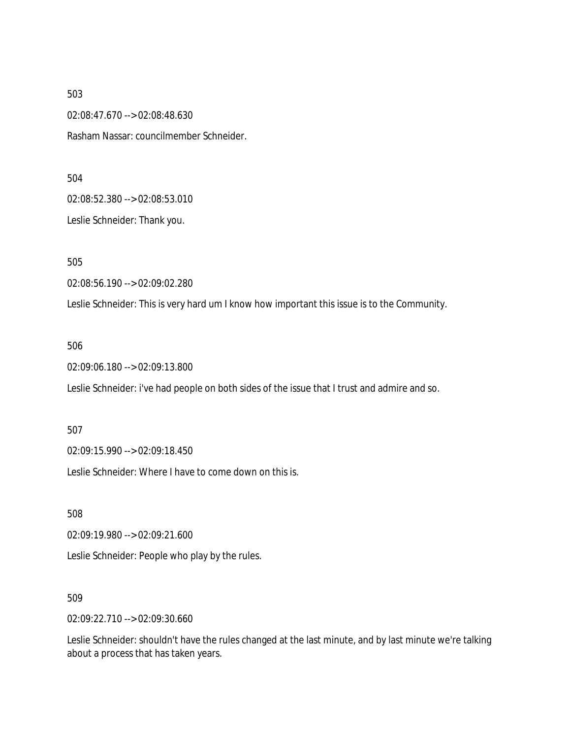503

02:08:47.670 --> 02:08:48.630

Rasham Nassar: councilmember Schneider.

504

02:08:52.380 --> 02:08:53.010

Leslie Schneider: Thank you.

505

02:08:56.190 --> 02:09:02.280

Leslie Schneider: This is very hard um I know how important this issue is to the Community.

506

02:09:06.180 --> 02:09:13.800

Leslie Schneider: i've had people on both sides of the issue that I trust and admire and so.

507

02:09:15.990 --> 02:09:18.450

Leslie Schneider: Where I have to come down on this is.

508

02:09:19.980 --> 02:09:21.600

Leslie Schneider: People who play by the rules.

509

02:09:22.710 --> 02:09:30.660

Leslie Schneider: shouldn't have the rules changed at the last minute, and by last minute we're talking about a process that has taken years.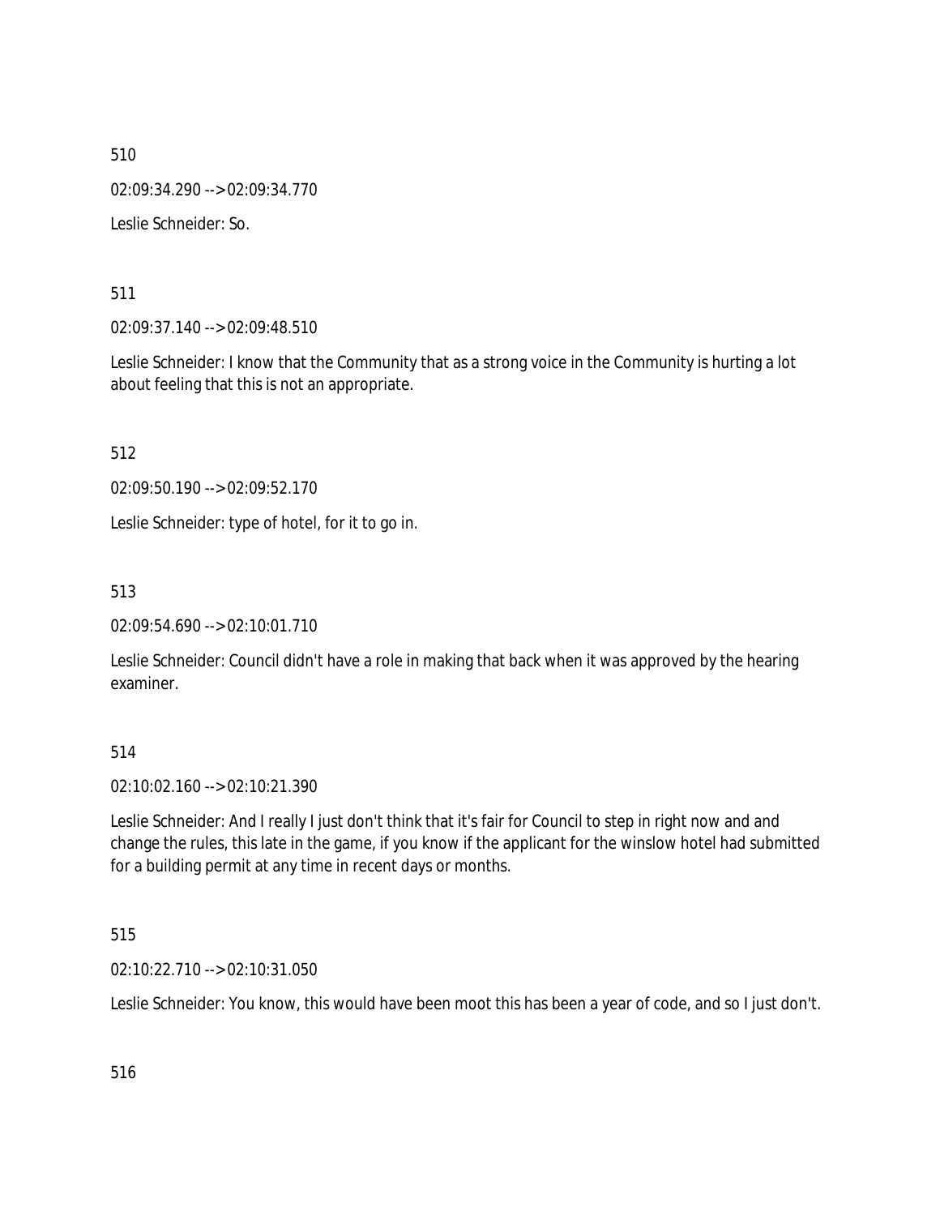510

02:09:34.290 --> 02:09:34.770

Leslie Schneider: So.

511

02:09:37.140 --> 02:09:48.510

Leslie Schneider: I know that the Community that as a strong voice in the Community is hurting a lot about feeling that this is not an appropriate.

512

02:09:50.190 --> 02:09:52.170

Leslie Schneider: type of hotel, for it to go in.

513

02:09:54.690 --> 02:10:01.710

Leslie Schneider: Council didn't have a role in making that back when it was approved by the hearing examiner.

514

02:10:02.160 --> 02:10:21.390

Leslie Schneider: And I really I just don't think that it's fair for Council to step in right now and and change the rules, this late in the game, if you know if the applicant for the winslow hotel had submitted for a building permit at any time in recent days or months.

515

02:10:22.710 --> 02:10:31.050

Leslie Schneider: You know, this would have been moot this has been a year of code, and so I just don't.

516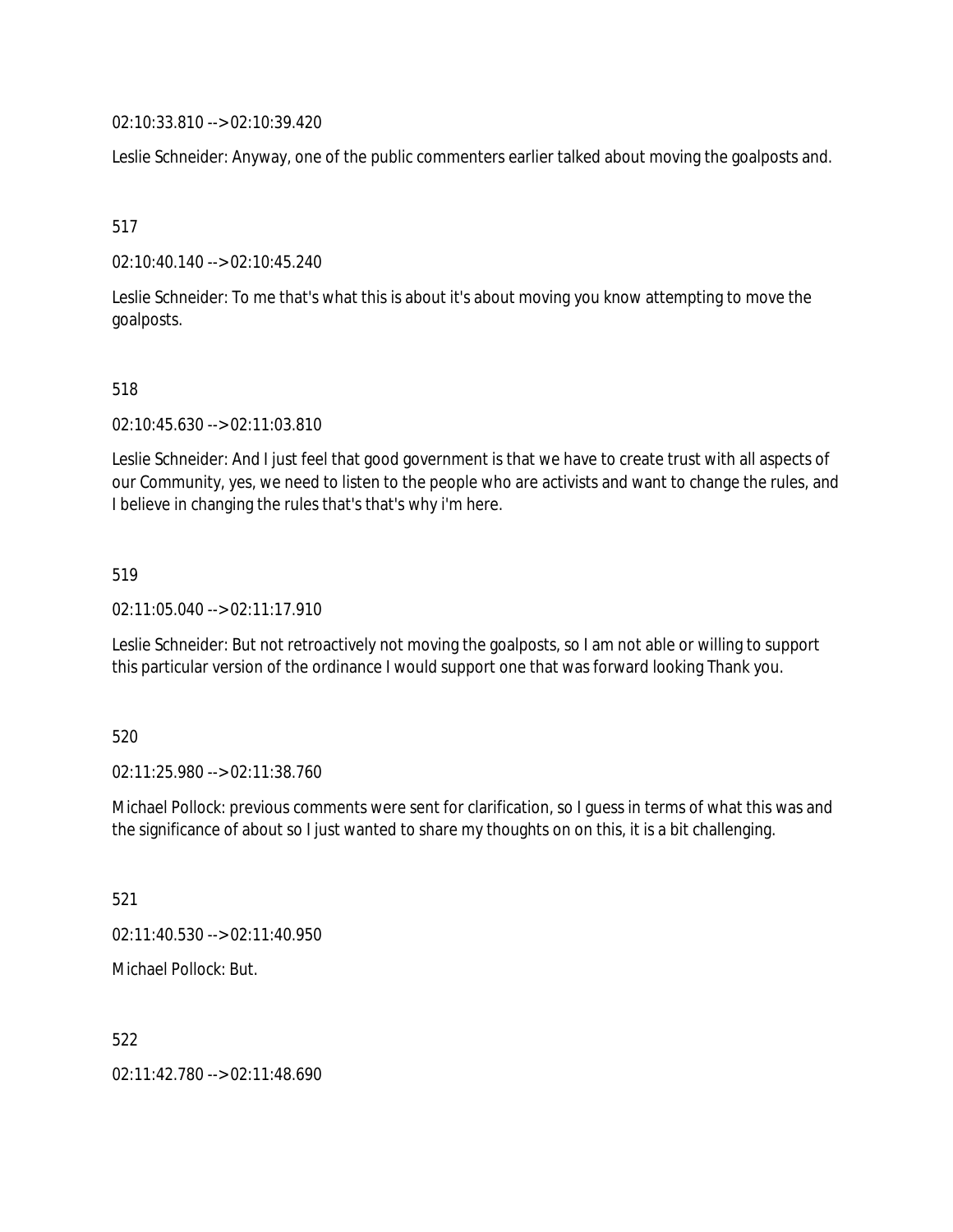02:10:33.810 --> 02:10:39.420

Leslie Schneider: Anyway, one of the public commenters earlier talked about moving the goalposts and.

517

02:10:40.140 --> 02:10:45.240

Leslie Schneider: To me that's what this is about it's about moving you know attempting to move the goalposts.

518

02:10:45.630 --> 02:11:03.810

Leslie Schneider: And I just feel that good government is that we have to create trust with all aspects of our Community, yes, we need to listen to the people who are activists and want to change the rules, and I believe in changing the rules that's that's why i'm here.

519

02:11:05.040 --> 02:11:17.910

Leslie Schneider: But not retroactively not moving the goalposts, so I am not able or willing to support this particular version of the ordinance I would support one that was forward looking Thank you.

520

02:11:25.980 --> 02:11:38.760

Michael Pollock: previous comments were sent for clarification, so I guess in terms of what this was and the significance of about so I just wanted to share my thoughts on on this, it is a bit challenging.

521

02:11:40.530 --> 02:11:40.950

Michael Pollock: But.

522

02:11:42.780 --> 02:11:48.690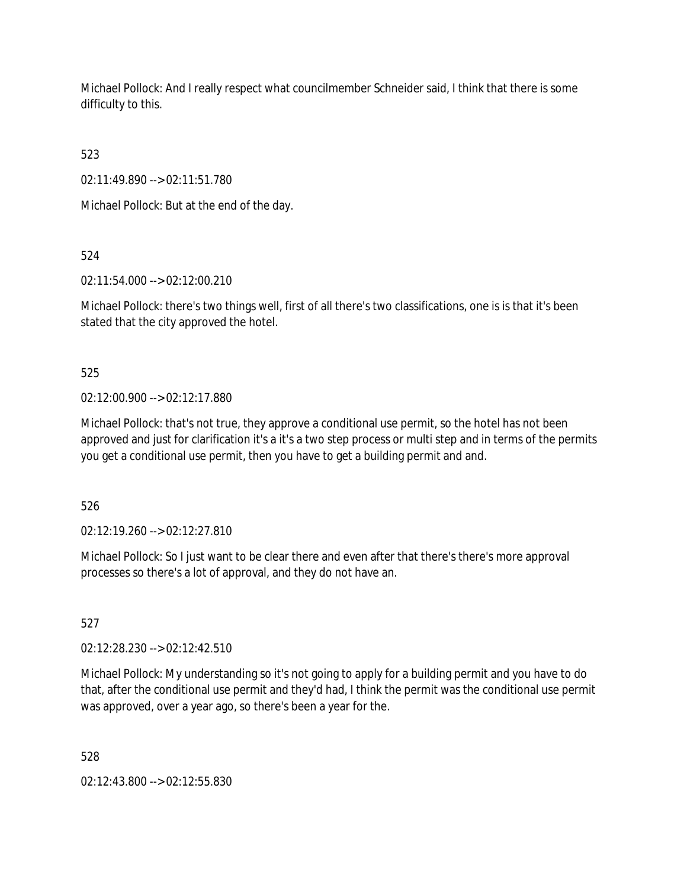Michael Pollock: And I really respect what councilmember Schneider said, I think that there is some difficulty to this.

523

02:11:49.890 --> 02:11:51.780

Michael Pollock: But at the end of the day.

524

02:11:54.000 --> 02:12:00.210

Michael Pollock: there's two things well, first of all there's two classifications, one is is that it's been stated that the city approved the hotel.

525

02:12:00.900 --> 02:12:17.880

Michael Pollock: that's not true, they approve a conditional use permit, so the hotel has not been approved and just for clarification it's a it's a two step process or multi step and in terms of the permits you get a conditional use permit, then you have to get a building permit and and.

526

02:12:19.260 --> 02:12:27.810

Michael Pollock: So I just want to be clear there and even after that there's there's more approval processes so there's a lot of approval, and they do not have an.

527

02:12:28.230 --> 02:12:42.510

Michael Pollock: My understanding so it's not going to apply for a building permit and you have to do that, after the conditional use permit and they'd had, I think the permit was the conditional use permit was approved, over a year ago, so there's been a year for the.

528

02:12:43.800 --> 02:12:55.830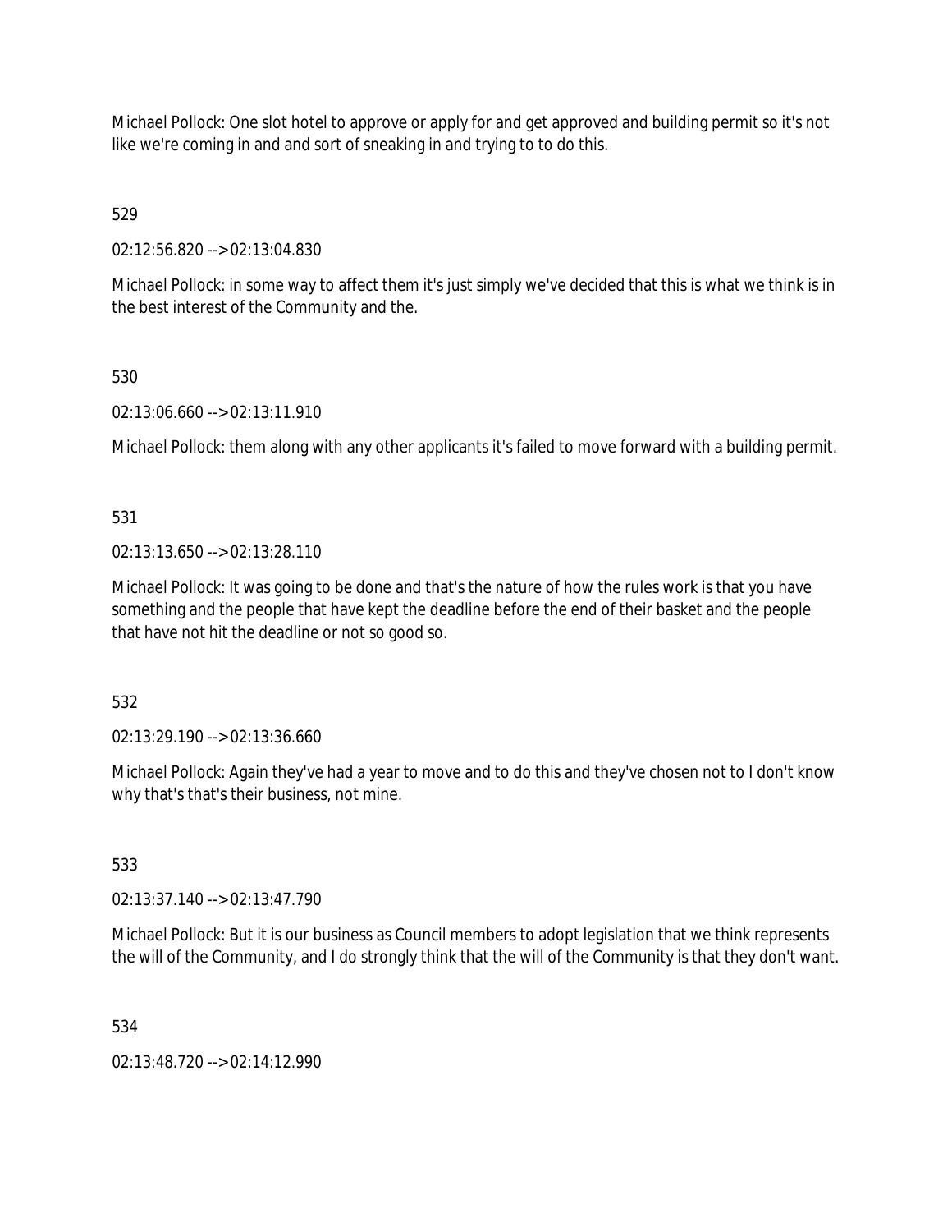Michael Pollock: One slot hotel to approve or apply for and get approved and building permit so it's not like we're coming in and and sort of sneaking in and trying to to do this.

529

02:12:56.820 --> 02:13:04.830

Michael Pollock: in some way to affect them it's just simply we've decided that this is what we think is in the best interest of the Community and the.

530

02:13:06.660 --> 02:13:11.910

Michael Pollock: them along with any other applicants it's failed to move forward with a building permit.

531

02:13:13.650 --> 02:13:28.110

Michael Pollock: It was going to be done and that's the nature of how the rules work is that you have something and the people that have kept the deadline before the end of their basket and the people that have not hit the deadline or not so good so.

532

02:13:29.190 --> 02:13:36.660

Michael Pollock: Again they've had a year to move and to do this and they've chosen not to I don't know why that's that's their business, not mine.

533

02:13:37.140 --> 02:13:47.790

Michael Pollock: But it is our business as Council members to adopt legislation that we think represents the will of the Community, and I do strongly think that the will of the Community is that they don't want.

534

02:13:48.720 --> 02:14:12.990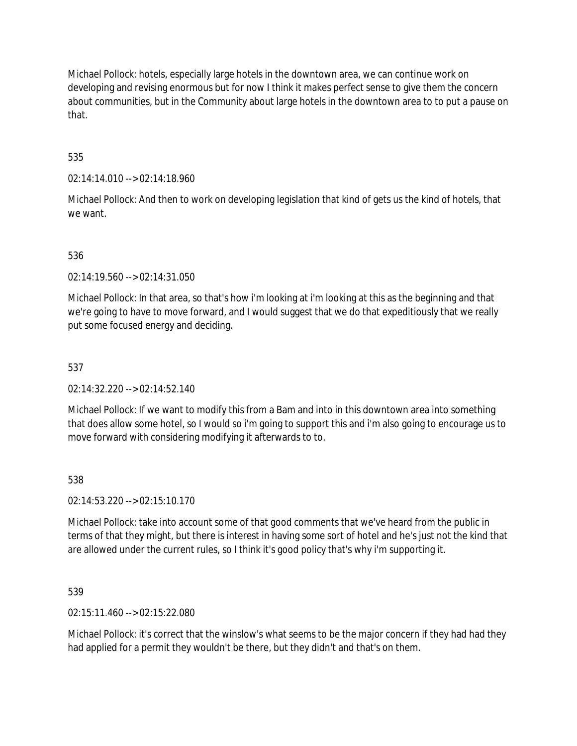Michael Pollock: hotels, especially large hotels in the downtown area, we can continue work on developing and revising enormous but for now I think it makes perfect sense to give them the concern about communities, but in the Community about large hotels in the downtown area to to put a pause on that.

535

02:14:14.010 --> 02:14:18.960

Michael Pollock: And then to work on developing legislation that kind of gets us the kind of hotels, that we want.

536

02:14:19.560 --> 02:14:31.050

Michael Pollock: In that area, so that's how i'm looking at i'm looking at this as the beginning and that we're going to have to move forward, and I would suggest that we do that expeditiously that we really put some focused energy and deciding.

537

02:14:32.220 --> 02:14:52.140

Michael Pollock: If we want to modify this from a Bam and into in this downtown area into something that does allow some hotel, so I would so i'm going to support this and i'm also going to encourage us to move forward with considering modifying it afterwards to to.

538

02:14:53.220 --> 02:15:10.170

Michael Pollock: take into account some of that good comments that we've heard from the public in terms of that they might, but there is interest in having some sort of hotel and he's just not the kind that are allowed under the current rules, so I think it's good policy that's why i'm supporting it.

539

02:15:11.460 --> 02:15:22.080

Michael Pollock: it's correct that the winslow's what seems to be the major concern if they had had they had applied for a permit they wouldn't be there, but they didn't and that's on them.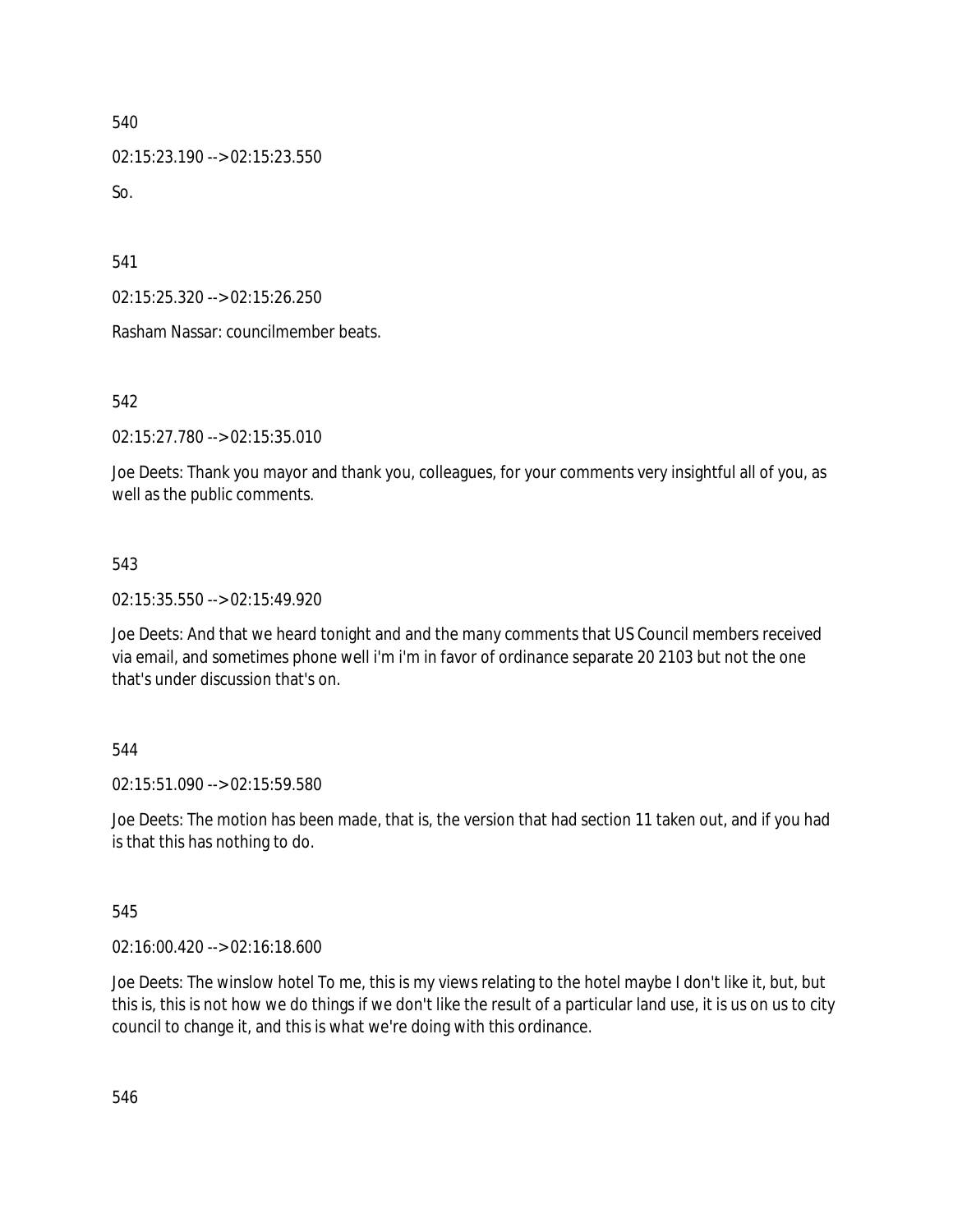540

02:15:23.190 --> 02:15:23.550

So.

541

02:15:25.320 --> 02:15:26.250

Rasham Nassar: councilmember beats.

542

02:15:27.780 --> 02:15:35.010

Joe Deets: Thank you mayor and thank you, colleagues, for your comments very insightful all of you, as well as the public comments.

543

02:15:35.550 --> 02:15:49.920

Joe Deets: And that we heard tonight and and the many comments that US Council members received via email, and sometimes phone well i'm i'm in favor of ordinance separate 20 2103 but not the one that's under discussion that's on.

544

02:15:51.090 --> 02:15:59.580

Joe Deets: The motion has been made, that is, the version that had section 11 taken out, and if you had is that this has nothing to do.

545

02:16:00.420 --> 02:16:18.600

Joe Deets: The winslow hotel To me, this is my views relating to the hotel maybe I don't like it, but, but this is, this is not how we do things if we don't like the result of a particular land use, it is us on us to city council to change it, and this is what we're doing with this ordinance.

546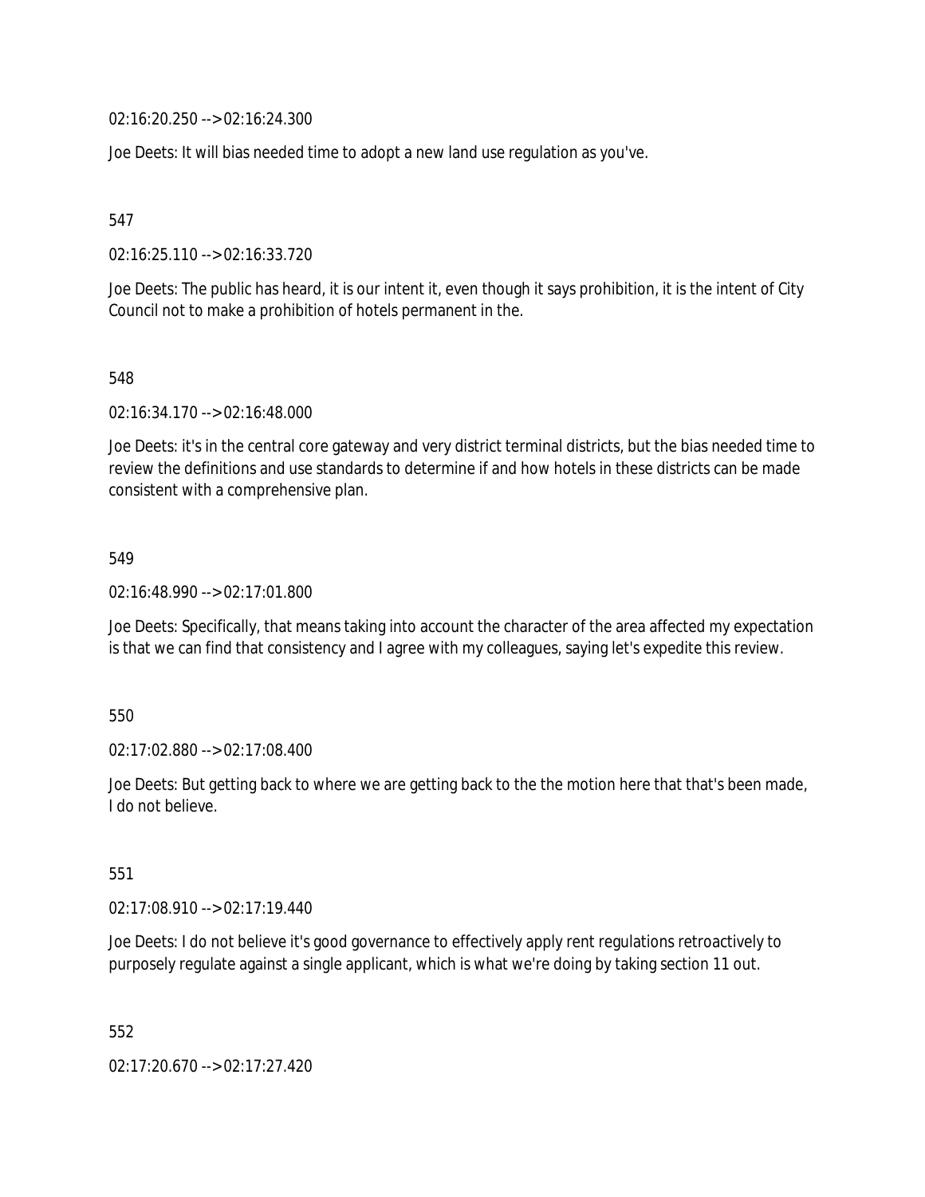02:16:20.250 --> 02:16:24.300

Joe Deets: It will bias needed time to adopt a new land use regulation as you've.

547

02:16:25.110 --> 02:16:33.720

Joe Deets: The public has heard, it is our intent it, even though it says prohibition, it is the intent of City Council not to make a prohibition of hotels permanent in the.

548

02:16:34.170 --> 02:16:48.000

Joe Deets: it's in the central core gateway and very district terminal districts, but the bias needed time to review the definitions and use standards to determine if and how hotels in these districts can be made consistent with a comprehensive plan.

549

02:16:48.990 --> 02:17:01.800

Joe Deets: Specifically, that means taking into account the character of the area affected my expectation is that we can find that consistency and I agree with my colleagues, saying let's expedite this review.

550

02:17:02.880 --> 02:17:08.400

Joe Deets: But getting back to where we are getting back to the the motion here that that's been made, I do not believe.

551

02:17:08.910 --> 02:17:19.440

Joe Deets: I do not believe it's good governance to effectively apply rent regulations retroactively to purposely regulate against a single applicant, which is what we're doing by taking section 11 out.

552

02:17:20.670 --> 02:17:27.420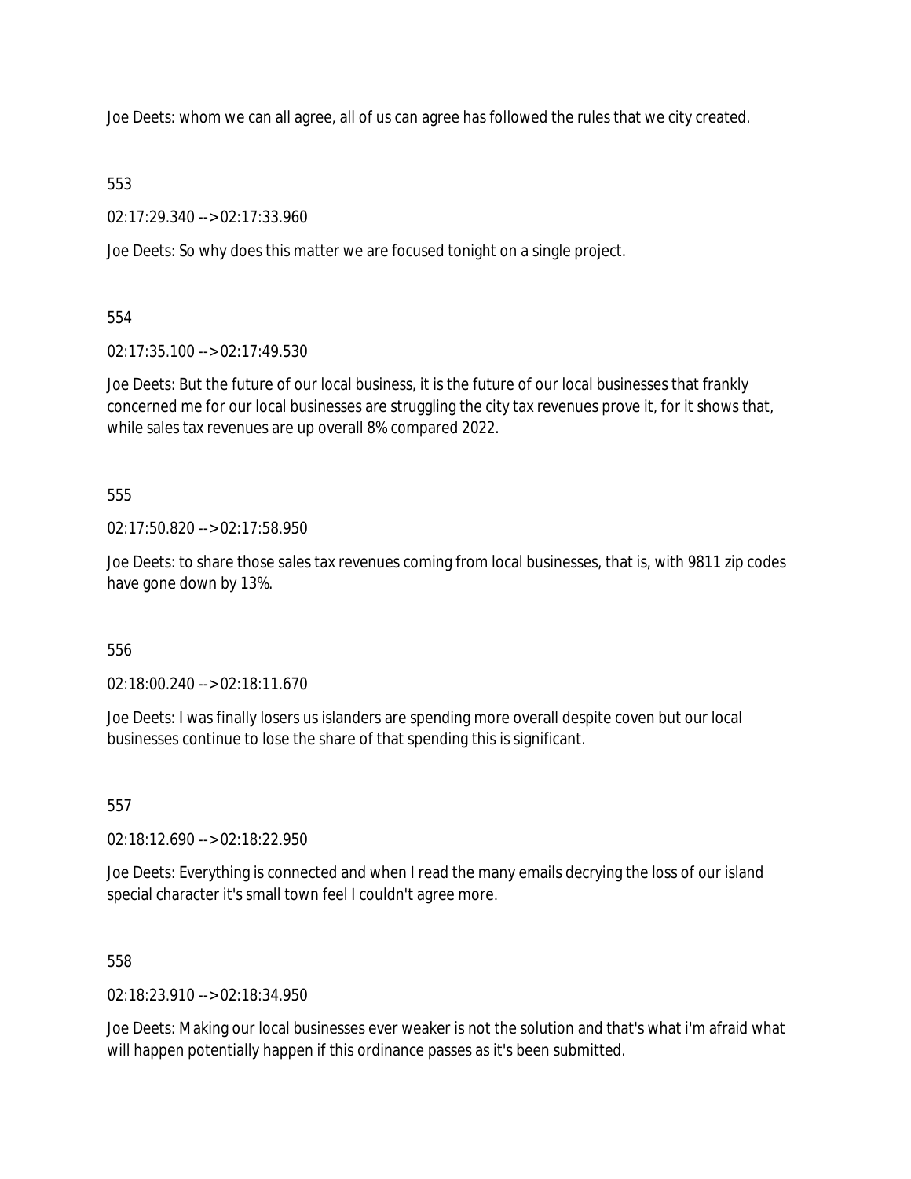Joe Deets: whom we can all agree, all of us can agree has followed the rules that we city created.

553

02:17:29.340 --> 02:17:33.960

Joe Deets: So why does this matter we are focused tonight on a single project.

554

02:17:35.100 --> 02:17:49.530

Joe Deets: But the future of our local business, it is the future of our local businesses that frankly concerned me for our local businesses are struggling the city tax revenues prove it, for it shows that, while sales tax revenues are up overall 8% compared 2022.

555

02:17:50.820 --> 02:17:58.950

Joe Deets: to share those sales tax revenues coming from local businesses, that is, with 9811 zip codes have gone down by 13%.

556

02:18:00.240 --> 02:18:11.670

Joe Deets: I was finally losers us islanders are spending more overall despite coven but our local businesses continue to lose the share of that spending this is significant.

557

02:18:12.690 --> 02:18:22.950

Joe Deets: Everything is connected and when I read the many emails decrying the loss of our island special character it's small town feel I couldn't agree more.

558

02:18:23.910 --> 02:18:34.950

Joe Deets: Making our local businesses ever weaker is not the solution and that's what i'm afraid what will happen potentially happen if this ordinance passes as it's been submitted.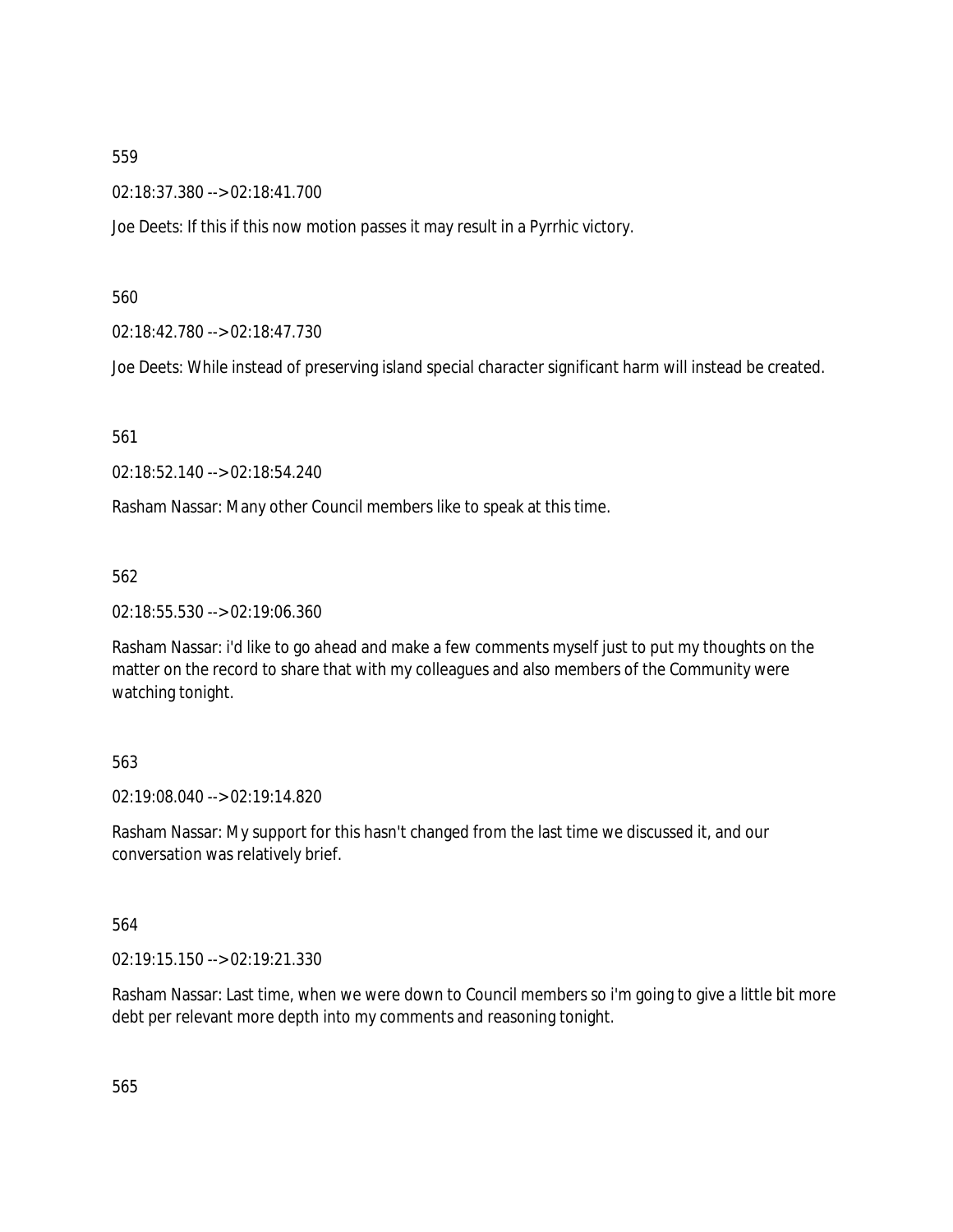559

02:18:37.380 --> 02:18:41.700

Joe Deets: If this if this now motion passes it may result in a Pyrrhic victory.

560

02:18:42.780 --> 02:18:47.730

Joe Deets: While instead of preserving island special character significant harm will instead be created.

561

02:18:52.140 --> 02:18:54.240

Rasham Nassar: Many other Council members like to speak at this time.

562

02:18:55.530 --> 02:19:06.360

Rasham Nassar: i'd like to go ahead and make a few comments myself just to put my thoughts on the matter on the record to share that with my colleagues and also members of the Community were watching tonight.

563

02:19:08.040 --> 02:19:14.820

Rasham Nassar: My support for this hasn't changed from the last time we discussed it, and our conversation was relatively brief.

564

02:19:15.150 --> 02:19:21.330

Rasham Nassar: Last time, when we were down to Council members so i'm going to give a little bit more debt per relevant more depth into my comments and reasoning tonight.

565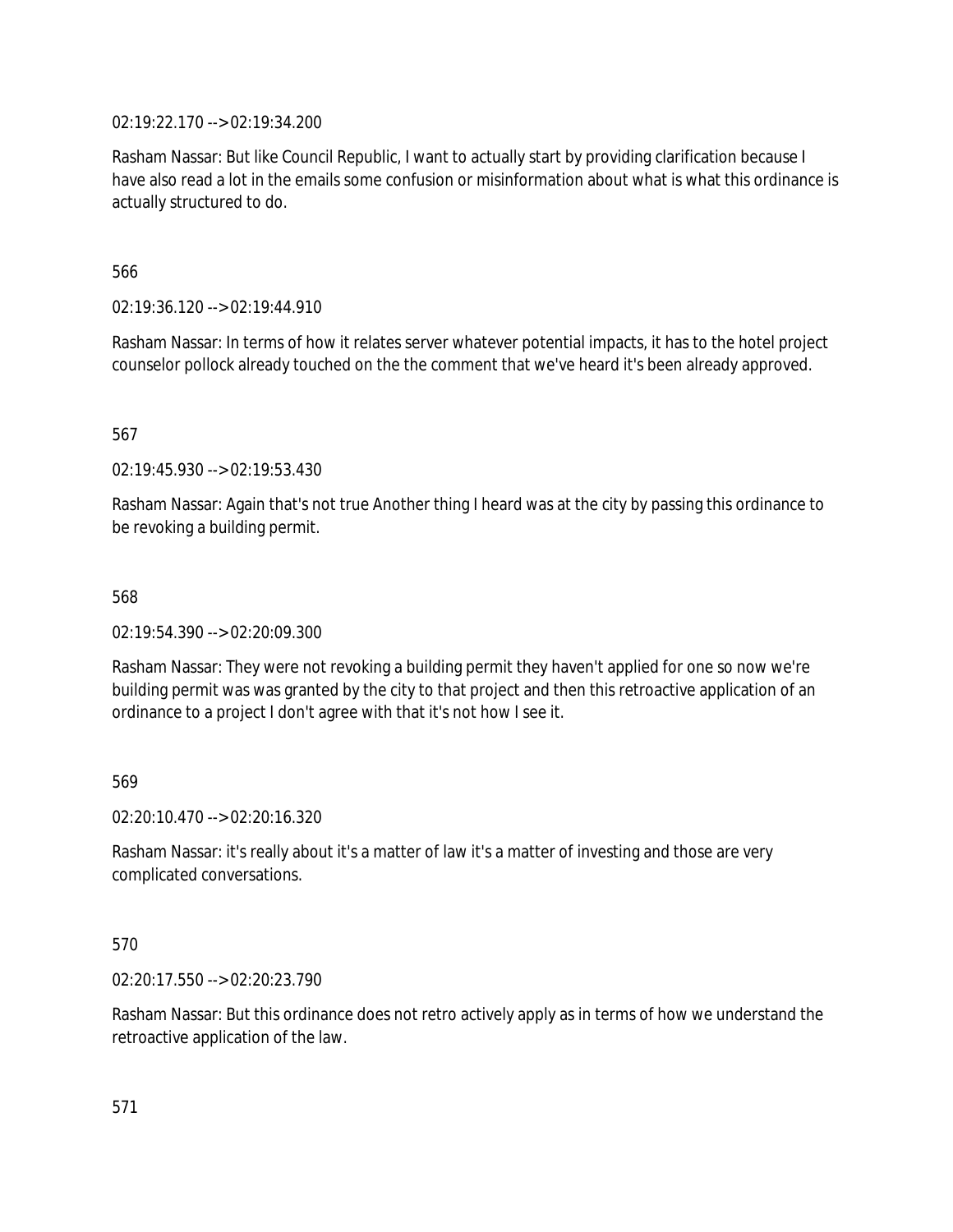02:19:22.170 --> 02:19:34.200

Rasham Nassar: But like Council Republic, I want to actually start by providing clarification because I have also read a lot in the emails some confusion or misinformation about what is what this ordinance is actually structured to do.

566

02:19:36.120 --> 02:19:44.910

Rasham Nassar: In terms of how it relates server whatever potential impacts, it has to the hotel project counselor pollock already touched on the the comment that we've heard it's been already approved.

567

02:19:45.930 --> 02:19:53.430

Rasham Nassar: Again that's not true Another thing I heard was at the city by passing this ordinance to be revoking a building permit.

568

02:19:54.390 --> 02:20:09.300

Rasham Nassar: They were not revoking a building permit they haven't applied for one so now we're building permit was was granted by the city to that project and then this retroactive application of an ordinance to a project I don't agree with that it's not how I see it.

569

02:20:10.470 --> 02:20:16.320

Rasham Nassar: it's really about it's a matter of law it's a matter of investing and those are very complicated conversations.

570

02:20:17.550 --> 02:20:23.790

Rasham Nassar: But this ordinance does not retro actively apply as in terms of how we understand the retroactive application of the law.

571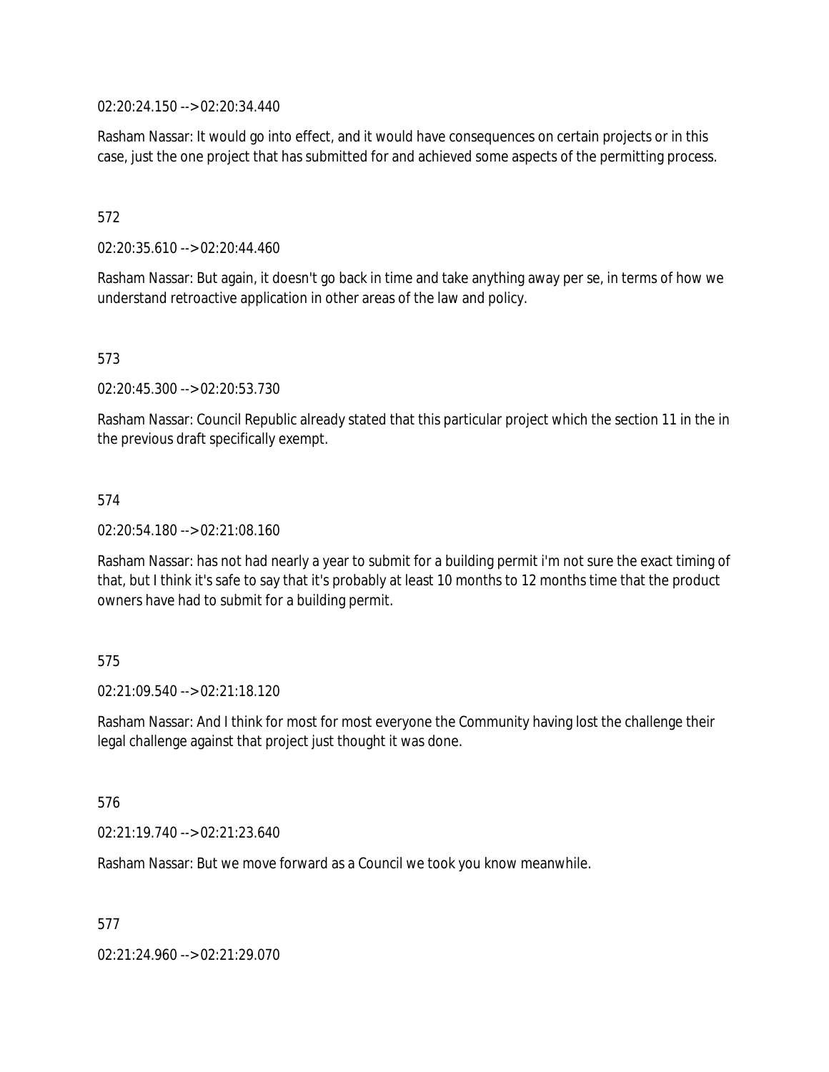02:20:24.150 --> 02:20:34.440

Rasham Nassar: It would go into effect, and it would have consequences on certain projects or in this case, just the one project that has submitted for and achieved some aspects of the permitting process.

572

02:20:35.610 --> 02:20:44.460

Rasham Nassar: But again, it doesn't go back in time and take anything away per se, in terms of how we understand retroactive application in other areas of the law and policy.

573

02:20:45.300 --> 02:20:53.730

Rasham Nassar: Council Republic already stated that this particular project which the section 11 in the in the previous draft specifically exempt.

574

02:20:54.180 --> 02:21:08.160

Rasham Nassar: has not had nearly a year to submit for a building permit i'm not sure the exact timing of that, but I think it's safe to say that it's probably at least 10 months to 12 months time that the product owners have had to submit for a building permit.

575

02:21:09.540 --> 02:21:18.120

Rasham Nassar: And I think for most for most everyone the Community having lost the challenge their legal challenge against that project just thought it was done.

576

02:21:19.740 --> 02:21:23.640

Rasham Nassar: But we move forward as a Council we took you know meanwhile.

577

02:21:24.960 --> 02:21:29.070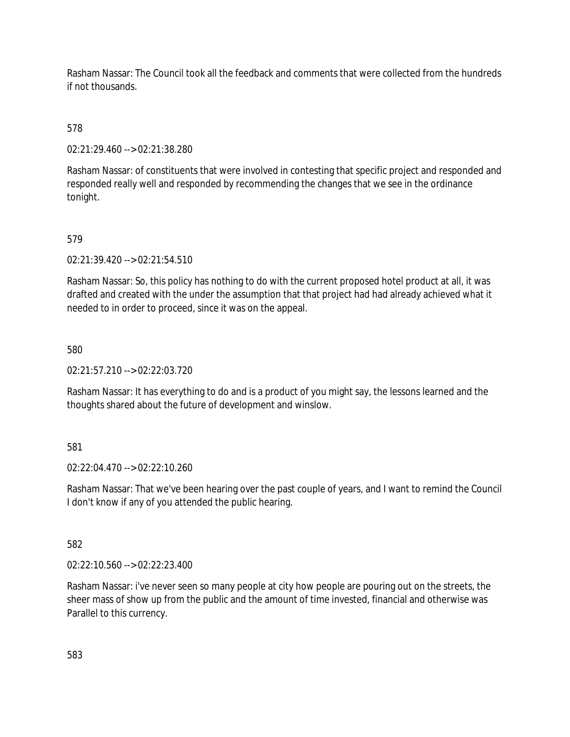Rasham Nassar: The Council took all the feedback and comments that were collected from the hundreds if not thousands.

578

02:21:29.460 --> 02:21:38.280

Rasham Nassar: of constituents that were involved in contesting that specific project and responded and responded really well and responded by recommending the changes that we see in the ordinance tonight.

579

02:21:39.420 --> 02:21:54.510

Rasham Nassar: So, this policy has nothing to do with the current proposed hotel product at all, it was drafted and created with the under the assumption that that project had had already achieved what it needed to in order to proceed, since it was on the appeal.

580

02:21:57.210 --> 02:22:03.720

Rasham Nassar: It has everything to do and is a product of you might say, the lessons learned and the thoughts shared about the future of development and winslow.

581

02:22:04.470 --> 02:22:10.260

Rasham Nassar: That we've been hearing over the past couple of years, and I want to remind the Council I don't know if any of you attended the public hearing.

582

02:22:10.560 --> 02:22:23.400

Rasham Nassar: i've never seen so many people at city how people are pouring out on the streets, the sheer mass of show up from the public and the amount of time invested, financial and otherwise was Parallel to this currency.

583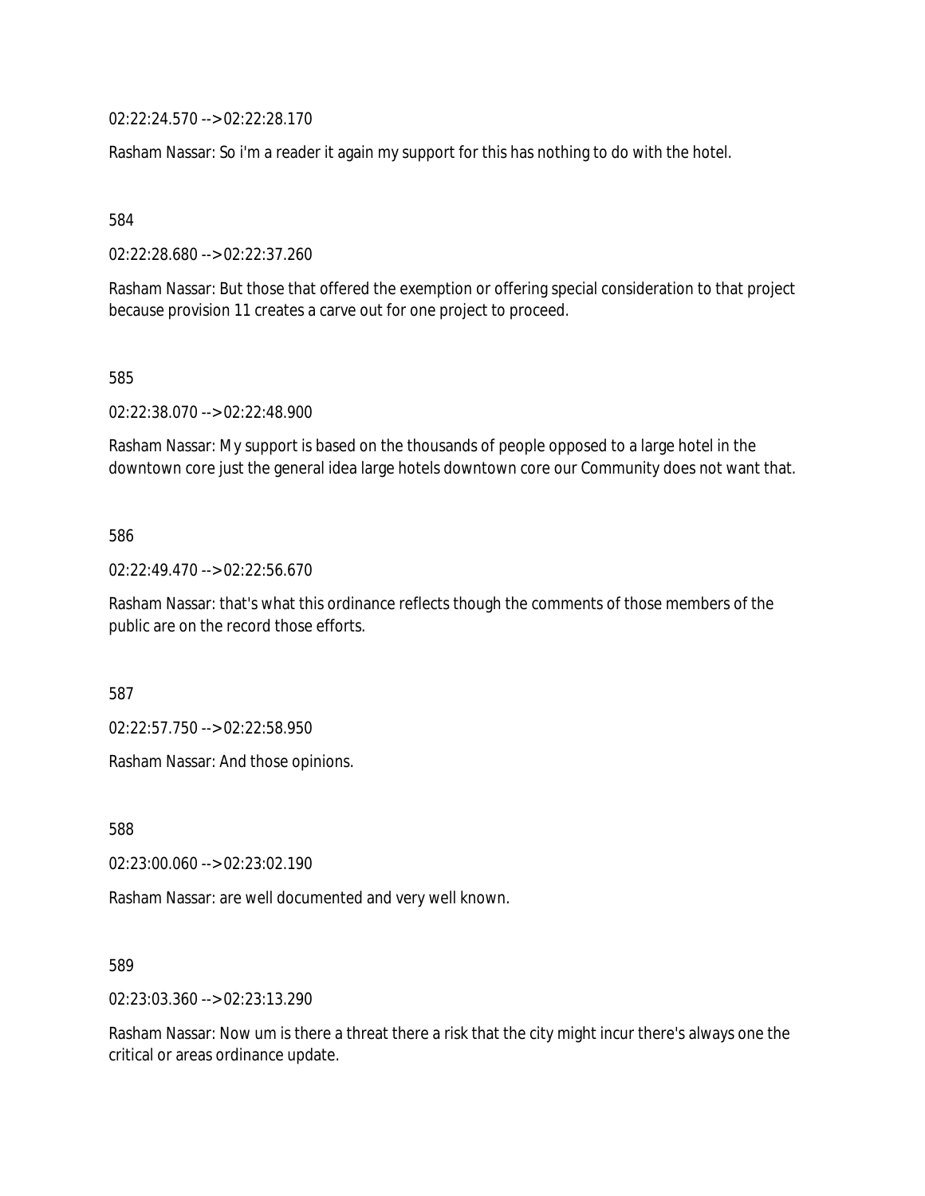02:22:24.570 --> 02:22:28.170

Rasham Nassar: So i'm a reader it again my support for this has nothing to do with the hotel.

584

02:22:28.680 --> 02:22:37.260

Rasham Nassar: But those that offered the exemption or offering special consideration to that project because provision 11 creates a carve out for one project to proceed.

585

02:22:38.070 --> 02:22:48.900

Rasham Nassar: My support is based on the thousands of people opposed to a large hotel in the downtown core just the general idea large hotels downtown core our Community does not want that.

586

02:22:49.470 --> 02:22:56.670

Rasham Nassar: that's what this ordinance reflects though the comments of those members of the public are on the record those efforts.

587

02:22:57.750 --> 02:22:58.950

Rasham Nassar: And those opinions.

588

02:23:00.060 --> 02:23:02.190

Rasham Nassar: are well documented and very well known.

589

02:23:03.360 --> 02:23:13.290

Rasham Nassar: Now um is there a threat there a risk that the city might incur there's always one the critical or areas ordinance update.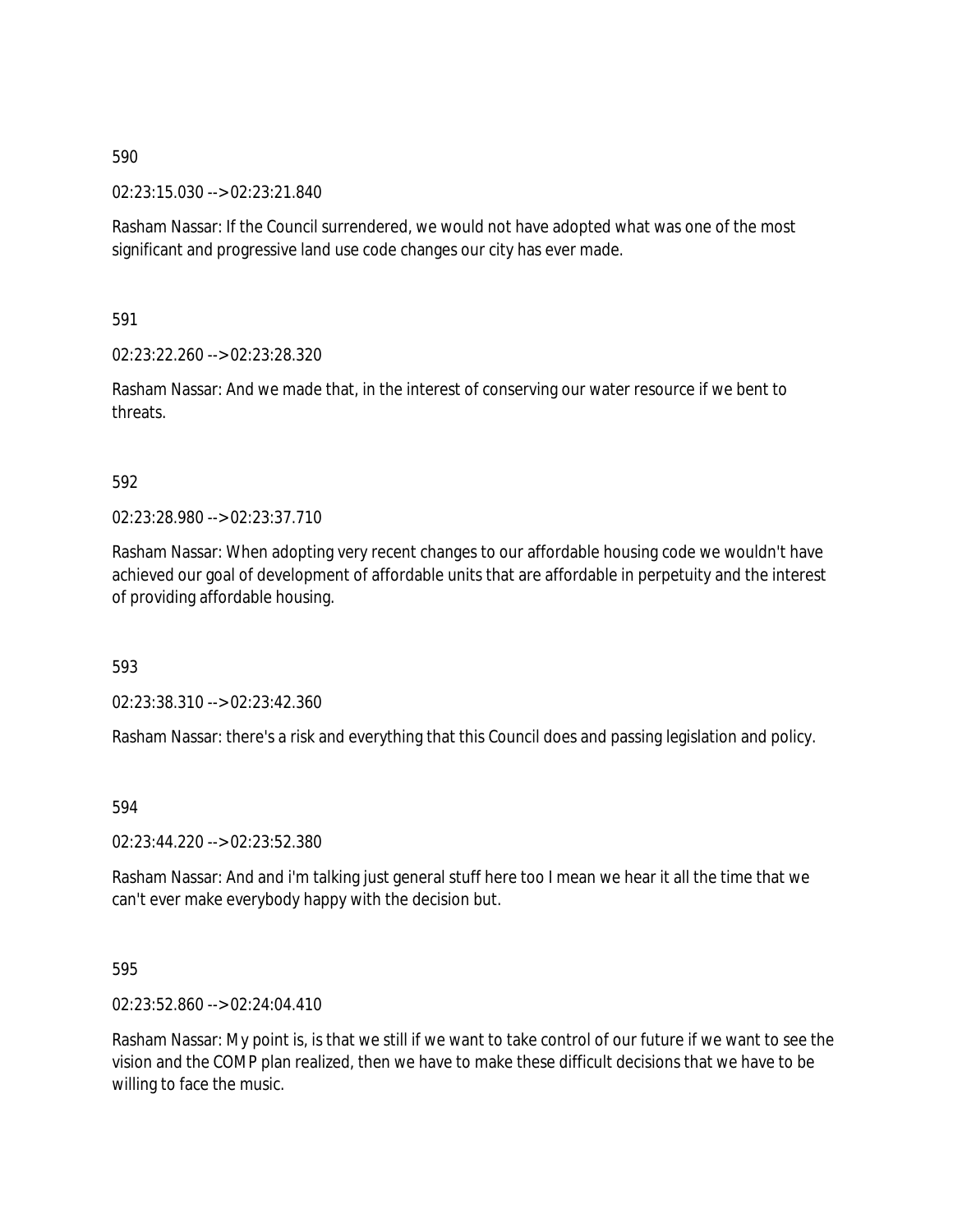590

02:23:15.030 --> 02:23:21.840

Rasham Nassar: If the Council surrendered, we would not have adopted what was one of the most significant and progressive land use code changes our city has ever made.

591

02:23:22.260 --> 02:23:28.320

Rasham Nassar: And we made that, in the interest of conserving our water resource if we bent to threats.

592

02:23:28.980 --> 02:23:37.710

Rasham Nassar: When adopting very recent changes to our affordable housing code we wouldn't have achieved our goal of development of affordable units that are affordable in perpetuity and the interest of providing affordable housing.

593

02:23:38.310 --> 02:23:42.360

Rasham Nassar: there's a risk and everything that this Council does and passing legislation and policy.

594

02:23:44.220 --> 02:23:52.380

Rasham Nassar: And and i'm talking just general stuff here too I mean we hear it all the time that we can't ever make everybody happy with the decision but.

595

02:23:52.860 --> 02:24:04.410

Rasham Nassar: My point is, is that we still if we want to take control of our future if we want to see the vision and the COMP plan realized, then we have to make these difficult decisions that we have to be willing to face the music.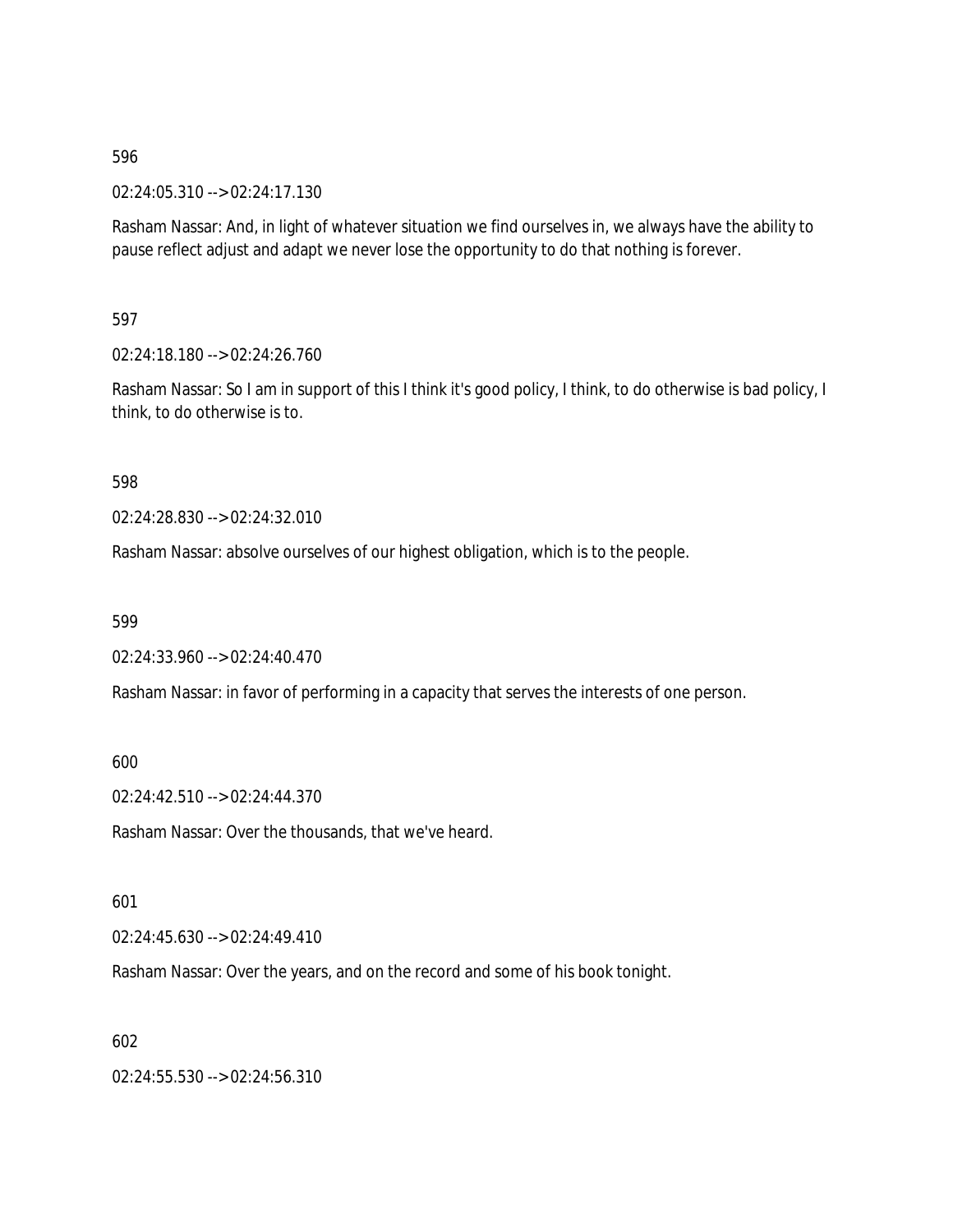596

02:24:05.310 --> 02:24:17.130

Rasham Nassar: And, in light of whatever situation we find ourselves in, we always have the ability to pause reflect adjust and adapt we never lose the opportunity to do that nothing is forever.

597

02:24:18.180 --> 02:24:26.760

Rasham Nassar: So I am in support of this I think it's good policy, I think, to do otherwise is bad policy, I think, to do otherwise is to.

598

02:24:28.830 --> 02:24:32.010

Rasham Nassar: absolve ourselves of our highest obligation, which is to the people.

599

02:24:33.960 --> 02:24:40.470

Rasham Nassar: in favor of performing in a capacity that serves the interests of one person.

600

02:24:42.510 --> 02:24:44.370

Rasham Nassar: Over the thousands, that we've heard.

601

02:24:45.630 --> 02:24:49.410

Rasham Nassar: Over the years, and on the record and some of his book tonight.

602

02:24:55.530 --> 02:24:56.310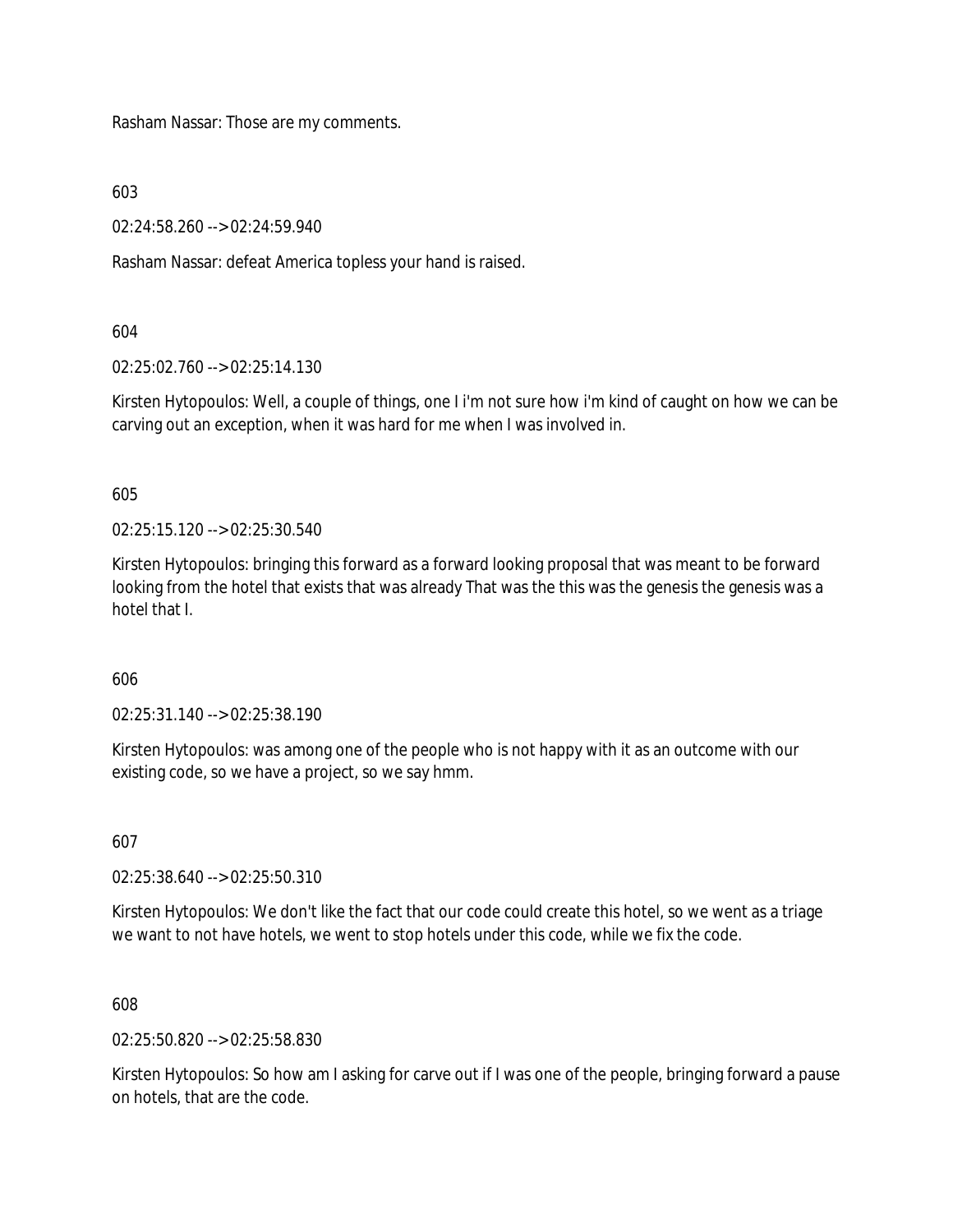Rasham Nassar: Those are my comments.

603

02:24:58.260 --> 02:24:59.940

Rasham Nassar: defeat America topless your hand is raised.

604

02:25:02.760 --> 02:25:14.130

Kirsten Hytopoulos: Well, a couple of things, one I i'm not sure how i'm kind of caught on how we can be carving out an exception, when it was hard for me when I was involved in.

605

02:25:15.120 --> 02:25:30.540

Kirsten Hytopoulos: bringing this forward as a forward looking proposal that was meant to be forward looking from the hotel that exists that was already That was the this was the genesis the genesis was a hotel that I.

606

02:25:31.140 --> 02:25:38.190

Kirsten Hytopoulos: was among one of the people who is not happy with it as an outcome with our existing code, so we have a project, so we say hmm.

607

02:25:38.640 --> 02:25:50.310

Kirsten Hytopoulos: We don't like the fact that our code could create this hotel, so we went as a triage we want to not have hotels, we went to stop hotels under this code, while we fix the code.

608

02:25:50.820 --> 02:25:58.830

Kirsten Hytopoulos: So how am I asking for carve out if I was one of the people, bringing forward a pause on hotels, that are the code.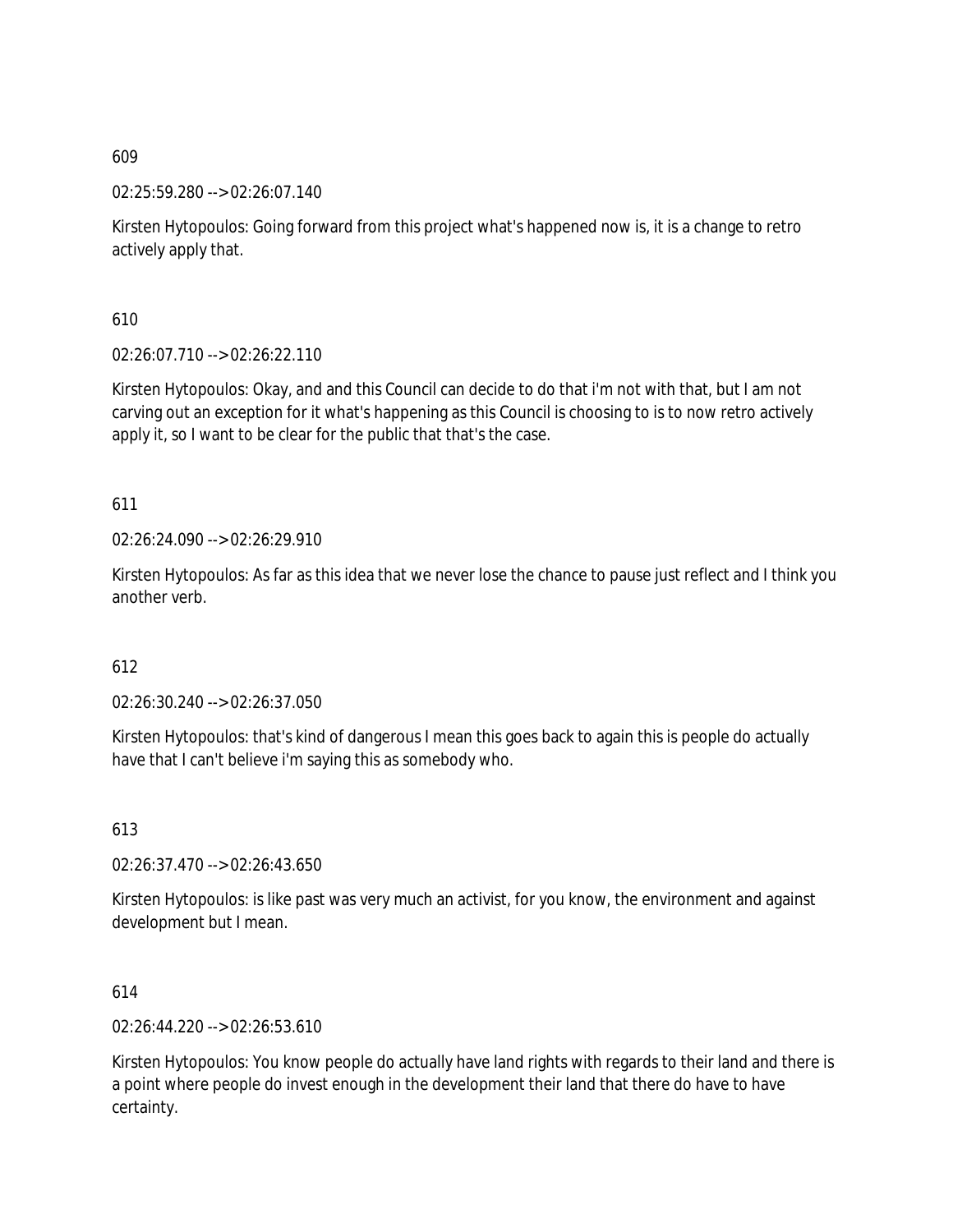609

02:25:59.280 --> 02:26:07.140

Kirsten Hytopoulos: Going forward from this project what's happened now is, it is a change to retro actively apply that.

610

02:26:07.710 --> 02:26:22.110

Kirsten Hytopoulos: Okay, and and this Council can decide to do that i'm not with that, but I am not carving out an exception for it what's happening as this Council is choosing to is to now retro actively apply it, so I want to be clear for the public that that's the case.

611

02:26:24.090 --> 02:26:29.910

Kirsten Hytopoulos: As far as this idea that we never lose the chance to pause just reflect and I think you another verb.

612

02:26:30.240 --> 02:26:37.050

Kirsten Hytopoulos: that's kind of dangerous I mean this goes back to again this is people do actually have that I can't believe i'm saying this as somebody who.

613

02:26:37.470 --> 02:26:43.650

Kirsten Hytopoulos: is like past was very much an activist, for you know, the environment and against development but I mean.

614

02:26:44.220 --> 02:26:53.610

Kirsten Hytopoulos: You know people do actually have land rights with regards to their land and there is a point where people do invest enough in the development their land that there do have to have certainty.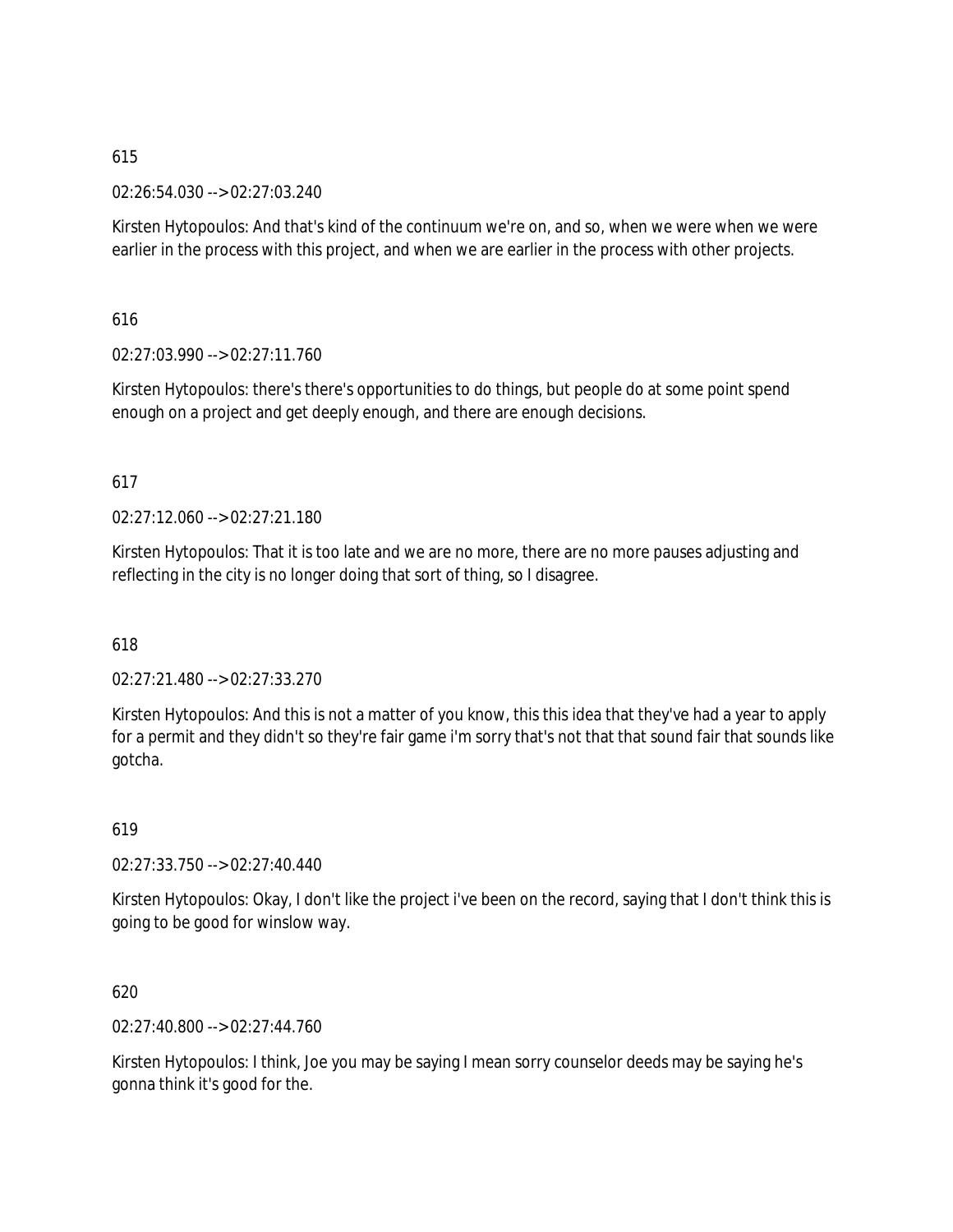615

02:26:54.030 --> 02:27:03.240

Kirsten Hytopoulos: And that's kind of the continuum we're on, and so, when we were when we were earlier in the process with this project, and when we are earlier in the process with other projects.

616

02:27:03.990 --> 02:27:11.760

Kirsten Hytopoulos: there's there's opportunities to do things, but people do at some point spend enough on a project and get deeply enough, and there are enough decisions.

617

02:27:12.060 --> 02:27:21.180

Kirsten Hytopoulos: That it is too late and we are no more, there are no more pauses adjusting and reflecting in the city is no longer doing that sort of thing, so I disagree.

618

02:27:21.480 --> 02:27:33.270

Kirsten Hytopoulos: And this is not a matter of you know, this this idea that they've had a year to apply for a permit and they didn't so they're fair game i'm sorry that's not that that sound fair that sounds like gotcha.

619

02:27:33.750 --> 02:27:40.440

Kirsten Hytopoulos: Okay, I don't like the project i've been on the record, saying that I don't think this is going to be good for winslow way.

620

02:27:40.800 --> 02:27:44.760

Kirsten Hytopoulos: I think, Joe you may be saying I mean sorry counselor deeds may be saying he's gonna think it's good for the.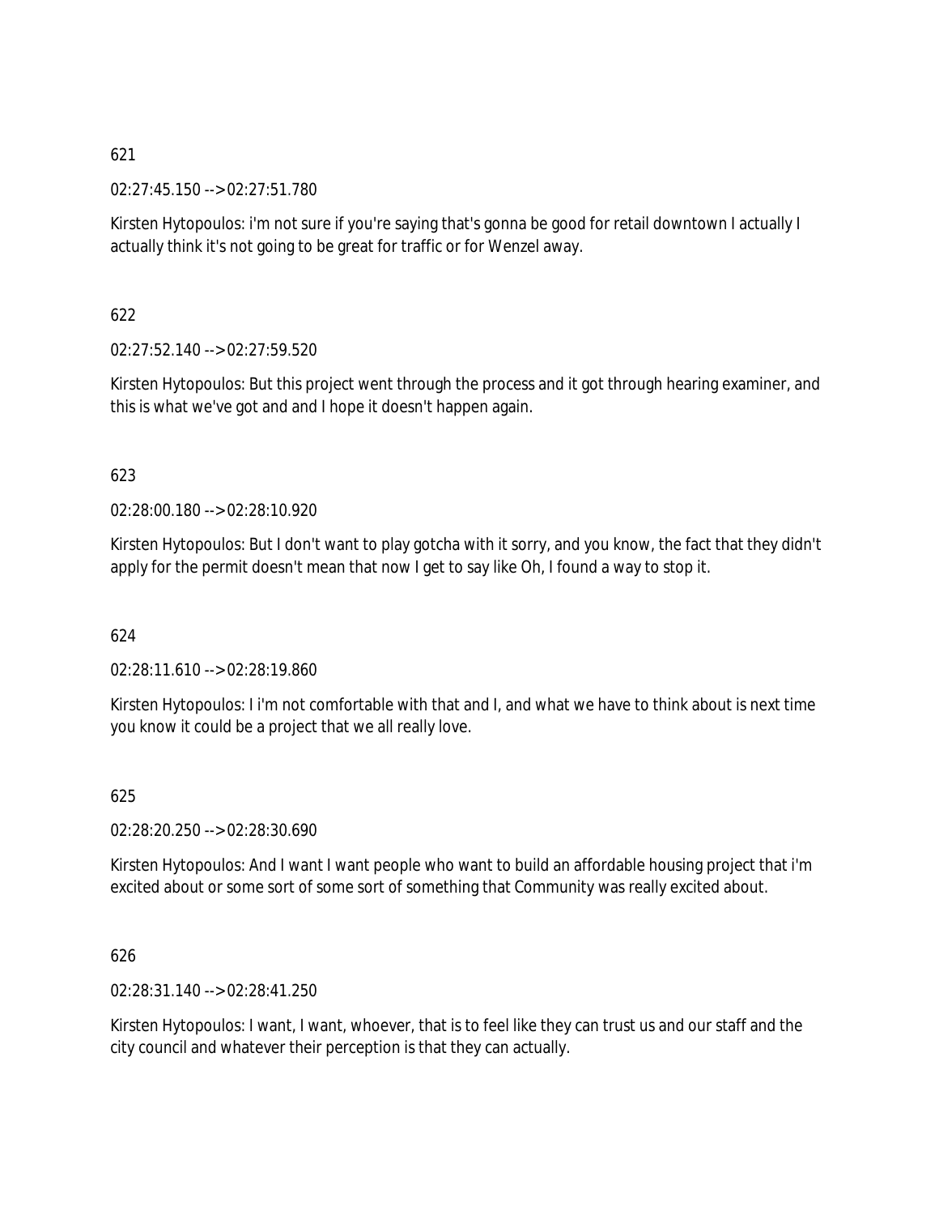621

02:27:45.150 --> 02:27:51.780

Kirsten Hytopoulos: i'm not sure if you're saying that's gonna be good for retail downtown I actually I actually think it's not going to be great for traffic or for Wenzel away.

622

02:27:52.140 --> 02:27:59.520

Kirsten Hytopoulos: But this project went through the process and it got through hearing examiner, and this is what we've got and and I hope it doesn't happen again.

623

02:28:00.180 --> 02:28:10.920

Kirsten Hytopoulos: But I don't want to play gotcha with it sorry, and you know, the fact that they didn't apply for the permit doesn't mean that now I get to say like Oh, I found a way to stop it.

624

02:28:11.610 --> 02:28:19.860

Kirsten Hytopoulos: I i'm not comfortable with that and I, and what we have to think about is next time you know it could be a project that we all really love.

625

02:28:20.250 --> 02:28:30.690

Kirsten Hytopoulos: And I want I want people who want to build an affordable housing project that i'm excited about or some sort of some sort of something that Community was really excited about.

626

02:28:31.140 --> 02:28:41.250

Kirsten Hytopoulos: I want, I want, whoever, that is to feel like they can trust us and our staff and the city council and whatever their perception is that they can actually.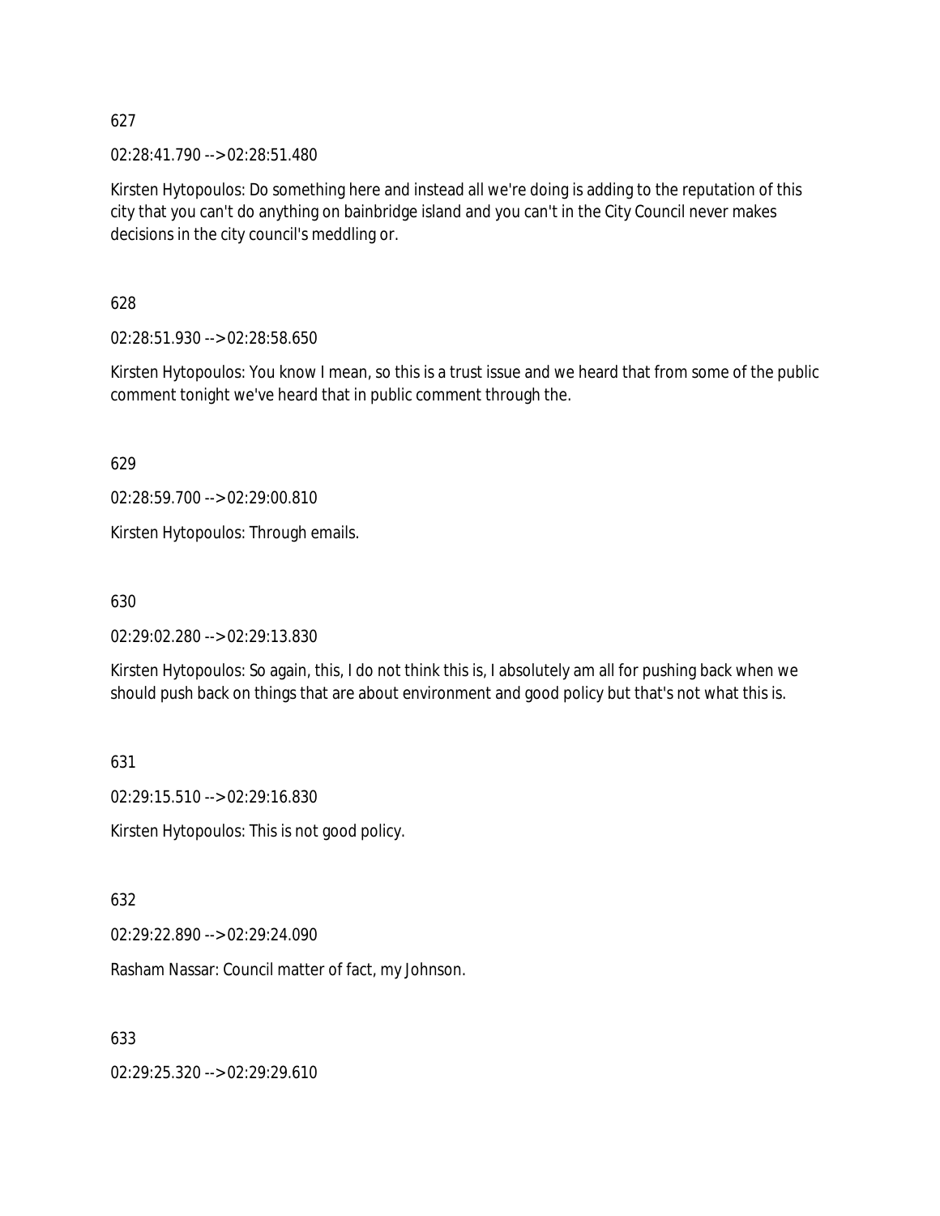627

02:28:41.790 --> 02:28:51.480

Kirsten Hytopoulos: Do something here and instead all we're doing is adding to the reputation of this city that you can't do anything on bainbridge island and you can't in the City Council never makes decisions in the city council's meddling or.

628

02:28:51.930 --> 02:28:58.650

Kirsten Hytopoulos: You know I mean, so this is a trust issue and we heard that from some of the public comment tonight we've heard that in public comment through the.

629

02:28:59.700 --> 02:29:00.810

Kirsten Hytopoulos: Through emails.

630

02:29:02.280 --> 02:29:13.830

Kirsten Hytopoulos: So again, this, I do not think this is, I absolutely am all for pushing back when we should push back on things that are about environment and good policy but that's not what this is.

631

02:29:15.510 --> 02:29:16.830

Kirsten Hytopoulos: This is not good policy.

632

02:29:22.890 --> 02:29:24.090

Rasham Nassar: Council matter of fact, my Johnson.

633

02:29:25.320 --> 02:29:29.610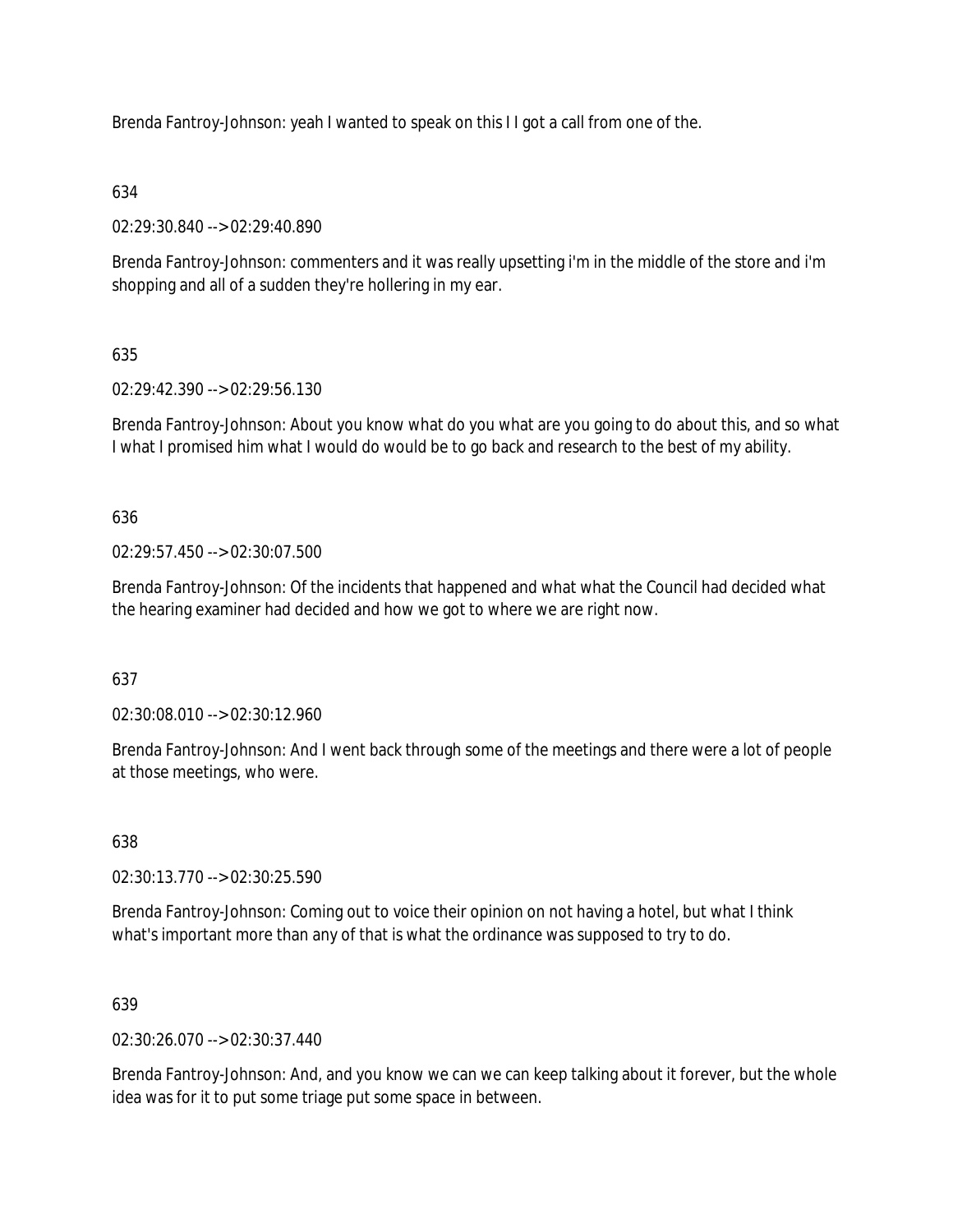Brenda Fantroy-Johnson: yeah I wanted to speak on this I I got a call from one of the.

634

02:29:30.840 --> 02:29:40.890

Brenda Fantroy-Johnson: commenters and it was really upsetting i'm in the middle of the store and i'm shopping and all of a sudden they're hollering in my ear.

635

02:29:42.390 --> 02:29:56.130

Brenda Fantroy-Johnson: About you know what do you what are you going to do about this, and so what I what I promised him what I would do would be to go back and research to the best of my ability.

636

02:29:57.450 --> 02:30:07.500

Brenda Fantroy-Johnson: Of the incidents that happened and what what the Council had decided what the hearing examiner had decided and how we got to where we are right now.

637

02:30:08.010 --> 02:30:12.960

Brenda Fantroy-Johnson: And I went back through some of the meetings and there were a lot of people at those meetings, who were.

638

02:30:13.770 --> 02:30:25.590

Brenda Fantroy-Johnson: Coming out to voice their opinion on not having a hotel, but what I think what's important more than any of that is what the ordinance was supposed to try to do.

639

02:30:26.070 --> 02:30:37.440

Brenda Fantroy-Johnson: And, and you know we can we can keep talking about it forever, but the whole idea was for it to put some triage put some space in between.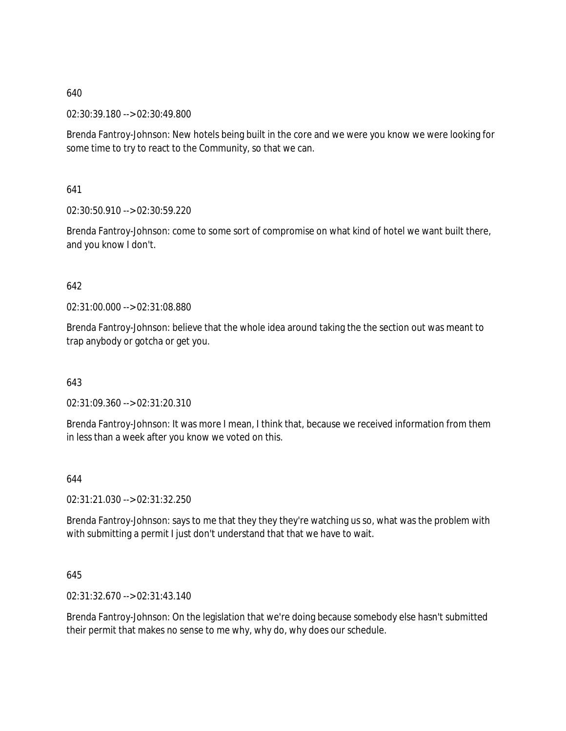640

02:30:39.180 --> 02:30:49.800

Brenda Fantroy-Johnson: New hotels being built in the core and we were you know we were looking for some time to try to react to the Community, so that we can.

641

02:30:50.910 --> 02:30:59.220

Brenda Fantroy-Johnson: come to some sort of compromise on what kind of hotel we want built there, and you know I don't.

642

02:31:00.000 --> 02:31:08.880

Brenda Fantroy-Johnson: believe that the whole idea around taking the the section out was meant to trap anybody or gotcha or get you.

643

02:31:09.360 --> 02:31:20.310

Brenda Fantroy-Johnson: It was more I mean, I think that, because we received information from them in less than a week after you know we voted on this.

644

02:31:21.030 --> 02:31:32.250

Brenda Fantroy-Johnson: says to me that they they they're watching us so, what was the problem with with submitting a permit I just don't understand that that we have to wait.

645

02:31:32.670 --> 02:31:43.140

Brenda Fantroy-Johnson: On the legislation that we're doing because somebody else hasn't submitted their permit that makes no sense to me why, why do, why does our schedule.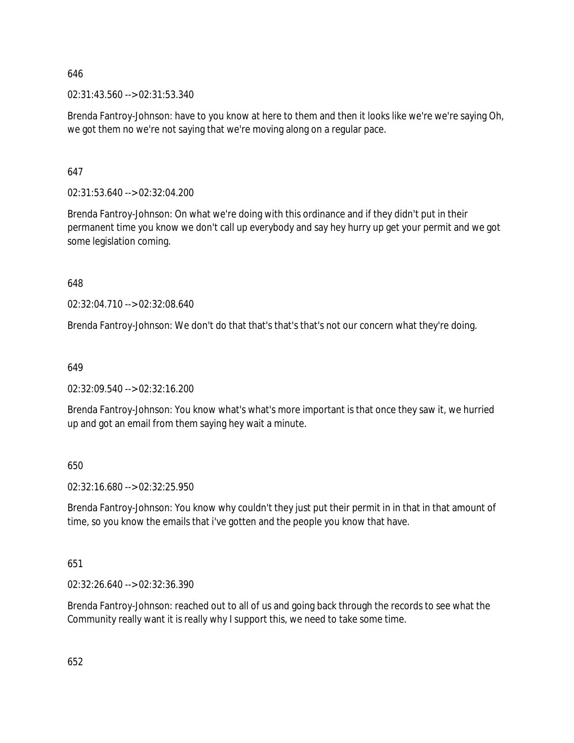646

02:31:43.560 --> 02:31:53.340

Brenda Fantroy-Johnson: have to you know at here to them and then it looks like we're we're saying Oh, we got them no we're not saying that we're moving along on a regular pace.

647

02:31:53.640 --> 02:32:04.200

Brenda Fantroy-Johnson: On what we're doing with this ordinance and if they didn't put in their permanent time you know we don't call up everybody and say hey hurry up get your permit and we got some legislation coming.

648

02:32:04.710 --> 02:32:08.640

Brenda Fantroy-Johnson: We don't do that that's that's that's not our concern what they're doing.

649

02:32:09.540 --> 02:32:16.200

Brenda Fantroy-Johnson: You know what's what's more important is that once they saw it, we hurried up and got an email from them saying hey wait a minute.

650

02:32:16.680 --> 02:32:25.950

Brenda Fantroy-Johnson: You know why couldn't they just put their permit in in that in that amount of time, so you know the emails that i've gotten and the people you know that have.

651

02:32:26.640 --> 02:32:36.390

Brenda Fantroy-Johnson: reached out to all of us and going back through the records to see what the Community really want it is really why I support this, we need to take some time.

652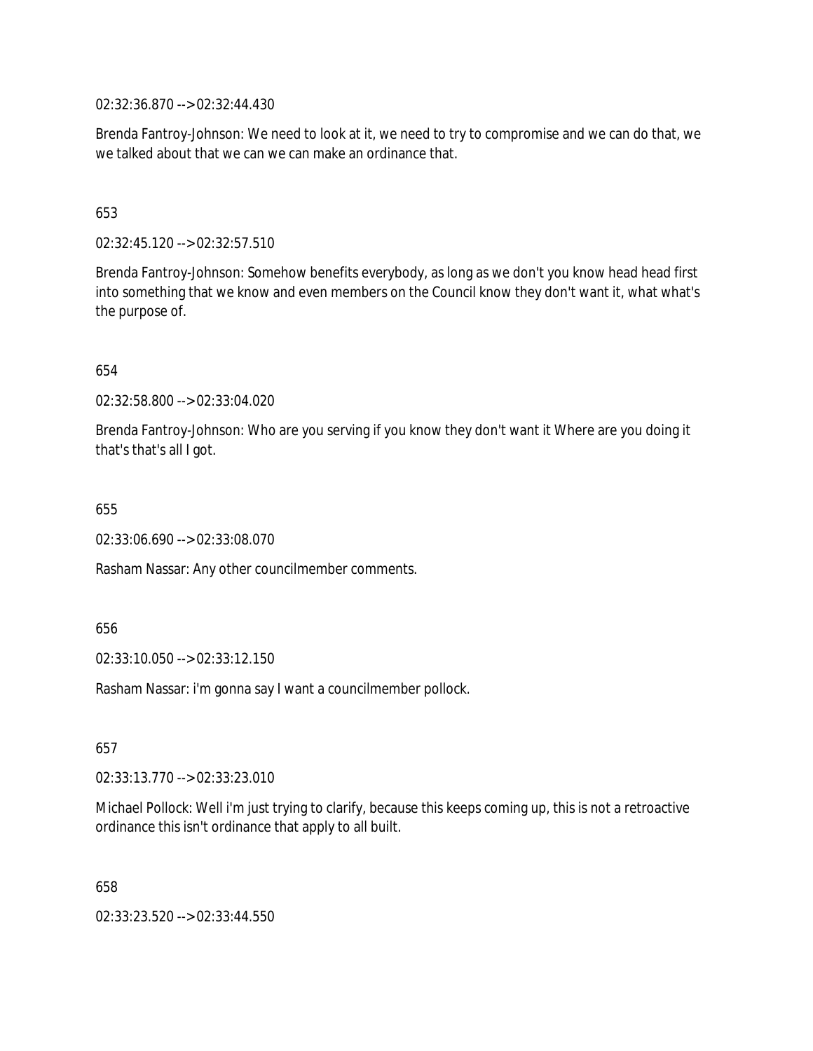02:32:36.870 --> 02:32:44.430

Brenda Fantroy-Johnson: We need to look at it, we need to try to compromise and we can do that, we we talked about that we can we can make an ordinance that.

653

02:32:45.120 --> 02:32:57.510

Brenda Fantroy-Johnson: Somehow benefits everybody, as long as we don't you know head head first into something that we know and even members on the Council know they don't want it, what what's the purpose of.

654

02:32:58.800 --> 02:33:04.020

Brenda Fantroy-Johnson: Who are you serving if you know they don't want it Where are you doing it that's that's all I got.

655

02:33:06.690 --> 02:33:08.070

Rasham Nassar: Any other councilmember comments.

656

02:33:10.050 --> 02:33:12.150

Rasham Nassar: i'm gonna say I want a councilmember pollock.

657

02:33:13.770 --> 02:33:23.010

Michael Pollock: Well i'm just trying to clarify, because this keeps coming up, this is not a retroactive ordinance this isn't ordinance that apply to all built.

658

02:33:23.520 --> 02:33:44.550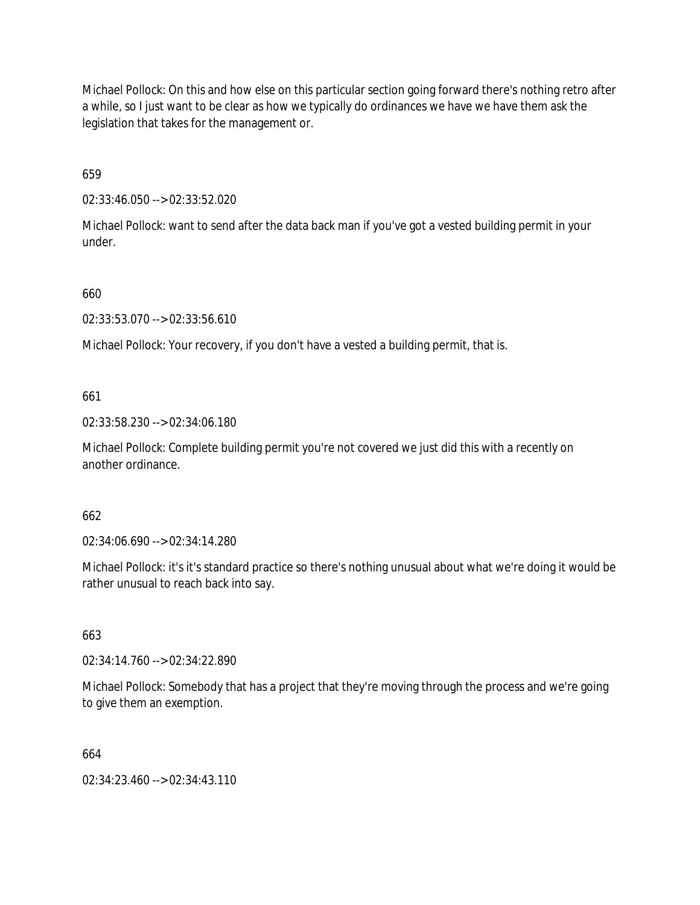Michael Pollock: On this and how else on this particular section going forward there's nothing retro after a while, so I just want to be clear as how we typically do ordinances we have we have them ask the legislation that takes for the management or.

659

02:33:46.050 --> 02:33:52.020

Michael Pollock: want to send after the data back man if you've got a vested building permit in your under.

660

02:33:53.070 --> 02:33:56.610

Michael Pollock: Your recovery, if you don't have a vested a building permit, that is.

661

02:33:58.230 --> 02:34:06.180

Michael Pollock: Complete building permit you're not covered we just did this with a recently on another ordinance.

662

02:34:06.690 --> 02:34:14.280

Michael Pollock: it's it's standard practice so there's nothing unusual about what we're doing it would be rather unusual to reach back into say.

663

02:34:14.760 --> 02:34:22.890

Michael Pollock: Somebody that has a project that they're moving through the process and we're going to give them an exemption.

664

02:34:23.460 --> 02:34:43.110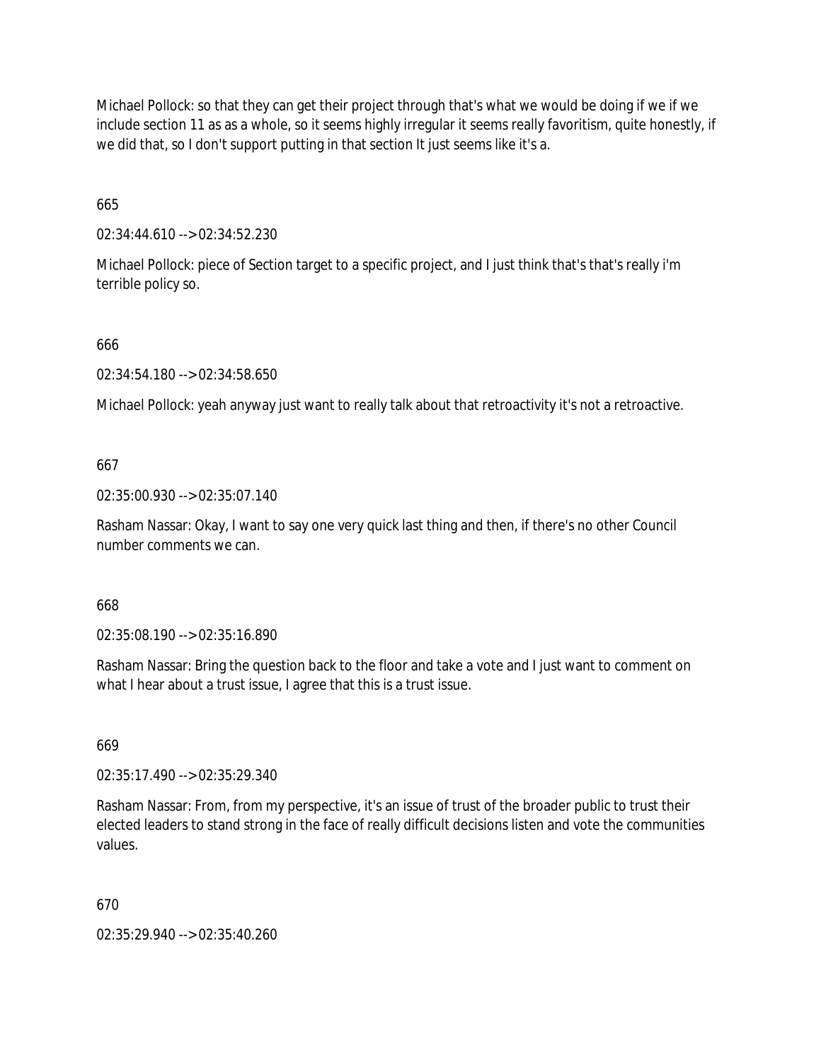Michael Pollock: so that they can get their project through that's what we would be doing if we if we include section 11 as as a whole, so it seems highly irregular it seems really favoritism, quite honestly, if we did that, so I don't support putting in that section It just seems like it's a.

665

02:34:44.610 --> 02:34:52.230

Michael Pollock: piece of Section target to a specific project, and I just think that's that's really i'm terrible policy so.

666

02:34:54.180 --> 02:34:58.650

Michael Pollock: yeah anyway just want to really talk about that retroactivity it's not a retroactive.

667

02:35:00.930 --> 02:35:07.140

Rasham Nassar: Okay, I want to say one very quick last thing and then, if there's no other Council number comments we can.

668

02:35:08.190 --> 02:35:16.890

Rasham Nassar: Bring the question back to the floor and take a vote and I just want to comment on what I hear about a trust issue, I agree that this is a trust issue.

669

02:35:17.490 --> 02:35:29.340

Rasham Nassar: From, from my perspective, it's an issue of trust of the broader public to trust their elected leaders to stand strong in the face of really difficult decisions listen and vote the communities values.

670

02:35:29.940 --> 02:35:40.260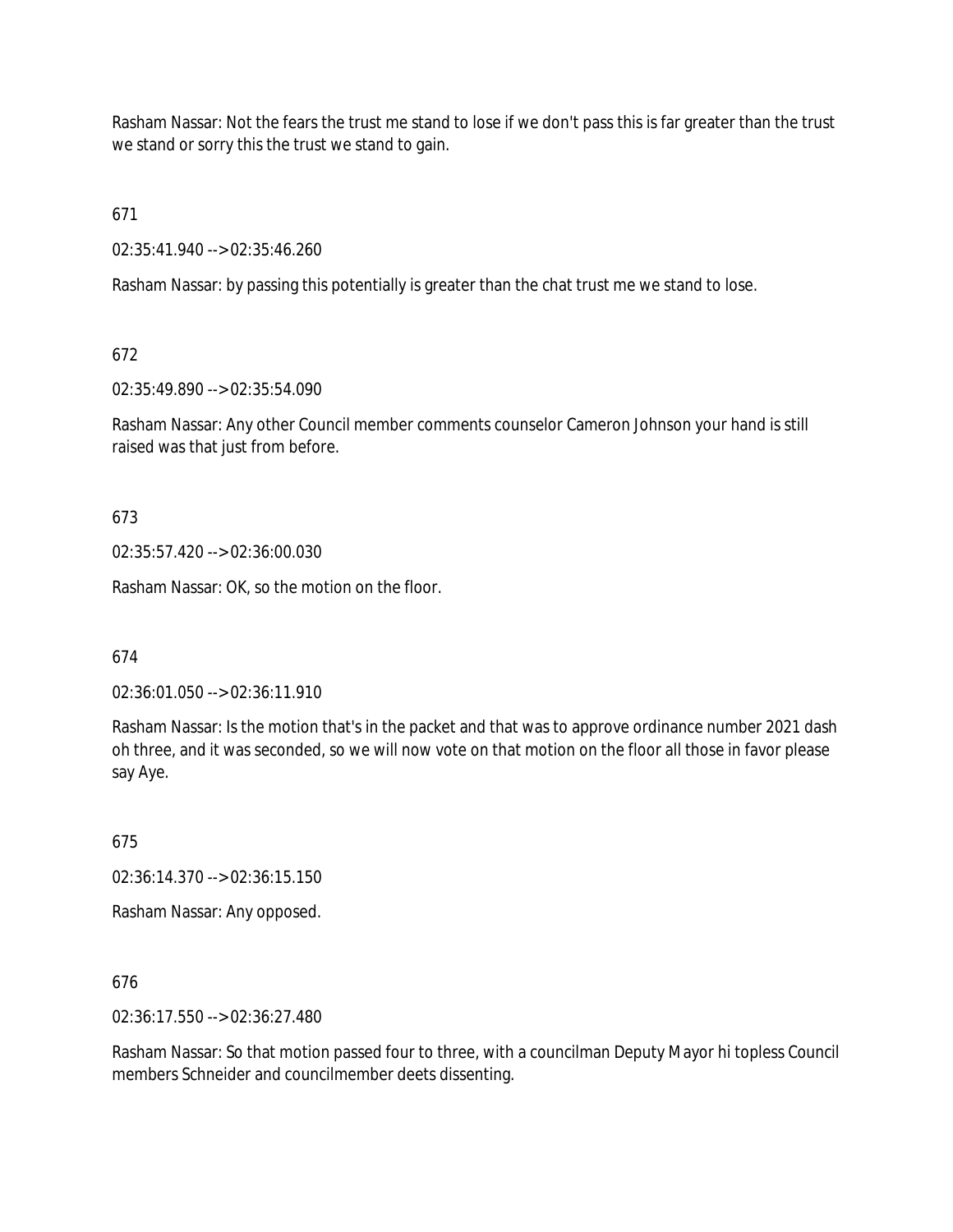Rasham Nassar: Not the fears the trust me stand to lose if we don't pass this is far greater than the trust we stand or sorry this the trust we stand to gain.

671

02:35:41.940 --> 02:35:46.260

Rasham Nassar: by passing this potentially is greater than the chat trust me we stand to lose.

672

02:35:49.890 --> 02:35:54.090

Rasham Nassar: Any other Council member comments counselor Cameron Johnson your hand is still raised was that just from before.

673

02:35:57.420 --> 02:36:00.030

Rasham Nassar: OK, so the motion on the floor.

674

02:36:01.050 --> 02:36:11.910

Rasham Nassar: Is the motion that's in the packet and that was to approve ordinance number 2021 dash oh three, and it was seconded, so we will now vote on that motion on the floor all those in favor please say Aye.

675

02:36:14.370 --> 02:36:15.150

Rasham Nassar: Any opposed.

676

02:36:17.550 --> 02:36:27.480

Rasham Nassar: So that motion passed four to three, with a councilman Deputy Mayor hi topless Council members Schneider and councilmember deets dissenting.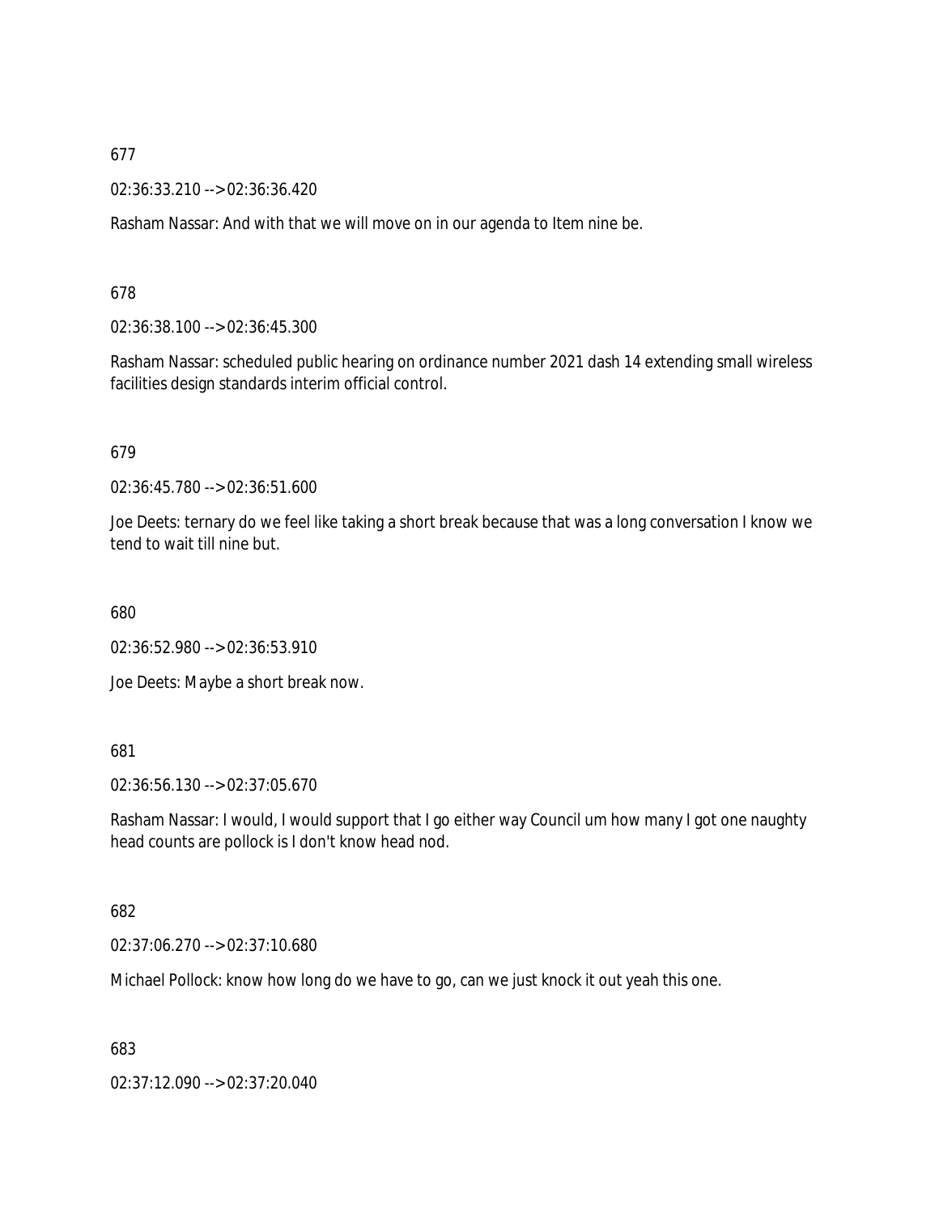677

02:36:33.210 --> 02:36:36.420

Rasham Nassar: And with that we will move on in our agenda to Item nine be.

678

02:36:38.100 --> 02:36:45.300

Rasham Nassar: scheduled public hearing on ordinance number 2021 dash 14 extending small wireless facilities design standards interim official control.

679

02:36:45.780 --> 02:36:51.600

Joe Deets: ternary do we feel like taking a short break because that was a long conversation I know we tend to wait till nine but.

680

02:36:52.980 --> 02:36:53.910

Joe Deets: Maybe a short break now.

681

02:36:56.130 --> 02:37:05.670

Rasham Nassar: I would, I would support that I go either way Council um how many I got one naughty head counts are pollock is I don't know head nod.

682

02:37:06.270 --> 02:37:10.680

Michael Pollock: know how long do we have to go, can we just knock it out yeah this one.

683

02:37:12.090 --> 02:37:20.040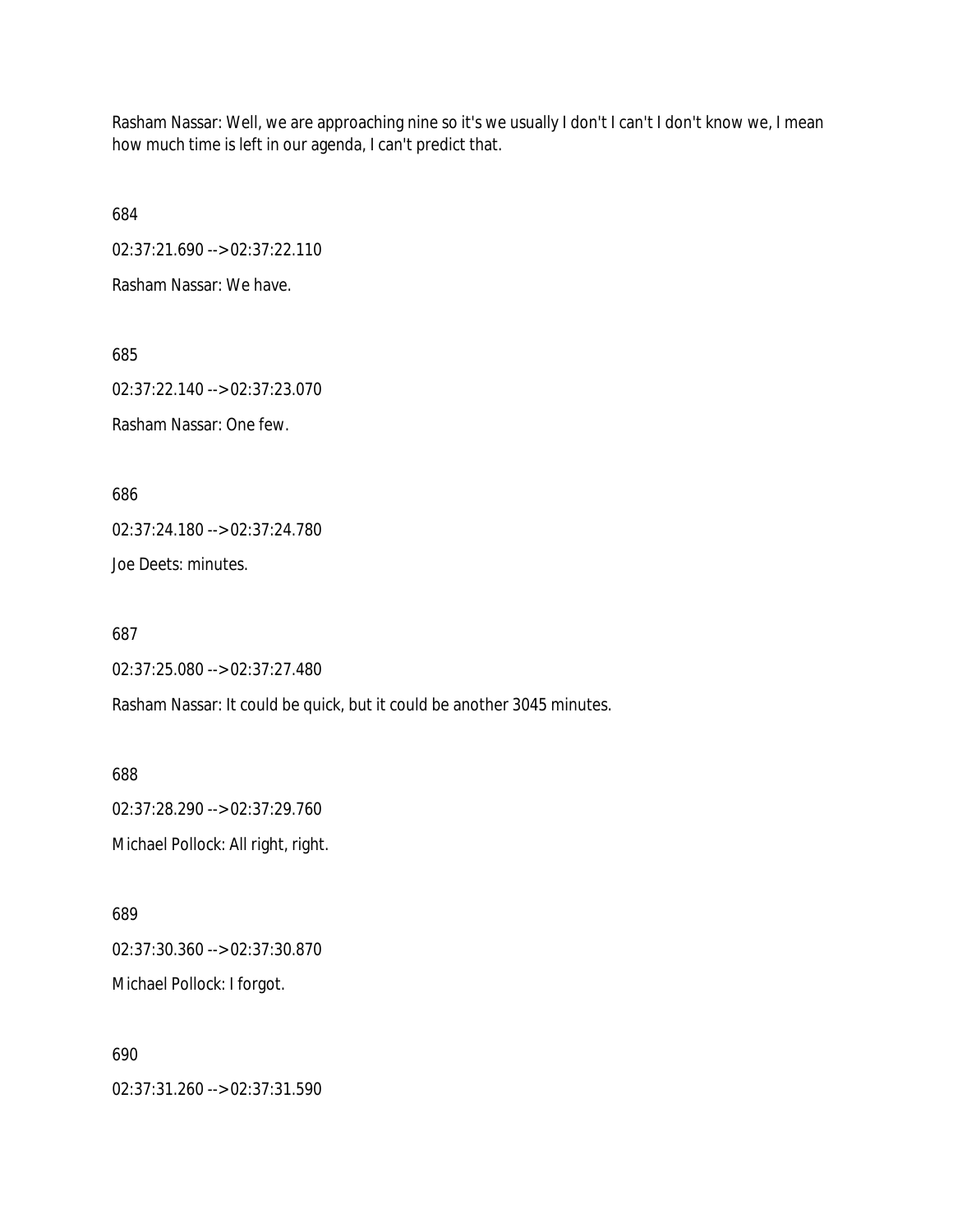Rasham Nassar: Well, we are approaching nine so it's we usually I don't I can't I don't know we, I mean how much time is left in our agenda, I can't predict that.

684

02:37:21.690 --> 02:37:22.110

Rasham Nassar: We have.

685

02:37:22.140 --> 02:37:23.070

Rasham Nassar: One few.

686

02:37:24.180 --> 02:37:24.780

Joe Deets: minutes.

687

02:37:25.080 --> 02:37:27.480

Rasham Nassar: It could be quick, but it could be another 3045 minutes.

688

02:37:28.290 --> 02:37:29.760

Michael Pollock: All right, right.

689

02:37:30.360 --> 02:37:30.870

Michael Pollock: I forgot.

690

02:37:31.260 --> 02:37:31.590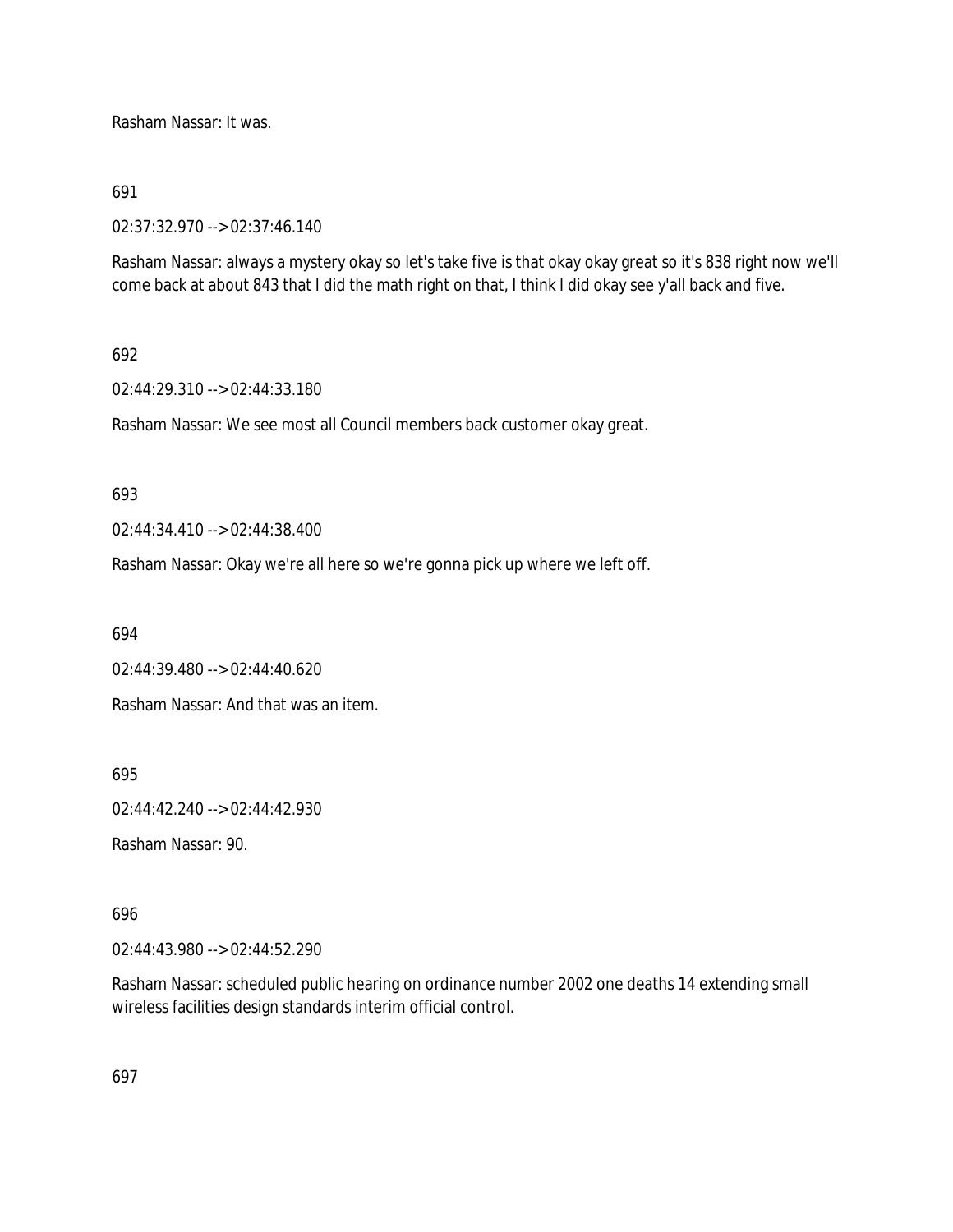Rasham Nassar: It was.

691

02:37:32.970 --> 02:37:46.140

Rasham Nassar: always a mystery okay so let's take five is that okay okay great so it's 838 right now we'll come back at about 843 that I did the math right on that, I think I did okay see y'all back and five.

692

02:44:29.310 --> 02:44:33.180

Rasham Nassar: We see most all Council members back customer okay great.

693

02:44:34.410 --> 02:44:38.400

Rasham Nassar: Okay we're all here so we're gonna pick up where we left off.

694

02:44:39.480 --> 02:44:40.620

Rasham Nassar: And that was an item.

695

02:44:42.240 --> 02:44:42.930

Rasham Nassar: 90.

696

02:44:43.980 --> 02:44:52.290

Rasham Nassar: scheduled public hearing on ordinance number 2002 one deaths 14 extending small wireless facilities design standards interim official control.

697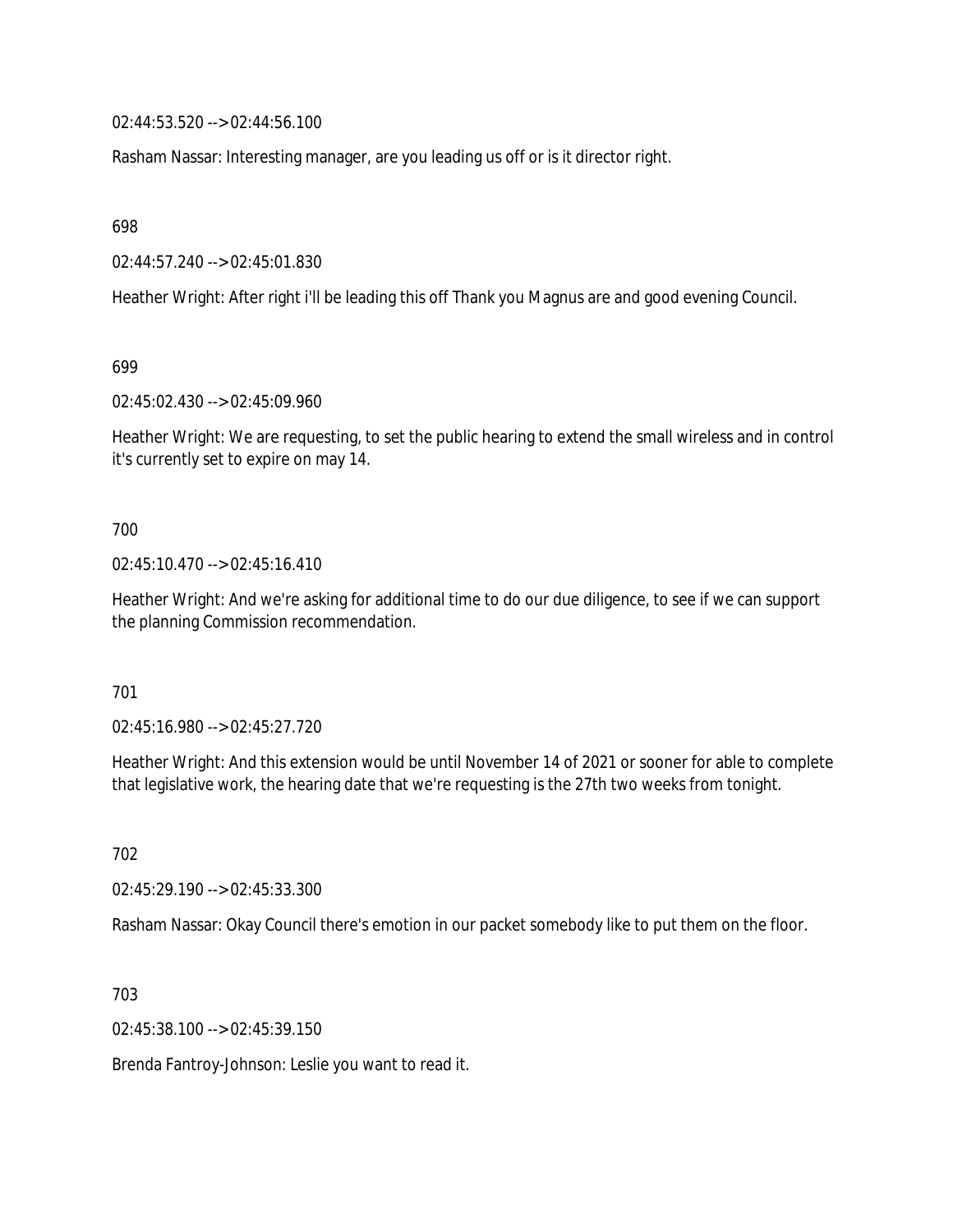02:44:53.520 --> 02:44:56.100

Rasham Nassar: Interesting manager, are you leading us off or is it director right.

698

02:44:57.240 --> 02:45:01.830

Heather Wright: After right i'll be leading this off Thank you Magnus are and good evening Council.

699

02:45:02.430 --> 02:45:09.960

Heather Wright: We are requesting, to set the public hearing to extend the small wireless and in control it's currently set to expire on may 14.

700

02:45:10.470 --> 02:45:16.410

Heather Wright: And we're asking for additional time to do our due diligence, to see if we can support the planning Commission recommendation.

701

02:45:16.980 --> 02:45:27.720

Heather Wright: And this extension would be until November 14 of 2021 or sooner for able to complete that legislative work, the hearing date that we're requesting is the 27th two weeks from tonight.

702

02:45:29.190 --> 02:45:33.300

Rasham Nassar: Okay Council there's emotion in our packet somebody like to put them on the floor.

703

02:45:38.100 --> 02:45:39.150

Brenda Fantroy-Johnson: Leslie you want to read it.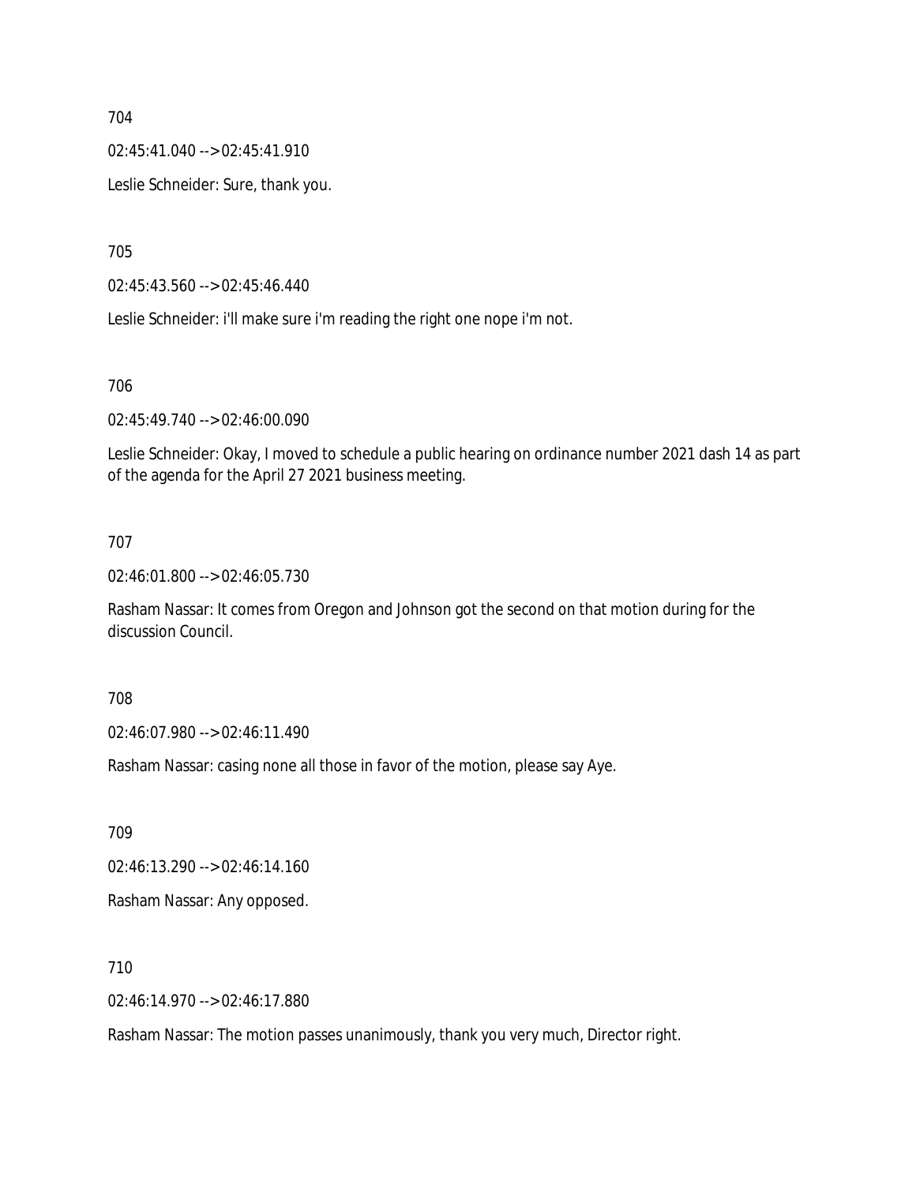704

02:45:41.040 --> 02:45:41.910

Leslie Schneider: Sure, thank you.

705

02:45:43.560 --> 02:45:46.440

Leslie Schneider: i'll make sure i'm reading the right one nope i'm not.

706

02:45:49.740 --> 02:46:00.090

Leslie Schneider: Okay, I moved to schedule a public hearing on ordinance number 2021 dash 14 as part of the agenda for the April 27 2021 business meeting.

707

02:46:01.800 --> 02:46:05.730

Rasham Nassar: It comes from Oregon and Johnson got the second on that motion during for the discussion Council.

708

02:46:07.980 --> 02:46:11.490

Rasham Nassar: casing none all those in favor of the motion, please say Aye.

709

02:46:13.290 --> 02:46:14.160

Rasham Nassar: Any opposed.

710

02:46:14.970 --> 02:46:17.880

Rasham Nassar: The motion passes unanimously, thank you very much, Director right.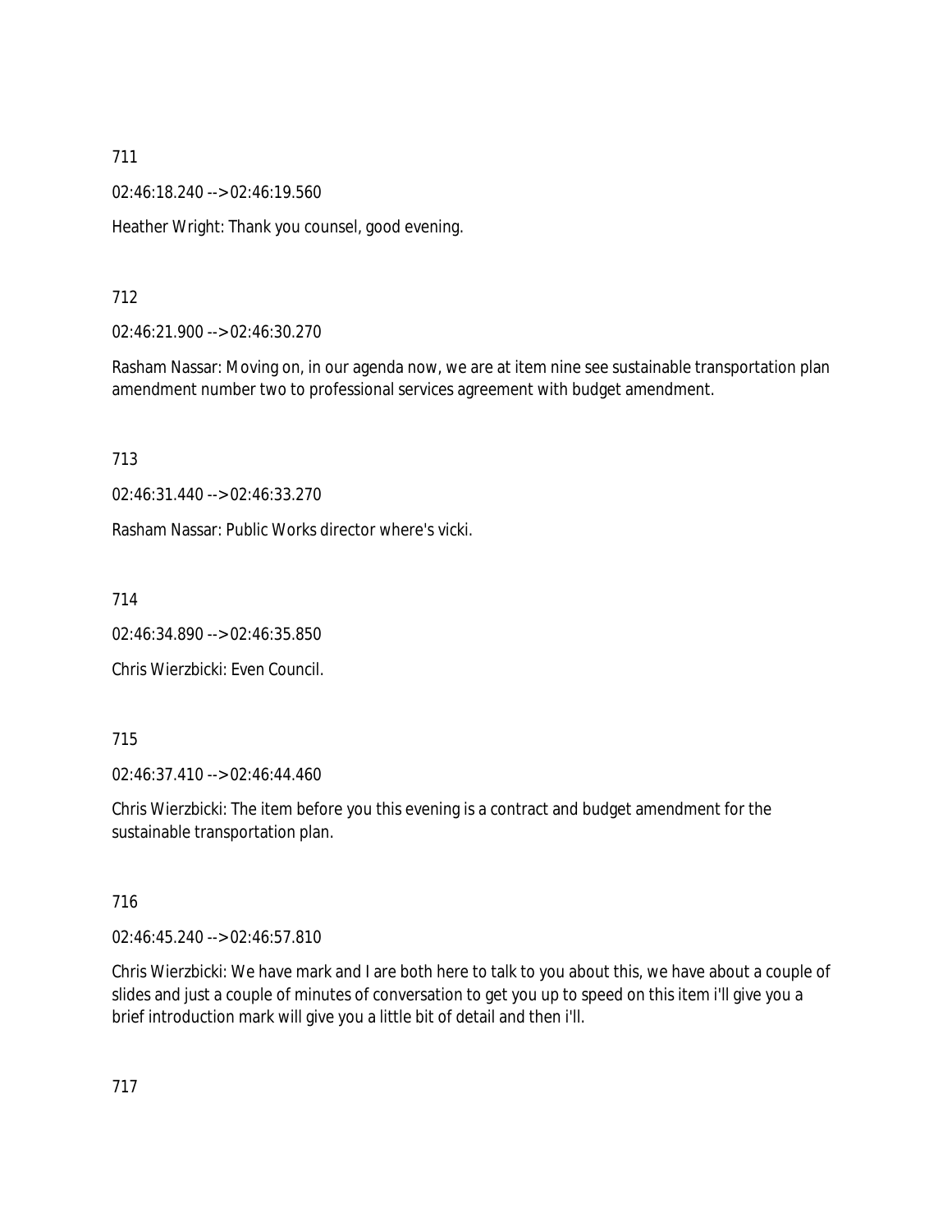711

02:46:18.240 --> 02:46:19.560

Heather Wright: Thank you counsel, good evening.

712

02:46:21.900 --> 02:46:30.270

Rasham Nassar: Moving on, in our agenda now, we are at item nine see sustainable transportation plan amendment number two to professional services agreement with budget amendment.

713

02:46:31.440 --> 02:46:33.270

Rasham Nassar: Public Works director where's vicki.

714

02:46:34.890 --> 02:46:35.850

Chris Wierzbicki: Even Council.

715

02:46:37.410 --> 02:46:44.460

Chris Wierzbicki: The item before you this evening is a contract and budget amendment for the sustainable transportation plan.

716

02:46:45.240 --> 02:46:57.810

Chris Wierzbicki: We have mark and I are both here to talk to you about this, we have about a couple of slides and just a couple of minutes of conversation to get you up to speed on this item i'll give you a brief introduction mark will give you a little bit of detail and then i'll.

717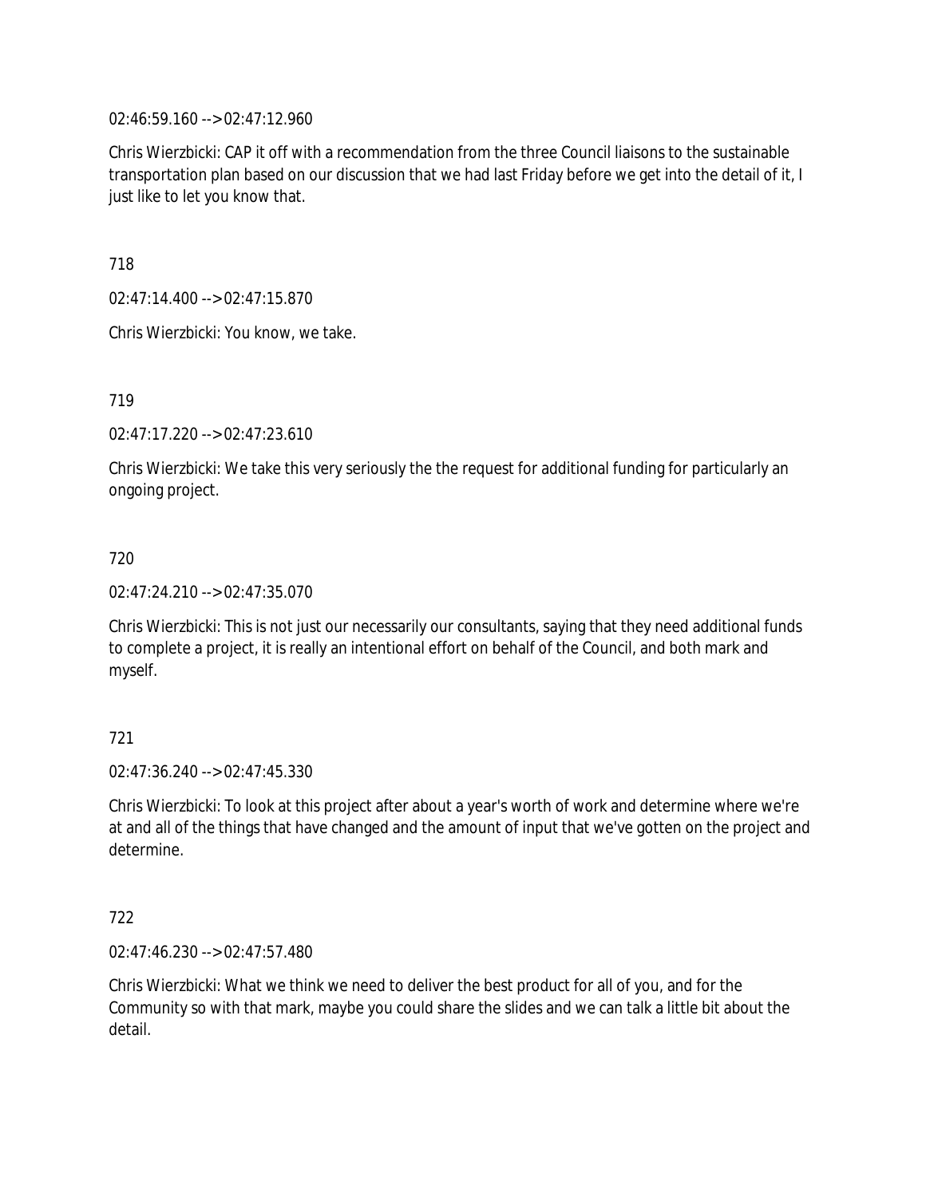02:46:59.160 --> 02:47:12.960

Chris Wierzbicki: CAP it off with a recommendation from the three Council liaisons to the sustainable transportation plan based on our discussion that we had last Friday before we get into the detail of it, I just like to let you know that.

718

02:47:14.400 --> 02:47:15.870

Chris Wierzbicki: You know, we take.

719

02:47:17.220 --> 02:47:23.610

Chris Wierzbicki: We take this very seriously the the request for additional funding for particularly an ongoing project.

720

02:47:24.210 --> 02:47:35.070

Chris Wierzbicki: This is not just our necessarily our consultants, saying that they need additional funds to complete a project, it is really an intentional effort on behalf of the Council, and both mark and myself.

721

02:47:36.240 --> 02:47:45.330

Chris Wierzbicki: To look at this project after about a year's worth of work and determine where we're at and all of the things that have changed and the amount of input that we've gotten on the project and determine.

722

02:47:46.230 --> 02:47:57.480

Chris Wierzbicki: What we think we need to deliver the best product for all of you, and for the Community so with that mark, maybe you could share the slides and we can talk a little bit about the detail.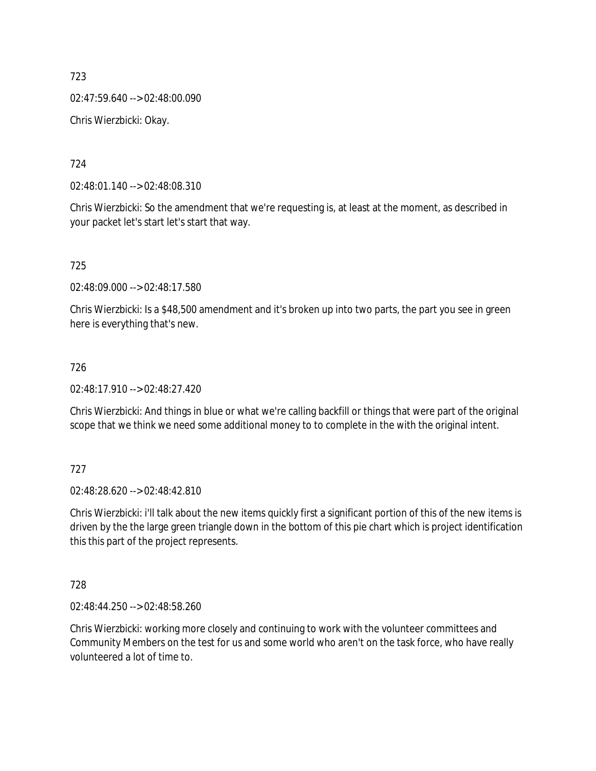723

02:47:59.640 --> 02:48:00.090

Chris Wierzbicki: Okay.

724

02:48:01.140 --> 02:48:08.310

Chris Wierzbicki: So the amendment that we're requesting is, at least at the moment, as described in your packet let's start let's start that way.

725

02:48:09.000 --> 02:48:17.580

Chris Wierzbicki: Is a $48,500 amendment and it's broken up into two parts, the part you see in green here is everything that's new.

726

02:48:17.910 --> 02:48:27.420

Chris Wierzbicki: And things in blue or what we're calling backfill or things that were part of the original scope that we think we need some additional money to to complete in the with the original intent.

727

02:48:28.620 --> 02:48:42.810

Chris Wierzbicki: i'll talk about the new items quickly first a significant portion of this of the new items is driven by the the large green triangle down in the bottom of this pie chart which is project identification this this part of the project represents.

728

02:48:44.250 --> 02:48:58.260

Chris Wierzbicki: working more closely and continuing to work with the volunteer committees and Community Members on the test for us and some world who aren't on the task force, who have really volunteered a lot of time to.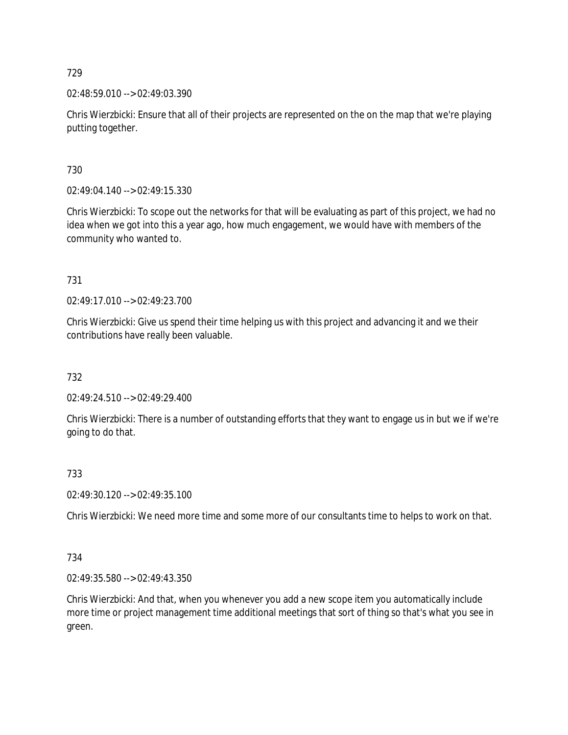729

02:48:59.010 --> 02:49:03.390

Chris Wierzbicki: Ensure that all of their projects are represented on the on the map that we're playing putting together.

730

02:49:04.140 --> 02:49:15.330

Chris Wierzbicki: To scope out the networks for that will be evaluating as part of this project, we had no idea when we got into this a year ago, how much engagement, we would have with members of the community who wanted to.

731

02:49:17.010 --> 02:49:23.700

Chris Wierzbicki: Give us spend their time helping us with this project and advancing it and we their contributions have really been valuable.

732

02:49:24.510 --> 02:49:29.400

Chris Wierzbicki: There is a number of outstanding efforts that they want to engage us in but we if we're going to do that.

733

02:49:30.120 --> 02:49:35.100

Chris Wierzbicki: We need more time and some more of our consultants time to helps to work on that.

734

02:49:35.580 --> 02:49:43.350

Chris Wierzbicki: And that, when you whenever you add a new scope item you automatically include more time or project management time additional meetings that sort of thing so that's what you see in green.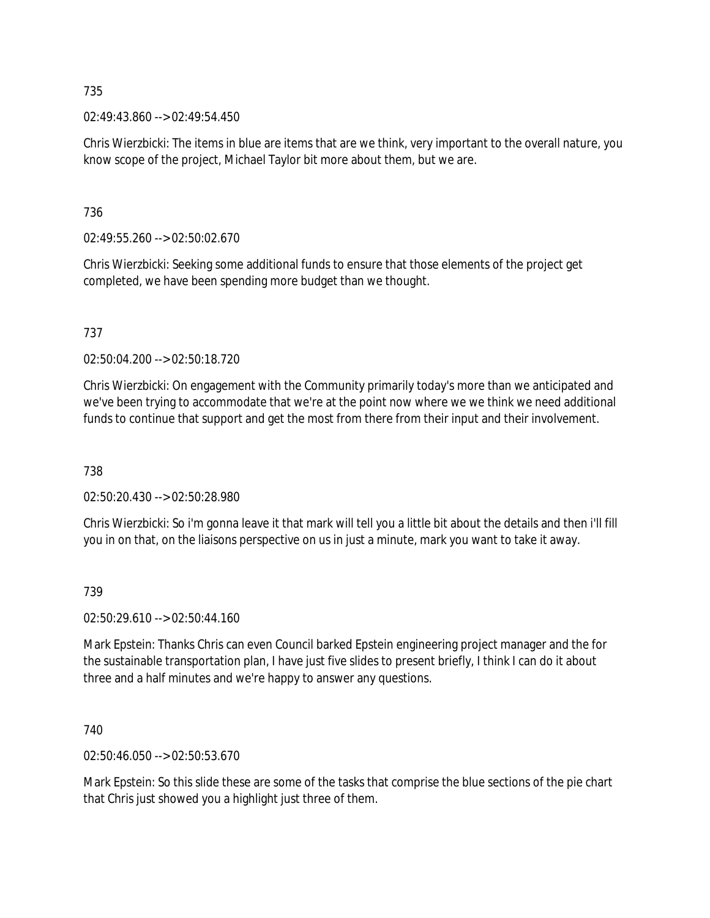735

02:49:43.860 --> 02:49:54.450

Chris Wierzbicki: The items in blue are items that are we think, very important to the overall nature, you know scope of the project, Michael Taylor bit more about them, but we are.

736

02:49:55.260 --> 02:50:02.670

Chris Wierzbicki: Seeking some additional funds to ensure that those elements of the project get completed, we have been spending more budget than we thought.

737

02:50:04.200 --> 02:50:18.720

Chris Wierzbicki: On engagement with the Community primarily today's more than we anticipated and we've been trying to accommodate that we're at the point now where we we think we need additional funds to continue that support and get the most from there from their input and their involvement.

738

02:50:20.430 --> 02:50:28.980

Chris Wierzbicki: So i'm gonna leave it that mark will tell you a little bit about the details and then i'll fill you in on that, on the liaisons perspective on us in just a minute, mark you want to take it away.

739

02:50:29.610 --> 02:50:44.160

Mark Epstein: Thanks Chris can even Council barked Epstein engineering project manager and the for the sustainable transportation plan, I have just five slides to present briefly, I think I can do it about three and a half minutes and we're happy to answer any questions.

740

02:50:46.050 --> 02:50:53.670

Mark Epstein: So this slide these are some of the tasks that comprise the blue sections of the pie chart that Chris just showed you a highlight just three of them.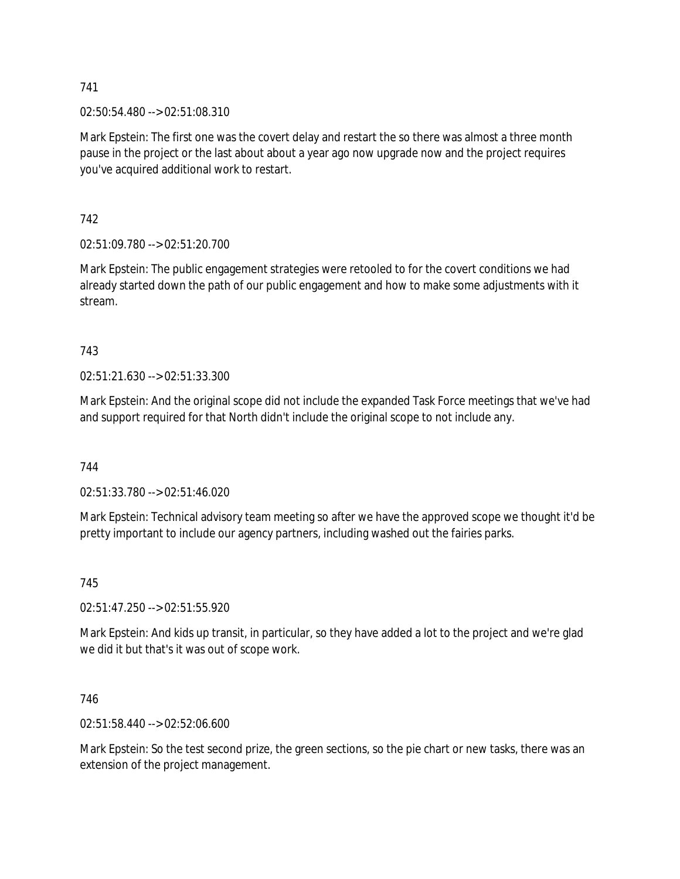741

02:50:54.480 --> 02:51:08.310

Mark Epstein: The first one was the covert delay and restart the so there was almost a three month pause in the project or the last about about a year ago now upgrade now and the project requires you've acquired additional work to restart.

742

02:51:09.780 --> 02:51:20.700

Mark Epstein: The public engagement strategies were retooled to for the covert conditions we had already started down the path of our public engagement and how to make some adjustments with it stream.

743

02:51:21.630 --> 02:51:33.300

Mark Epstein: And the original scope did not include the expanded Task Force meetings that we've had and support required for that North didn't include the original scope to not include any.

744

02:51:33.780 --> 02:51:46.020

Mark Epstein: Technical advisory team meeting so after we have the approved scope we thought it'd be pretty important to include our agency partners, including washed out the fairies parks.

745

02:51:47.250 --> 02:51:55.920

Mark Epstein: And kids up transit, in particular, so they have added a lot to the project and we're glad we did it but that's it was out of scope work.

746

02:51:58.440 --> 02:52:06.600

Mark Epstein: So the test second prize, the green sections, so the pie chart or new tasks, there was an extension of the project management.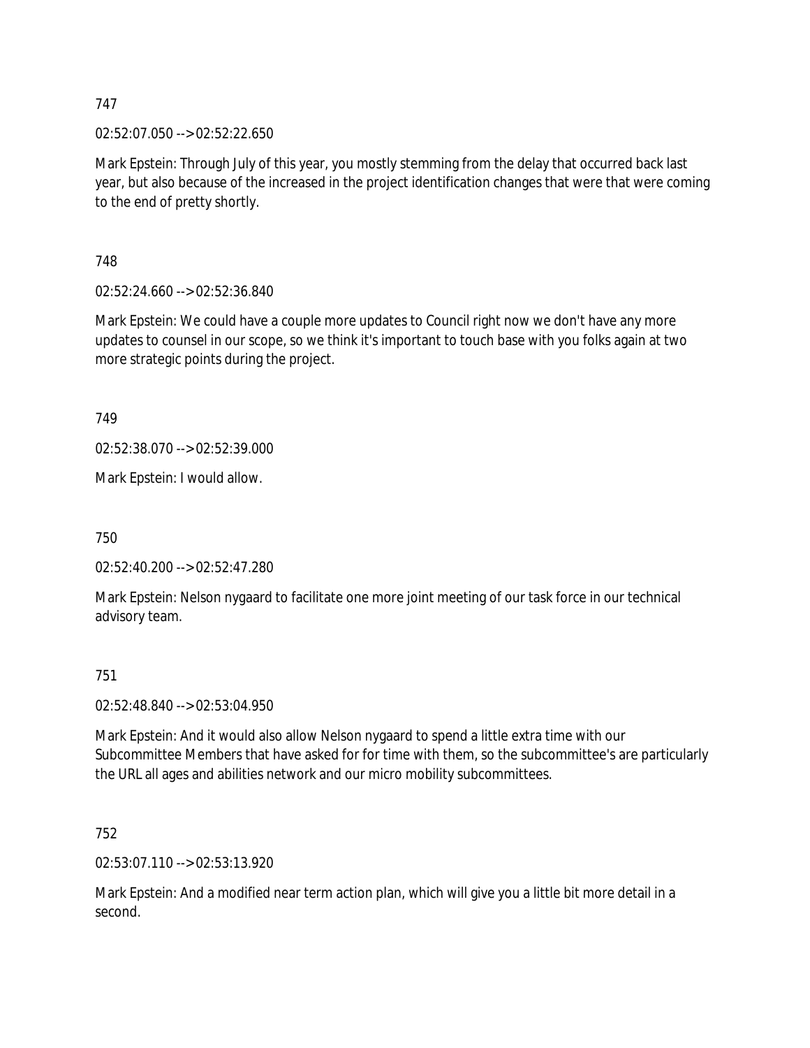747

02:52:07.050 --> 02:52:22.650

Mark Epstein: Through July of this year, you mostly stemming from the delay that occurred back last year, but also because of the increased in the project identification changes that were that were coming to the end of pretty shortly.

748

02:52:24.660 --> 02:52:36.840

Mark Epstein: We could have a couple more updates to Council right now we don't have any more updates to counsel in our scope, so we think it's important to touch base with you folks again at two more strategic points during the project.

749

02:52:38.070 --> 02:52:39.000

Mark Epstein: I would allow.

750

02:52:40.200 --> 02:52:47.280

Mark Epstein: Nelson nygaard to facilitate one more joint meeting of our task force in our technical advisory team.

751

02:52:48.840 --> 02:53:04.950

Mark Epstein: And it would also allow Nelson nygaard to spend a little extra time with our Subcommittee Members that have asked for for time with them, so the subcommittee's are particularly the URL all ages and abilities network and our micro mobility subcommittees.

752

02:53:07.110 --> 02:53:13.920

Mark Epstein: And a modified near term action plan, which will give you a little bit more detail in a second.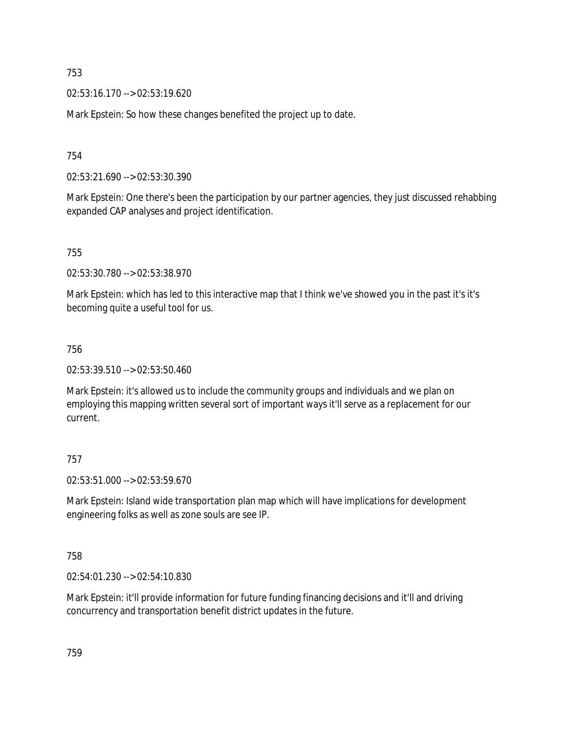753

02:53:16.170 --> 02:53:19.620

Mark Epstein: So how these changes benefited the project up to date.

754

02:53:21.690 --> 02:53:30.390

Mark Epstein: One there's been the participation by our partner agencies, they just discussed rehabbing expanded CAP analyses and project identification.

755

02:53:30.780 --> 02:53:38.970

Mark Epstein: which has led to this interactive map that I think we've showed you in the past it's it's becoming quite a useful tool for us.

756

02:53:39.510 --> 02:53:50.460

Mark Epstein: it's allowed us to include the community groups and individuals and we plan on employing this mapping written several sort of important ways it'll serve as a replacement for our current.

757

02:53:51.000 --> 02:53:59.670

Mark Epstein: Island wide transportation plan map which will have implications for development engineering folks as well as zone souls are see IP.

758

02:54:01.230 --> 02:54:10.830

Mark Epstein: it'll provide information for future funding financing decisions and it'll and driving concurrency and transportation benefit district updates in the future.

759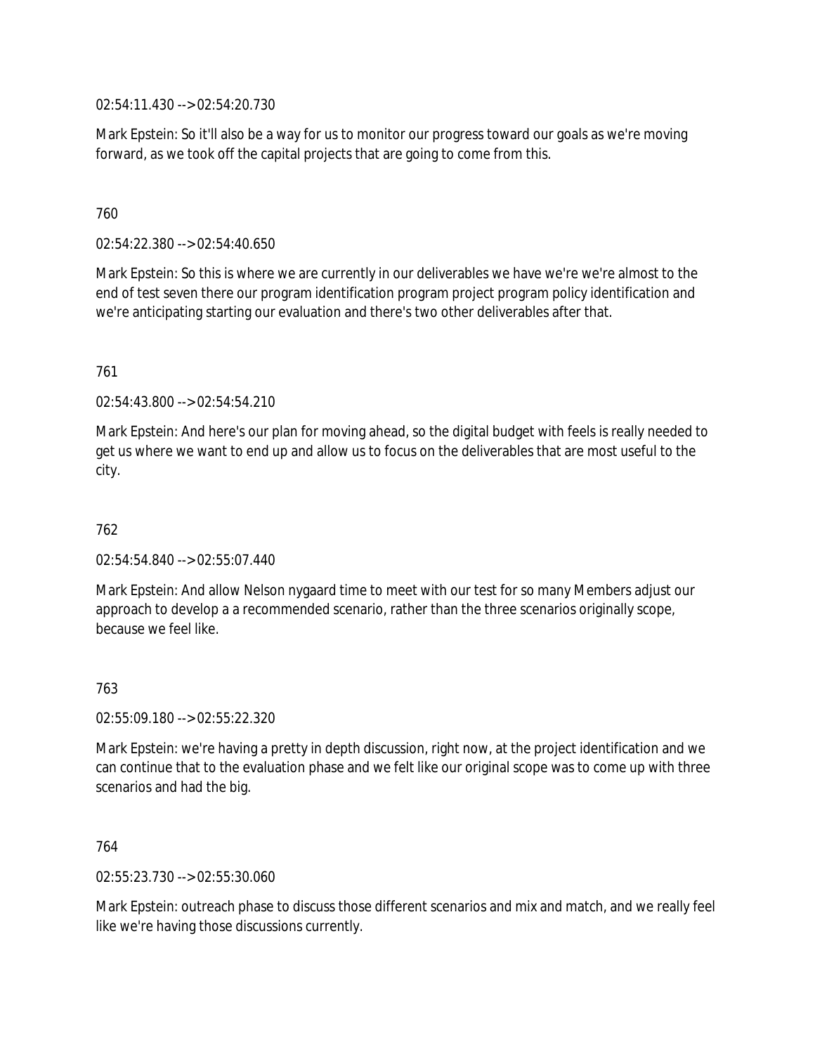02:54:11.430 --> 02:54:20.730

Mark Epstein: So it'll also be a way for us to monitor our progress toward our goals as we're moving forward, as we took off the capital projects that are going to come from this.

760

02:54:22.380 --> 02:54:40.650

Mark Epstein: So this is where we are currently in our deliverables we have we're we're almost to the end of test seven there our program identification program project program policy identification and we're anticipating starting our evaluation and there's two other deliverables after that.

761

02:54:43.800 --> 02:54:54.210

Mark Epstein: And here's our plan for moving ahead, so the digital budget with feels is really needed to get us where we want to end up and allow us to focus on the deliverables that are most useful to the city.

762

02:54:54.840 --> 02:55:07.440

Mark Epstein: And allow Nelson nygaard time to meet with our test for so many Members adjust our approach to develop a a recommended scenario, rather than the three scenarios originally scope, because we feel like.

763

02:55:09.180 --> 02:55:22.320

Mark Epstein: we're having a pretty in depth discussion, right now, at the project identification and we can continue that to the evaluation phase and we felt like our original scope was to come up with three scenarios and had the big.

764

02:55:23.730 --> 02:55:30.060

Mark Epstein: outreach phase to discuss those different scenarios and mix and match, and we really feel like we're having those discussions currently.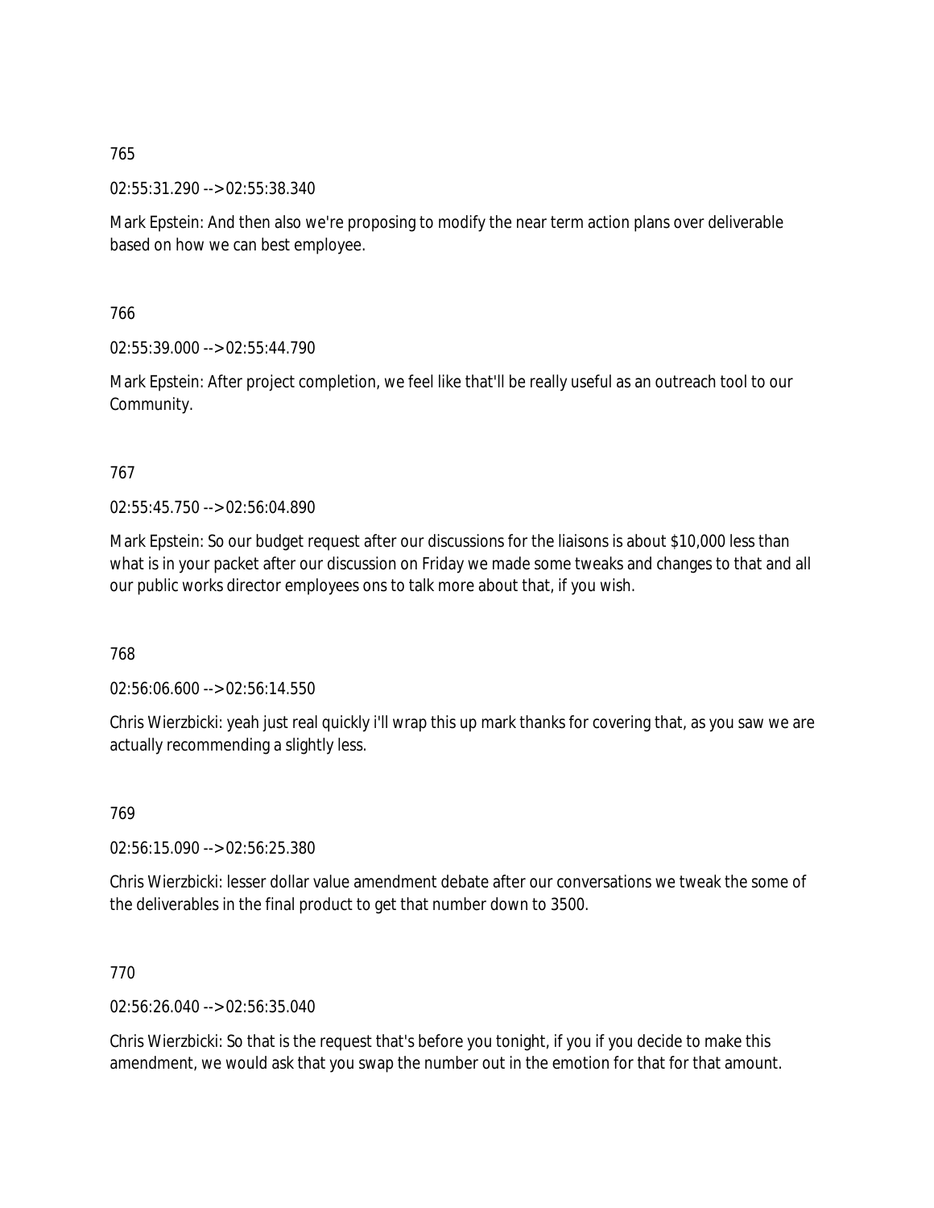765

02:55:31.290 --> 02:55:38.340

Mark Epstein: And then also we're proposing to modify the near term action plans over deliverable based on how we can best employee.

766

02:55:39.000 --> 02:55:44.790

Mark Epstein: After project completion, we feel like that'll be really useful as an outreach tool to our Community.

767

02:55:45.750 --> 02:56:04.890

Mark Epstein: So our budget request after our discussions for the liaisons is about $10,000 less than what is in your packet after our discussion on Friday we made some tweaks and changes to that and all our public works director employees ons to talk more about that, if you wish.

768

02:56:06.600 --> 02:56:14.550

Chris Wierzbicki: yeah just real quickly i'll wrap this up mark thanks for covering that, as you saw we are actually recommending a slightly less.

769

02:56:15.090 --> 02:56:25.380

Chris Wierzbicki: lesser dollar value amendment debate after our conversations we tweak the some of the deliverables in the final product to get that number down to 3500.

770

02:56:26.040 --> 02:56:35.040

Chris Wierzbicki: So that is the request that's before you tonight, if you if you decide to make this amendment, we would ask that you swap the number out in the emotion for that for that amount.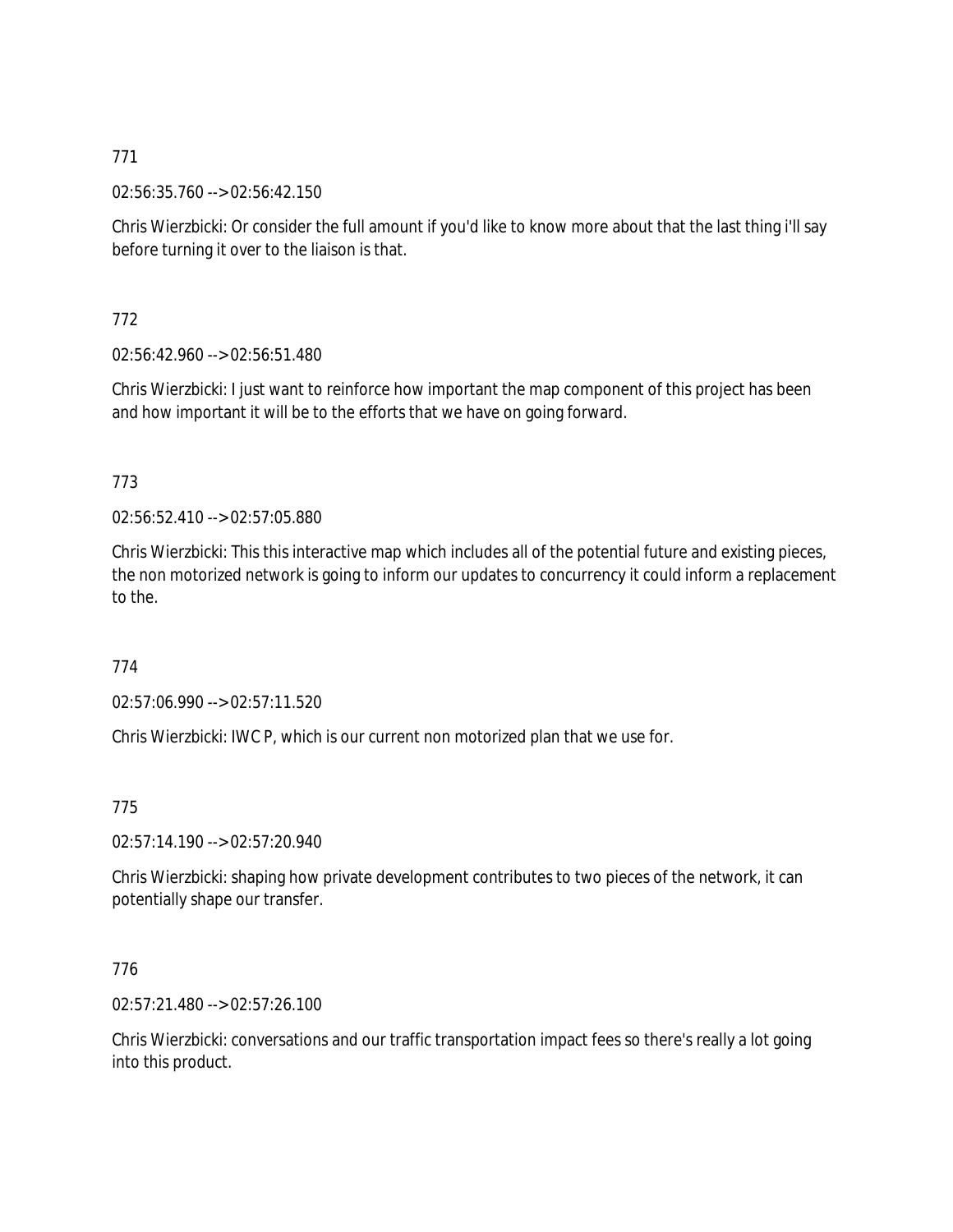771

02:56:35.760 --> 02:56:42.150

Chris Wierzbicki: Or consider the full amount if you'd like to know more about that the last thing i'll say before turning it over to the liaison is that.

772

02:56:42.960 --> 02:56:51.480

Chris Wierzbicki: I just want to reinforce how important the map component of this project has been and how important it will be to the efforts that we have on going forward.

773

02:56:52.410 --> 02:57:05.880

Chris Wierzbicki: This this interactive map which includes all of the potential future and existing pieces, the non motorized network is going to inform our updates to concurrency it could inform a replacement to the.

774

02:57:06.990 --> 02:57:11.520

Chris Wierzbicki: IWC P, which is our current non motorized plan that we use for.

775

02:57:14.190 --> 02:57:20.940

Chris Wierzbicki: shaping how private development contributes to two pieces of the network, it can potentially shape our transfer.

776

02:57:21.480 --> 02:57:26.100

Chris Wierzbicki: conversations and our traffic transportation impact fees so there's really a lot going into this product.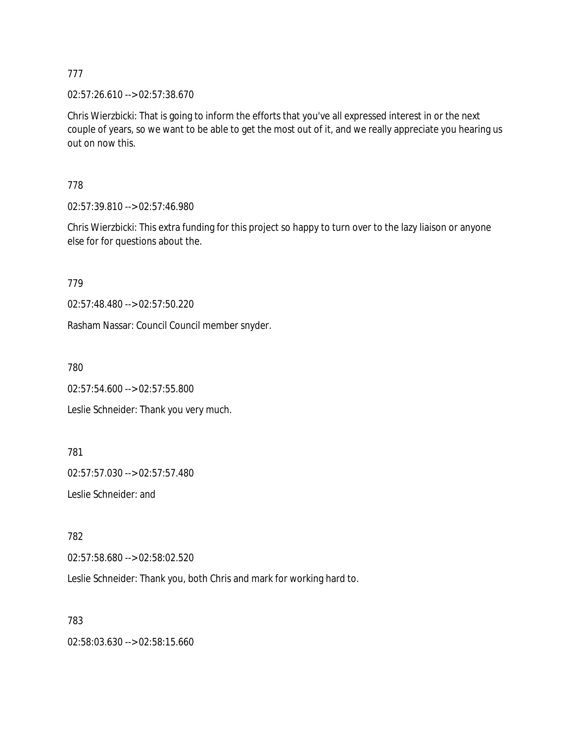777

02:57:26.610 --> 02:57:38.670

Chris Wierzbicki: That is going to inform the efforts that you've all expressed interest in or the next couple of years, so we want to be able to get the most out of it, and we really appreciate you hearing us out on now this.

778

02:57:39.810 --> 02:57:46.980

Chris Wierzbicki: This extra funding for this project so happy to turn over to the lazy liaison or anyone else for for questions about the.

779

02:57:48.480 --> 02:57:50.220

Rasham Nassar: Council Council member snyder.

780

02:57:54.600 --> 02:57:55.800

Leslie Schneider: Thank you very much.

781

02:57:57.030 --> 02:57:57.480

Leslie Schneider: and

782

02:57:58.680 --> 02:58:02.520

Leslie Schneider: Thank you, both Chris and mark for working hard to.

783

02:58:03.630 --> 02:58:15.660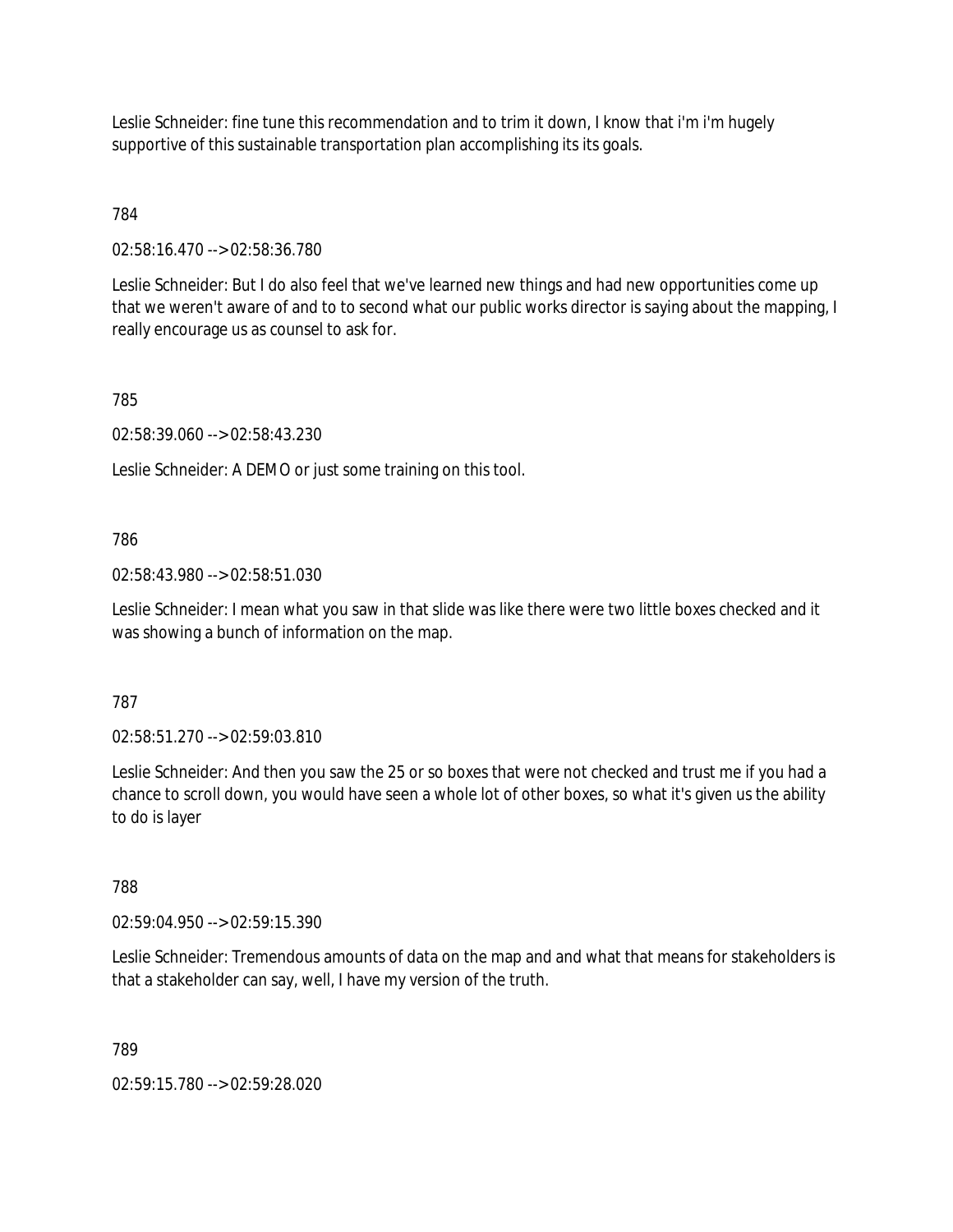Leslie Schneider: fine tune this recommendation and to trim it down, I know that i'm i'm hugely supportive of this sustainable transportation plan accomplishing its its goals.

784

02:58:16.470 --> 02:58:36.780

Leslie Schneider: But I do also feel that we've learned new things and had new opportunities come up that we weren't aware of and to to second what our public works director is saying about the mapping, I really encourage us as counsel to ask for.

785

02:58:39.060 --> 02:58:43.230

Leslie Schneider: A DEMO or just some training on this tool.

786

02:58:43.980 --> 02:58:51.030

Leslie Schneider: I mean what you saw in that slide was like there were two little boxes checked and it was showing a bunch of information on the map.

787

02:58:51.270 --> 02:59:03.810

Leslie Schneider: And then you saw the 25 or so boxes that were not checked and trust me if you had a chance to scroll down, you would have seen a whole lot of other boxes, so what it's given us the ability to do is layer

788

02:59:04.950 --> 02:59:15.390

Leslie Schneider: Tremendous amounts of data on the map and and what that means for stakeholders is that a stakeholder can say, well, I have my version of the truth.

789

02:59:15.780 --> 02:59:28.020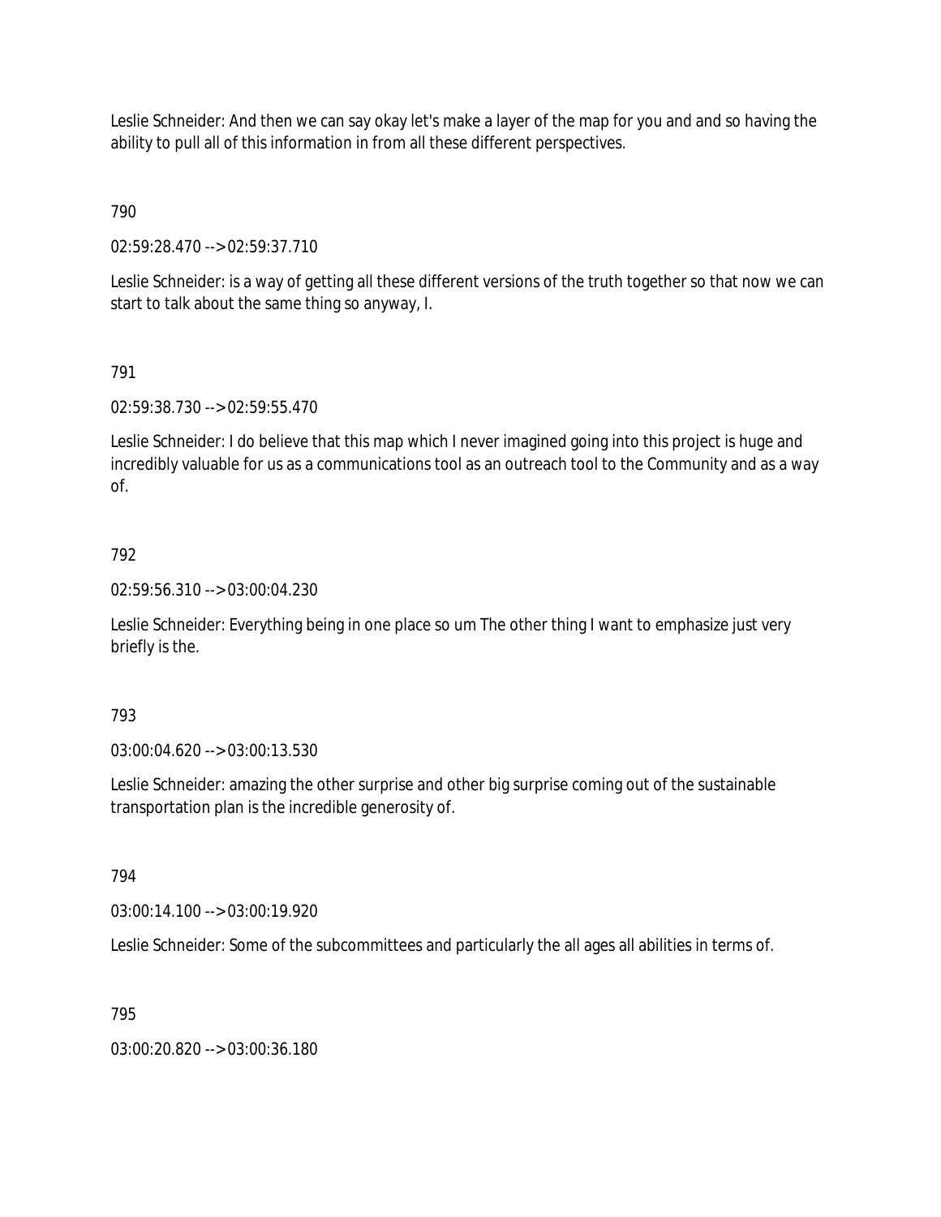Leslie Schneider: And then we can say okay let's make a layer of the map for you and and so having the ability to pull all of this information in from all these different perspectives.

790

02:59:28.470 --> 02:59:37.710

Leslie Schneider: is a way of getting all these different versions of the truth together so that now we can start to talk about the same thing so anyway, I.

791

02:59:38.730 --> 02:59:55.470

Leslie Schneider: I do believe that this map which I never imagined going into this project is huge and incredibly valuable for us as a communications tool as an outreach tool to the Community and as a way of.

792

02:59:56.310 --> 03:00:04.230

Leslie Schneider: Everything being in one place so um The other thing I want to emphasize just very briefly is the.

793

03:00:04.620 --> 03:00:13.530

Leslie Schneider: amazing the other surprise and other big surprise coming out of the sustainable transportation plan is the incredible generosity of.

794

03:00:14.100 --> 03:00:19.920

Leslie Schneider: Some of the subcommittees and particularly the all ages all abilities in terms of.

795

03:00:20.820 --> 03:00:36.180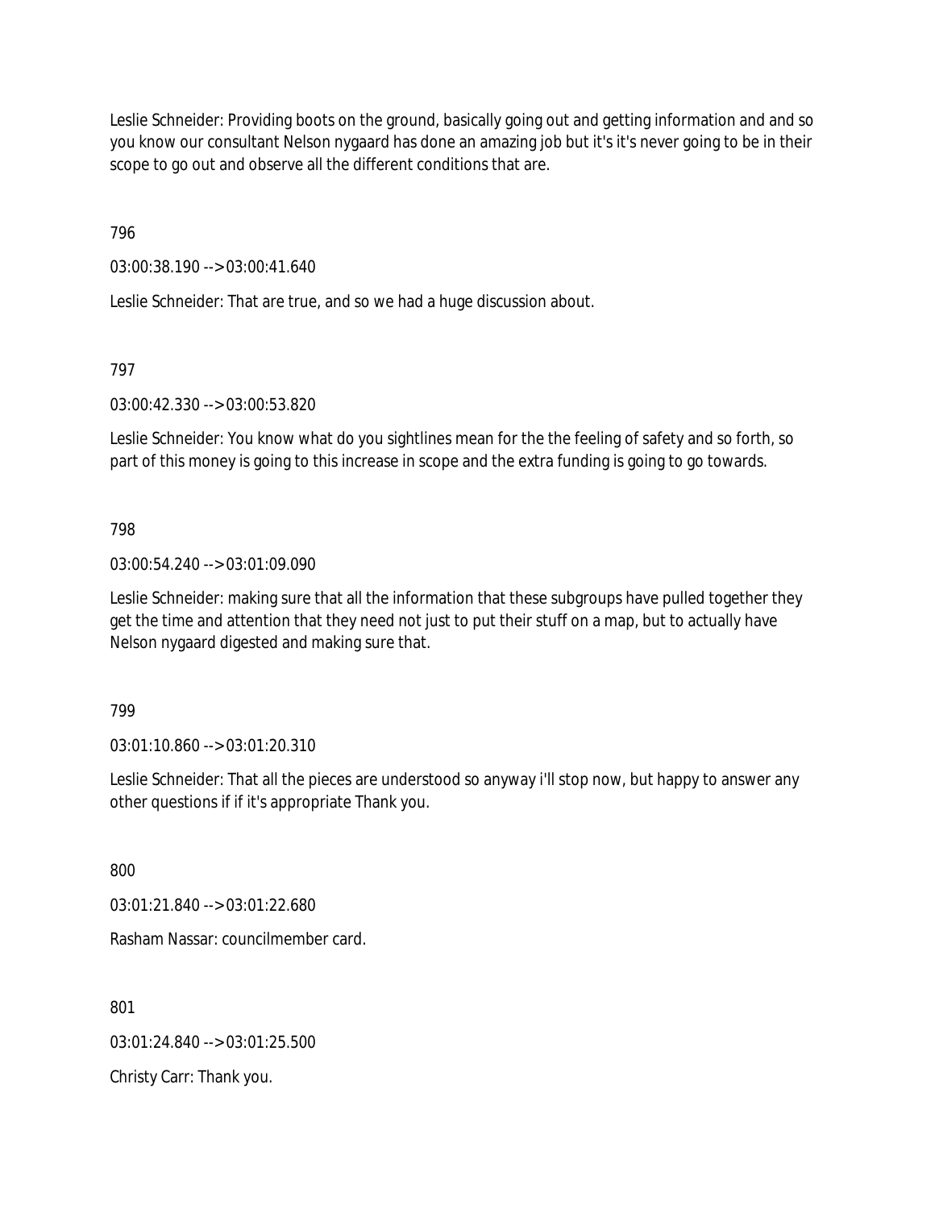Leslie Schneider: Providing boots on the ground, basically going out and getting information and and so you know our consultant Nelson nygaard has done an amazing job but it's it's never going to be in their scope to go out and observe all the different conditions that are.

796

03:00:38.190 --> 03:00:41.640

Leslie Schneider: That are true, and so we had a huge discussion about.

797

03:00:42.330 --> 03:00:53.820

Leslie Schneider: You know what do you sightlines mean for the the feeling of safety and so forth, so part of this money is going to this increase in scope and the extra funding is going to go towards.

798

03:00:54.240 --> 03:01:09.090

Leslie Schneider: making sure that all the information that these subgroups have pulled together they get the time and attention that they need not just to put their stuff on a map, but to actually have Nelson nygaard digested and making sure that.

799

03:01:10.860 --> 03:01:20.310

Leslie Schneider: That all the pieces are understood so anyway i'll stop now, but happy to answer any other questions if if it's appropriate Thank you.

800

03:01:21.840 --> 03:01:22.680

Rasham Nassar: councilmember card.

801

03:01:24.840 --> 03:01:25.500

Christy Carr: Thank you.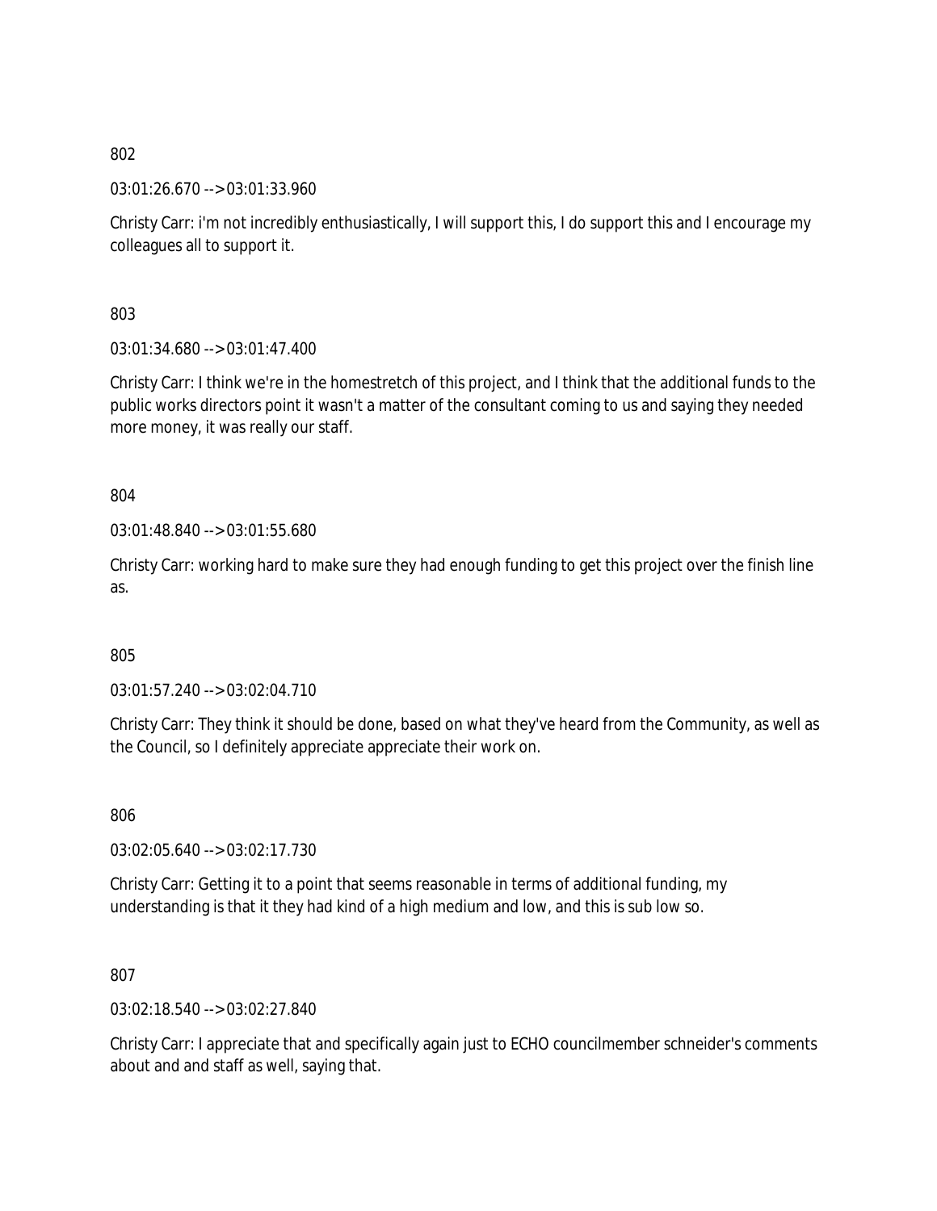802

03:01:26.670 --> 03:01:33.960

Christy Carr: i'm not incredibly enthusiastically, I will support this, I do support this and I encourage my colleagues all to support it.

803

03:01:34.680 --> 03:01:47.400

Christy Carr: I think we're in the homestretch of this project, and I think that the additional funds to the public works directors point it wasn't a matter of the consultant coming to us and saying they needed more money, it was really our staff.

804

03:01:48.840 --> 03:01:55.680

Christy Carr: working hard to make sure they had enough funding to get this project over the finish line as.

805

03:01:57.240 --> 03:02:04.710

Christy Carr: They think it should be done, based on what they've heard from the Community, as well as the Council, so I definitely appreciate appreciate their work on.

806

03:02:05.640 --> 03:02:17.730

Christy Carr: Getting it to a point that seems reasonable in terms of additional funding, my understanding is that it they had kind of a high medium and low, and this is sub low so.

807

03:02:18.540 --> 03:02:27.840

Christy Carr: I appreciate that and specifically again just to ECHO councilmember schneider's comments about and and staff as well, saying that.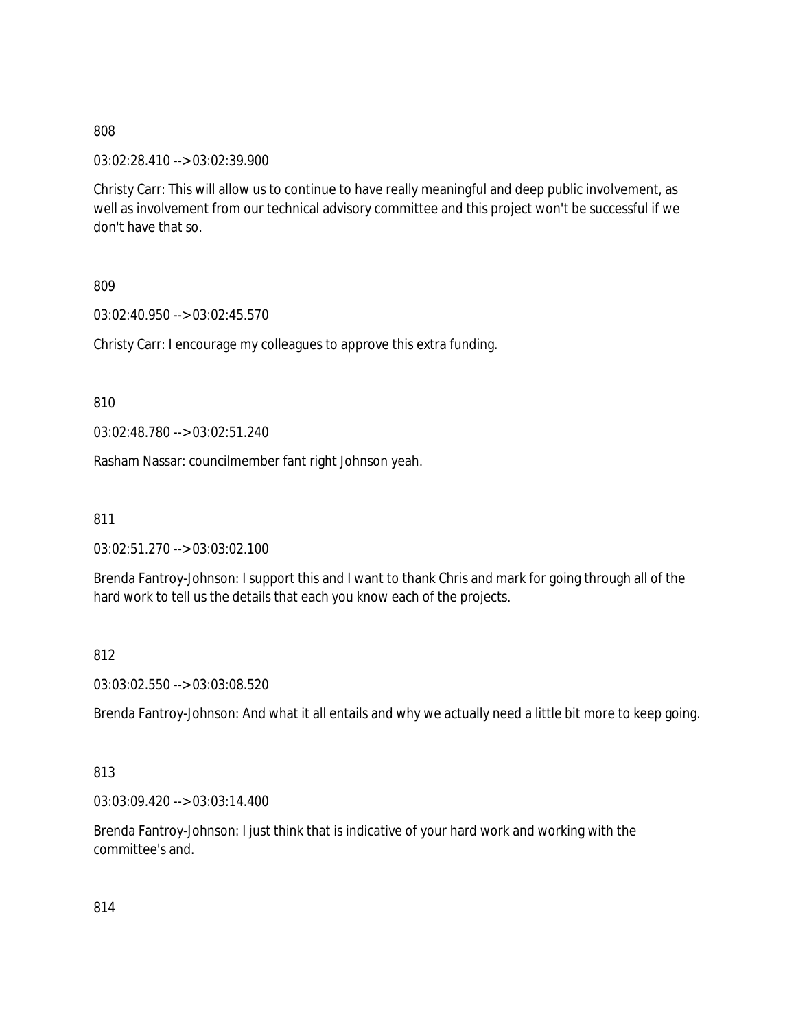808

03:02:28.410 --> 03:02:39.900

Christy Carr: This will allow us to continue to have really meaningful and deep public involvement, as well as involvement from our technical advisory committee and this project won't be successful if we don't have that so.

809

03:02:40.950 --> 03:02:45.570

Christy Carr: I encourage my colleagues to approve this extra funding.

810

03:02:48.780 --> 03:02:51.240

Rasham Nassar: councilmember fant right Johnson yeah.

811

03:02:51.270 --> 03:03:02.100

Brenda Fantroy-Johnson: I support this and I want to thank Chris and mark for going through all of the hard work to tell us the details that each you know each of the projects.

812

03:03:02.550 --> 03:03:08.520

Brenda Fantroy-Johnson: And what it all entails and why we actually need a little bit more to keep going.

813

03:03:09.420 --> 03:03:14.400

Brenda Fantroy-Johnson: I just think that is indicative of your hard work and working with the committee's and.

814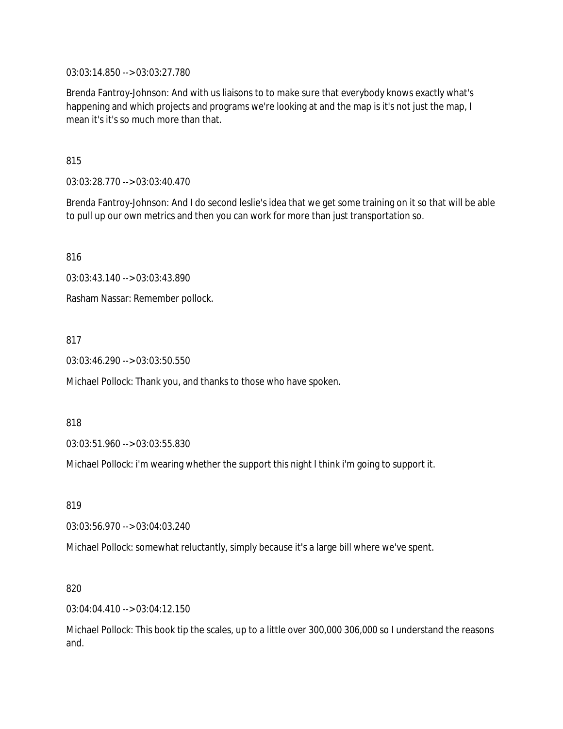03:03:14.850 --> 03:03:27.780

Brenda Fantroy-Johnson: And with us liaisons to to make sure that everybody knows exactly what's happening and which projects and programs we're looking at and the map is it's not just the map, I mean it's it's so much more than that.

815

03:03:28.770 --> 03:03:40.470

Brenda Fantroy-Johnson: And I do second leslie's idea that we get some training on it so that will be able to pull up our own metrics and then you can work for more than just transportation so.

816

03:03:43.140 --> 03:03:43.890

Rasham Nassar: Remember pollock.

817

03:03:46.290 --> 03:03:50.550

Michael Pollock: Thank you, and thanks to those who have spoken.

818

03:03:51.960 --> 03:03:55.830

Michael Pollock: i'm wearing whether the support this night I think i'm going to support it.

819

03:03:56.970 --> 03:04:03.240

Michael Pollock: somewhat reluctantly, simply because it's a large bill where we've spent.

820

03:04:04.410 --> 03:04:12.150

Michael Pollock: This book tip the scales, up to a little over 300,000 306,000 so I understand the reasons and.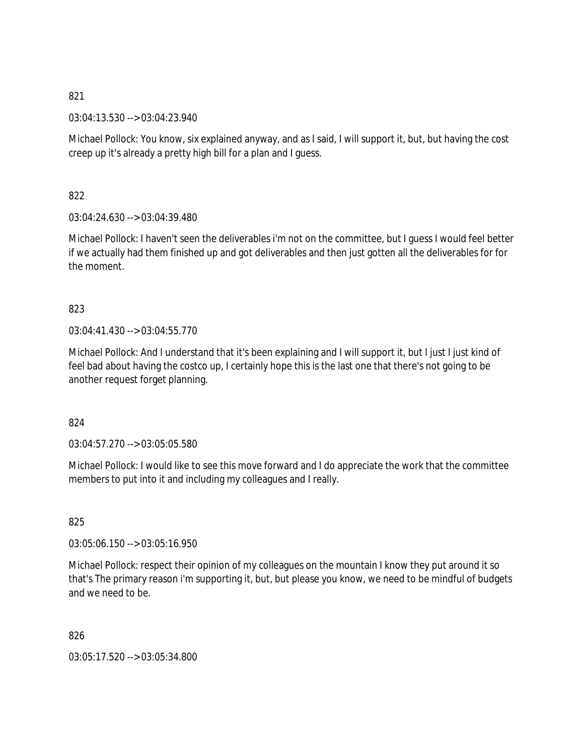821

03:04:13.530 --> 03:04:23.940

Michael Pollock: You know, six explained anyway, and as I said, I will support it, but, but having the cost creep up it's already a pretty high bill for a plan and I guess.

822

03:04:24.630 --> 03:04:39.480

Michael Pollock: I haven't seen the deliverables i'm not on the committee, but I guess I would feel better if we actually had them finished up and got deliverables and then just gotten all the deliverables for for the moment.

823

03:04:41.430 --> 03:04:55.770

Michael Pollock: And I understand that it's been explaining and I will support it, but I just I just kind of feel bad about having the costco up, I certainly hope this is the last one that there's not going to be another request forget planning.

824

03:04:57.270 --> 03:05:05.580

Michael Pollock: I would like to see this move forward and I do appreciate the work that the committee members to put into it and including my colleagues and I really.

825

03:05:06.150 --> 03:05:16.950

Michael Pollock: respect their opinion of my colleagues on the mountain I know they put around it so that's The primary reason i'm supporting it, but, but please you know, we need to be mindful of budgets and we need to be.

826

03:05:17.520 --> 03:05:34.800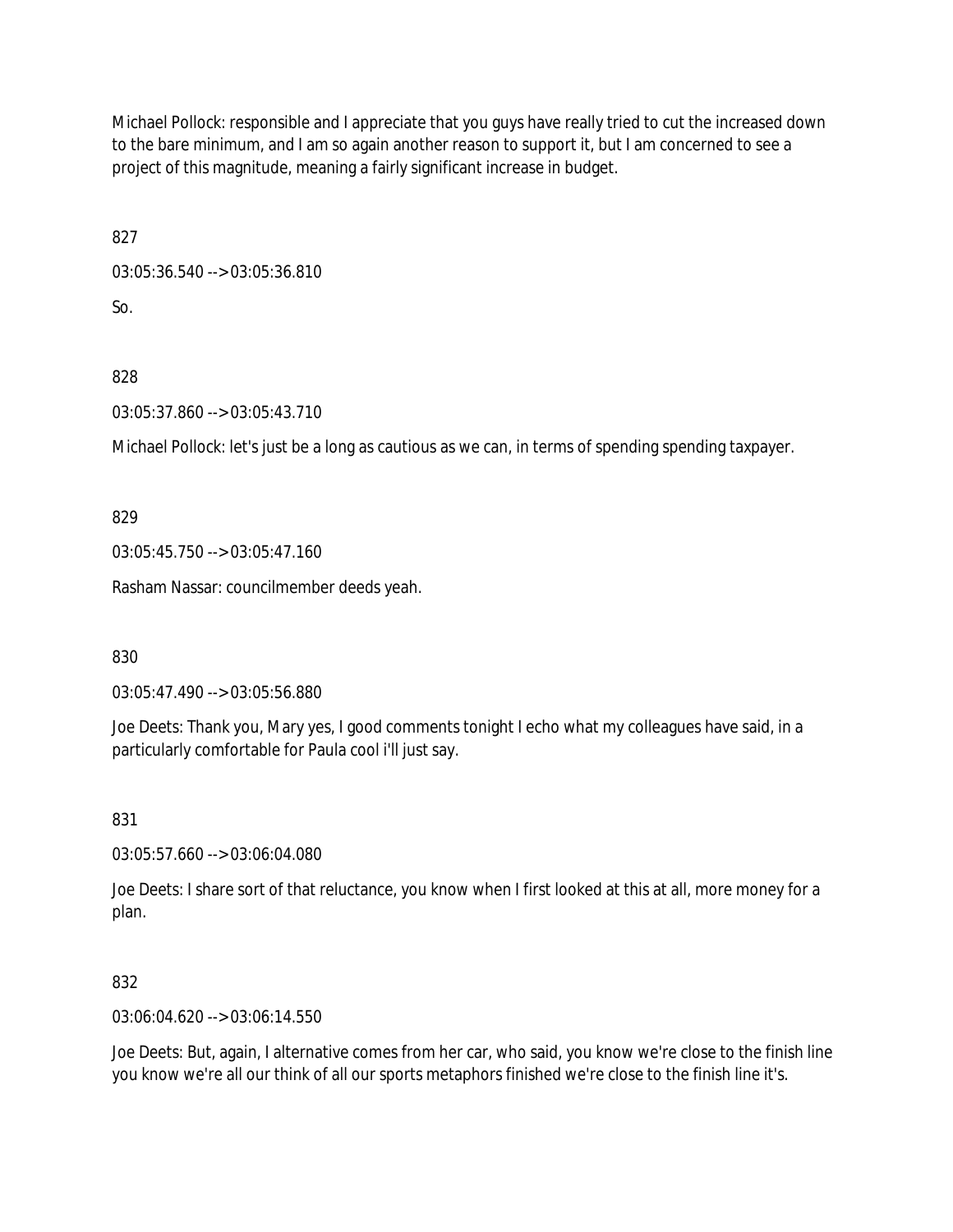Michael Pollock: responsible and I appreciate that you guys have really tried to cut the increased down to the bare minimum, and I am so again another reason to support it, but I am concerned to see a project of this magnitude, meaning a fairly significant increase in budget.

827

03:05:36.540 --> 03:05:36.810

So.

828

03:05:37.860 --> 03:05:43.710

Michael Pollock: let's just be a long as cautious as we can, in terms of spending spending taxpayer.

829

03:05:45.750 --> 03:05:47.160

Rasham Nassar: councilmember deeds yeah.

830

03:05:47.490 --> 03:05:56.880

Joe Deets: Thank you, Mary yes, I good comments tonight I echo what my colleagues have said, in a particularly comfortable for Paula cool i'll just say.

831

03:05:57.660 --> 03:06:04.080

Joe Deets: I share sort of that reluctance, you know when I first looked at this at all, more money for a plan.

832

03:06:04.620 --> 03:06:14.550

Joe Deets: But, again, I alternative comes from her car, who said, you know we're close to the finish line you know we're all our think of all our sports metaphors finished we're close to the finish line it's.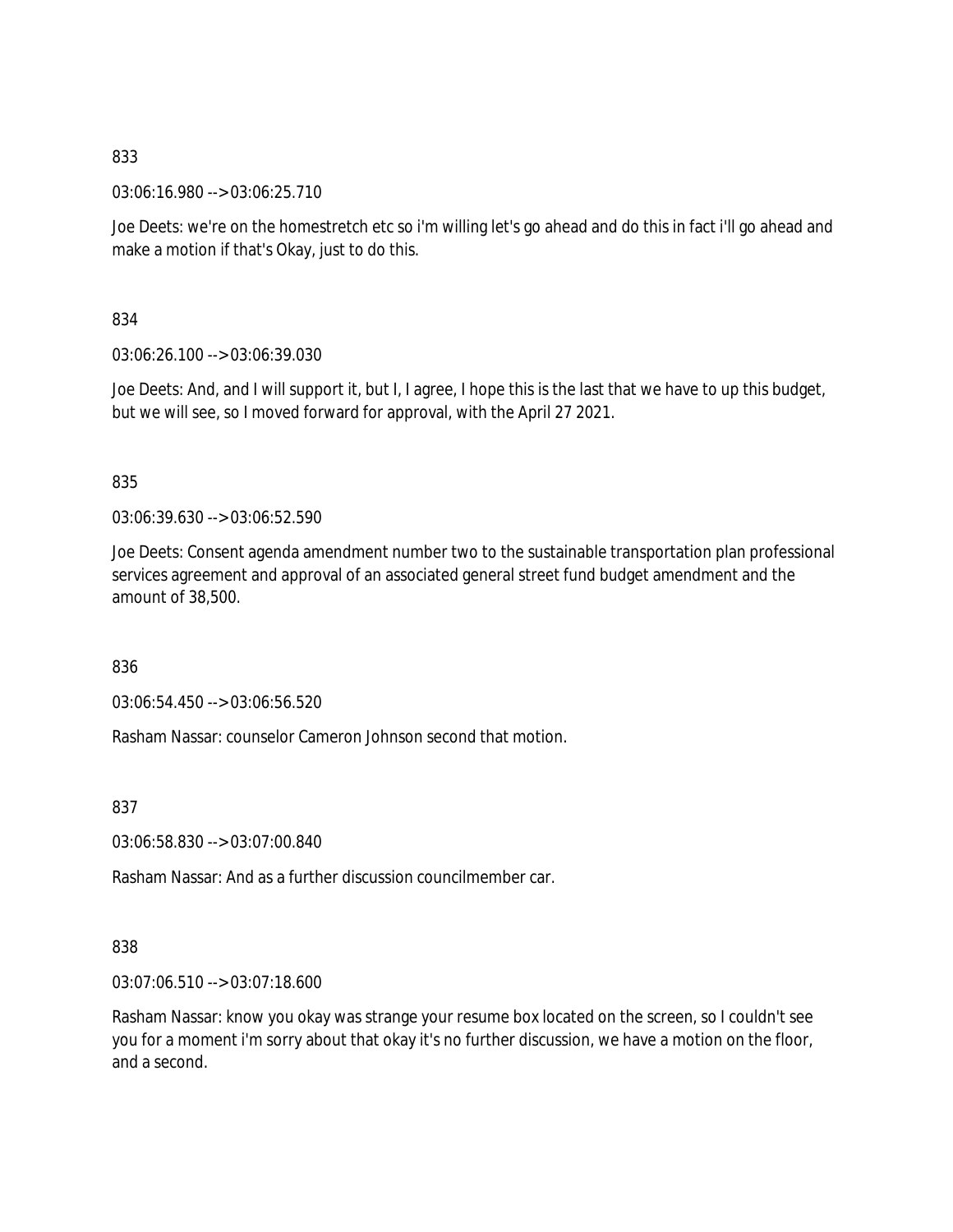833

03:06:16.980 --> 03:06:25.710

Joe Deets: we're on the homestretch etc so i'm willing let's go ahead and do this in fact i'll go ahead and make a motion if that's Okay, just to do this.

834

03:06:26.100 --> 03:06:39.030

Joe Deets: And, and I will support it, but I, I agree, I hope this is the last that we have to up this budget, but we will see, so I moved forward for approval, with the April 27 2021.

835

03:06:39.630 --> 03:06:52.590

Joe Deets: Consent agenda amendment number two to the sustainable transportation plan professional services agreement and approval of an associated general street fund budget amendment and the amount of 38,500.

836

03:06:54.450 --> 03:06:56.520

Rasham Nassar: counselor Cameron Johnson second that motion.

837

03:06:58.830 --> 03:07:00.840

Rasham Nassar: And as a further discussion councilmember car.

838

03:07:06.510 --> 03:07:18.600

Rasham Nassar: know you okay was strange your resume box located on the screen, so I couldn't see you for a moment i'm sorry about that okay it's no further discussion, we have a motion on the floor, and a second.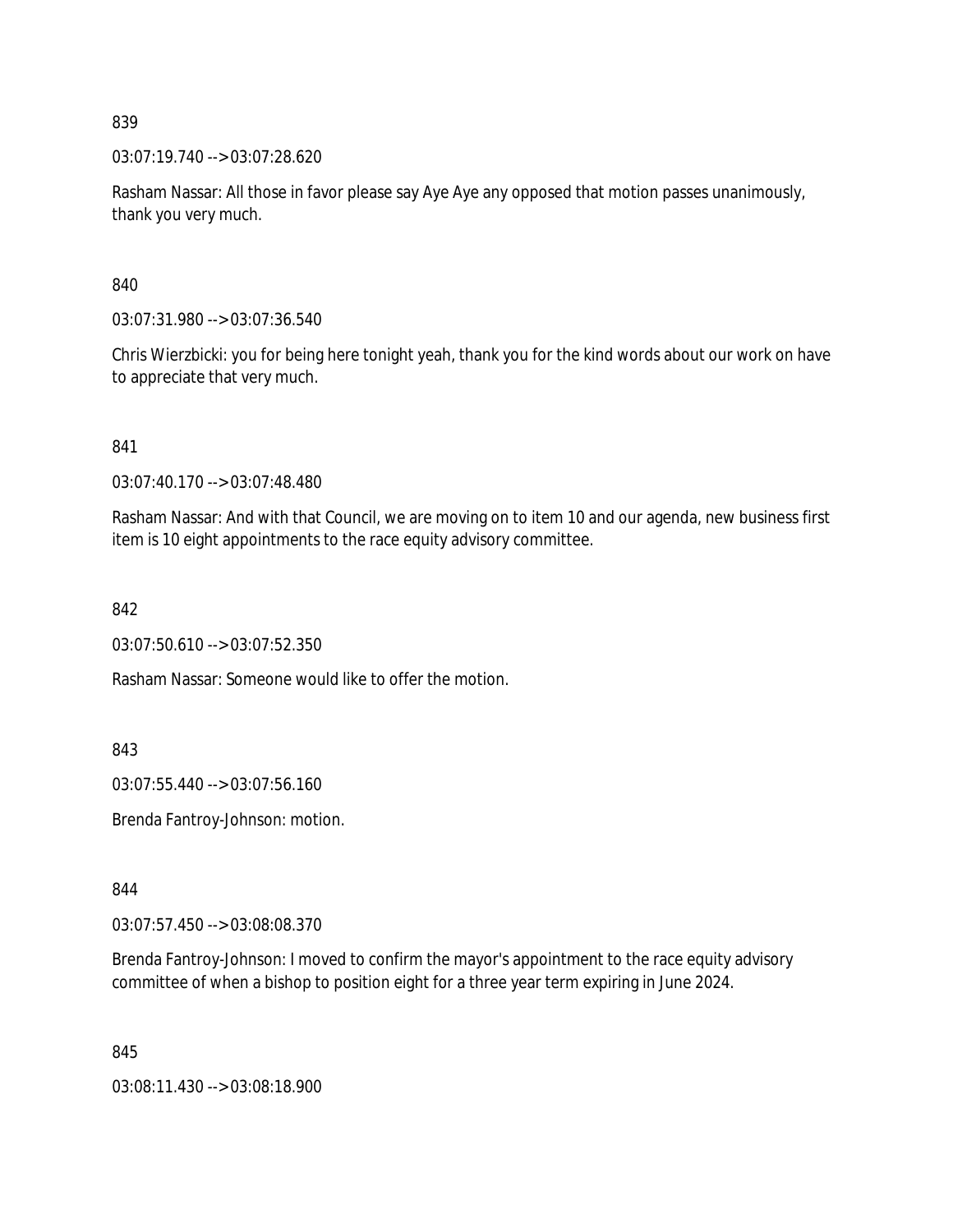839

03:07:19.740 --> 03:07:28.620

Rasham Nassar: All those in favor please say Aye Aye any opposed that motion passes unanimously, thank you very much.

840

03:07:31.980 --> 03:07:36.540

Chris Wierzbicki: you for being here tonight yeah, thank you for the kind words about our work on have to appreciate that very much.

841

03:07:40.170 --> 03:07:48.480

Rasham Nassar: And with that Council, we are moving on to item 10 and our agenda, new business first item is 10 eight appointments to the race equity advisory committee.

842

03:07:50.610 --> 03:07:52.350

Rasham Nassar: Someone would like to offer the motion.

843

03:07:55.440 --> 03:07:56.160

Brenda Fantroy-Johnson: motion.

844

03:07:57.450 --> 03:08:08.370

Brenda Fantroy-Johnson: I moved to confirm the mayor's appointment to the race equity advisory committee of when a bishop to position eight for a three year term expiring in June 2024.

845

03:08:11.430 --> 03:08:18.900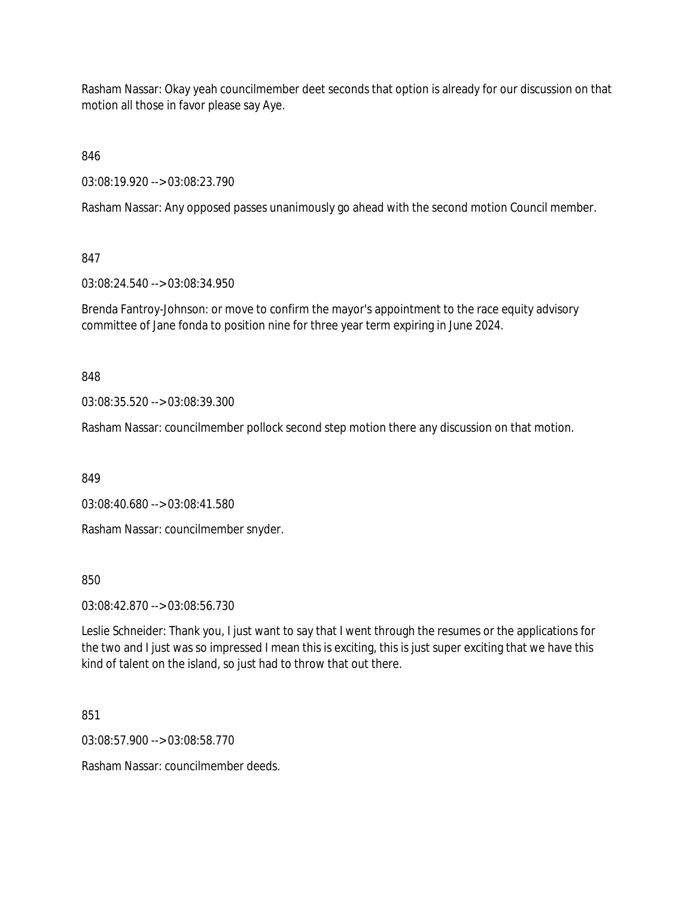Rasham Nassar: Okay yeah councilmember deet seconds that option is already for our discussion on that motion all those in favor please say Aye.

846

03:08:19.920 --> 03:08:23.790

Rasham Nassar: Any opposed passes unanimously go ahead with the second motion Council member.

847

03:08:24.540 --> 03:08:34.950

Brenda Fantroy-Johnson: or move to confirm the mayor's appointment to the race equity advisory committee of Jane fonda to position nine for three year term expiring in June 2024.

848

03:08:35.520 --> 03:08:39.300

Rasham Nassar: councilmember pollock second step motion there any discussion on that motion.

849

03:08:40.680 --> 03:08:41.580

Rasham Nassar: councilmember snyder.

850

03:08:42.870 --> 03:08:56.730

Leslie Schneider: Thank you, I just want to say that I went through the resumes or the applications for the two and I just was so impressed I mean this is exciting, this is just super exciting that we have this kind of talent on the island, so just had to throw that out there.

851

03:08:57.900 --> 03:08:58.770

Rasham Nassar: councilmember deeds.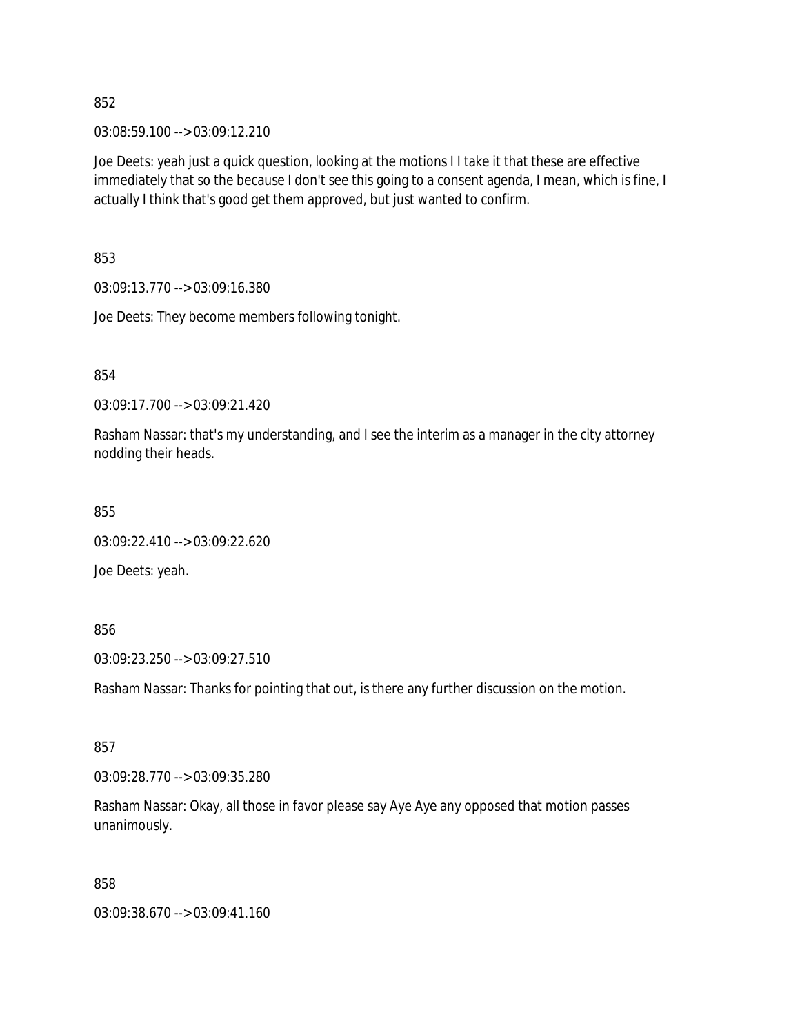852

03:08:59.100 --> 03:09:12.210

Joe Deets: yeah just a quick question, looking at the motions I I take it that these are effective immediately that so the because I don't see this going to a consent agenda, I mean, which is fine, I actually I think that's good get them approved, but just wanted to confirm.

853

03:09:13.770 --> 03:09:16.380

Joe Deets: They become members following tonight.

854

03:09:17.700 --> 03:09:21.420

Rasham Nassar: that's my understanding, and I see the interim as a manager in the city attorney nodding their heads.

855

03:09:22.410 --> 03:09:22.620

Joe Deets: yeah.

856

03:09:23.250 --> 03:09:27.510

Rasham Nassar: Thanks for pointing that out, is there any further discussion on the motion.

857

03:09:28.770 --> 03:09:35.280

Rasham Nassar: Okay, all those in favor please say Aye Aye any opposed that motion passes unanimously.

858

03:09:38.670 --> 03:09:41.160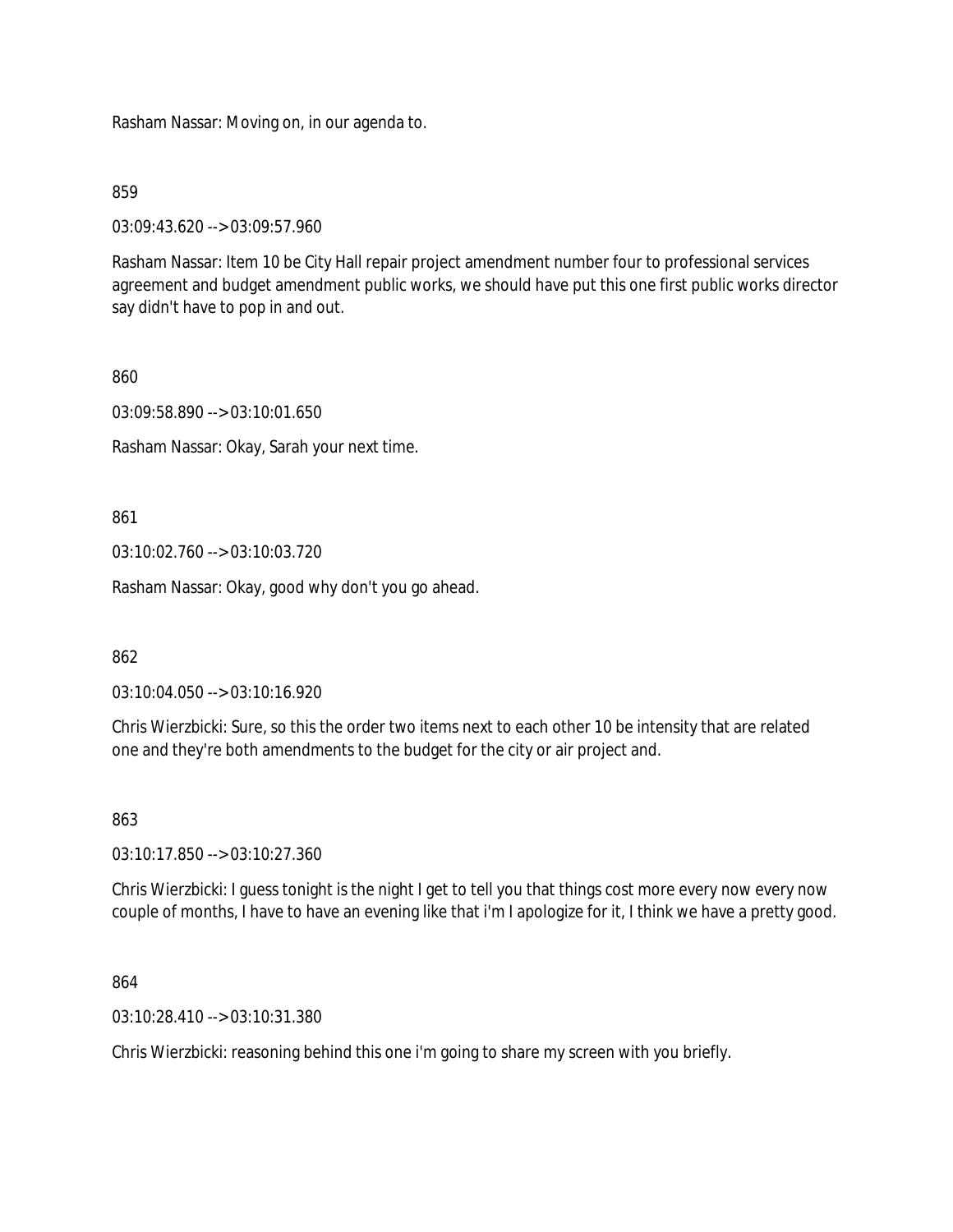Rasham Nassar: Moving on, in our agenda to.

859

03:09:43.620 --> 03:09:57.960

Rasham Nassar: Item 10 be City Hall repair project amendment number four to professional services agreement and budget amendment public works, we should have put this one first public works director say didn't have to pop in and out.

860

03:09:58.890 --> 03:10:01.650

Rasham Nassar: Okay, Sarah your next time.

861

03:10:02.760 --> 03:10:03.720

Rasham Nassar: Okay, good why don't you go ahead.

862

03:10:04.050 --> 03:10:16.920

Chris Wierzbicki: Sure, so this the order two items next to each other 10 be intensity that are related one and they're both amendments to the budget for the city or air project and.

863

03:10:17.850 --> 03:10:27.360

Chris Wierzbicki: I guess tonight is the night I get to tell you that things cost more every now every now couple of months, I have to have an evening like that i'm I apologize for it, I think we have a pretty good.

864

03:10:28.410 --> 03:10:31.380

Chris Wierzbicki: reasoning behind this one i'm going to share my screen with you briefly.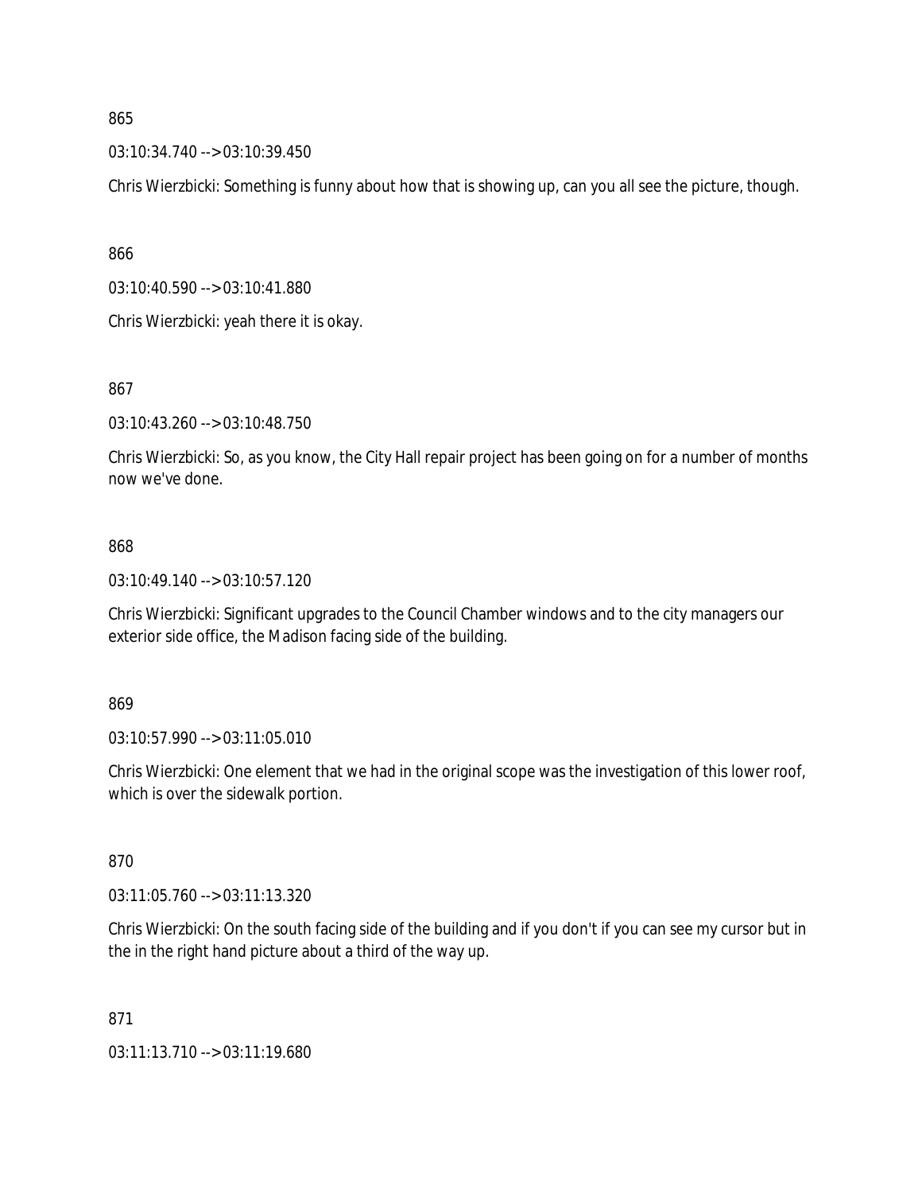865

03:10:34.740 --> 03:10:39.450

Chris Wierzbicki: Something is funny about how that is showing up, can you all see the picture, though.

866

03:10:40.590 --> 03:10:41.880

Chris Wierzbicki: yeah there it is okay.

867

03:10:43.260 --> 03:10:48.750

Chris Wierzbicki: So, as you know, the City Hall repair project has been going on for a number of months now we've done.

868

03:10:49.140 --> 03:10:57.120

Chris Wierzbicki: Significant upgrades to the Council Chamber windows and to the city managers our exterior side office, the Madison facing side of the building.

869

03:10:57.990 --> 03:11:05.010

Chris Wierzbicki: One element that we had in the original scope was the investigation of this lower roof, which is over the sidewalk portion.

870

03:11:05.760 --> 03:11:13.320

Chris Wierzbicki: On the south facing side of the building and if you don't if you can see my cursor but in the in the right hand picture about a third of the way up.

871

03:11:13.710 --> 03:11:19.680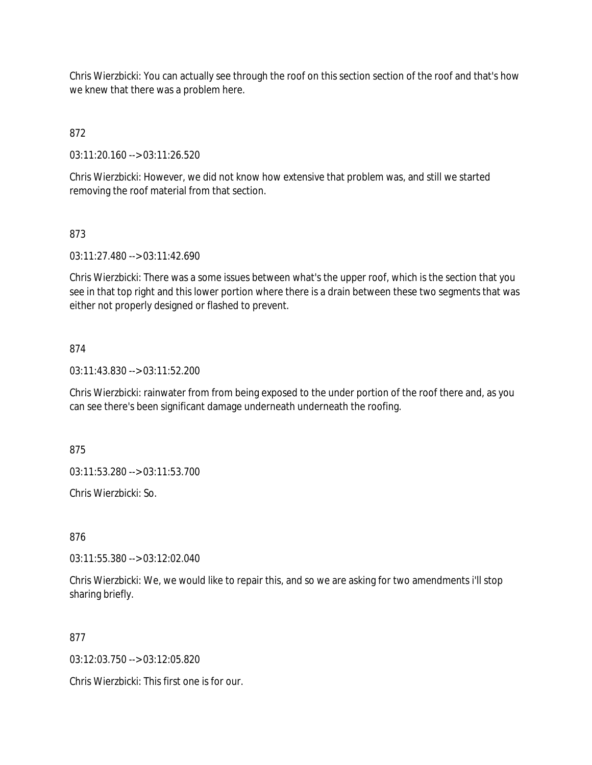Chris Wierzbicki: You can actually see through the roof on this section section of the roof and that's how we knew that there was a problem here.

872

03:11:20.160 --> 03:11:26.520

Chris Wierzbicki: However, we did not know how extensive that problem was, and still we started removing the roof material from that section.

873

03:11:27.480 --> 03:11:42.690

Chris Wierzbicki: There was a some issues between what's the upper roof, which is the section that you see in that top right and this lower portion where there is a drain between these two segments that was either not properly designed or flashed to prevent.

874

03:11:43.830 --> 03:11:52.200

Chris Wierzbicki: rainwater from from being exposed to the under portion of the roof there and, as you can see there's been significant damage underneath underneath the roofing.

875

03:11:53.280 --> 03:11:53.700

Chris Wierzbicki: So.

876

03:11:55.380 --> 03:12:02.040

Chris Wierzbicki: We, we would like to repair this, and so we are asking for two amendments i'll stop sharing briefly.

877

03:12:03.750 --> 03:12:05.820

Chris Wierzbicki: This first one is for our.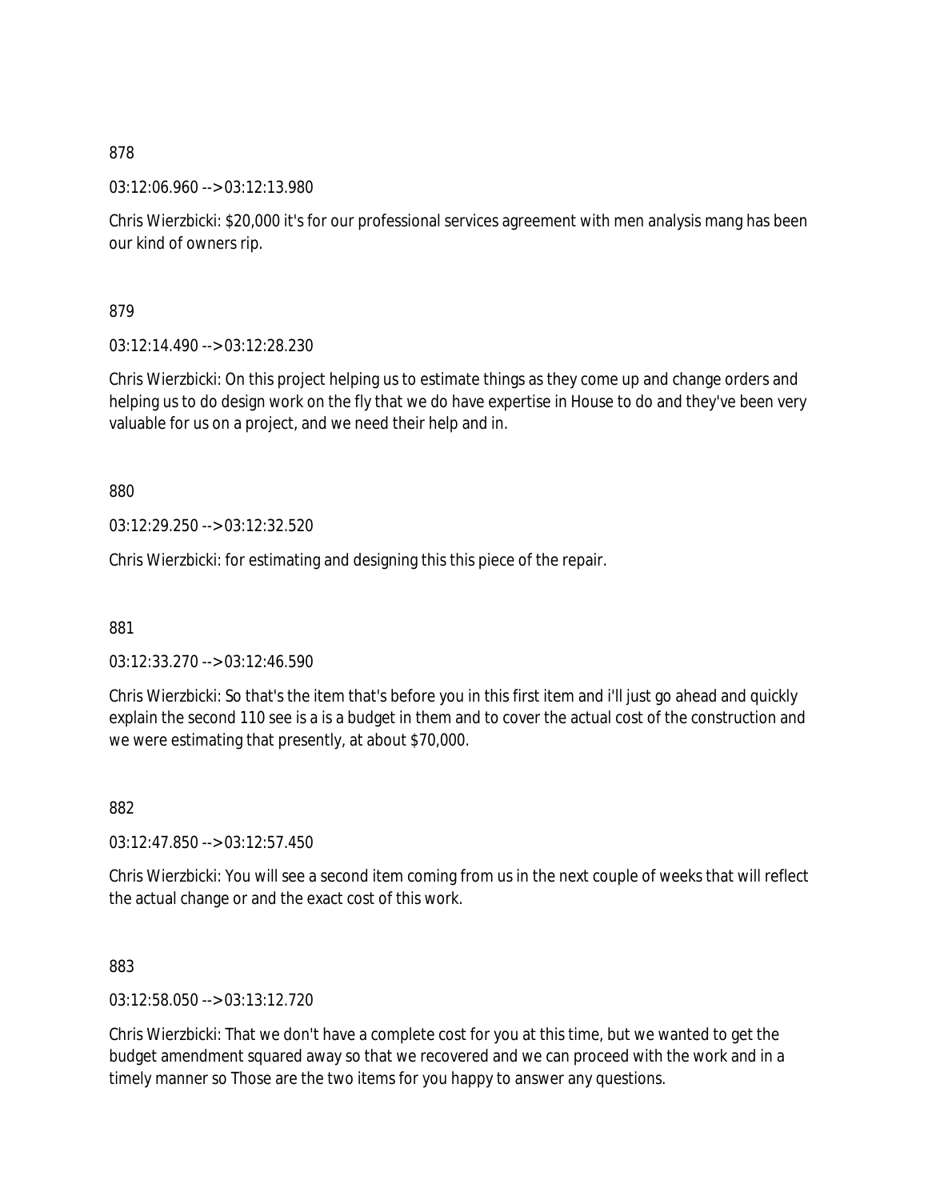878

03:12:06.960 --> 03:12:13.980

Chris Wierzbicki: $20,000 it's for our professional services agreement with men analysis mang has been our kind of owners rip.

879

03:12:14.490 --> 03:12:28.230

Chris Wierzbicki: On this project helping us to estimate things as they come up and change orders and helping us to do design work on the fly that we do have expertise in House to do and they've been very valuable for us on a project, and we need their help and in.

880

03:12:29.250 --> 03:12:32.520

Chris Wierzbicki: for estimating and designing this this piece of the repair.

881

03:12:33.270 --> 03:12:46.590

Chris Wierzbicki: So that's the item that's before you in this first item and i'll just go ahead and quickly explain the second 110 see is a is a budget in them and to cover the actual cost of the construction and we were estimating that presently, at about $70,000.

882

03:12:47.850 --> 03:12:57.450

Chris Wierzbicki: You will see a second item coming from us in the next couple of weeks that will reflect the actual change or and the exact cost of this work.

883

03:12:58.050 --> 03:13:12.720

Chris Wierzbicki: That we don't have a complete cost for you at this time, but we wanted to get the budget amendment squared away so that we recovered and we can proceed with the work and in a timely manner so Those are the two items for you happy to answer any questions.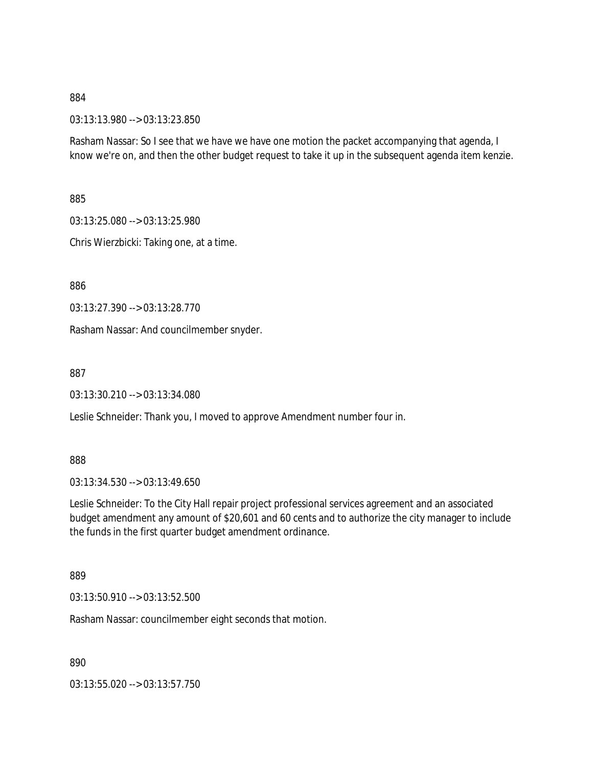884

03:13:13.980 --> 03:13:23.850

Rasham Nassar: So I see that we have we have one motion the packet accompanying that agenda, I know we're on, and then the other budget request to take it up in the subsequent agenda item kenzie.

885

03:13:25.080 --> 03:13:25.980

Chris Wierzbicki: Taking one, at a time.

886

03:13:27.390 --> 03:13:28.770

Rasham Nassar: And councilmember snyder.

887

03:13:30.210 --> 03:13:34.080

Leslie Schneider: Thank you, I moved to approve Amendment number four in.

888

03:13:34.530 --> 03:13:49.650

Leslie Schneider: To the City Hall repair project professional services agreement and an associated budget amendment any amount of $20,601 and 60 cents and to authorize the city manager to include the funds in the first quarter budget amendment ordinance.

889

03:13:50.910 --> 03:13:52.500

Rasham Nassar: councilmember eight seconds that motion.

890

03:13:55.020 --> 03:13:57.750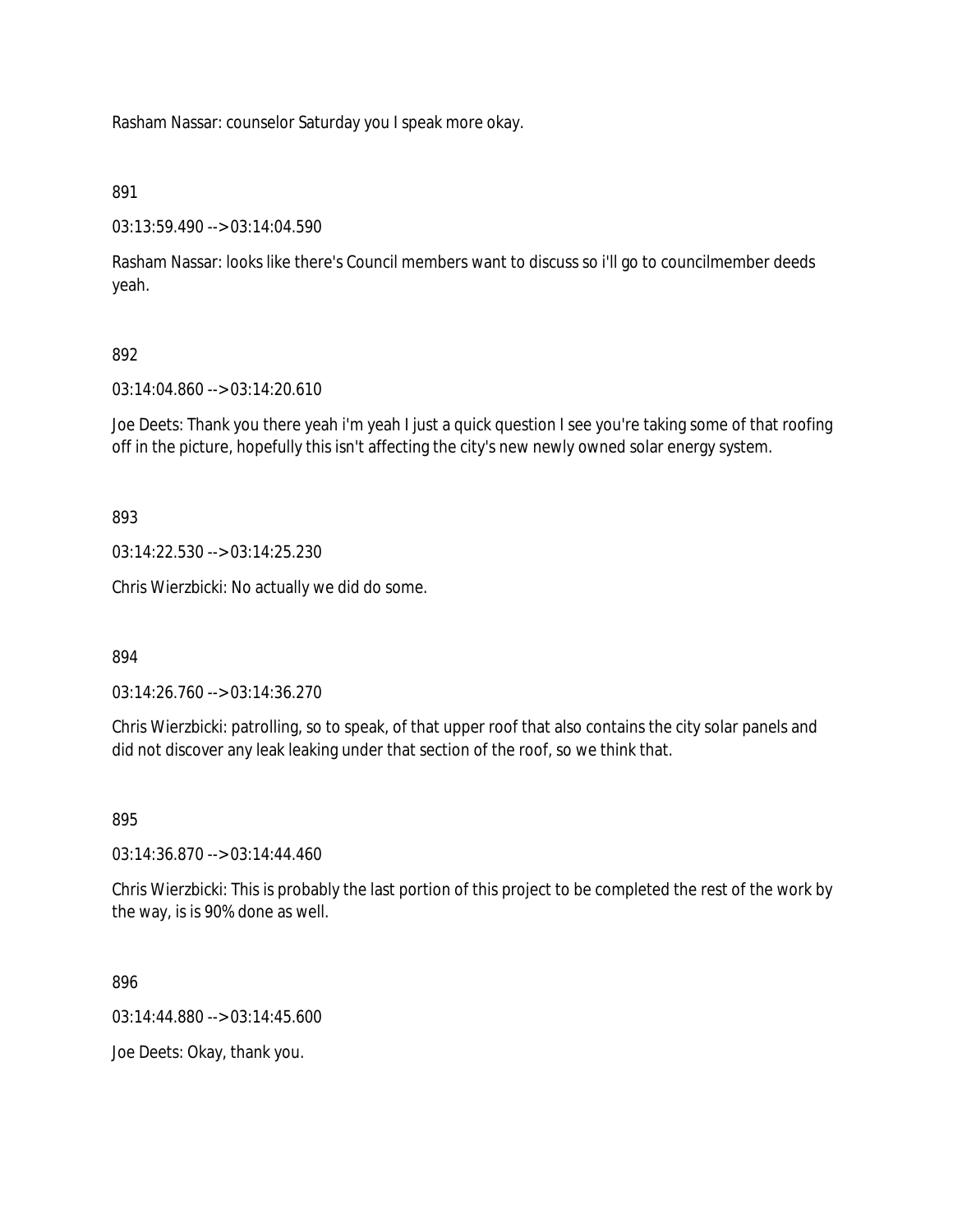Rasham Nassar: counselor Saturday you I speak more okay.

891

03:13:59.490 --> 03:14:04.590

Rasham Nassar: looks like there's Council members want to discuss so i'll go to councilmember deeds yeah.

892

03:14:04.860 --> 03:14:20.610

Joe Deets: Thank you there yeah i'm yeah I just a quick question I see you're taking some of that roofing off in the picture, hopefully this isn't affecting the city's new newly owned solar energy system.

893

03:14:22.530 --> 03:14:25.230

Chris Wierzbicki: No actually we did do some.

894

03:14:26.760 --> 03:14:36.270

Chris Wierzbicki: patrolling, so to speak, of that upper roof that also contains the city solar panels and did not discover any leak leaking under that section of the roof, so we think that.

895

03:14:36.870 --> 03:14:44.460

Chris Wierzbicki: This is probably the last portion of this project to be completed the rest of the work by the way, is is 90% done as well.

896

03:14:44.880 --> 03:14:45.600

Joe Deets: Okay, thank you.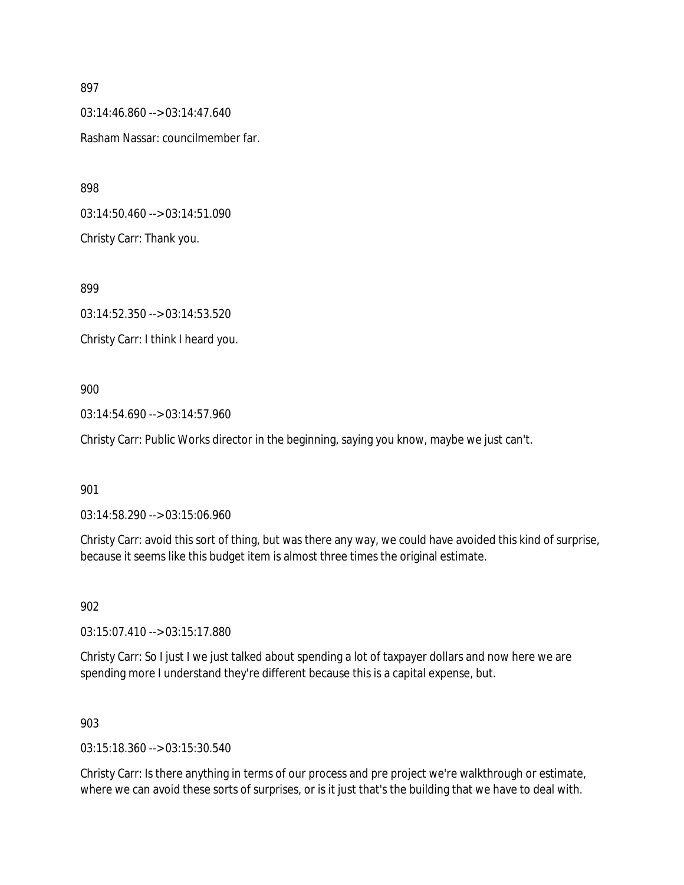897

03:14:46.860 --> 03:14:47.640

Rasham Nassar: councilmember far.

898

03:14:50.460 --> 03:14:51.090

Christy Carr: Thank you.

899

03:14:52.350 --> 03:14:53.520

Christy Carr: I think I heard you.

900

03:14:54.690 --> 03:14:57.960

Christy Carr: Public Works director in the beginning, saying you know, maybe we just can't.

901

03:14:58.290 --> 03:15:06.960

Christy Carr: avoid this sort of thing, but was there any way, we could have avoided this kind of surprise, because it seems like this budget item is almost three times the original estimate.

902

03:15:07.410 --> 03:15:17.880

Christy Carr: So I just I we just talked about spending a lot of taxpayer dollars and now here we are spending more I understand they're different because this is a capital expense, but.

903

03:15:18.360 --> 03:15:30.540

Christy Carr: Is there anything in terms of our process and pre project we're walkthrough or estimate, where we can avoid these sorts of surprises, or is it just that's the building that we have to deal with.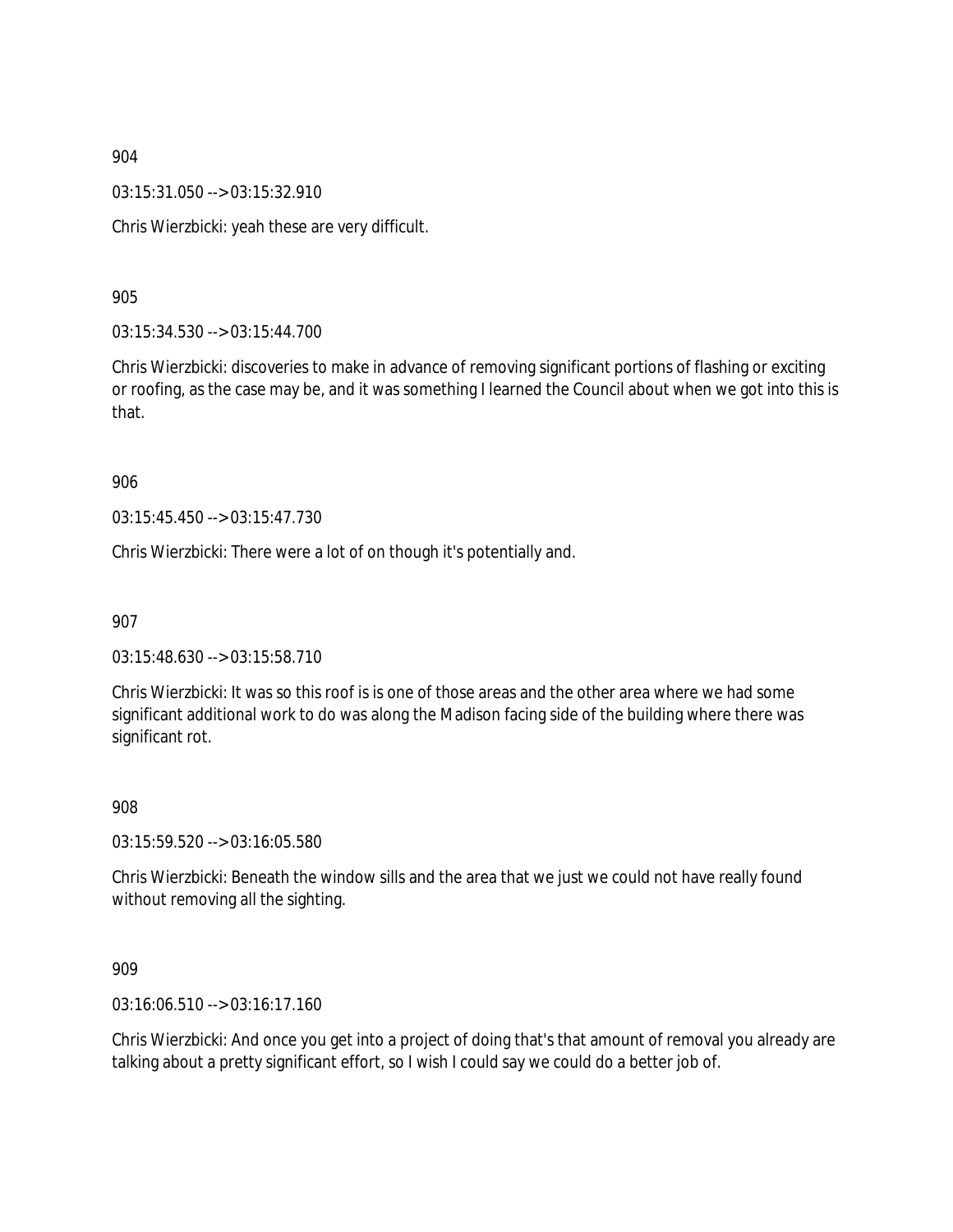904

03:15:31.050 --> 03:15:32.910

Chris Wierzbicki: yeah these are very difficult.

905

03:15:34.530 --> 03:15:44.700

Chris Wierzbicki: discoveries to make in advance of removing significant portions of flashing or exciting or roofing, as the case may be, and it was something I learned the Council about when we got into this is that.

906

03:15:45.450 --> 03:15:47.730

Chris Wierzbicki: There were a lot of on though it's potentially and.

907

03:15:48.630 --> 03:15:58.710

Chris Wierzbicki: It was so this roof is is one of those areas and the other area where we had some significant additional work to do was along the Madison facing side of the building where there was significant rot.

908

03:15:59.520 --> 03:16:05.580

Chris Wierzbicki: Beneath the window sills and the area that we just we could not have really found without removing all the sighting.

909

03:16:06.510 --> 03:16:17.160

Chris Wierzbicki: And once you get into a project of doing that's that amount of removal you already are talking about a pretty significant effort, so I wish I could say we could do a better job of.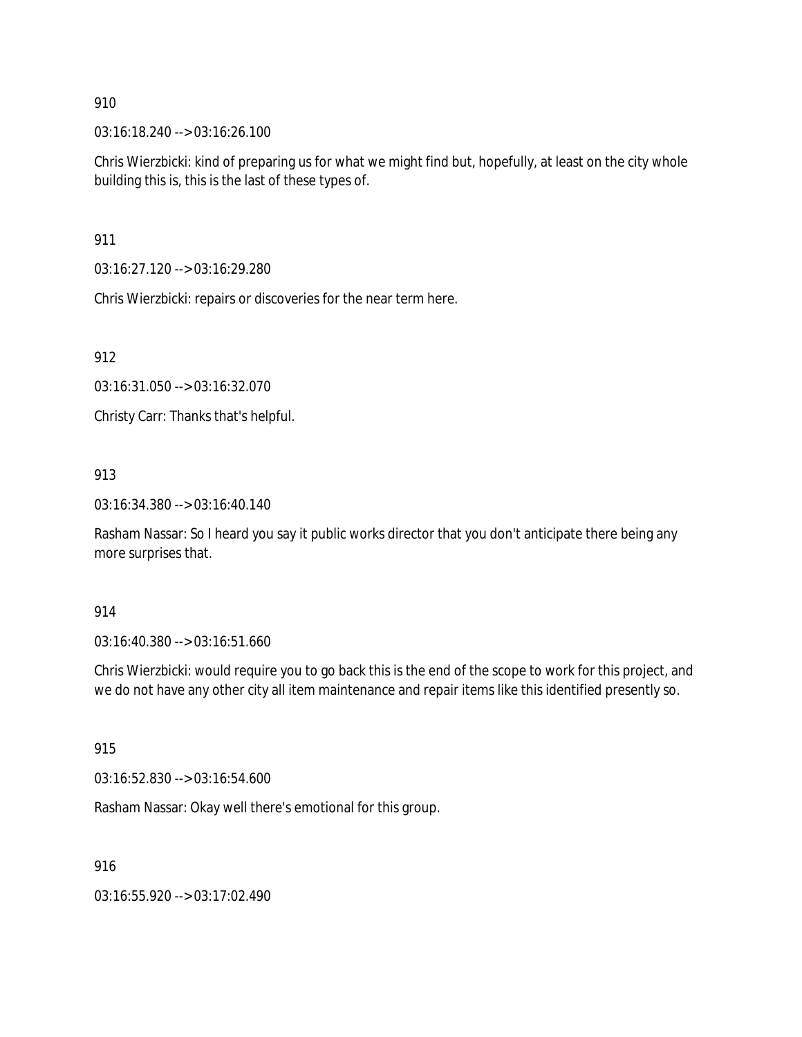910

03:16:18.240 --> 03:16:26.100

Chris Wierzbicki: kind of preparing us for what we might find but, hopefully, at least on the city whole building this is, this is the last of these types of.

911

03:16:27.120 --> 03:16:29.280

Chris Wierzbicki: repairs or discoveries for the near term here.

912

03:16:31.050 --> 03:16:32.070

Christy Carr: Thanks that's helpful.

913

03:16:34.380 --> 03:16:40.140

Rasham Nassar: So I heard you say it public works director that you don't anticipate there being any more surprises that.

914

03:16:40.380 --> 03:16:51.660

Chris Wierzbicki: would require you to go back this is the end of the scope to work for this project, and we do not have any other city all item maintenance and repair items like this identified presently so.

915

03:16:52.830 --> 03:16:54.600

Rasham Nassar: Okay well there's emotional for this group.

916

03:16:55.920 --> 03:17:02.490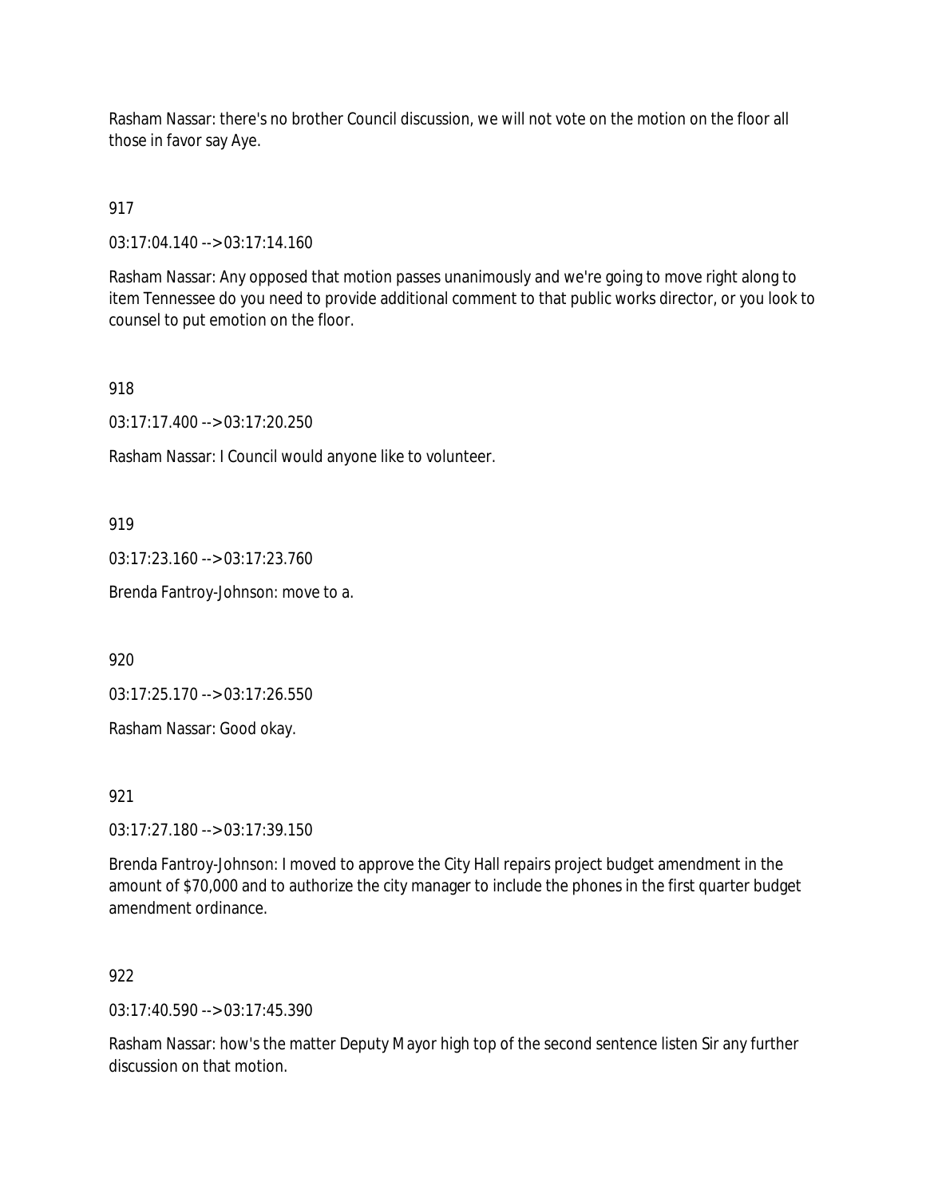Rasham Nassar: there's no brother Council discussion, we will not vote on the motion on the floor all those in favor say Aye.

917

03:17:04.140 --> 03:17:14.160

Rasham Nassar: Any opposed that motion passes unanimously and we're going to move right along to item Tennessee do you need to provide additional comment to that public works director, or you look to counsel to put emotion on the floor.

918

03:17:17.400 --> 03:17:20.250

Rasham Nassar: I Council would anyone like to volunteer.

919

03:17:23.160 --> 03:17:23.760

Brenda Fantroy-Johnson: move to a.

920

03:17:25.170 --> 03:17:26.550

Rasham Nassar: Good okay.

921

03:17:27.180 --> 03:17:39.150

Brenda Fantroy-Johnson: I moved to approve the City Hall repairs project budget amendment in the amount of $70,000 and to authorize the city manager to include the phones in the first quarter budget amendment ordinance.

922

03:17:40.590 --> 03:17:45.390

Rasham Nassar: how's the matter Deputy Mayor high top of the second sentence listen Sir any further discussion on that motion.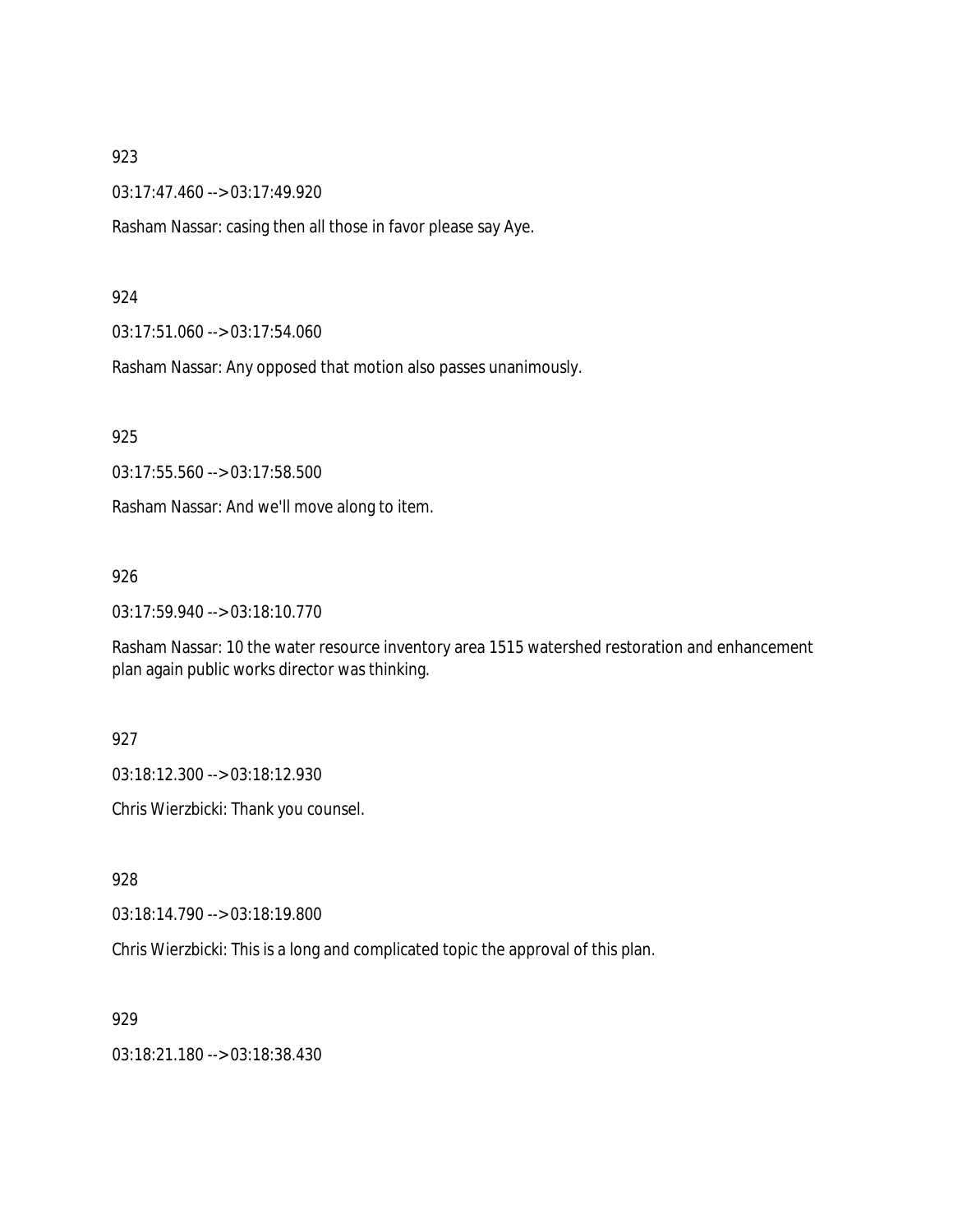923

03:17:47.460 --> 03:17:49.920

Rasham Nassar: casing then all those in favor please say Aye.

924

03:17:51.060 --> 03:17:54.060

Rasham Nassar: Any opposed that motion also passes unanimously.

925

03:17:55.560 --> 03:17:58.500

Rasham Nassar: And we'll move along to item.

926

03:17:59.940 --> 03:18:10.770

Rasham Nassar: 10 the water resource inventory area 1515 watershed restoration and enhancement plan again public works director was thinking.

927

03:18:12.300 --> 03:18:12.930

Chris Wierzbicki: Thank you counsel.

928

03:18:14.790 --> 03:18:19.800

Chris Wierzbicki: This is a long and complicated topic the approval of this plan.

929

03:18:21.180 --> 03:18:38.430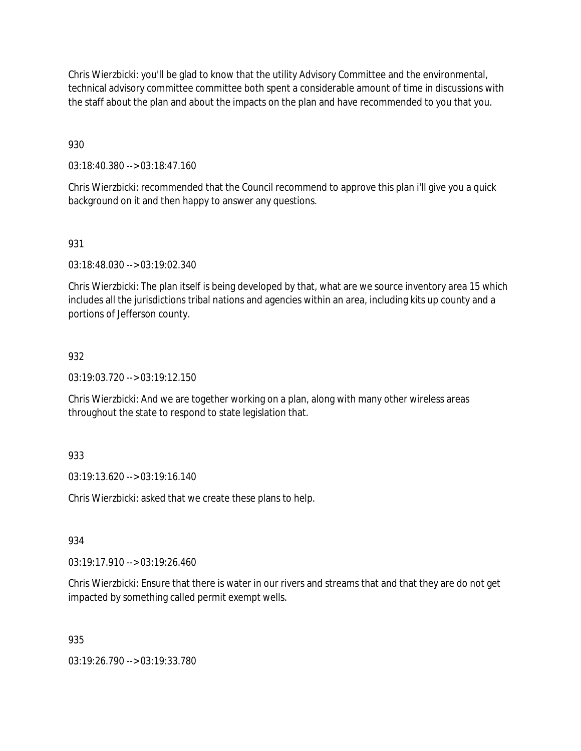Chris Wierzbicki: you'll be glad to know that the utility Advisory Committee and the environmental, technical advisory committee committee both spent a considerable amount of time in discussions with the staff about the plan and about the impacts on the plan and have recommended to you that you.

930

03:18:40.380 --> 03:18:47.160

Chris Wierzbicki: recommended that the Council recommend to approve this plan i'll give you a quick background on it and then happy to answer any questions.

931

03:18:48.030 --> 03:19:02.340

Chris Wierzbicki: The plan itself is being developed by that, what are we source inventory area 15 which includes all the jurisdictions tribal nations and agencies within an area, including kits up county and a portions of Jefferson county.

932

03:19:03.720 --> 03:19:12.150

Chris Wierzbicki: And we are together working on a plan, along with many other wireless areas throughout the state to respond to state legislation that.

933

03:19:13.620 --> 03:19:16.140

Chris Wierzbicki: asked that we create these plans to help.

934

03:19:17.910 --> 03:19:26.460

Chris Wierzbicki: Ensure that there is water in our rivers and streams that and that they are do not get impacted by something called permit exempt wells.

935

03:19:26.790 --> 03:19:33.780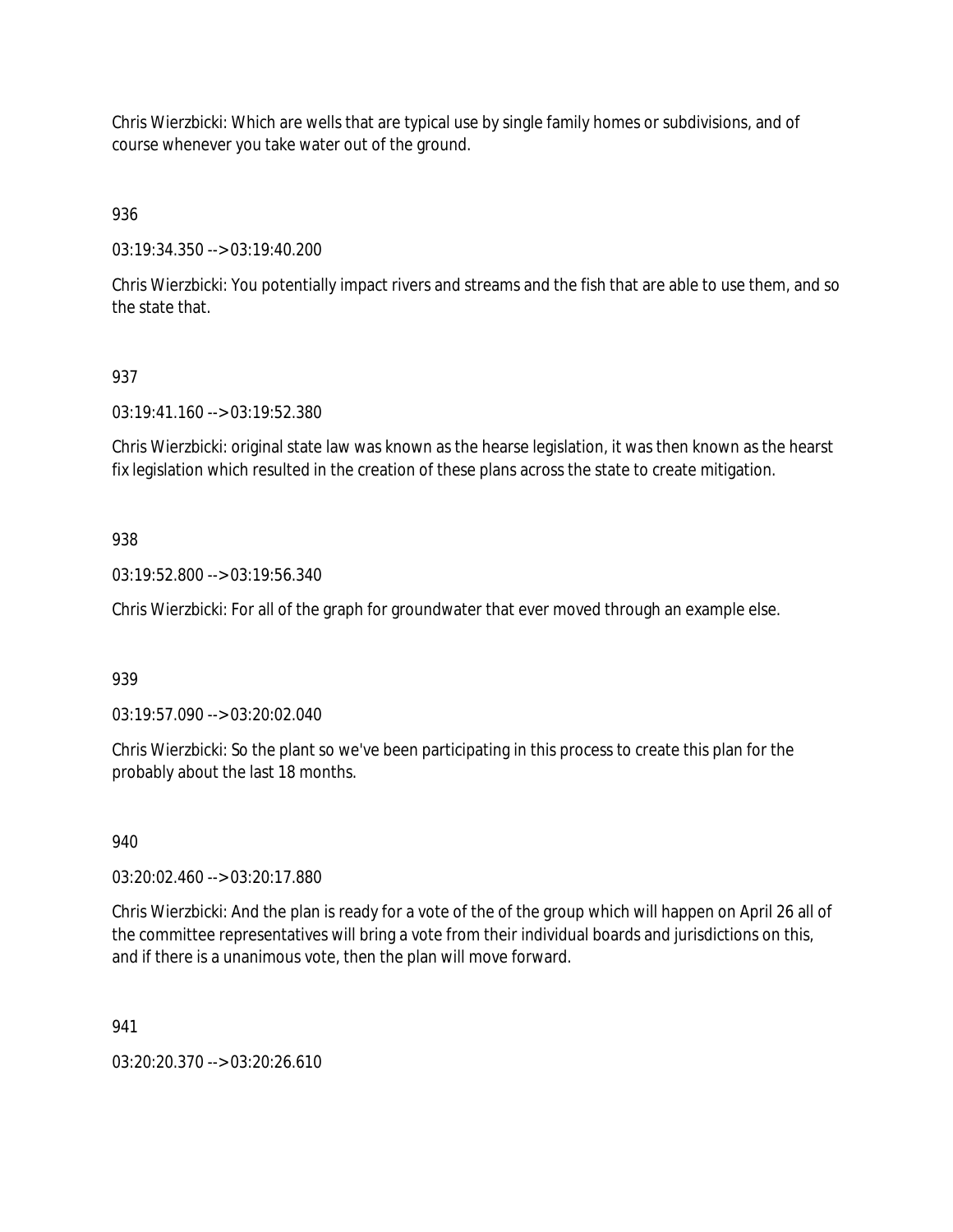Chris Wierzbicki: Which are wells that are typical use by single family homes or subdivisions, and of course whenever you take water out of the ground.

936

03:19:34.350 --> 03:19:40.200

Chris Wierzbicki: You potentially impact rivers and streams and the fish that are able to use them, and so the state that.

937

03:19:41.160 --> 03:19:52.380

Chris Wierzbicki: original state law was known as the hearse legislation, it was then known as the hearst fix legislation which resulted in the creation of these plans across the state to create mitigation.

938

03:19:52.800 --> 03:19:56.340

Chris Wierzbicki: For all of the graph for groundwater that ever moved through an example else.

939

03:19:57.090 --> 03:20:02.040

Chris Wierzbicki: So the plant so we've been participating in this process to create this plan for the probably about the last 18 months.

940

03:20:02.460 --> 03:20:17.880

Chris Wierzbicki: And the plan is ready for a vote of the of the group which will happen on April 26 all of the committee representatives will bring a vote from their individual boards and jurisdictions on this, and if there is a unanimous vote, then the plan will move forward.

941

03:20:20.370 --> 03:20:26.610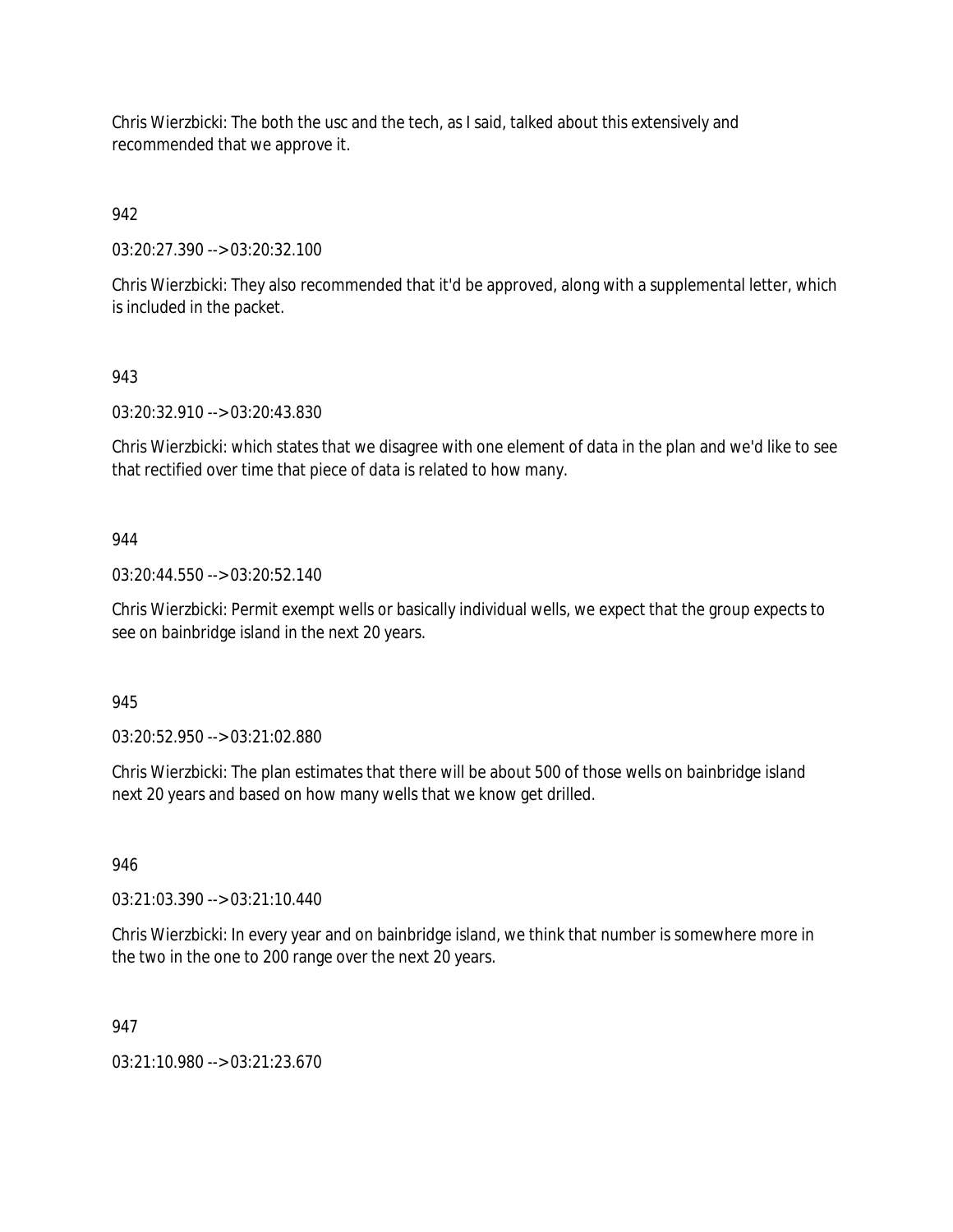Chris Wierzbicki: The both the usc and the tech, as I said, talked about this extensively and recommended that we approve it.

942

03:20:27.390 --> 03:20:32.100

Chris Wierzbicki: They also recommended that it'd be approved, along with a supplemental letter, which is included in the packet.

943

03:20:32.910 --> 03:20:43.830

Chris Wierzbicki: which states that we disagree with one element of data in the plan and we'd like to see that rectified over time that piece of data is related to how many.

944

03:20:44.550 --> 03:20:52.140

Chris Wierzbicki: Permit exempt wells or basically individual wells, we expect that the group expects to see on bainbridge island in the next 20 years.

945

03:20:52.950 --> 03:21:02.880

Chris Wierzbicki: The plan estimates that there will be about 500 of those wells on bainbridge island next 20 years and based on how many wells that we know get drilled.

946

03:21:03.390 --> 03:21:10.440

Chris Wierzbicki: In every year and on bainbridge island, we think that number is somewhere more in the two in the one to 200 range over the next 20 years.

947

03:21:10.980 --> 03:21:23.670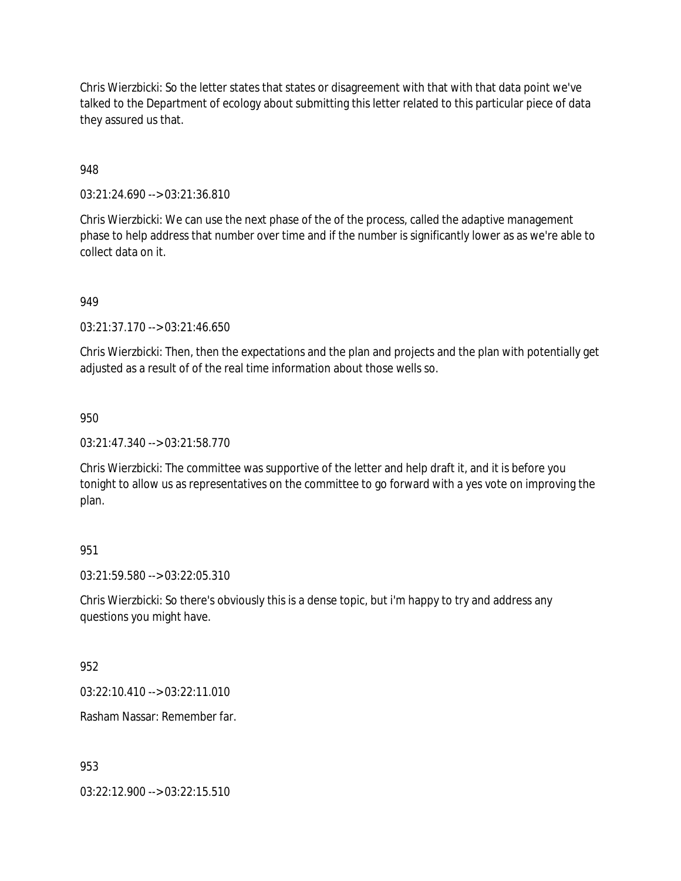Chris Wierzbicki: So the letter states that states or disagreement with that with that data point we've talked to the Department of ecology about submitting this letter related to this particular piece of data they assured us that.

948

03:21:24.690 --> 03:21:36.810

Chris Wierzbicki: We can use the next phase of the of the process, called the adaptive management phase to help address that number over time and if the number is significantly lower as as we're able to collect data on it.

949

03:21:37.170 --> 03:21:46.650

Chris Wierzbicki: Then, then the expectations and the plan and projects and the plan with potentially get adjusted as a result of of the real time information about those wells so.

950

03:21:47.340 --> 03:21:58.770

Chris Wierzbicki: The committee was supportive of the letter and help draft it, and it is before you tonight to allow us as representatives on the committee to go forward with a yes vote on improving the plan.

951

03:21:59.580 --> 03:22:05.310

Chris Wierzbicki: So there's obviously this is a dense topic, but i'm happy to try and address any questions you might have.

952

03:22:10.410 --> 03:22:11.010

Rasham Nassar: Remember far.

953

03:22:12.900 --> 03:22:15.510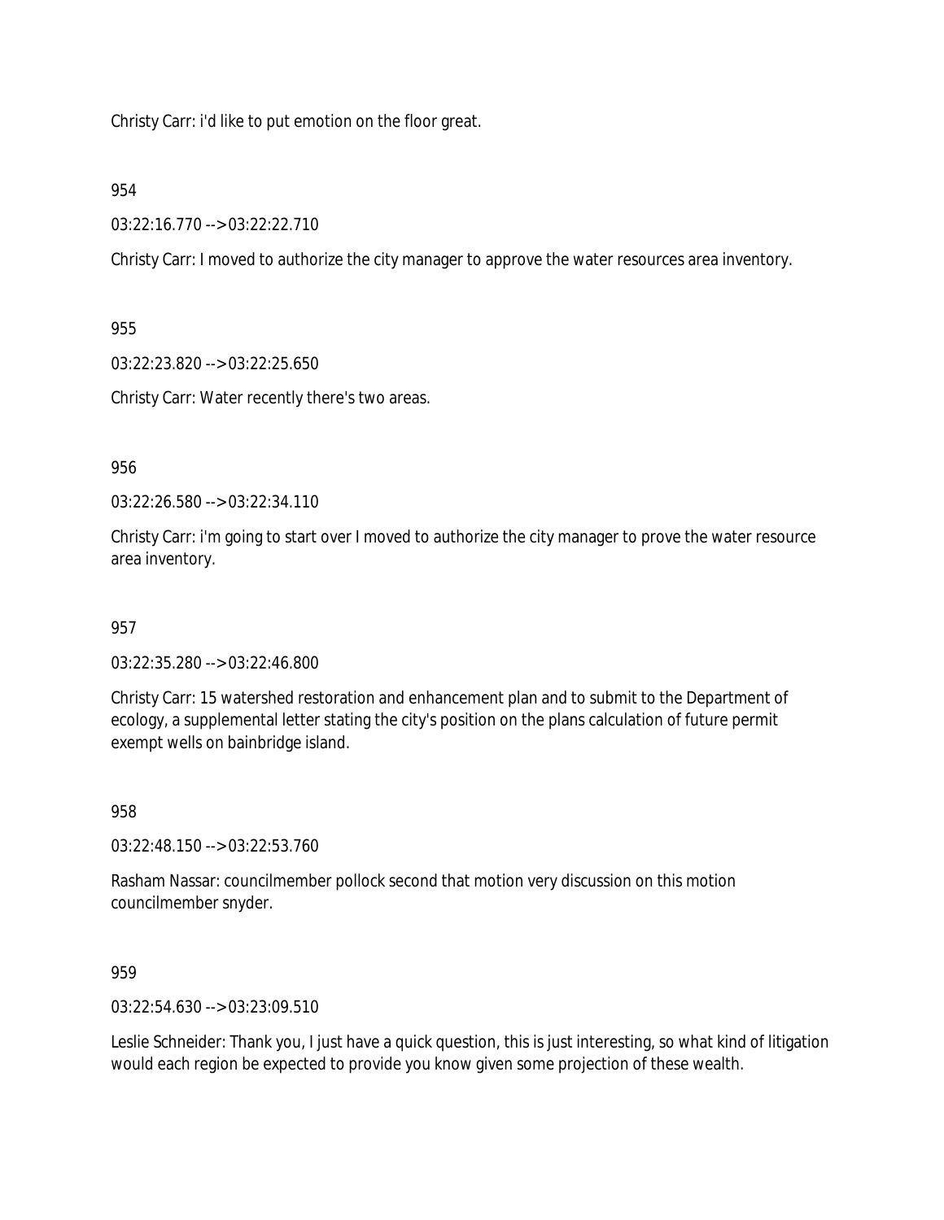Christy Carr: i'd like to put emotion on the floor great.

954

03:22:16.770 --> 03:22:22.710

Christy Carr: I moved to authorize the city manager to approve the water resources area inventory.

955

03:22:23.820 --> 03:22:25.650

Christy Carr: Water recently there's two areas.

956

03:22:26.580 --> 03:22:34.110

Christy Carr: i'm going to start over I moved to authorize the city manager to prove the water resource area inventory.

957

03:22:35.280 --> 03:22:46.800

Christy Carr: 15 watershed restoration and enhancement plan and to submit to the Department of ecology, a supplemental letter stating the city's position on the plans calculation of future permit exempt wells on bainbridge island.

958

03:22:48.150 --> 03:22:53.760

Rasham Nassar: councilmember pollock second that motion very discussion on this motion councilmember snyder.

959

03:22:54.630 --> 03:23:09.510

Leslie Schneider: Thank you, I just have a quick question, this is just interesting, so what kind of litigation would each region be expected to provide you know given some projection of these wealth.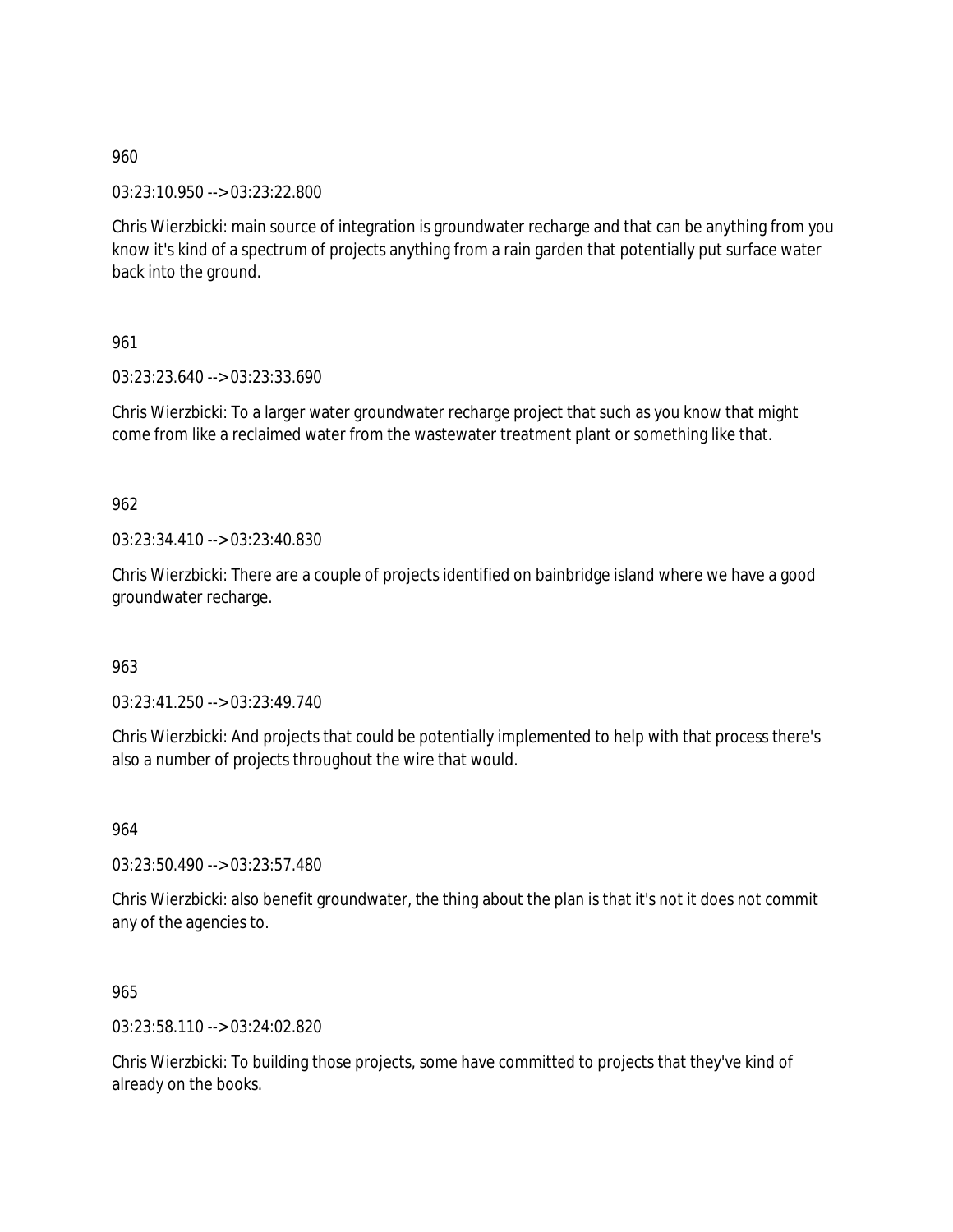960

03:23:10.950 --> 03:23:22.800

Chris Wierzbicki: main source of integration is groundwater recharge and that can be anything from you know it's kind of a spectrum of projects anything from a rain garden that potentially put surface water back into the ground.

961

03:23:23.640 --> 03:23:33.690

Chris Wierzbicki: To a larger water groundwater recharge project that such as you know that might come from like a reclaimed water from the wastewater treatment plant or something like that.

962

03:23:34.410 --> 03:23:40.830

Chris Wierzbicki: There are a couple of projects identified on bainbridge island where we have a good groundwater recharge.

963

03:23:41.250 --> 03:23:49.740

Chris Wierzbicki: And projects that could be potentially implemented to help with that process there's also a number of projects throughout the wire that would.

964

03:23:50.490 --> 03:23:57.480

Chris Wierzbicki: also benefit groundwater, the thing about the plan is that it's not it does not commit any of the agencies to.

965

03:23:58.110 --> 03:24:02.820

Chris Wierzbicki: To building those projects, some have committed to projects that they've kind of already on the books.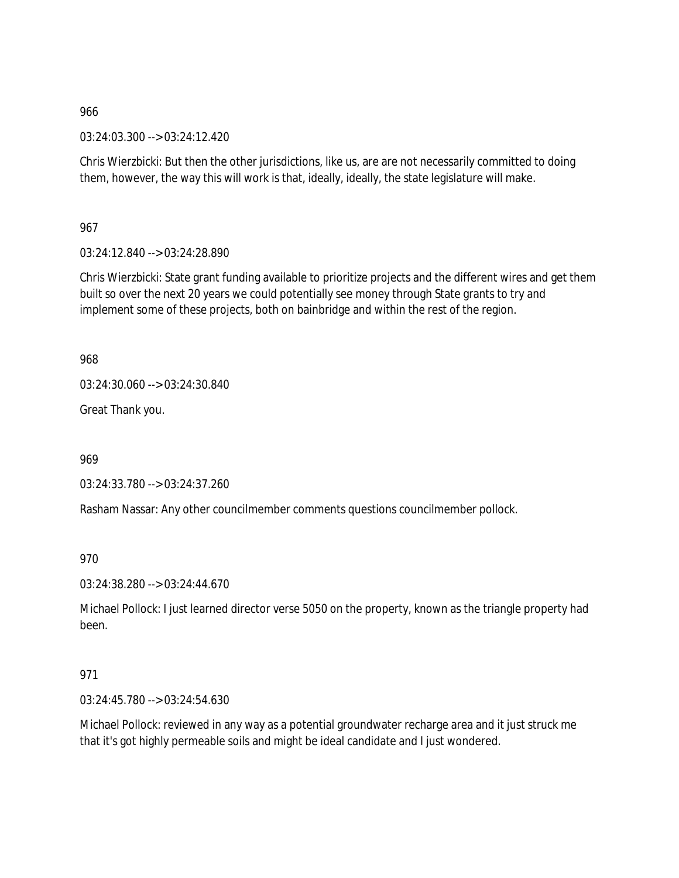966

03:24:03.300 --> 03:24:12.420

Chris Wierzbicki: But then the other jurisdictions, like us, are are not necessarily committed to doing them, however, the way this will work is that, ideally, ideally, the state legislature will make.

967

03:24:12.840 --> 03:24:28.890

Chris Wierzbicki: State grant funding available to prioritize projects and the different wires and get them built so over the next 20 years we could potentially see money through State grants to try and implement some of these projects, both on bainbridge and within the rest of the region.

968

03:24:30.060 --> 03:24:30.840

Great Thank you.

969

03:24:33.780 --> 03:24:37.260

Rasham Nassar: Any other councilmember comments questions councilmember pollock.

970

03:24:38.280 --> 03:24:44.670

Michael Pollock: I just learned director verse 5050 on the property, known as the triangle property had been.

971

03:24:45.780 --> 03:24:54.630

Michael Pollock: reviewed in any way as a potential groundwater recharge area and it just struck me that it's got highly permeable soils and might be ideal candidate and I just wondered.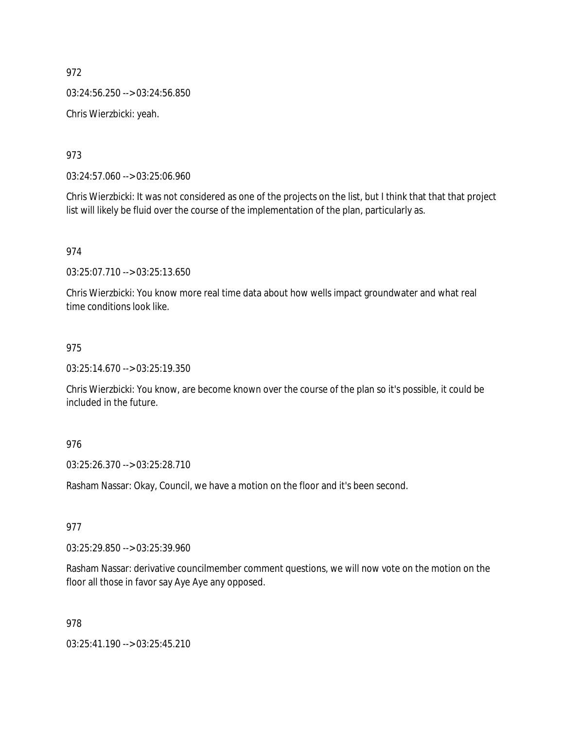972

03:24:56.250 --> 03:24:56.850

Chris Wierzbicki: yeah.

973

03:24:57.060 --> 03:25:06.960

Chris Wierzbicki: It was not considered as one of the projects on the list, but I think that that that project list will likely be fluid over the course of the implementation of the plan, particularly as.

974

03:25:07.710 --> 03:25:13.650

Chris Wierzbicki: You know more real time data about how wells impact groundwater and what real time conditions look like.

975

03:25:14.670 --> 03:25:19.350

Chris Wierzbicki: You know, are become known over the course of the plan so it's possible, it could be included in the future.

976

03:25:26.370 --> 03:25:28.710

Rasham Nassar: Okay, Council, we have a motion on the floor and it's been second.

977

03:25:29.850 --> 03:25:39.960

Rasham Nassar: derivative councilmember comment questions, we will now vote on the motion on the floor all those in favor say Aye Aye any opposed.

978

03:25:41.190 --> 03:25:45.210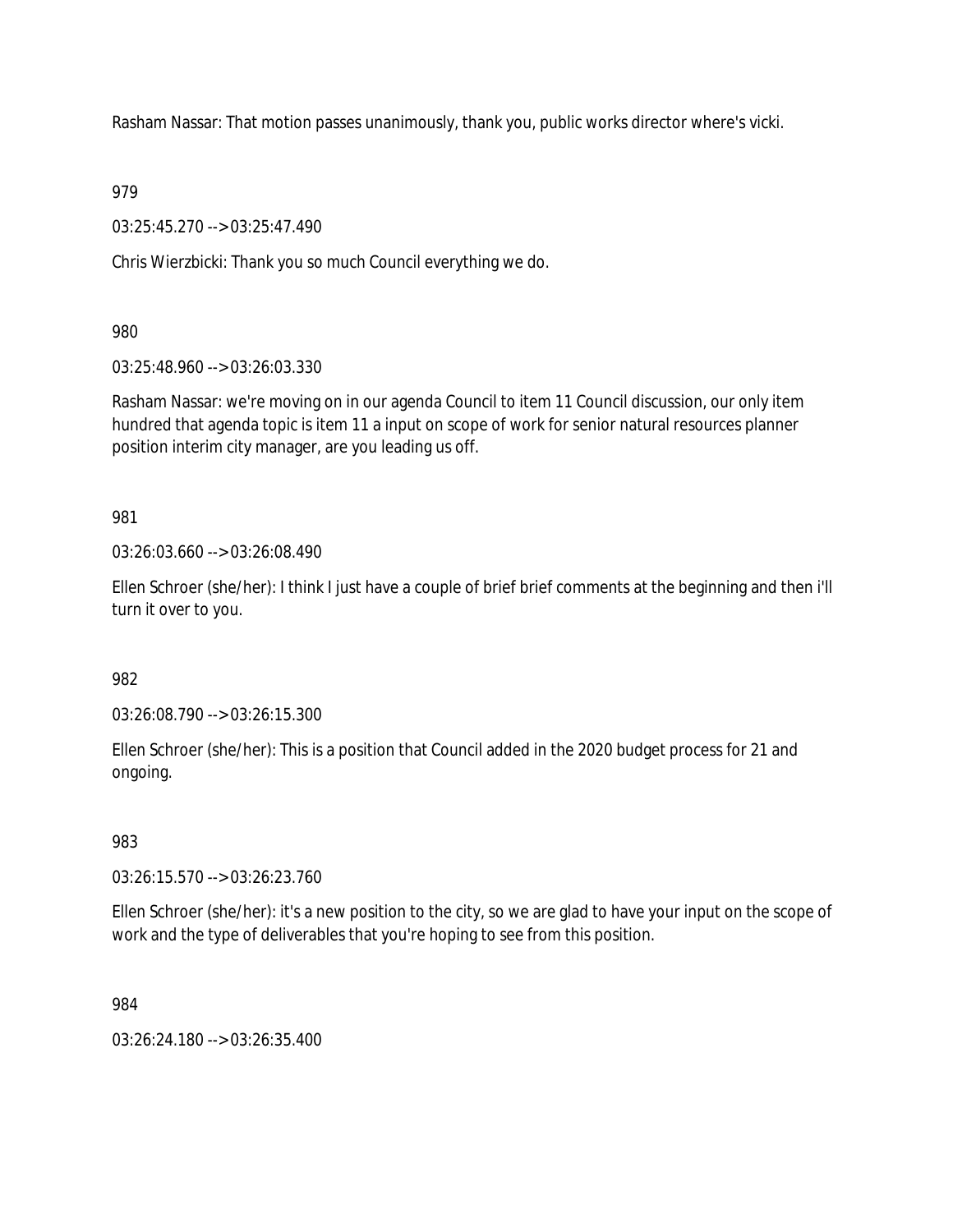Rasham Nassar: That motion passes unanimously, thank you, public works director where's vicki.

979

03:25:45.270 --> 03:25:47.490

Chris Wierzbicki: Thank you so much Council everything we do.

980

03:25:48.960 --> 03:26:03.330

Rasham Nassar: we're moving on in our agenda Council to item 11 Council discussion, our only item hundred that agenda topic is item 11 a input on scope of work for senior natural resources planner position interim city manager, are you leading us off.

981

03:26:03.660 --> 03:26:08.490

Ellen Schroer (she/her): I think I just have a couple of brief brief comments at the beginning and then i'll turn it over to you.

982

03:26:08.790 --> 03:26:15.300

Ellen Schroer (she/her): This is a position that Council added in the 2020 budget process for 21 and ongoing.

983

03:26:15.570 --> 03:26:23.760

Ellen Schroer (she/her): it's a new position to the city, so we are glad to have your input on the scope of work and the type of deliverables that you're hoping to see from this position.

984

03:26:24.180 --> 03:26:35.400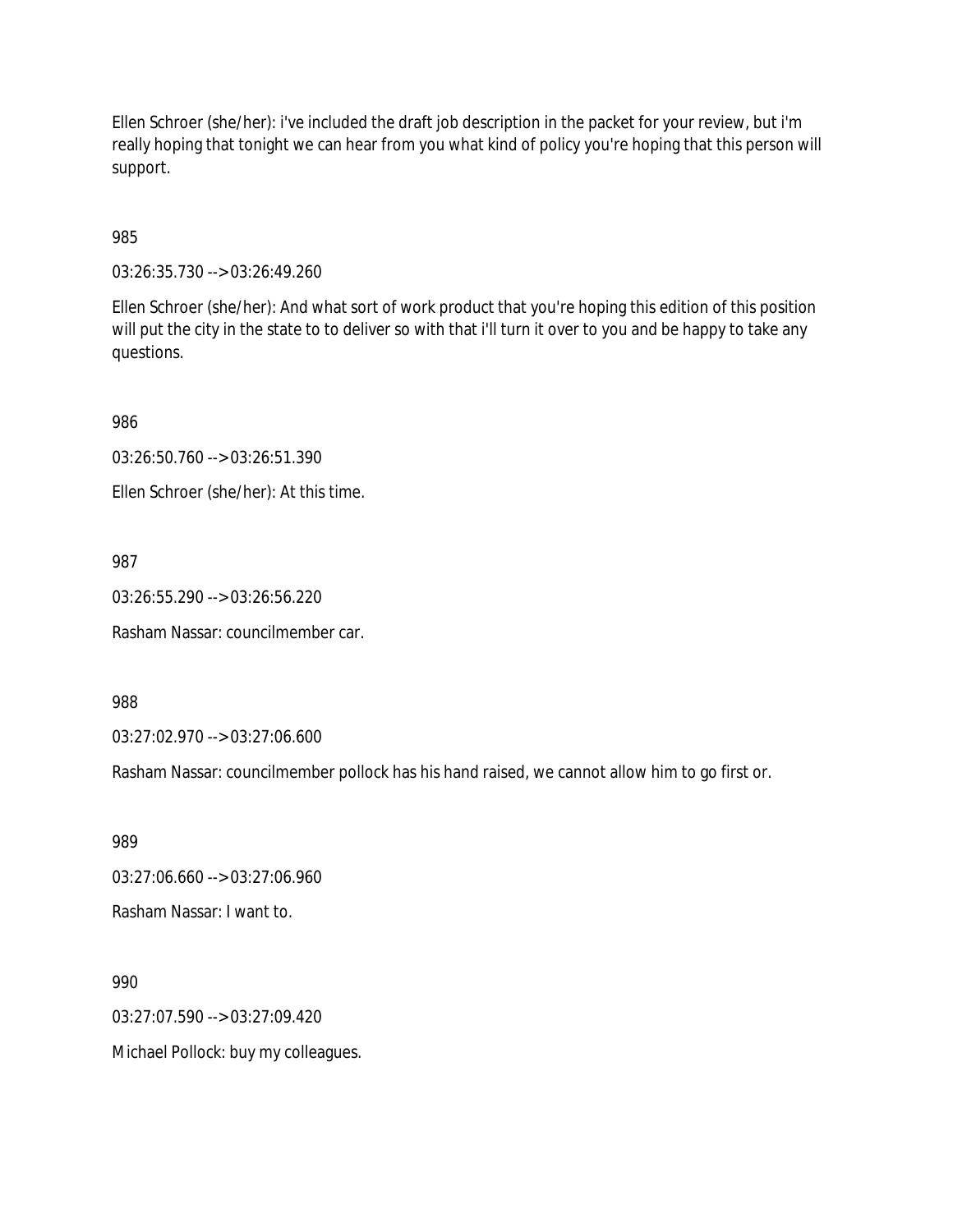Ellen Schroer (she/her): i've included the draft job description in the packet for your review, but i'm really hoping that tonight we can hear from you what kind of policy you're hoping that this person will support.

985

03:26:35.730 --> 03:26:49.260

Ellen Schroer (she/her): And what sort of work product that you're hoping this edition of this position will put the city in the state to to deliver so with that i'll turn it over to you and be happy to take any questions.

986

03:26:50.760 --> 03:26:51.390

Ellen Schroer (she/her): At this time.

987

03:26:55.290 --> 03:26:56.220

Rasham Nassar: councilmember car.

988

03:27:02.970 --> 03:27:06.600

Rasham Nassar: councilmember pollock has his hand raised, we cannot allow him to go first or.

989

03:27:06.660 --> 03:27:06.960

Rasham Nassar: I want to.

990

03:27:07.590 --> 03:27:09.420

Michael Pollock: buy my colleagues.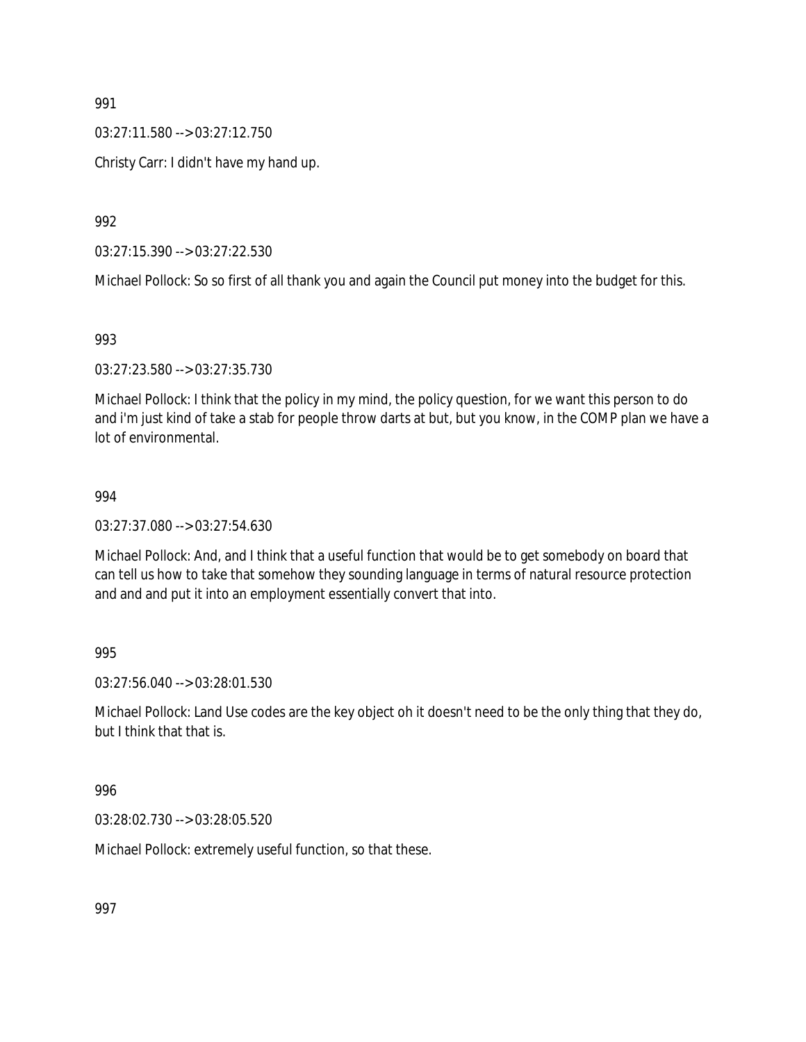991

03:27:11.580 --> 03:27:12.750

Christy Carr: I didn't have my hand up.

992

03:27:15.390 --> 03:27:22.530

Michael Pollock: So so first of all thank you and again the Council put money into the budget for this.

993

03:27:23.580 --> 03:27:35.730

Michael Pollock: I think that the policy in my mind, the policy question, for we want this person to do and i'm just kind of take a stab for people throw darts at but, but you know, in the COMP plan we have a lot of environmental.

994

03:27:37.080 --> 03:27:54.630

Michael Pollock: And, and I think that a useful function that would be to get somebody on board that can tell us how to take that somehow they sounding language in terms of natural resource protection and and and put it into an employment essentially convert that into.

995

03:27:56.040 --> 03:28:01.530

Michael Pollock: Land Use codes are the key object oh it doesn't need to be the only thing that they do, but I think that that is.

996

03:28:02.730 --> 03:28:05.520

Michael Pollock: extremely useful function, so that these.

997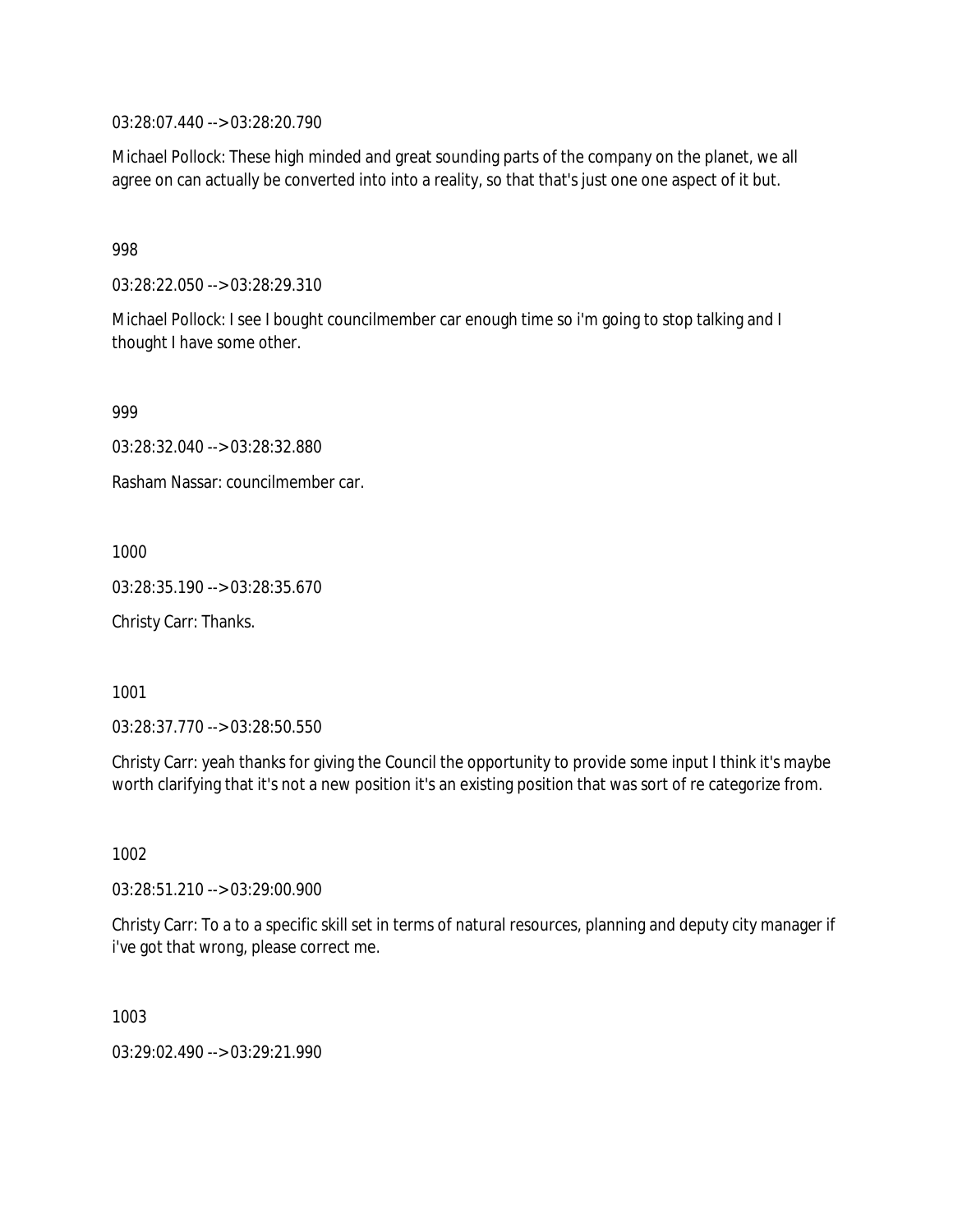03:28:07.440 --> 03:28:20.790

Michael Pollock: These high minded and great sounding parts of the company on the planet, we all agree on can actually be converted into into a reality, so that that's just one one aspect of it but.

998

03:28:22.050 --> 03:28:29.310

Michael Pollock: I see I bought councilmember car enough time so i'm going to stop talking and I thought I have some other.

999

03:28:32.040 --> 03:28:32.880

Rasham Nassar: councilmember car.

1000

03:28:35.190 --> 03:28:35.670

Christy Carr: Thanks.

1001

03:28:37.770 --> 03:28:50.550

Christy Carr: yeah thanks for giving the Council the opportunity to provide some input I think it's maybe worth clarifying that it's not a new position it's an existing position that was sort of re categorize from.

1002

03:28:51.210 --> 03:29:00.900

Christy Carr: To a to a specific skill set in terms of natural resources, planning and deputy city manager if i've got that wrong, please correct me.

1003

03:29:02.490 --> 03:29:21.990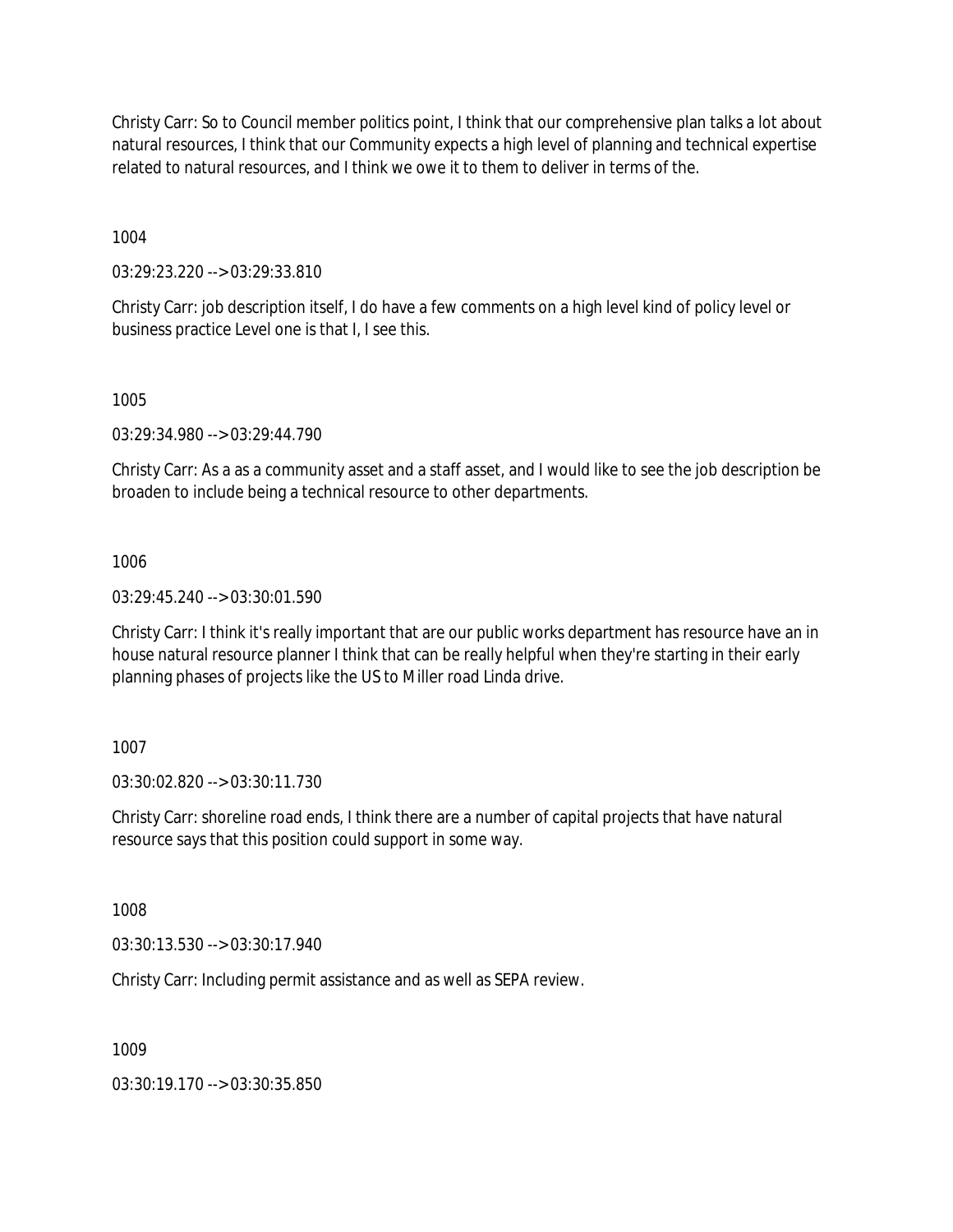Christy Carr: So to Council member politics point, I think that our comprehensive plan talks a lot about natural resources, I think that our Community expects a high level of planning and technical expertise related to natural resources, and I think we owe it to them to deliver in terms of the.

1004

03:29:23.220 --> 03:29:33.810

Christy Carr: job description itself, I do have a few comments on a high level kind of policy level or business practice Level one is that I, I see this.

1005

03:29:34.980 --> 03:29:44.790

Christy Carr: As a as a community asset and a staff asset, and I would like to see the job description be broaden to include being a technical resource to other departments.

1006

03:29:45.240 --> 03:30:01.590

Christy Carr: I think it's really important that are our public works department has resource have an in house natural resource planner I think that can be really helpful when they're starting in their early planning phases of projects like the US to Miller road Linda drive.

1007

03:30:02.820 --> 03:30:11.730

Christy Carr: shoreline road ends, I think there are a number of capital projects that have natural resource says that this position could support in some way.

1008

03:30:13.530 --> 03:30:17.940

Christy Carr: Including permit assistance and as well as SEPA review.

1009

03:30:19.170 --> 03:30:35.850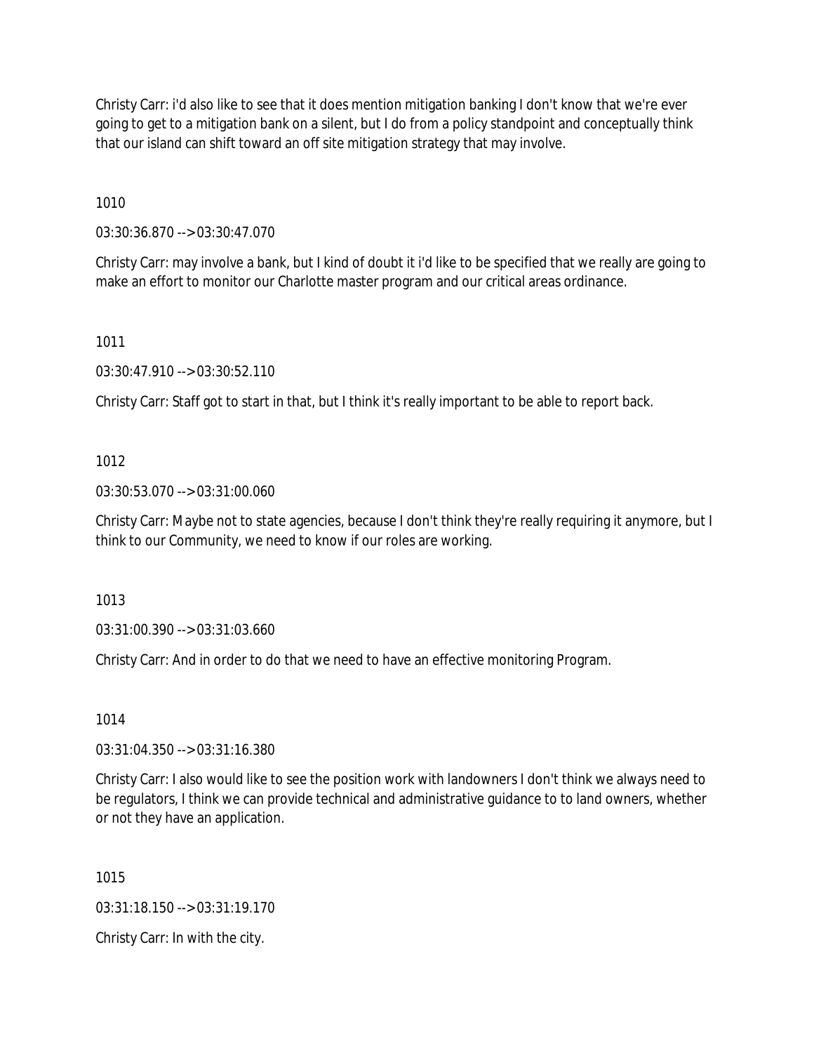Christy Carr: i'd also like to see that it does mention mitigation banking I don't know that we're ever going to get to a mitigation bank on a silent, but I do from a policy standpoint and conceptually think that our island can shift toward an off site mitigation strategy that may involve.

1010

03:30:36.870 --> 03:30:47.070

Christy Carr: may involve a bank, but I kind of doubt it i'd like to be specified that we really are going to make an effort to monitor our Charlotte master program and our critical areas ordinance.

1011

03:30:47.910 --> 03:30:52.110

Christy Carr: Staff got to start in that, but I think it's really important to be able to report back.

1012

03:30:53.070 --> 03:31:00.060

Christy Carr: Maybe not to state agencies, because I don't think they're really requiring it anymore, but I think to our Community, we need to know if our roles are working.

1013

03:31:00.390 --> 03:31:03.660

Christy Carr: And in order to do that we need to have an effective monitoring Program.

1014

03:31:04.350 --> 03:31:16.380

Christy Carr: I also would like to see the position work with landowners I don't think we always need to be regulators, I think we can provide technical and administrative guidance to to land owners, whether or not they have an application.

1015

03:31:18.150 --> 03:31:19.170

Christy Carr: In with the city.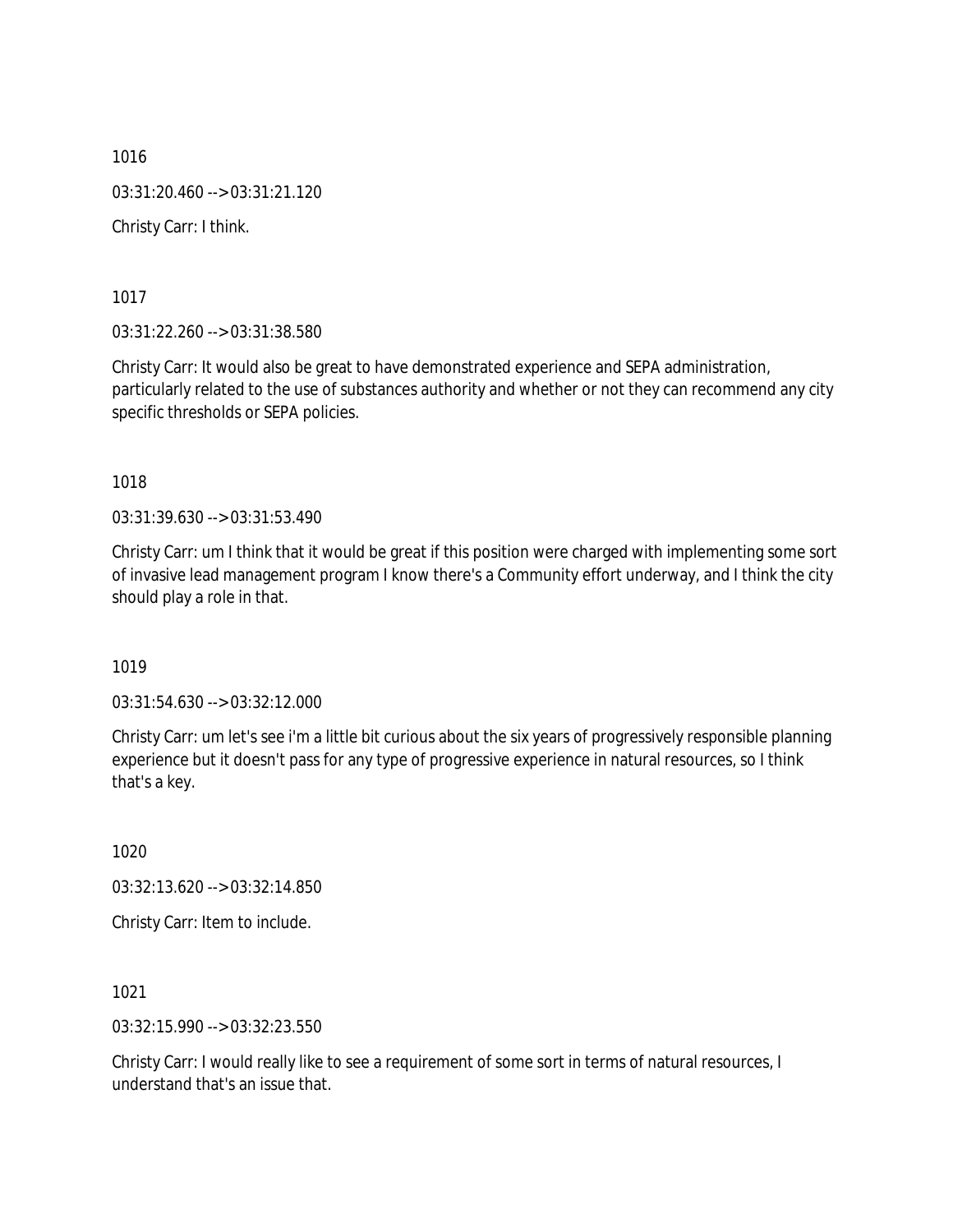1016

03:31:20.460 --> 03:31:21.120

Christy Carr: I think.

1017

03:31:22.260 --> 03:31:38.580

Christy Carr: It would also be great to have demonstrated experience and SEPA administration, particularly related to the use of substances authority and whether or not they can recommend any city specific thresholds or SEPA policies.

1018

03:31:39.630 --> 03:31:53.490

Christy Carr: um I think that it would be great if this position were charged with implementing some sort of invasive lead management program I know there's a Community effort underway, and I think the city should play a role in that.

1019

03:31:54.630 --> 03:32:12.000

Christy Carr: um let's see i'm a little bit curious about the six years of progressively responsible planning experience but it doesn't pass for any type of progressive experience in natural resources, so I think that's a key.

1020

03:32:13.620 --> 03:32:14.850

Christy Carr: Item to include.

1021

03:32:15.990 --> 03:32:23.550

Christy Carr: I would really like to see a requirement of some sort in terms of natural resources, I understand that's an issue that.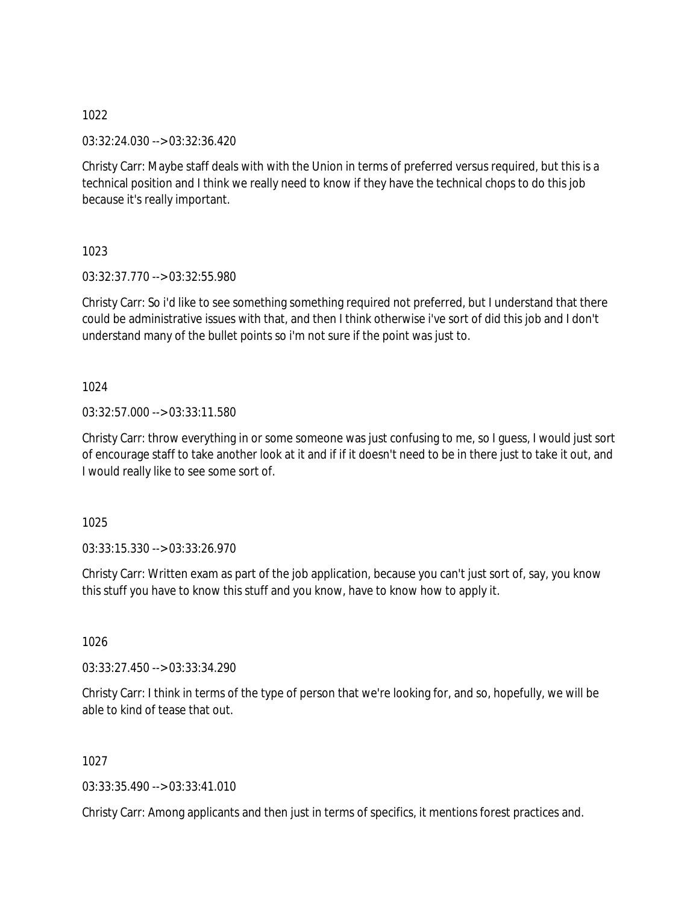1022

03:32:24.030 --> 03:32:36.420

Christy Carr: Maybe staff deals with with the Union in terms of preferred versus required, but this is a technical position and I think we really need to know if they have the technical chops to do this job because it's really important.

1023

03:32:37.770 --> 03:32:55.980

Christy Carr: So i'd like to see something something required not preferred, but I understand that there could be administrative issues with that, and then I think otherwise i've sort of did this job and I don't understand many of the bullet points so i'm not sure if the point was just to.

1024

03:32:57.000 --> 03:33:11.580

Christy Carr: throw everything in or some someone was just confusing to me, so I guess, I would just sort of encourage staff to take another look at it and if if it doesn't need to be in there just to take it out, and I would really like to see some sort of.

1025

03:33:15.330 --> 03:33:26.970

Christy Carr: Written exam as part of the job application, because you can't just sort of, say, you know this stuff you have to know this stuff and you know, have to know how to apply it.

1026

03:33:27.450 --> 03:33:34.290

Christy Carr: I think in terms of the type of person that we're looking for, and so, hopefully, we will be able to kind of tease that out.

1027

03:33:35.490 --> 03:33:41.010

Christy Carr: Among applicants and then just in terms of specifics, it mentions forest practices and.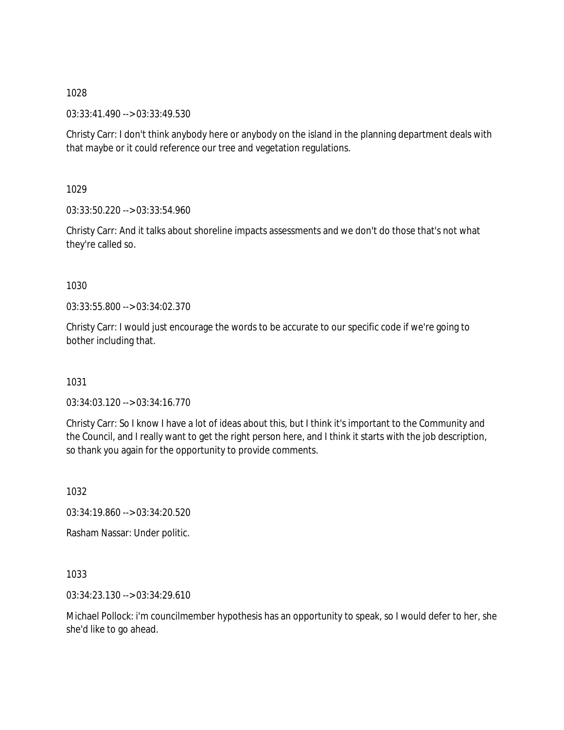1028

03:33:41.490 --> 03:33:49.530

Christy Carr: I don't think anybody here or anybody on the island in the planning department deals with that maybe or it could reference our tree and vegetation regulations.

1029

03:33:50.220 --> 03:33:54.960

Christy Carr: And it talks about shoreline impacts assessments and we don't do those that's not what they're called so.

1030

03:33:55.800 --> 03:34:02.370

Christy Carr: I would just encourage the words to be accurate to our specific code if we're going to bother including that.

1031

03:34:03.120 --> 03:34:16.770

Christy Carr: So I know I have a lot of ideas about this, but I think it's important to the Community and the Council, and I really want to get the right person here, and I think it starts with the job description, so thank you again for the opportunity to provide comments.

1032

03:34:19.860 --> 03:34:20.520

Rasham Nassar: Under politic.

1033

03:34:23.130 --> 03:34:29.610

Michael Pollock: i'm councilmember hypothesis has an opportunity to speak, so I would defer to her, she she'd like to go ahead.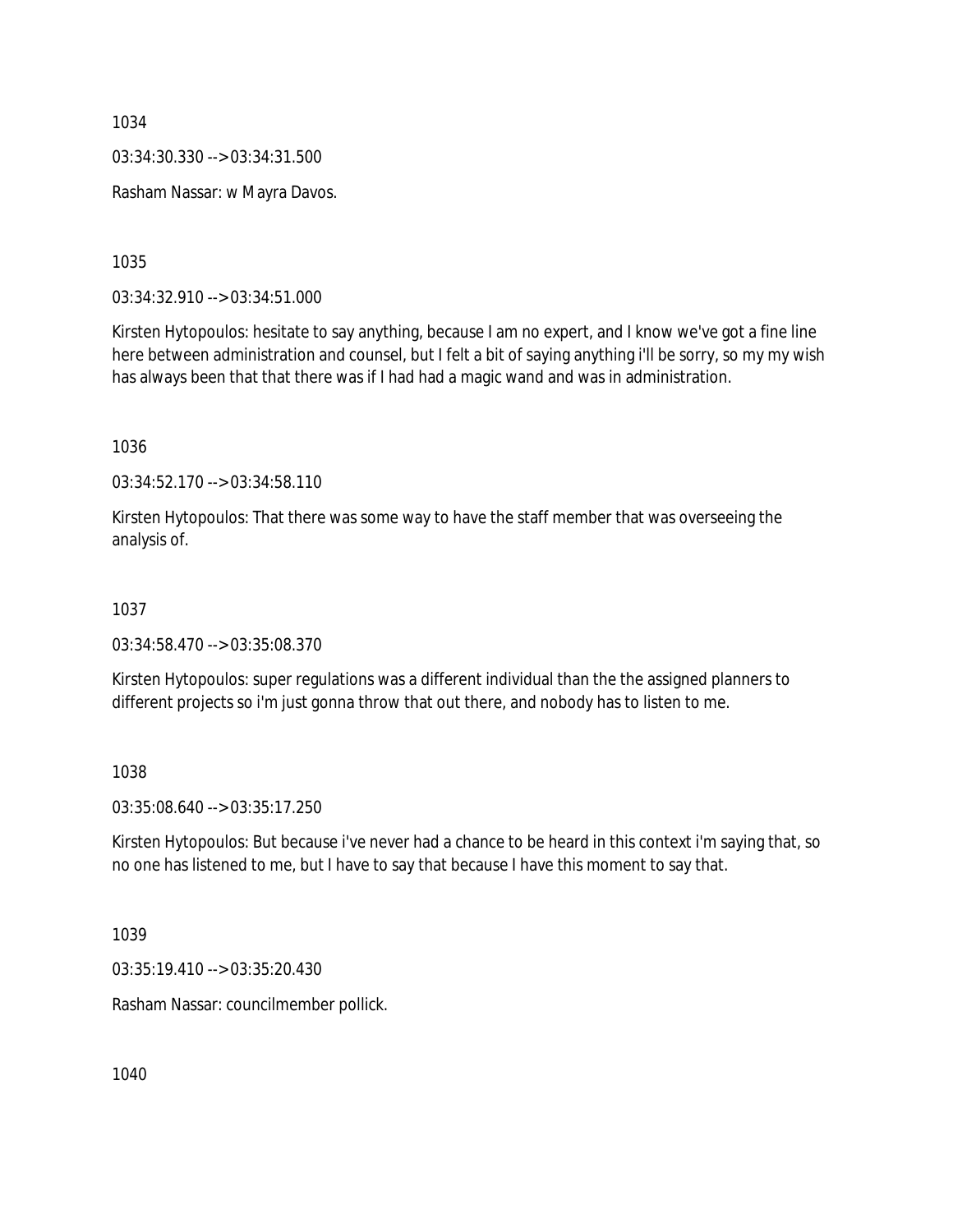1034

03:34:30.330 --> 03:34:31.500

Rasham Nassar: w Mayra Davos.

1035

03:34:32.910 --> 03:34:51.000

Kirsten Hytopoulos: hesitate to say anything, because I am no expert, and I know we've got a fine line here between administration and counsel, but I felt a bit of saying anything i'll be sorry, so my my wish has always been that that there was if I had had a magic wand and was in administration.

1036

03:34:52.170 --> 03:34:58.110

Kirsten Hytopoulos: That there was some way to have the staff member that was overseeing the analysis of.

1037

03:34:58.470 --> 03:35:08.370

Kirsten Hytopoulos: super regulations was a different individual than the the assigned planners to different projects so i'm just gonna throw that out there, and nobody has to listen to me.

1038

03:35:08.640 --> 03:35:17.250

Kirsten Hytopoulos: But because i've never had a chance to be heard in this context i'm saying that, so no one has listened to me, but I have to say that because I have this moment to say that.

1039

03:35:19.410 --> 03:35:20.430

Rasham Nassar: councilmember pollick.

1040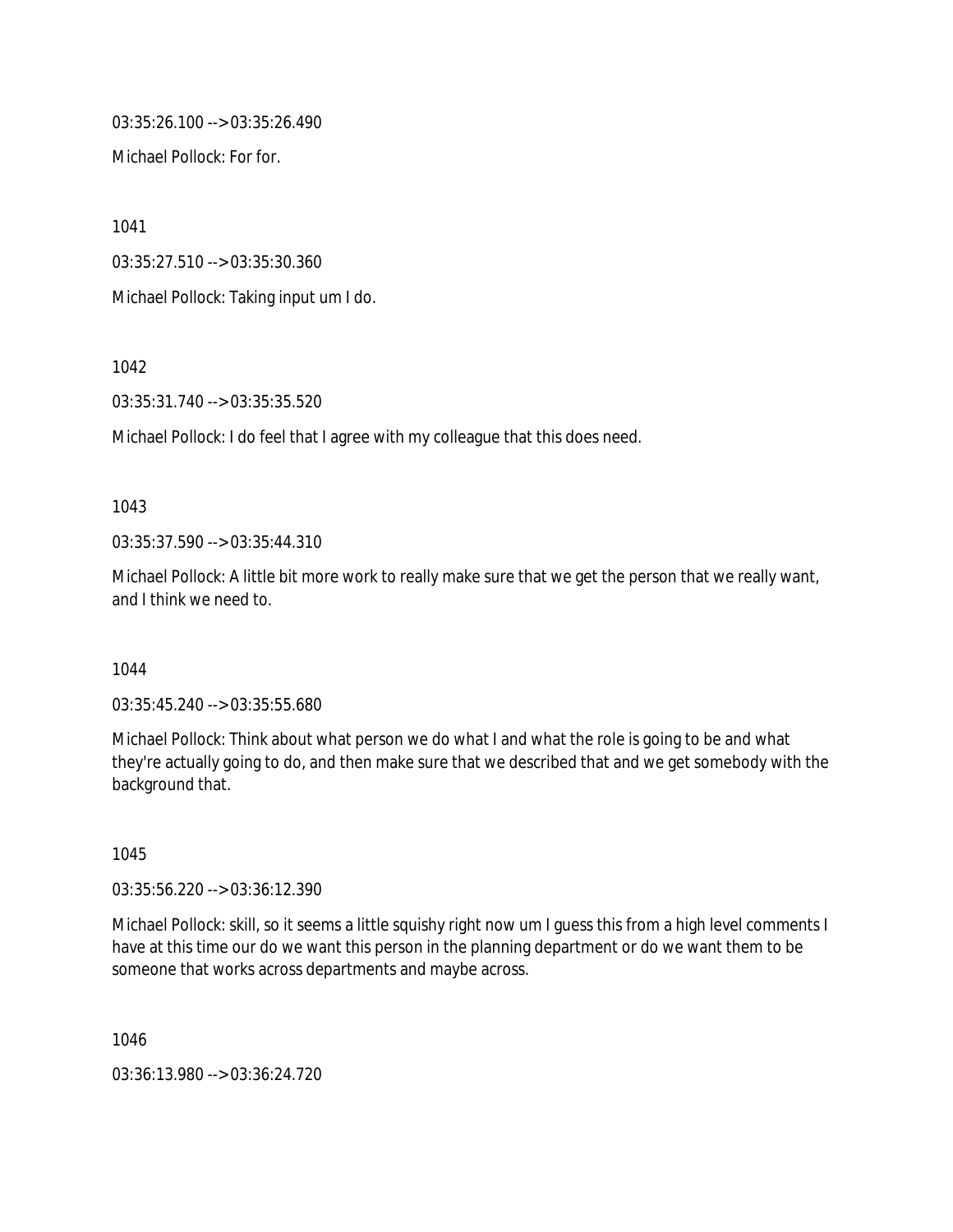03:35:26.100 --> 03:35:26.490

Michael Pollock: For for.

1041

03:35:27.510 --> 03:35:30.360

Michael Pollock: Taking input um I do.

1042

03:35:31.740 --> 03:35:35.520

Michael Pollock: I do feel that I agree with my colleague that this does need.

1043

03:35:37.590 --> 03:35:44.310

Michael Pollock: A little bit more work to really make sure that we get the person that we really want, and I think we need to.

1044

03:35:45.240 --> 03:35:55.680

Michael Pollock: Think about what person we do what I and what the role is going to be and what they're actually going to do, and then make sure that we described that and we get somebody with the background that.

1045

03:35:56.220 --> 03:36:12.390

Michael Pollock: skill, so it seems a little squishy right now um I guess this from a high level comments I have at this time our do we want this person in the planning department or do we want them to be someone that works across departments and maybe across.

1046

03:36:13.980 --> 03:36:24.720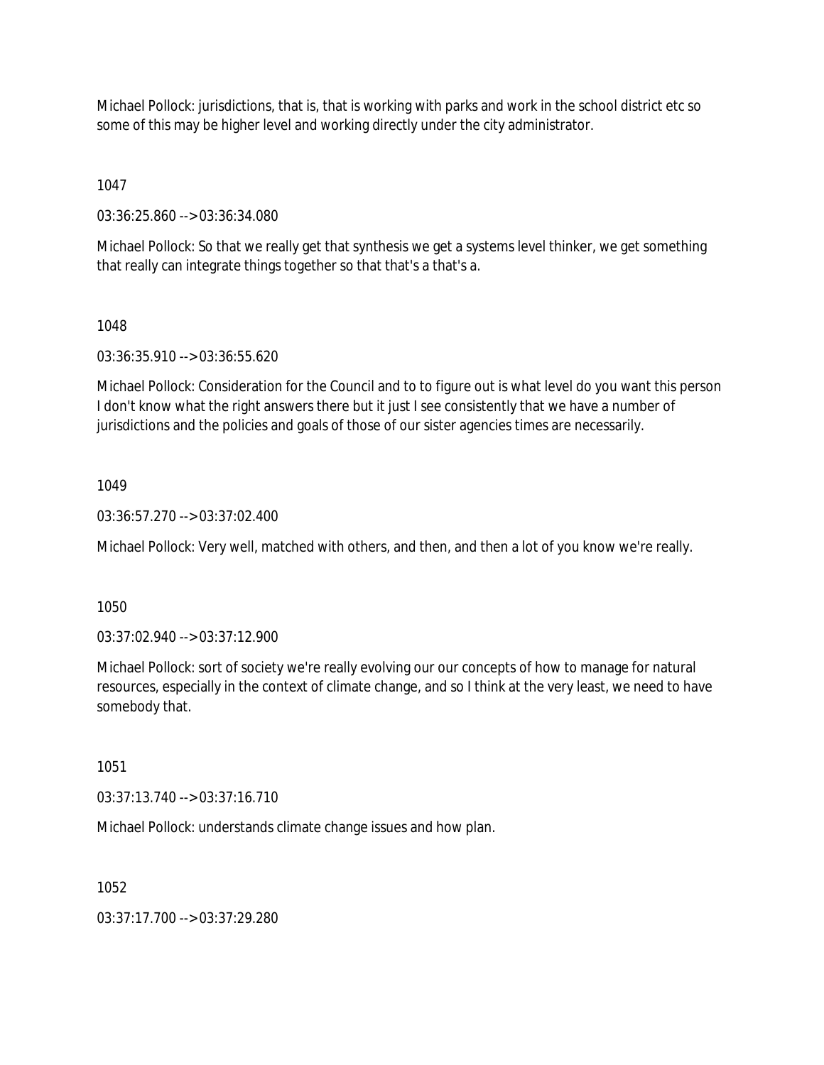Michael Pollock: jurisdictions, that is, that is working with parks and work in the school district etc so some of this may be higher level and working directly under the city administrator.

1047

03:36:25.860 --> 03:36:34.080

Michael Pollock: So that we really get that synthesis we get a systems level thinker, we get something that really can integrate things together so that that's a that's a.

1048

03:36:35.910 --> 03:36:55.620

Michael Pollock: Consideration for the Council and to to figure out is what level do you want this person I don't know what the right answers there but it just I see consistently that we have a number of jurisdictions and the policies and goals of those of our sister agencies times are necessarily.

1049

03:36:57.270 --> 03:37:02.400

Michael Pollock: Very well, matched with others, and then, and then a lot of you know we're really.

1050

03:37:02.940 --> 03:37:12.900

Michael Pollock: sort of society we're really evolving our our concepts of how to manage for natural resources, especially in the context of climate change, and so I think at the very least, we need to have somebody that.

1051

03:37:13.740 --> 03:37:16.710

Michael Pollock: understands climate change issues and how plan.

1052

03:37:17.700 --> 03:37:29.280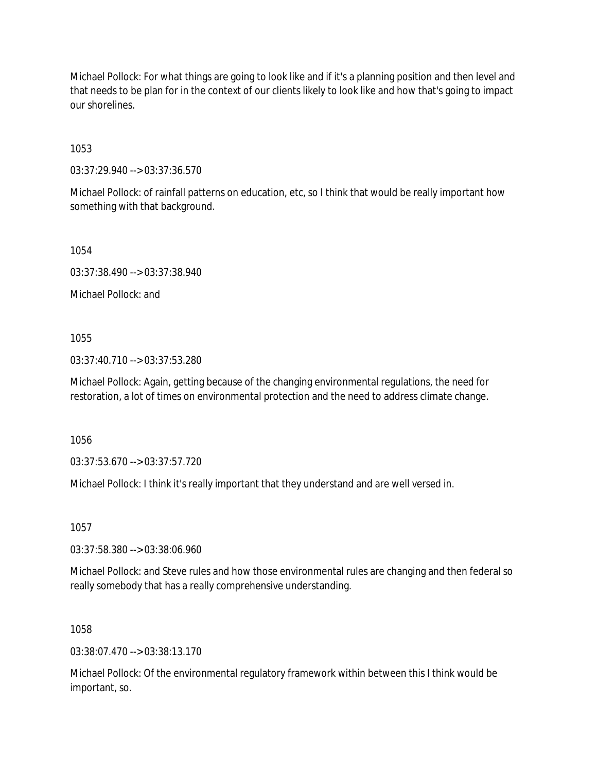Michael Pollock: For what things are going to look like and if it's a planning position and then level and that needs to be plan for in the context of our clients likely to look like and how that's going to impact our shorelines.

1053

03:37:29.940 --> 03:37:36.570

Michael Pollock: of rainfall patterns on education, etc, so I think that would be really important how something with that background.

1054

03:37:38.490 --> 03:37:38.940

Michael Pollock: and

1055

03:37:40.710 --> 03:37:53.280

Michael Pollock: Again, getting because of the changing environmental regulations, the need for restoration, a lot of times on environmental protection and the need to address climate change.

1056

03:37:53.670 --> 03:37:57.720

Michael Pollock: I think it's really important that they understand and are well versed in.

1057

03:37:58.380 --> 03:38:06.960

Michael Pollock: and Steve rules and how those environmental rules are changing and then federal so really somebody that has a really comprehensive understanding.

1058

03:38:07.470 --> 03:38:13.170

Michael Pollock: Of the environmental regulatory framework within between this I think would be important, so.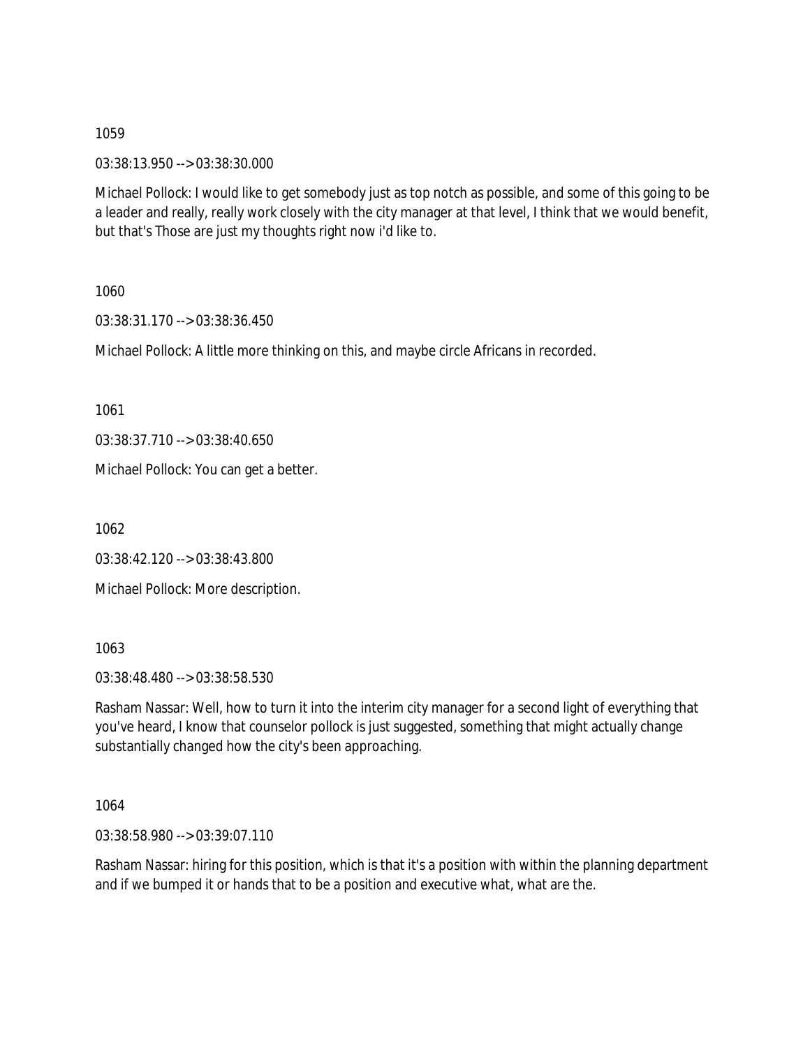1059

03:38:13.950 --> 03:38:30.000

Michael Pollock: I would like to get somebody just as top notch as possible, and some of this going to be a leader and really, really work closely with the city manager at that level, I think that we would benefit, but that's Those are just my thoughts right now i'd like to.

1060

03:38:31.170 --> 03:38:36.450

Michael Pollock: A little more thinking on this, and maybe circle Africans in recorded.

1061

03:38:37.710 --> 03:38:40.650

Michael Pollock: You can get a better.

1062

03:38:42.120 --> 03:38:43.800

Michael Pollock: More description.

1063

03:38:48.480 --> 03:38:58.530

Rasham Nassar: Well, how to turn it into the interim city manager for a second light of everything that you've heard, I know that counselor pollock is just suggested, something that might actually change substantially changed how the city's been approaching.

1064

03:38:58.980 --> 03:39:07.110

Rasham Nassar: hiring for this position, which is that it's a position with within the planning department and if we bumped it or hands that to be a position and executive what, what are the.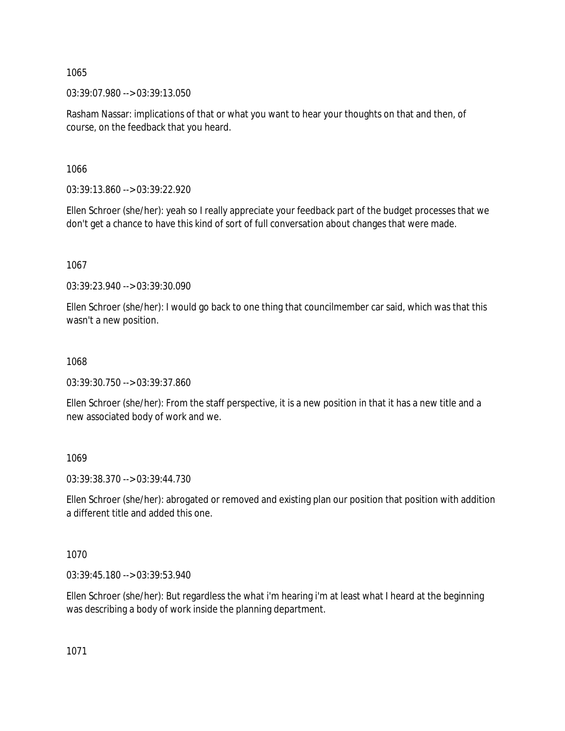1065

03:39:07.980 --> 03:39:13.050

Rasham Nassar: implications of that or what you want to hear your thoughts on that and then, of course, on the feedback that you heard.

1066

03:39:13.860 --> 03:39:22.920

Ellen Schroer (she/her): yeah so I really appreciate your feedback part of the budget processes that we don't get a chance to have this kind of sort of full conversation about changes that were made.

1067

03:39:23.940 --> 03:39:30.090

Ellen Schroer (she/her): I would go back to one thing that councilmember car said, which was that this wasn't a new position.

1068

03:39:30.750 --> 03:39:37.860

Ellen Schroer (she/her): From the staff perspective, it is a new position in that it has a new title and a new associated body of work and we.

1069

03:39:38.370 --> 03:39:44.730

Ellen Schroer (she/her): abrogated or removed and existing plan our position that position with addition a different title and added this one.

1070

03:39:45.180 --> 03:39:53.940

Ellen Schroer (she/her): But regardless the what i'm hearing i'm at least what I heard at the beginning was describing a body of work inside the planning department.

1071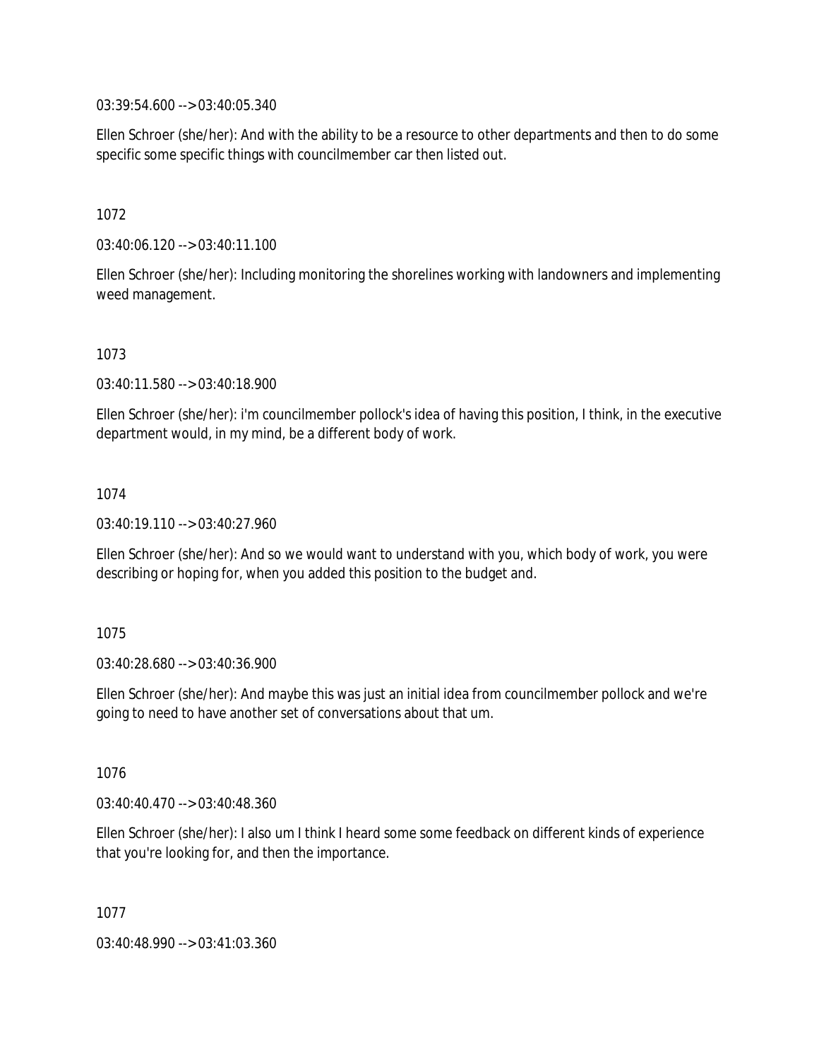03:39:54.600 --> 03:40:05.340

Ellen Schroer (she/her): And with the ability to be a resource to other departments and then to do some specific some specific things with councilmember car then listed out.

1072

03:40:06.120 --> 03:40:11.100

Ellen Schroer (she/her): Including monitoring the shorelines working with landowners and implementing weed management.

1073

03:40:11.580 --> 03:40:18.900

Ellen Schroer (she/her): i'm councilmember pollock's idea of having this position, I think, in the executive department would, in my mind, be a different body of work.

1074

03:40:19.110 --> 03:40:27.960

Ellen Schroer (she/her): And so we would want to understand with you, which body of work, you were describing or hoping for, when you added this position to the budget and.

1075

03:40:28.680 --> 03:40:36.900

Ellen Schroer (she/her): And maybe this was just an initial idea from councilmember pollock and we're going to need to have another set of conversations about that um.

1076

03:40:40.470 --> 03:40:48.360

Ellen Schroer (she/her): I also um I think I heard some some feedback on different kinds of experience that you're looking for, and then the importance.

1077

03:40:48.990 --> 03:41:03.360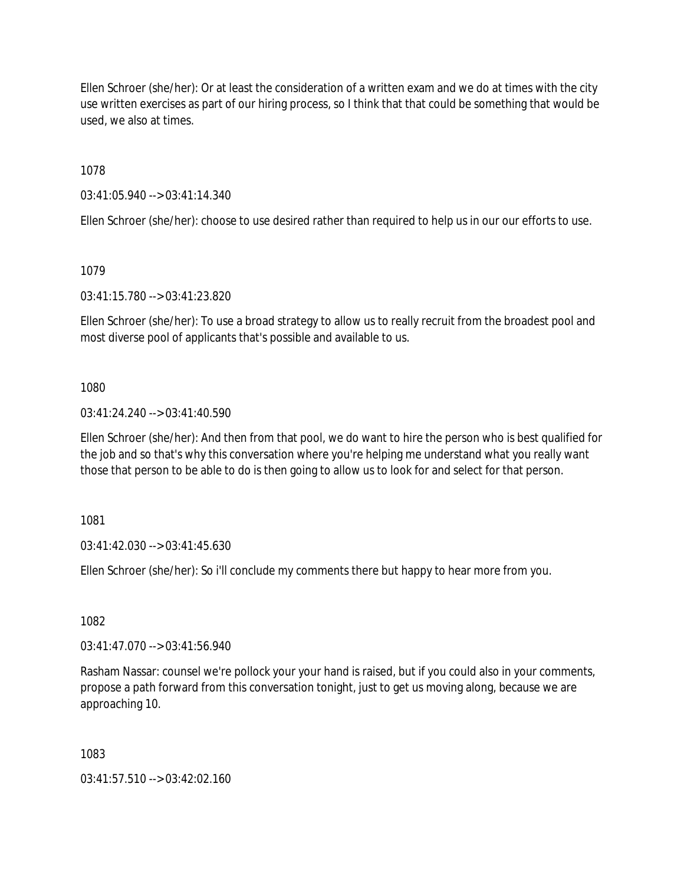Ellen Schroer (she/her): Or at least the consideration of a written exam and we do at times with the city use written exercises as part of our hiring process, so I think that that could be something that would be used, we also at times.

1078

03:41:05.940 --> 03:41:14.340

Ellen Schroer (she/her): choose to use desired rather than required to help us in our our efforts to use.

1079

03:41:15.780 --> 03:41:23.820

Ellen Schroer (she/her): To use a broad strategy to allow us to really recruit from the broadest pool and most diverse pool of applicants that's possible and available to us.

1080

03:41:24.240 --> 03:41:40.590

Ellen Schroer (she/her): And then from that pool, we do want to hire the person who is best qualified for the job and so that's why this conversation where you're helping me understand what you really want those that person to be able to do is then going to allow us to look for and select for that person.

1081

03:41:42.030 --> 03:41:45.630

Ellen Schroer (she/her): So i'll conclude my comments there but happy to hear more from you.

1082

03:41:47.070 --> 03:41:56.940

Rasham Nassar: counsel we're pollock your your hand is raised, but if you could also in your comments, propose a path forward from this conversation tonight, just to get us moving along, because we are approaching 10.

1083

03:41:57.510 --> 03:42:02.160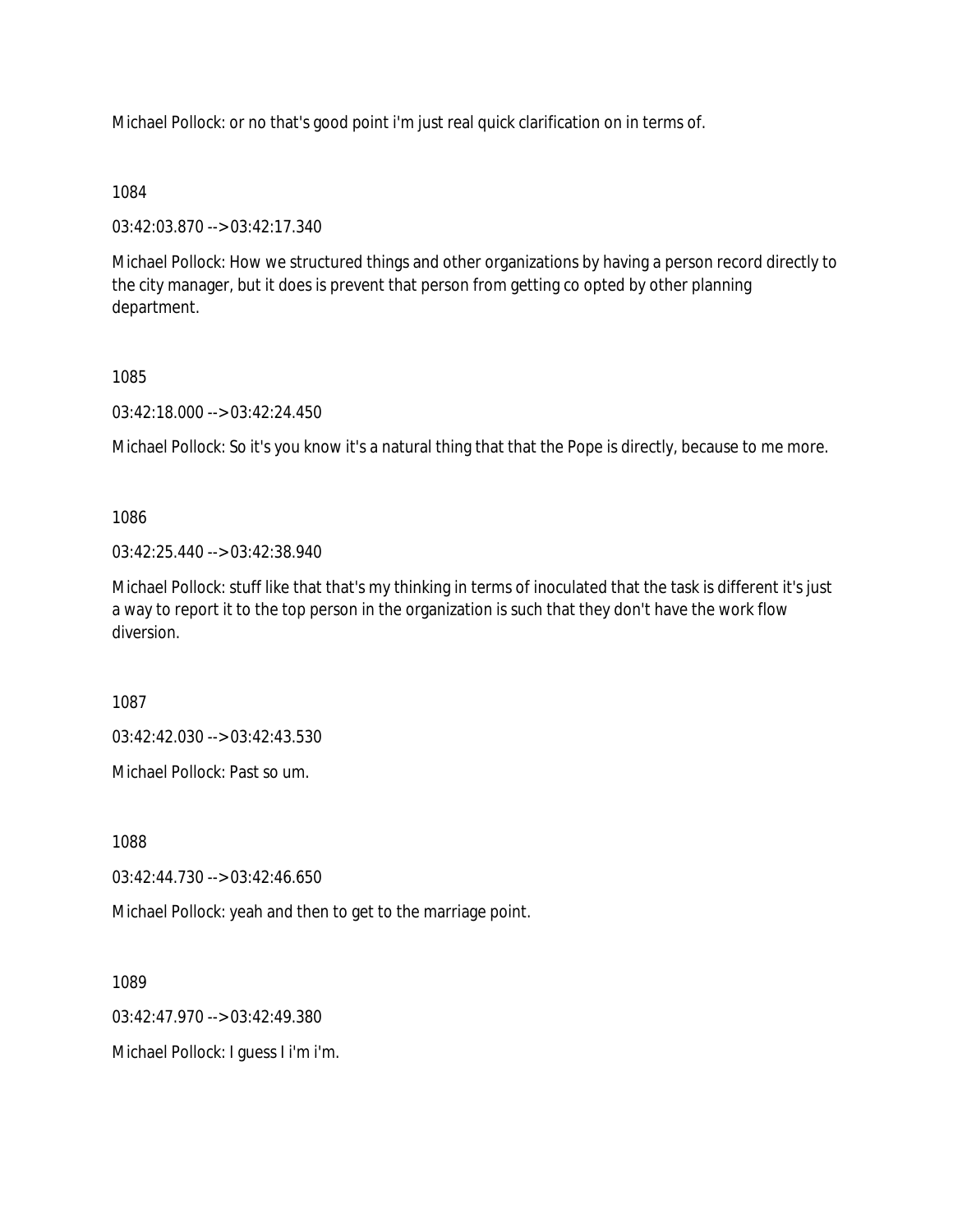Michael Pollock: or no that's good point i'm just real quick clarification on in terms of.

1084

03:42:03.870 --> 03:42:17.340

Michael Pollock: How we structured things and other organizations by having a person record directly to the city manager, but it does is prevent that person from getting co opted by other planning department.

1085

03:42:18.000 --> 03:42:24.450

Michael Pollock: So it's you know it's a natural thing that that the Pope is directly, because to me more.

1086

03:42:25.440 --> 03:42:38.940

Michael Pollock: stuff like that that's my thinking in terms of inoculated that the task is different it's just a way to report it to the top person in the organization is such that they don't have the work flow diversion.

1087

03:42:42.030 --> 03:42:43.530

Michael Pollock: Past so um.

1088

03:42:44.730 --> 03:42:46.650

Michael Pollock: yeah and then to get to the marriage point.

1089

03:42:47.970 --> 03:42:49.380

Michael Pollock: I guess I i'm i'm.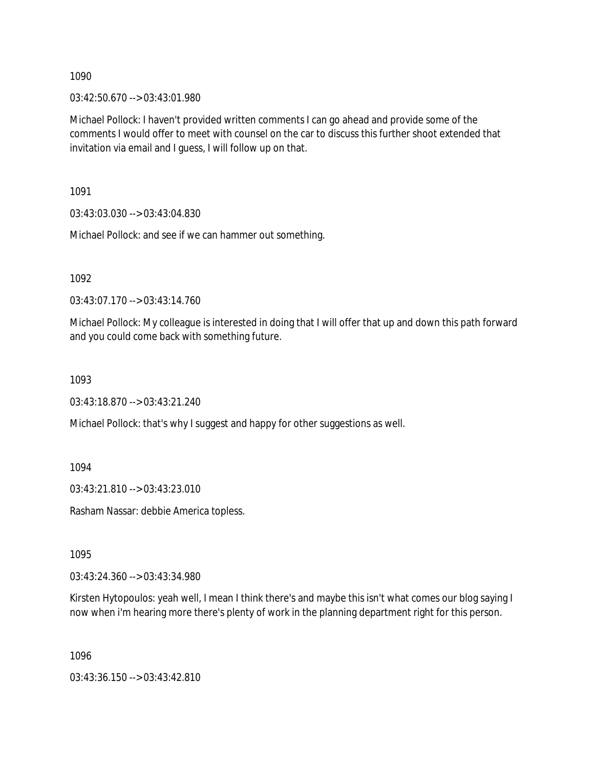1090

03:42:50.670 --> 03:43:01.980

Michael Pollock: I haven't provided written comments I can go ahead and provide some of the comments I would offer to meet with counsel on the car to discuss this further shoot extended that invitation via email and I guess, I will follow up on that.

1091

03:43:03.030 --> 03:43:04.830

Michael Pollock: and see if we can hammer out something.

1092

03:43:07.170 --> 03:43:14.760

Michael Pollock: My colleague is interested in doing that I will offer that up and down this path forward and you could come back with something future.

1093

03:43:18.870 --> 03:43:21.240

Michael Pollock: that's why I suggest and happy for other suggestions as well.

1094

03:43:21.810 --> 03:43:23.010

Rasham Nassar: debbie America topless.

1095

03:43:24.360 --> 03:43:34.980

Kirsten Hytopoulos: yeah well, I mean I think there's and maybe this isn't what comes our blog saying I now when i'm hearing more there's plenty of work in the planning department right for this person.

1096

03:43:36.150 --> 03:43:42.810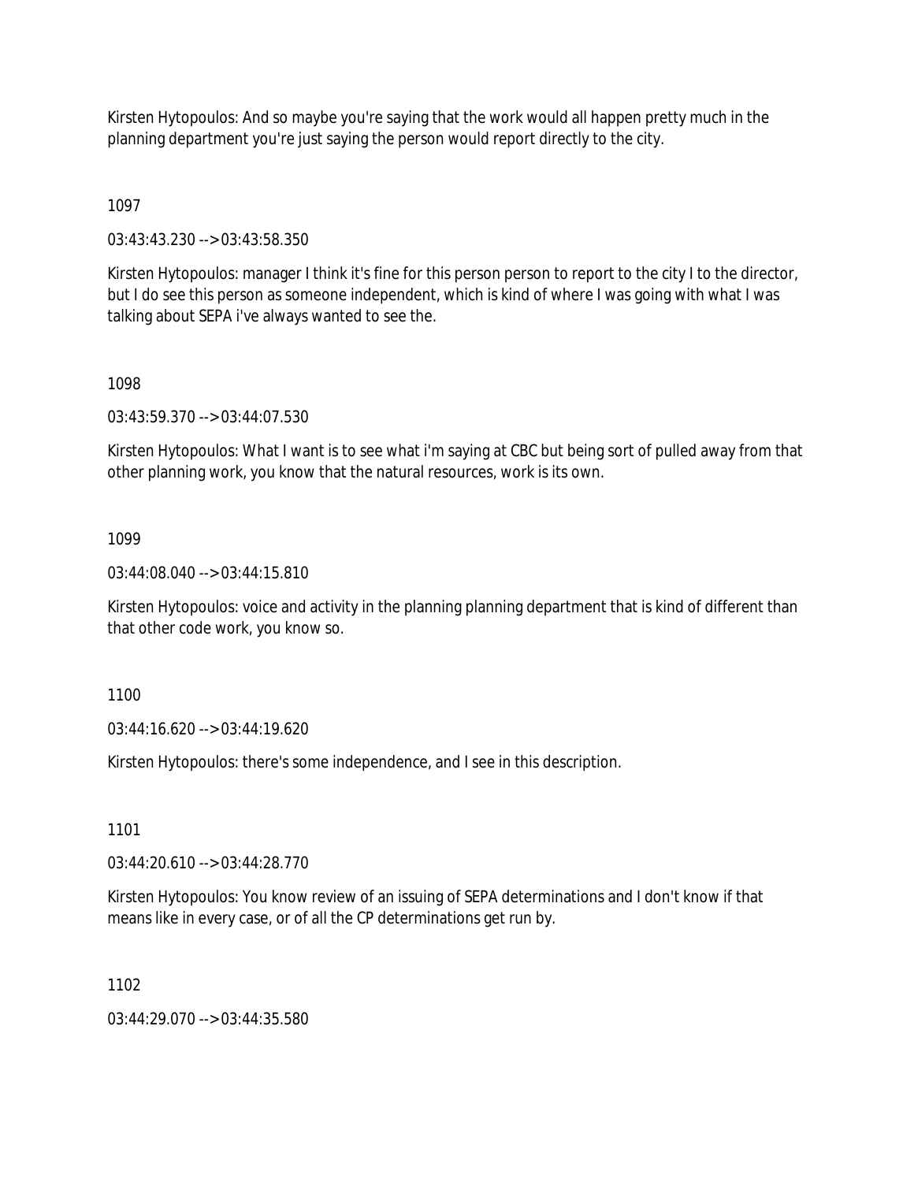Kirsten Hytopoulos: And so maybe you're saying that the work would all happen pretty much in the planning department you're just saying the person would report directly to the city.

1097

03:43:43.230 --> 03:43:58.350

Kirsten Hytopoulos: manager I think it's fine for this person person to report to the city I to the director, but I do see this person as someone independent, which is kind of where I was going with what I was talking about SEPA i've always wanted to see the.

1098

03:43:59.370 --> 03:44:07.530

Kirsten Hytopoulos: What I want is to see what i'm saying at CBC but being sort of pulled away from that other planning work, you know that the natural resources, work is its own.

1099

03:44:08.040 --> 03:44:15.810

Kirsten Hytopoulos: voice and activity in the planning planning department that is kind of different than that other code work, you know so.

1100

03:44:16.620 --> 03:44:19.620

Kirsten Hytopoulos: there's some independence, and I see in this description.

1101

03:44:20.610 --> 03:44:28.770

Kirsten Hytopoulos: You know review of an issuing of SEPA determinations and I don't know if that means like in every case, or of all the CP determinations get run by.

1102

03:44:29.070 --> 03:44:35.580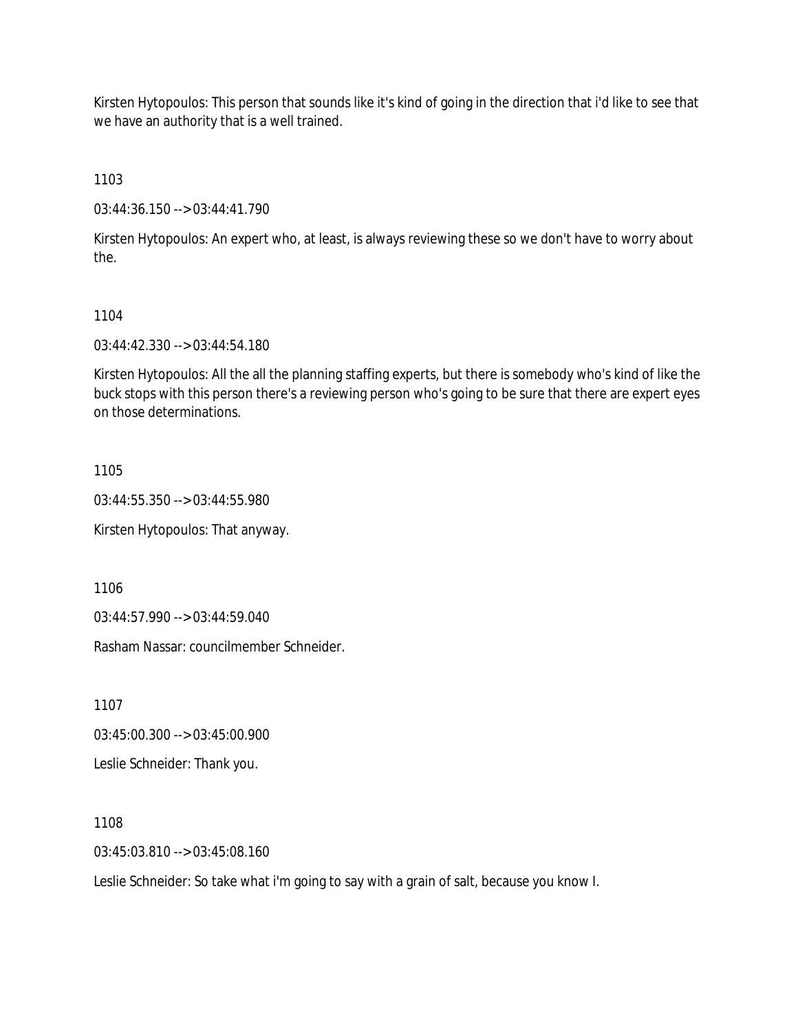Kirsten Hytopoulos: This person that sounds like it's kind of going in the direction that i'd like to see that we have an authority that is a well trained.

1103

03:44:36.150 --> 03:44:41.790

Kirsten Hytopoulos: An expert who, at least, is always reviewing these so we don't have to worry about the.

1104

03:44:42.330 --> 03:44:54.180

Kirsten Hytopoulos: All the all the planning staffing experts, but there is somebody who's kind of like the buck stops with this person there's a reviewing person who's going to be sure that there are expert eyes on those determinations.

1105

03:44:55.350 --> 03:44:55.980

Kirsten Hytopoulos: That anyway.

1106

03:44:57.990 --> 03:44:59.040

Rasham Nassar: councilmember Schneider.

1107

03:45:00.300 --> 03:45:00.900

Leslie Schneider: Thank you.

1108

03:45:03.810 --> 03:45:08.160

Leslie Schneider: So take what i'm going to say with a grain of salt, because you know I.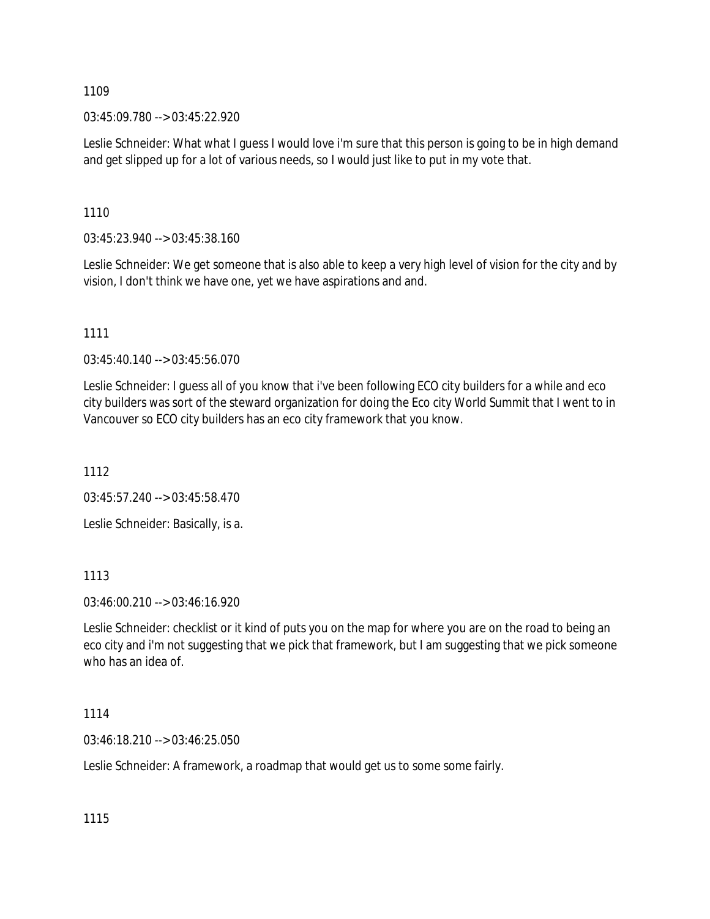1109

03:45:09.780 --> 03:45:22.920

Leslie Schneider: What what I guess I would love i'm sure that this person is going to be in high demand and get slipped up for a lot of various needs, so I would just like to put in my vote that.

1110

03:45:23.940 --> 03:45:38.160

Leslie Schneider: We get someone that is also able to keep a very high level of vision for the city and by vision, I don't think we have one, yet we have aspirations and and.

1111

03:45:40.140 --> 03:45:56.070

Leslie Schneider: I guess all of you know that i've been following ECO city builders for a while and eco city builders was sort of the steward organization for doing the Eco city World Summit that I went to in Vancouver so ECO city builders has an eco city framework that you know.

1112

03:45:57.240 --> 03:45:58.470

Leslie Schneider: Basically, is a.

1113

03:46:00.210 --> 03:46:16.920

Leslie Schneider: checklist or it kind of puts you on the map for where you are on the road to being an eco city and i'm not suggesting that we pick that framework, but I am suggesting that we pick someone who has an idea of.

1114

03:46:18.210 --> 03:46:25.050

Leslie Schneider: A framework, a roadmap that would get us to some some fairly.

1115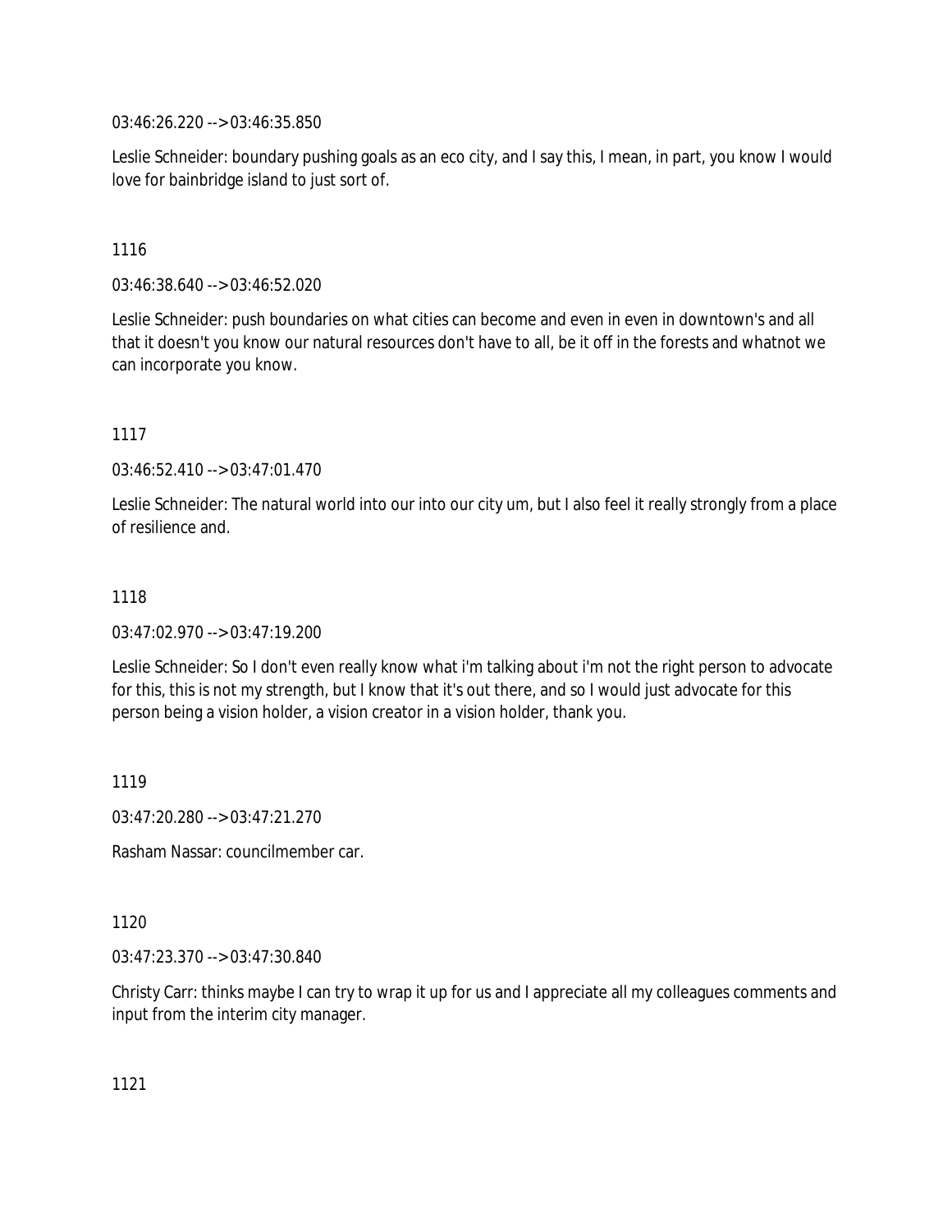03:46:26.220 --> 03:46:35.850

Leslie Schneider: boundary pushing goals as an eco city, and I say this, I mean, in part, you know I would love for bainbridge island to just sort of.

1116

03:46:38.640 --> 03:46:52.020

Leslie Schneider: push boundaries on what cities can become and even in even in downtown's and all that it doesn't you know our natural resources don't have to all, be it off in the forests and whatnot we can incorporate you know.

1117

03:46:52.410 --> 03:47:01.470

Leslie Schneider: The natural world into our into our city um, but I also feel it really strongly from a place of resilience and.

1118

03:47:02.970 --> 03:47:19.200

Leslie Schneider: So I don't even really know what i'm talking about i'm not the right person to advocate for this, this is not my strength, but I know that it's out there, and so I would just advocate for this person being a vision holder, a vision creator in a vision holder, thank you.

1119

03:47:20.280 --> 03:47:21.270

Rasham Nassar: councilmember car.

1120

03:47:23.370 --> 03:47:30.840

Christy Carr: thinks maybe I can try to wrap it up for us and I appreciate all my colleagues comments and input from the interim city manager.

1121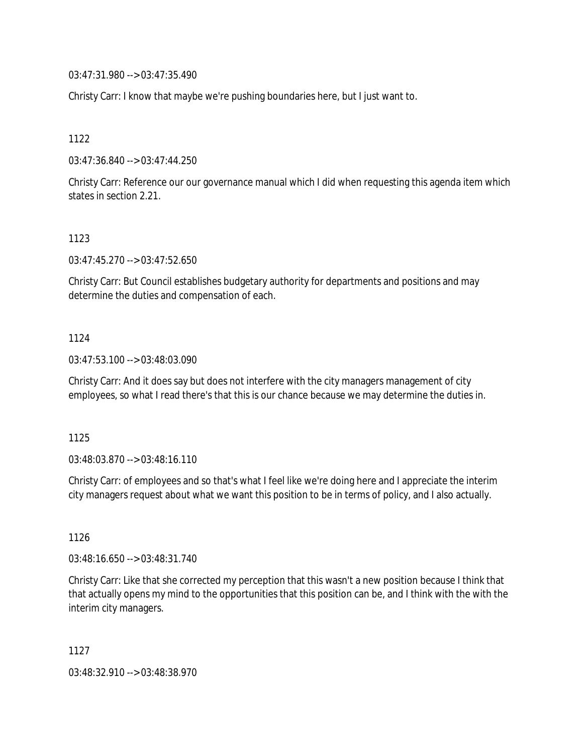03:47:31.980 --> 03:47:35.490

Christy Carr: I know that maybe we're pushing boundaries here, but I just want to.

1122

03:47:36.840 --> 03:47:44.250

Christy Carr: Reference our our governance manual which I did when requesting this agenda item which states in section 2.21.

1123

03:47:45.270 --> 03:47:52.650

Christy Carr: But Council establishes budgetary authority for departments and positions and may determine the duties and compensation of each.

1124

03:47:53.100 --> 03:48:03.090

Christy Carr: And it does say but does not interfere with the city managers management of city employees, so what I read there's that this is our chance because we may determine the duties in.

1125

03:48:03.870 --> 03:48:16.110

Christy Carr: of employees and so that's what I feel like we're doing here and I appreciate the interim city managers request about what we want this position to be in terms of policy, and I also actually.

1126

03:48:16.650 --> 03:48:31.740

Christy Carr: Like that she corrected my perception that this wasn't a new position because I think that that actually opens my mind to the opportunities that this position can be, and I think with the with the interim city managers.

1127

03:48:32.910 --> 03:48:38.970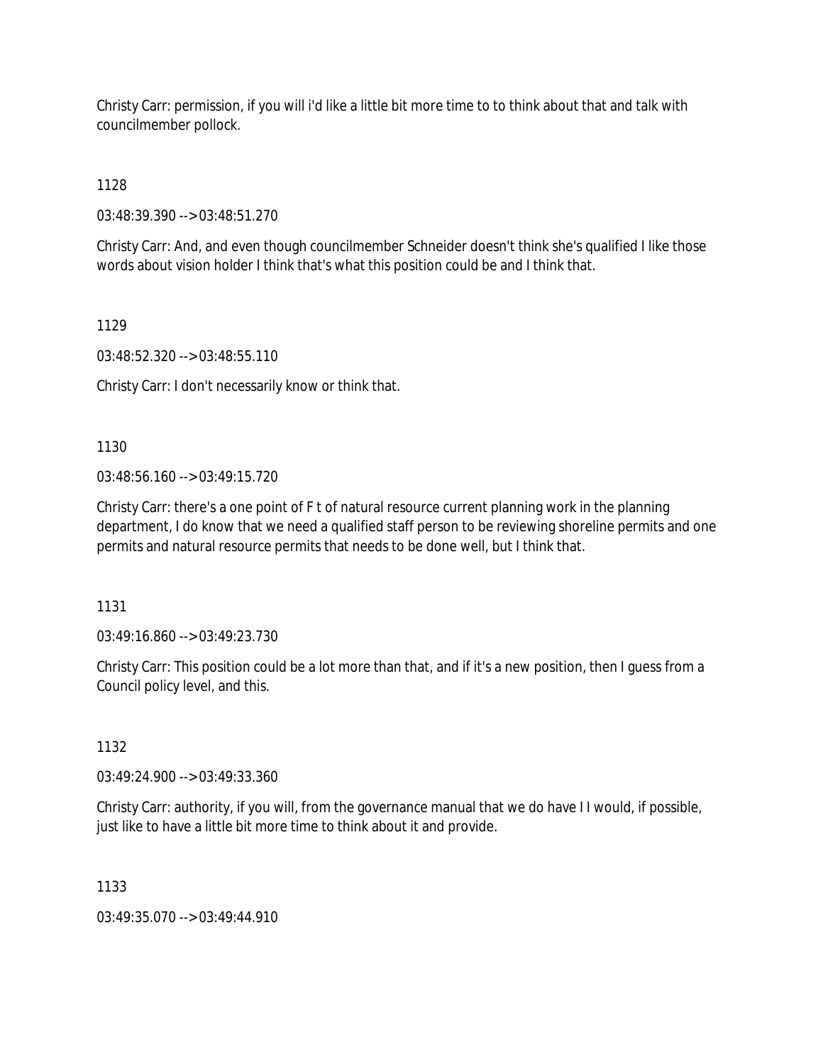Christy Carr: permission, if you will i'd like a little bit more time to to think about that and talk with councilmember pollock.

1128

03:48:39.390 --> 03:48:51.270

Christy Carr: And, and even though councilmember Schneider doesn't think she's qualified I like those words about vision holder I think that's what this position could be and I think that.

1129

03:48:52.320 --> 03:48:55.110

Christy Carr: I don't necessarily know or think that.

1130

03:48:56.160 --> 03:49:15.720

Christy Carr: there's a one point of F t of natural resource current planning work in the planning department, I do know that we need a qualified staff person to be reviewing shoreline permits and one permits and natural resource permits that needs to be done well, but I think that.

1131

03:49:16.860 --> 03:49:23.730

Christy Carr: This position could be a lot more than that, and if it's a new position, then I guess from a Council policy level, and this.

1132

03:49:24.900 --> 03:49:33.360

Christy Carr: authority, if you will, from the governance manual that we do have I I would, if possible, just like to have a little bit more time to think about it and provide.

1133

03:49:35.070 --> 03:49:44.910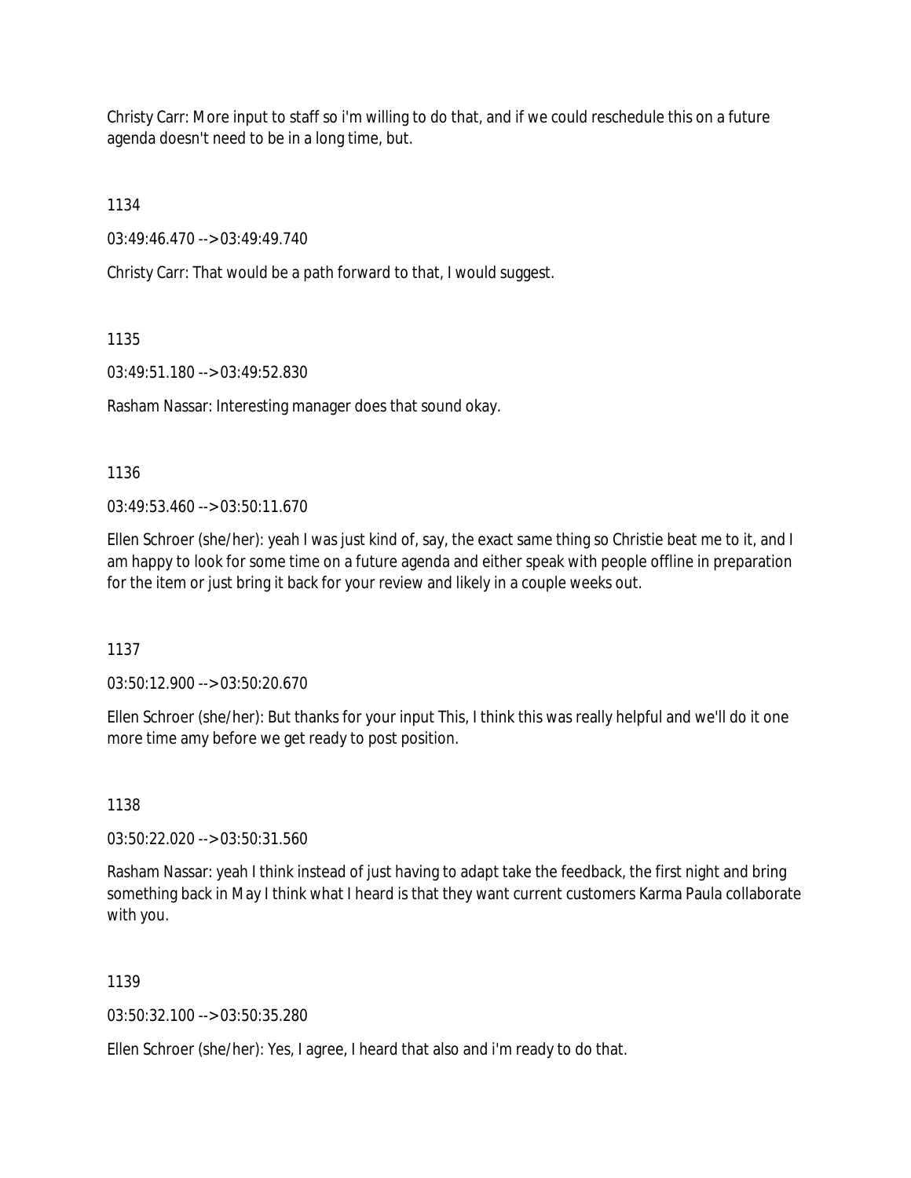Christy Carr: More input to staff so i'm willing to do that, and if we could reschedule this on a future agenda doesn't need to be in a long time, but.

1134

03:49:46.470 --> 03:49:49.740

Christy Carr: That would be a path forward to that, I would suggest.

1135

03:49:51.180 --> 03:49:52.830

Rasham Nassar: Interesting manager does that sound okay.

1136

03:49:53.460 --> 03:50:11.670

Ellen Schroer (she/her): yeah I was just kind of, say, the exact same thing so Christie beat me to it, and I am happy to look for some time on a future agenda and either speak with people offline in preparation for the item or just bring it back for your review and likely in a couple weeks out.

1137

03:50:12.900 --> 03:50:20.670

Ellen Schroer (she/her): But thanks for your input This, I think this was really helpful and we'll do it one more time amy before we get ready to post position.

1138

03:50:22.020 --> 03:50:31.560

Rasham Nassar: yeah I think instead of just having to adapt take the feedback, the first night and bring something back in May I think what I heard is that they want current customers Karma Paula collaborate with you.

1139

03:50:32.100 --> 03:50:35.280

Ellen Schroer (she/her): Yes, I agree, I heard that also and i'm ready to do that.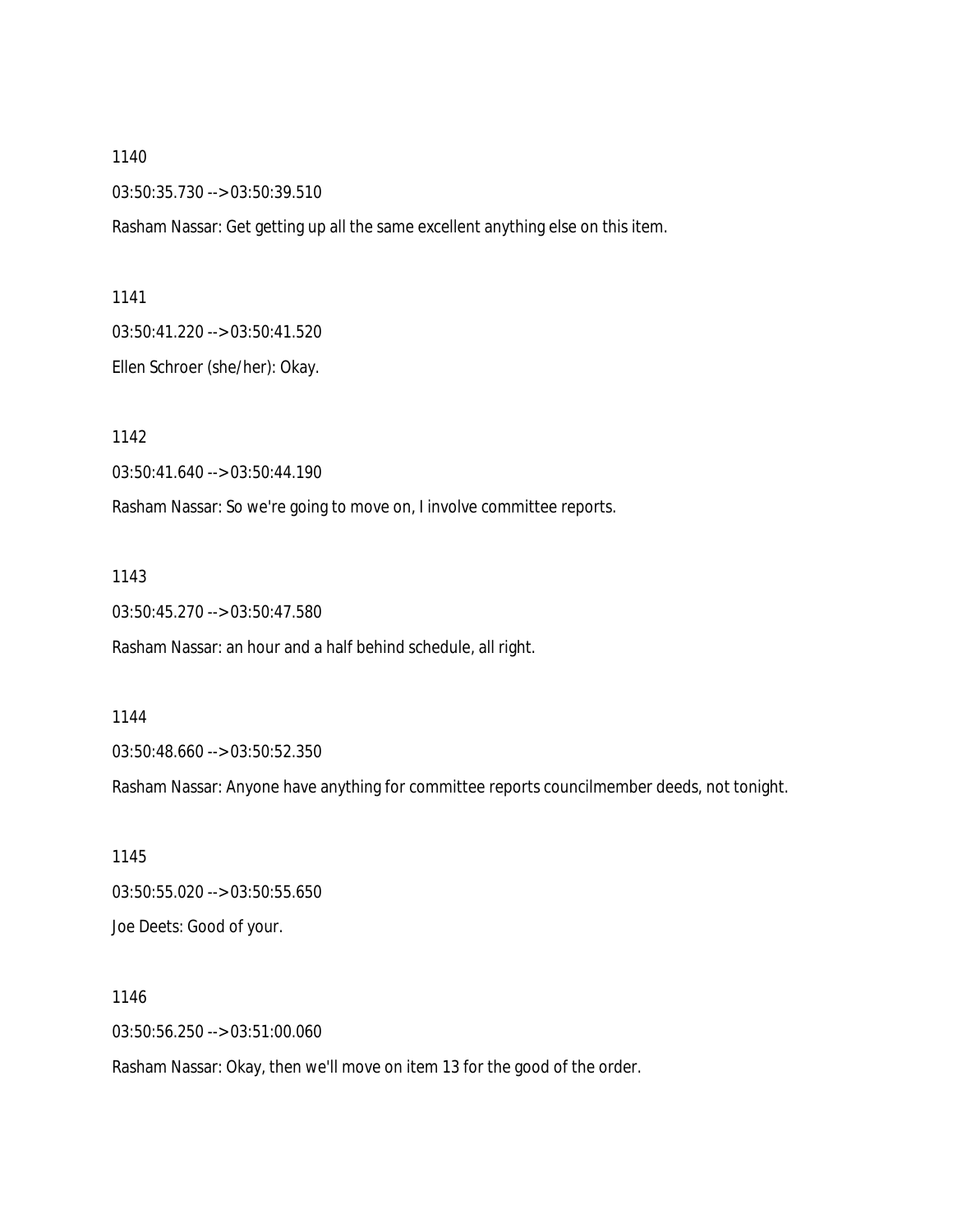1140

03:50:35.730 --> 03:50:39.510

Rasham Nassar: Get getting up all the same excellent anything else on this item.

1141

03:50:41.220 --> 03:50:41.520

Ellen Schroer (she/her): Okay.

1142

03:50:41.640 --> 03:50:44.190

Rasham Nassar: So we're going to move on, I involve committee reports.

1143

03:50:45.270 --> 03:50:47.580

Rasham Nassar: an hour and a half behind schedule, all right.

1144

03:50:48.660 --> 03:50:52.350

Rasham Nassar: Anyone have anything for committee reports councilmember deeds, not tonight.

1145

03:50:55.020 --> 03:50:55.650

Joe Deets: Good of your.

1146

03:50:56.250 --> 03:51:00.060

Rasham Nassar: Okay, then we'll move on item 13 for the good of the order.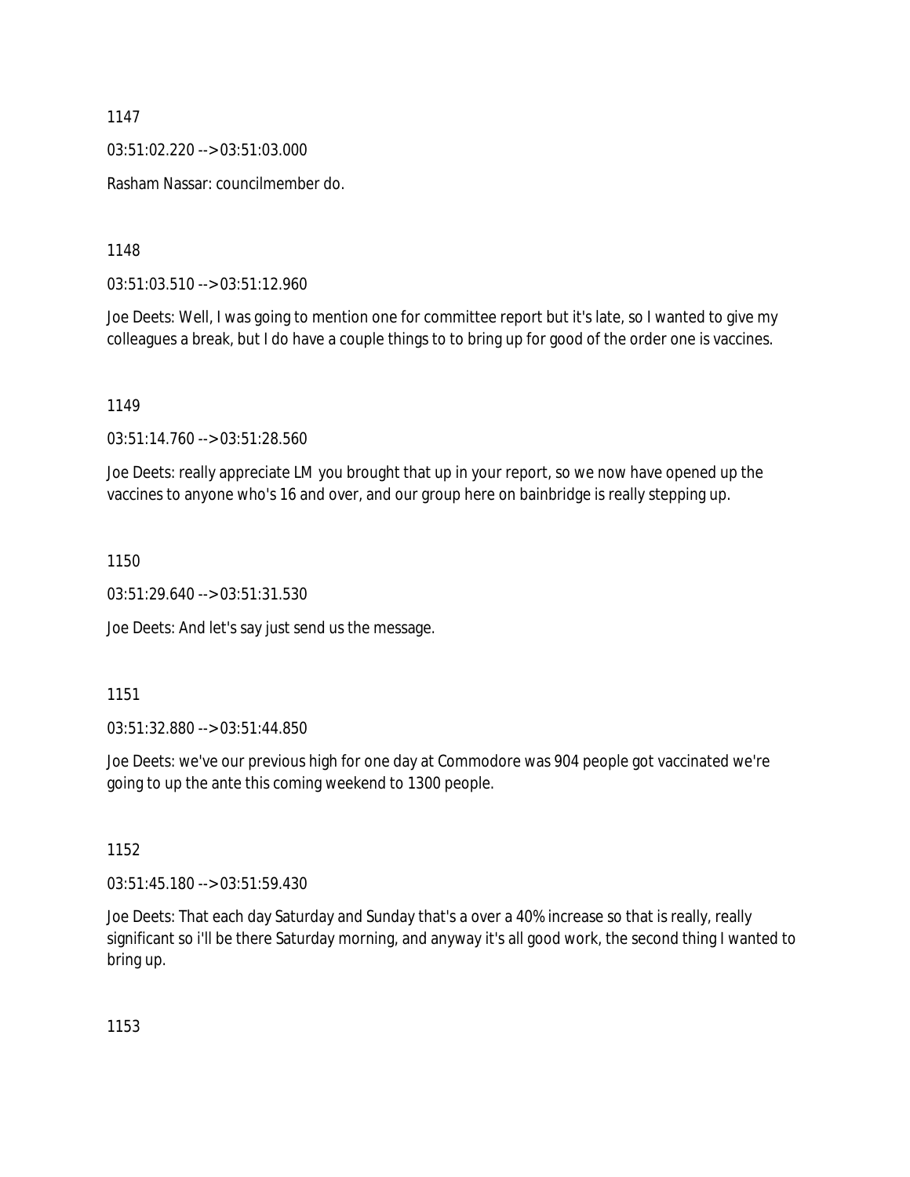1147

03:51:02.220 --> 03:51:03.000

Rasham Nassar: councilmember do.

1148

03:51:03.510 --> 03:51:12.960

Joe Deets: Well, I was going to mention one for committee report but it's late, so I wanted to give my colleagues a break, but I do have a couple things to to bring up for good of the order one is vaccines.

1149

03:51:14.760 --> 03:51:28.560

Joe Deets: really appreciate LM you brought that up in your report, so we now have opened up the vaccines to anyone who's 16 and over, and our group here on bainbridge is really stepping up.

1150

03:51:29.640 --> 03:51:31.530

Joe Deets: And let's say just send us the message.

1151

03:51:32.880 --> 03:51:44.850

Joe Deets: we've our previous high for one day at Commodore was 904 people got vaccinated we're going to up the ante this coming weekend to 1300 people.

1152

03:51:45.180 --> 03:51:59.430

Joe Deets: That each day Saturday and Sunday that's a over a 40% increase so that is really, really significant so i'll be there Saturday morning, and anyway it's all good work, the second thing I wanted to bring up.

1153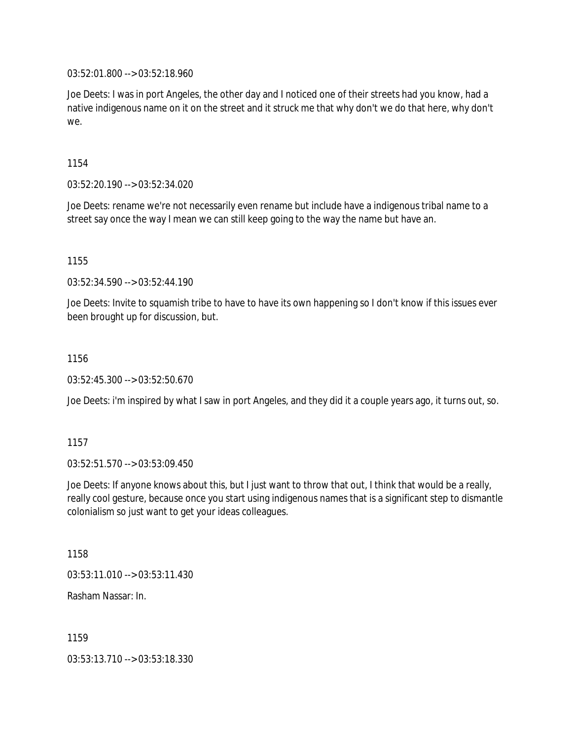03:52:01.800 --> 03:52:18.960

Joe Deets: I was in port Angeles, the other day and I noticed one of their streets had you know, had a native indigenous name on it on the street and it struck me that why don't we do that here, why don't we.

1154

03:52:20.190 --> 03:52:34.020

Joe Deets: rename we're not necessarily even rename but include have a indigenous tribal name to a street say once the way I mean we can still keep going to the way the name but have an.

1155

03:52:34.590 --> 03:52:44.190

Joe Deets: Invite to squamish tribe to have to have its own happening so I don't know if this issues ever been brought up for discussion, but.

1156

03:52:45.300 --> 03:52:50.670

Joe Deets: i'm inspired by what I saw in port Angeles, and they did it a couple years ago, it turns out, so.

1157

03:52:51.570 --> 03:53:09.450

Joe Deets: If anyone knows about this, but I just want to throw that out, I think that would be a really, really cool gesture, because once you start using indigenous names that is a significant step to dismantle colonialism so just want to get your ideas colleagues.

1158

03:53:11.010 --> 03:53:11.430

Rasham Nassar: In.

1159

03:53:13.710 --> 03:53:18.330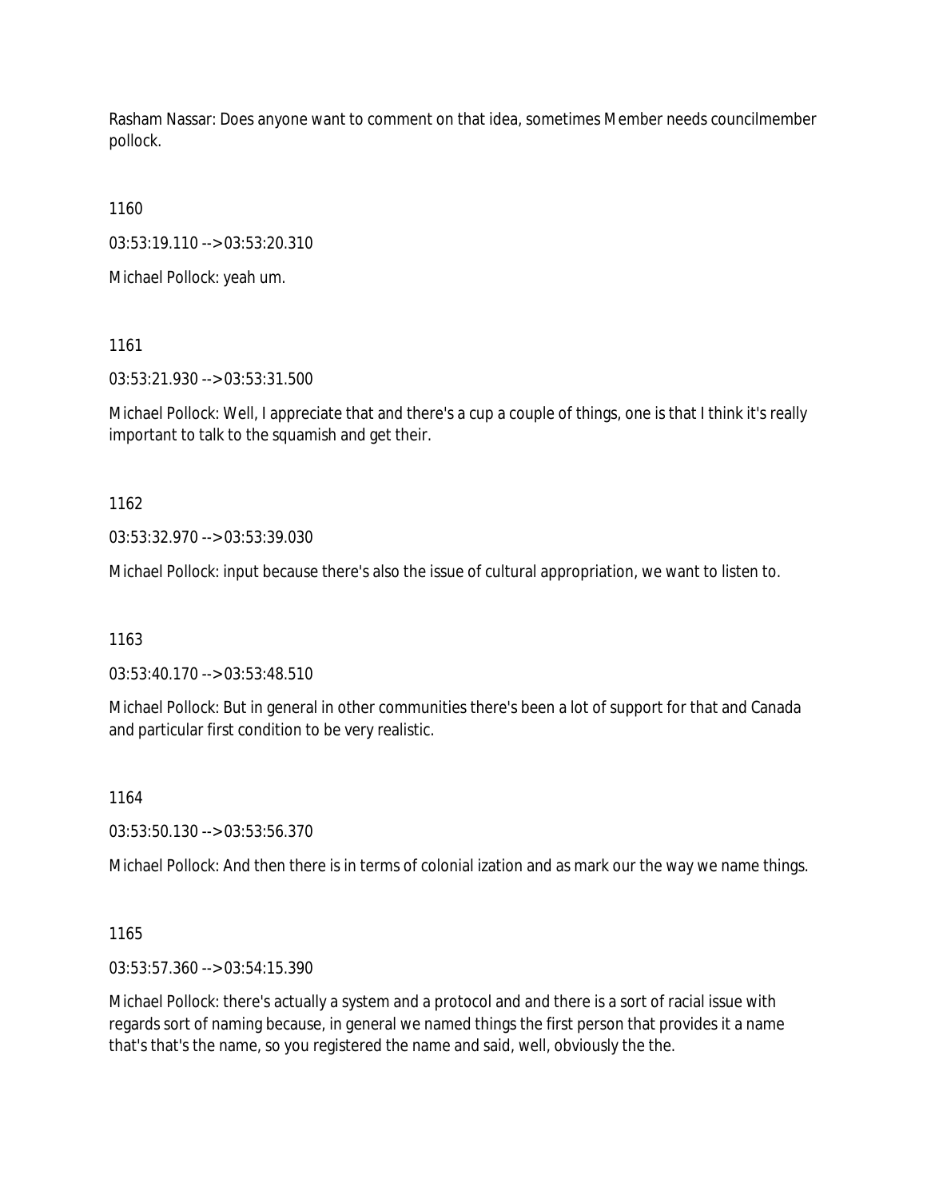Rasham Nassar: Does anyone want to comment on that idea, sometimes Member needs councilmember pollock.

1160

03:53:19.110 --> 03:53:20.310

Michael Pollock: yeah um.

1161

03:53:21.930 --> 03:53:31.500

Michael Pollock: Well, I appreciate that and there's a cup a couple of things, one is that I think it's really important to talk to the squamish and get their.

1162

03:53:32.970 --> 03:53:39.030

Michael Pollock: input because there's also the issue of cultural appropriation, we want to listen to.

1163

03:53:40.170 --> 03:53:48.510

Michael Pollock: But in general in other communities there's been a lot of support for that and Canada and particular first condition to be very realistic.

1164

03:53:50.130 --> 03:53:56.370

Michael Pollock: And then there is in terms of colonial ization and as mark our the way we name things.

1165

03:53:57.360 --> 03:54:15.390

Michael Pollock: there's actually a system and a protocol and and there is a sort of racial issue with regards sort of naming because, in general we named things the first person that provides it a name that's that's the name, so you registered the name and said, well, obviously the the.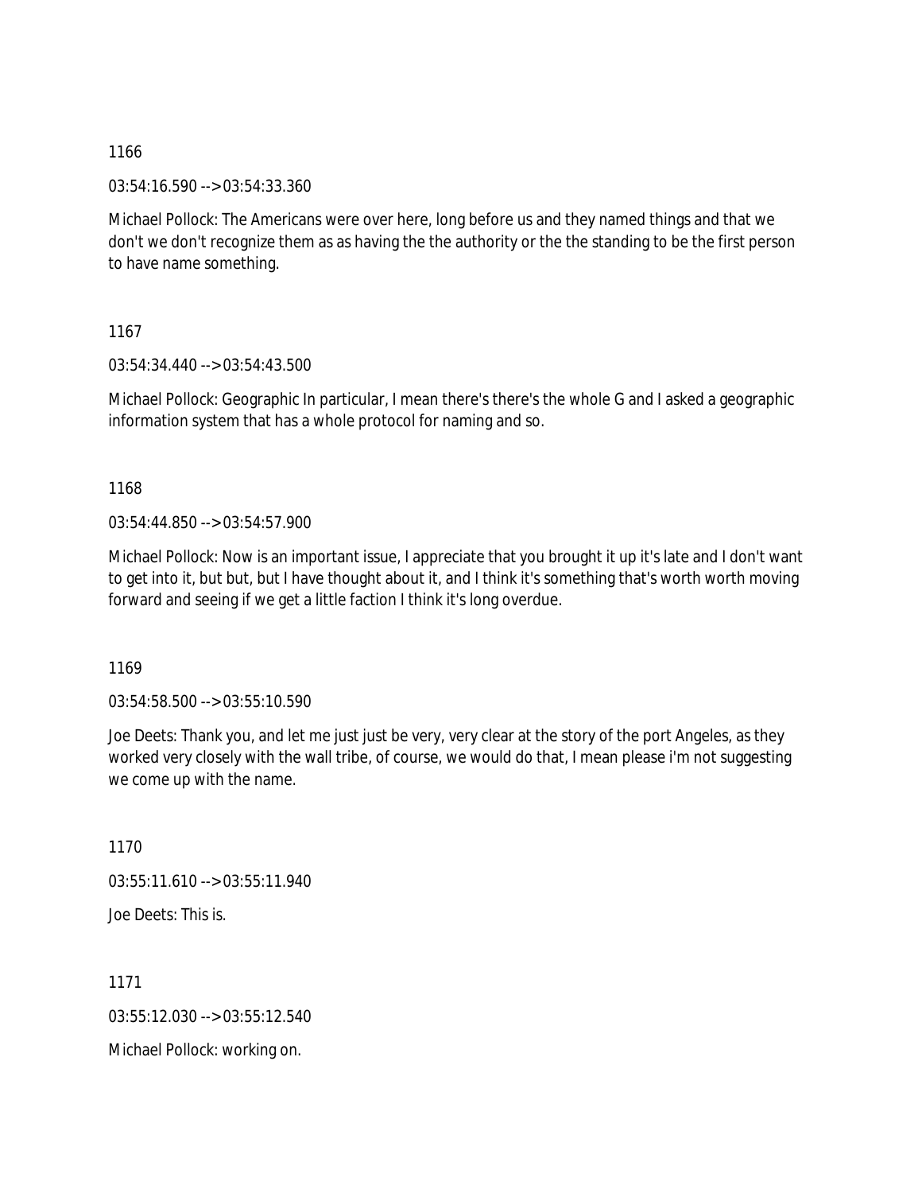1166

03:54:16.590 --> 03:54:33.360

Michael Pollock: The Americans were over here, long before us and they named things and that we don't we don't recognize them as as having the the authority or the the standing to be the first person to have name something.

1167

03:54:34.440 --> 03:54:43.500

Michael Pollock: Geographic In particular, I mean there's there's the whole G and I asked a geographic information system that has a whole protocol for naming and so.

1168

03:54:44.850 --> 03:54:57.900

Michael Pollock: Now is an important issue, I appreciate that you brought it up it's late and I don't want to get into it, but but, but I have thought about it, and I think it's something that's worth worth moving forward and seeing if we get a little faction I think it's long overdue.

1169

03:54:58.500 --> 03:55:10.590

Joe Deets: Thank you, and let me just just be very, very clear at the story of the port Angeles, as they worked very closely with the wall tribe, of course, we would do that, I mean please i'm not suggesting we come up with the name.

1170

03:55:11.610 --> 03:55:11.940

Joe Deets: This is.

1171

03:55:12.030 --> 03:55:12.540

Michael Pollock: working on.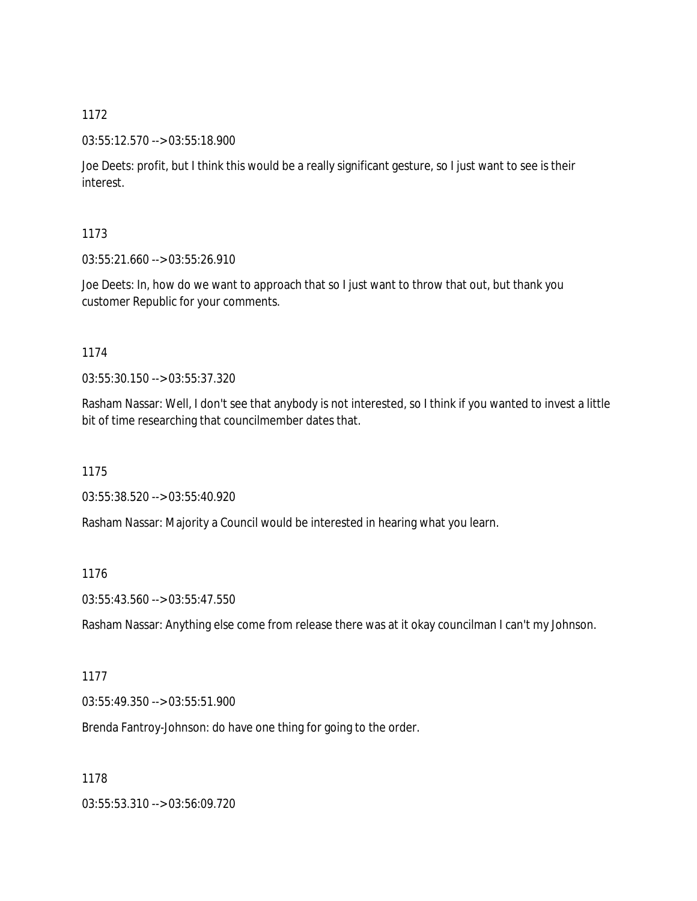1172

03:55:12.570 --> 03:55:18.900

Joe Deets: profit, but I think this would be a really significant gesture, so I just want to see is their interest.

1173

03:55:21.660 --> 03:55:26.910

Joe Deets: In, how do we want to approach that so I just want to throw that out, but thank you customer Republic for your comments.

1174

03:55:30.150 --> 03:55:37.320

Rasham Nassar: Well, I don't see that anybody is not interested, so I think if you wanted to invest a little bit of time researching that councilmember dates that.

1175

03:55:38.520 --> 03:55:40.920

Rasham Nassar: Majority a Council would be interested in hearing what you learn.

1176

03:55:43.560 --> 03:55:47.550

Rasham Nassar: Anything else come from release there was at it okay councilman I can't my Johnson.

1177

03:55:49.350 --> 03:55:51.900

Brenda Fantroy-Johnson: do have one thing for going to the order.

1178

03:55:53.310 --> 03:56:09.720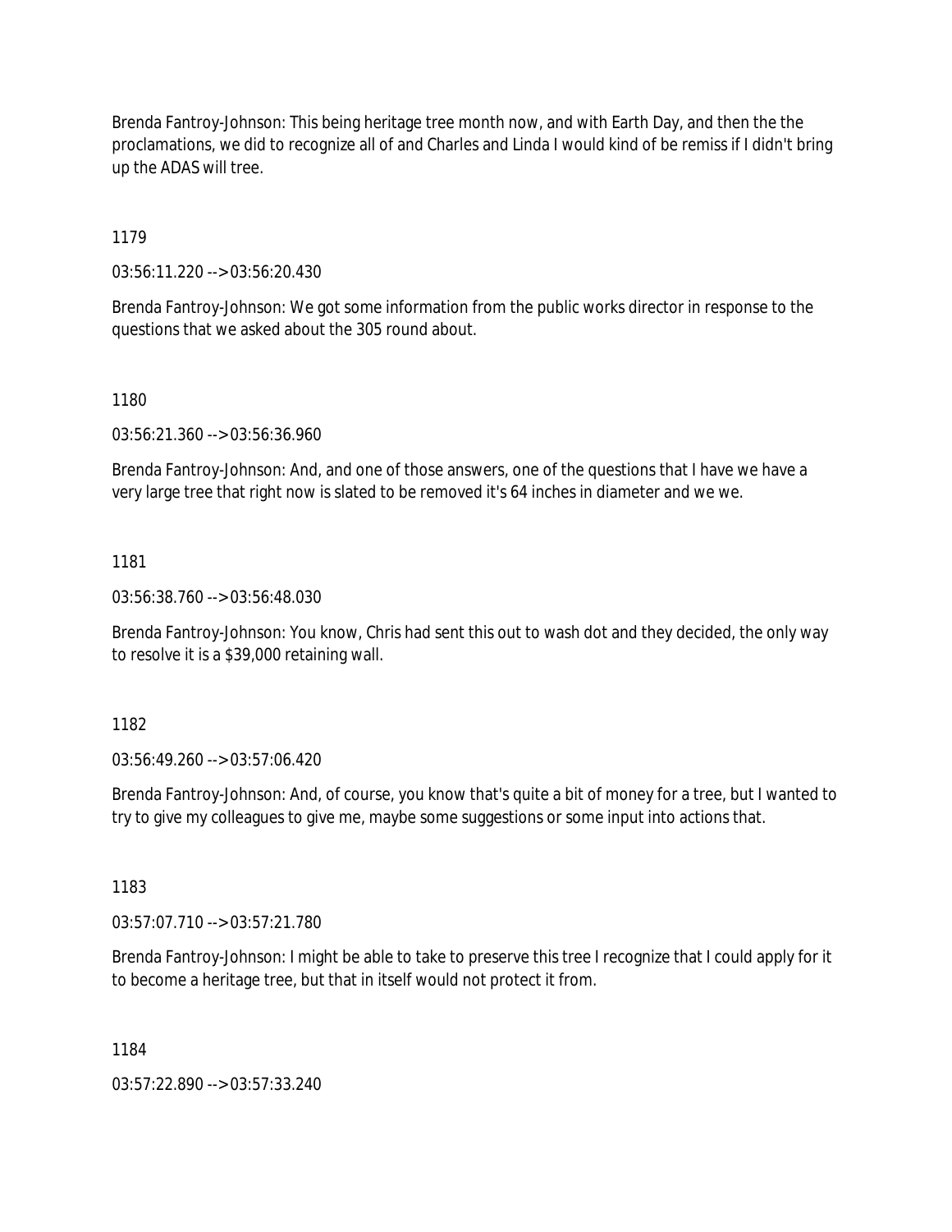Brenda Fantroy-Johnson: This being heritage tree month now, and with Earth Day, and then the the proclamations, we did to recognize all of and Charles and Linda I would kind of be remiss if I didn't bring up the ADAS will tree.

1179

03:56:11.220 --> 03:56:20.430

Brenda Fantroy-Johnson: We got some information from the public works director in response to the questions that we asked about the 305 round about.

1180

03:56:21.360 --> 03:56:36.960

Brenda Fantroy-Johnson: And, and one of those answers, one of the questions that I have we have a very large tree that right now is slated to be removed it's 64 inches in diameter and we we.

1181

03:56:38.760 --> 03:56:48.030

Brenda Fantroy-Johnson: You know, Chris had sent this out to wash dot and they decided, the only way to resolve it is a $39,000 retaining wall.

1182

03:56:49.260 --> 03:57:06.420

Brenda Fantroy-Johnson: And, of course, you know that's quite a bit of money for a tree, but I wanted to try to give my colleagues to give me, maybe some suggestions or some input into actions that.

1183

03:57:07.710 --> 03:57:21.780

Brenda Fantroy-Johnson: I might be able to take to preserve this tree I recognize that I could apply for it to become a heritage tree, but that in itself would not protect it from.

1184

03:57:22.890 --> 03:57:33.240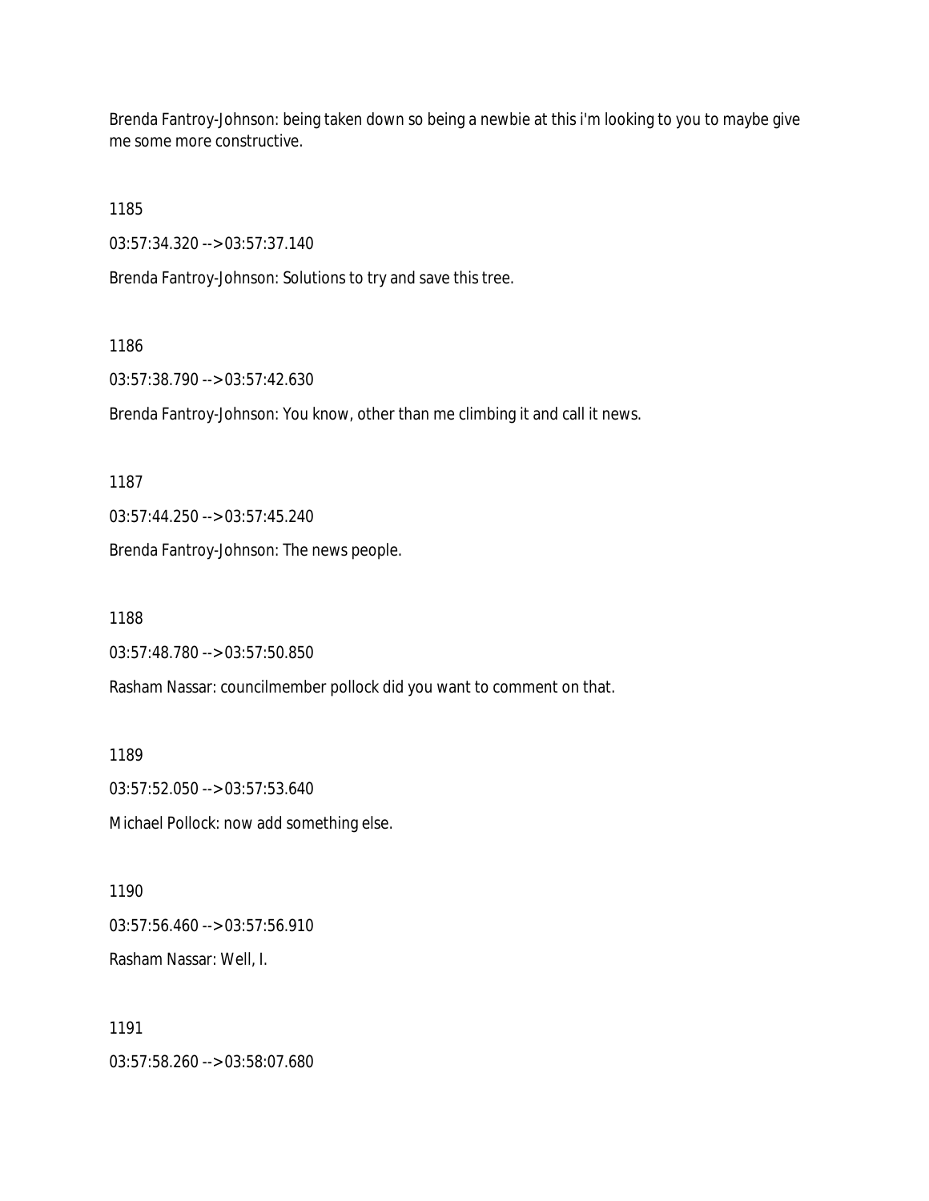Brenda Fantroy-Johnson: being taken down so being a newbie at this i'm looking to you to maybe give me some more constructive.

1185

03:57:34.320 --> 03:57:37.140

Brenda Fantroy-Johnson: Solutions to try and save this tree.

1186

03:57:38.790 --> 03:57:42.630

Brenda Fantroy-Johnson: You know, other than me climbing it and call it news.

1187

03:57:44.250 --> 03:57:45.240

Brenda Fantroy-Johnson: The news people.

1188

03:57:48.780 --> 03:57:50.850

Rasham Nassar: councilmember pollock did you want to comment on that.

1189

03:57:52.050 --> 03:57:53.640

Michael Pollock: now add something else.

1190

03:57:56.460 --> 03:57:56.910

Rasham Nassar: Well, I.

1191

03:57:58.260 --> 03:58:07.680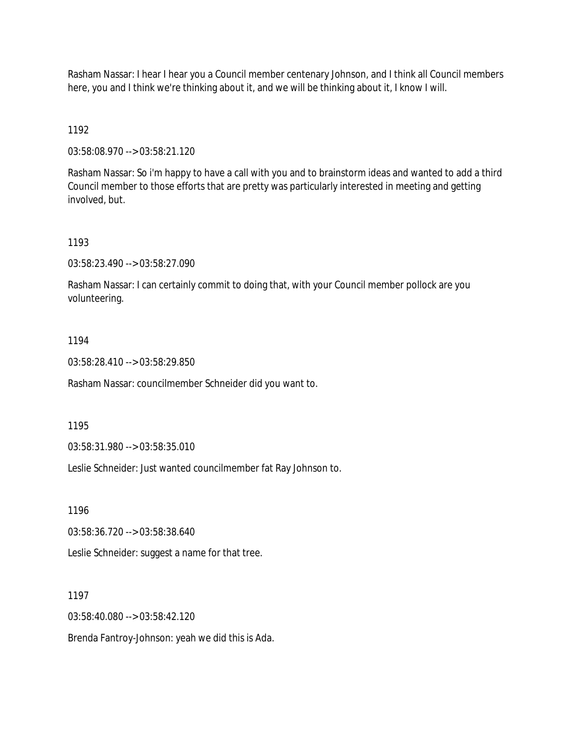Rasham Nassar: I hear I hear you a Council member centenary Johnson, and I think all Council members here, you and I think we're thinking about it, and we will be thinking about it, I know I will.

1192

03:58:08.970 --> 03:58:21.120

Rasham Nassar: So i'm happy to have a call with you and to brainstorm ideas and wanted to add a third Council member to those efforts that are pretty was particularly interested in meeting and getting involved, but.

1193

03:58:23.490 --> 03:58:27.090

Rasham Nassar: I can certainly commit to doing that, with your Council member pollock are you volunteering.

1194

03:58:28.410 --> 03:58:29.850

Rasham Nassar: councilmember Schneider did you want to.

1195

03:58:31.980 --> 03:58:35.010

Leslie Schneider: Just wanted councilmember fat Ray Johnson to.

1196

03:58:36.720 --> 03:58:38.640

Leslie Schneider: suggest a name for that tree.

1197

03:58:40.080 --> 03:58:42.120

Brenda Fantroy-Johnson: yeah we did this is Ada.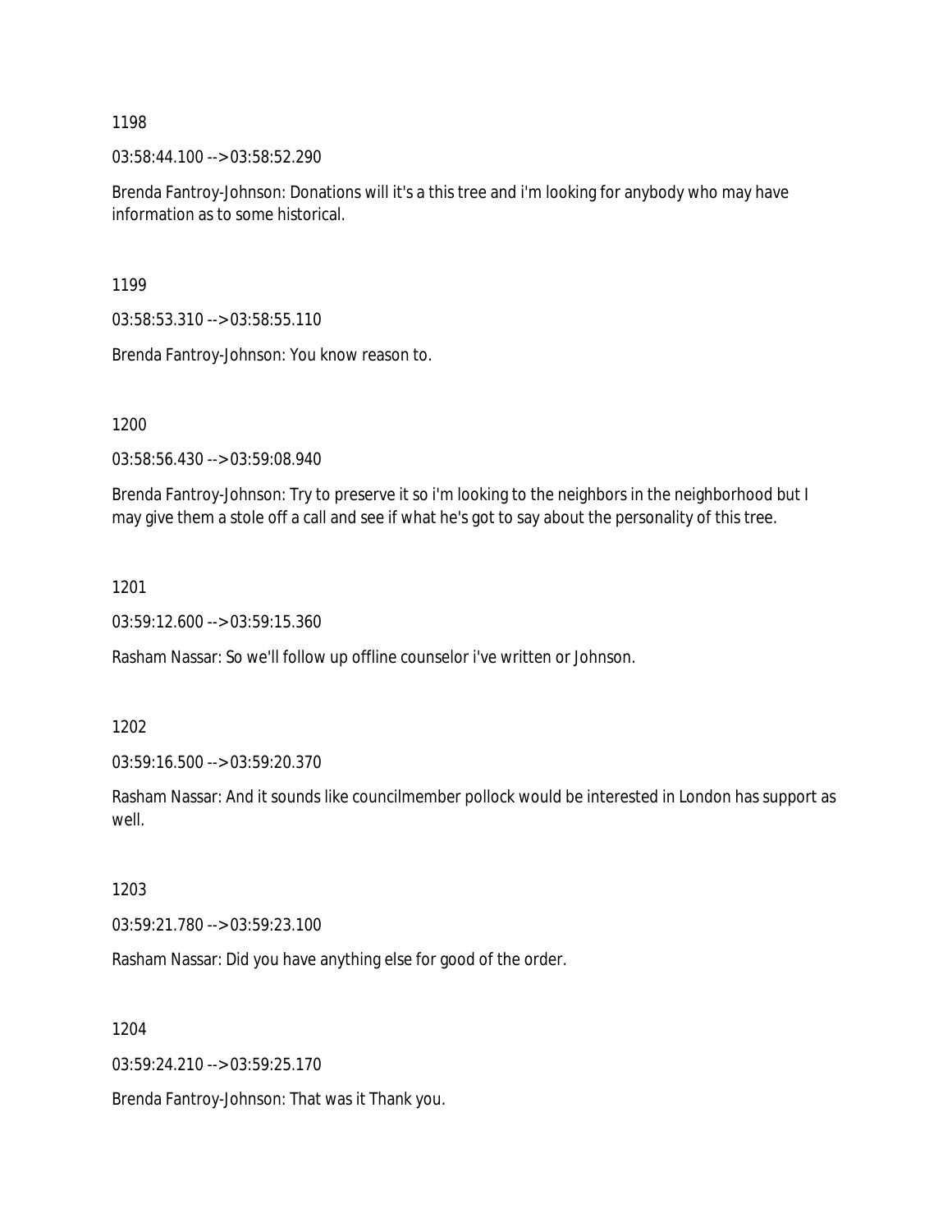1198

03:58:44.100 --> 03:58:52.290

Brenda Fantroy-Johnson: Donations will it's a this tree and i'm looking for anybody who may have information as to some historical.

1199

03:58:53.310 --> 03:58:55.110

Brenda Fantroy-Johnson: You know reason to.

1200

03:58:56.430 --> 03:59:08.940

Brenda Fantroy-Johnson: Try to preserve it so i'm looking to the neighbors in the neighborhood but I may give them a stole off a call and see if what he's got to say about the personality of this tree.

1201

03:59:12.600 --> 03:59:15.360

Rasham Nassar: So we'll follow up offline counselor i've written or Johnson.

1202

03:59:16.500 --> 03:59:20.370

Rasham Nassar: And it sounds like councilmember pollock would be interested in London has support as well.

1203

03:59:21.780 --> 03:59:23.100

Rasham Nassar: Did you have anything else for good of the order.

1204

03:59:24.210 --> 03:59:25.170

Brenda Fantroy-Johnson: That was it Thank you.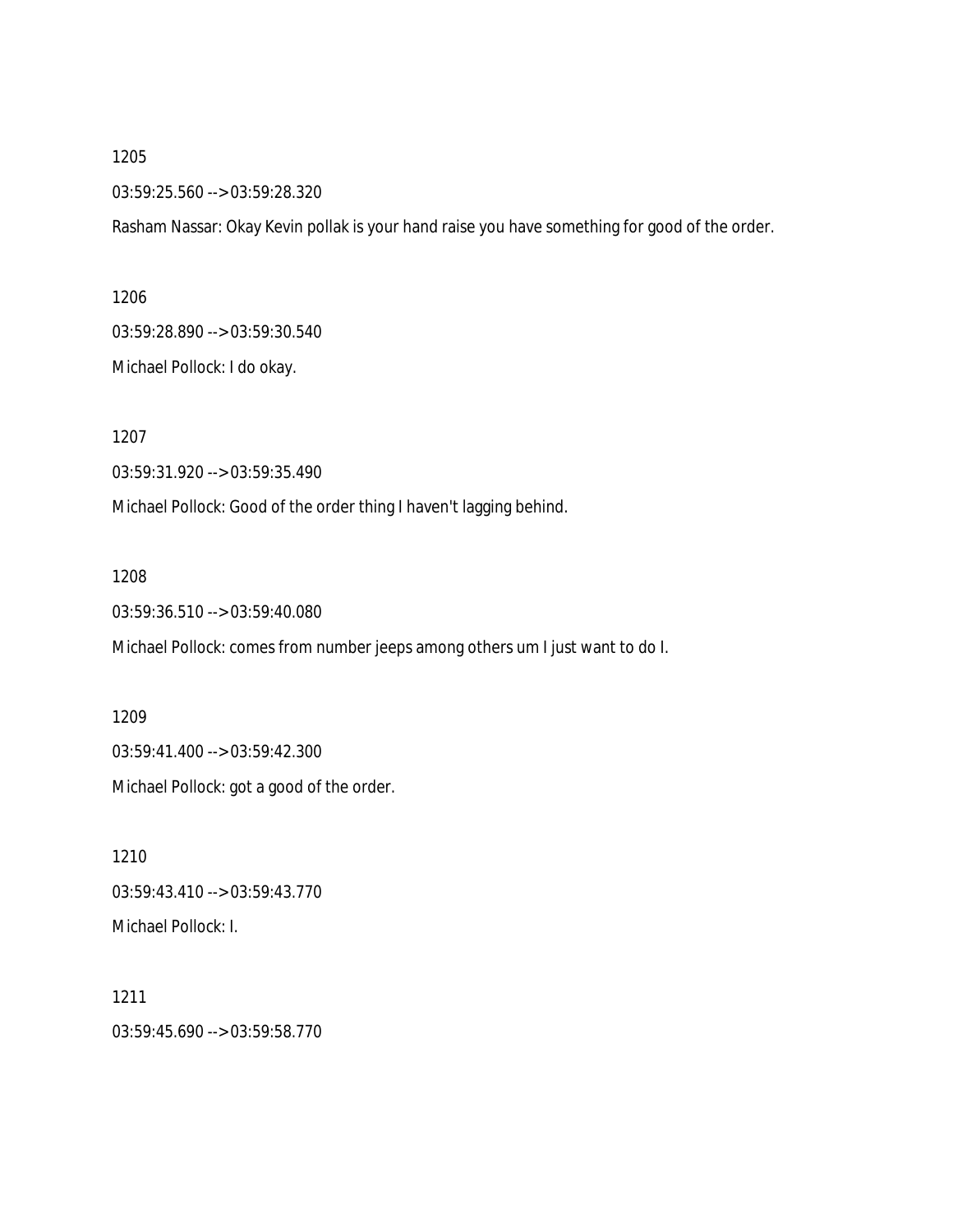1205

03:59:25.560 --> 03:59:28.320

Rasham Nassar: Okay Kevin pollak is your hand raise you have something for good of the order.

1206

03:59:28.890 --> 03:59:30.540

Michael Pollock: I do okay.

1207

03:59:31.920 --> 03:59:35.490

Michael Pollock: Good of the order thing I haven't lagging behind.

1208

03:59:36.510 --> 03:59:40.080

Michael Pollock: comes from number jeeps among others um I just want to do I.

1209

03:59:41.400 --> 03:59:42.300

Michael Pollock: got a good of the order.

1210

03:59:43.410 --> 03:59:43.770

Michael Pollock: I.

1211

03:59:45.690 --> 03:59:58.770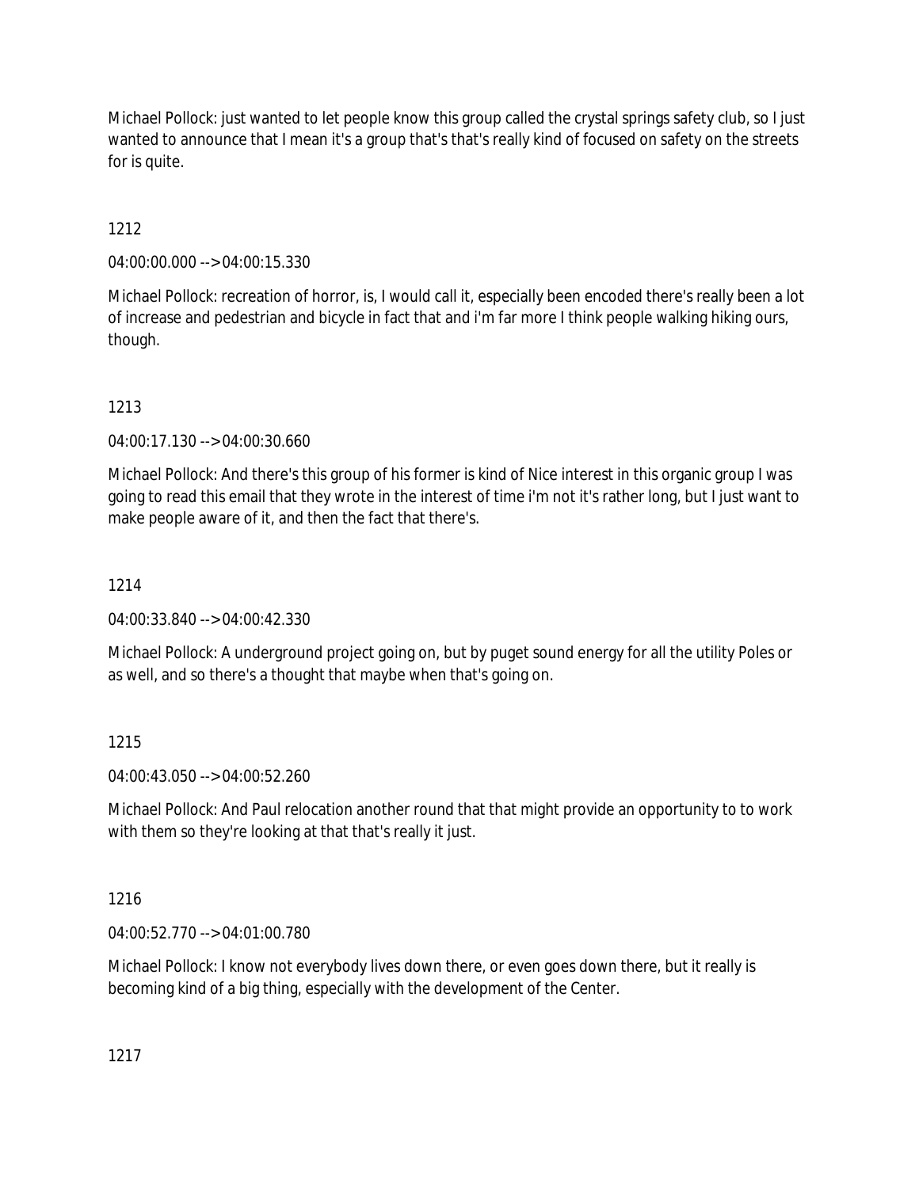Michael Pollock: just wanted to let people know this group called the crystal springs safety club, so I just wanted to announce that I mean it's a group that's that's really kind of focused on safety on the streets for is quite.

1212

04:00:00.000 --> 04:00:15.330

Michael Pollock: recreation of horror, is, I would call it, especially been encoded there's really been a lot of increase and pedestrian and bicycle in fact that and i'm far more I think people walking hiking ours, though.

1213

04:00:17.130 --> 04:00:30.660

Michael Pollock: And there's this group of his former is kind of Nice interest in this organic group I was going to read this email that they wrote in the interest of time i'm not it's rather long, but I just want to make people aware of it, and then the fact that there's.

1214

04:00:33.840 --> 04:00:42.330

Michael Pollock: A underground project going on, but by puget sound energy for all the utility Poles or as well, and so there's a thought that maybe when that's going on.

1215

04:00:43.050 --> 04:00:52.260

Michael Pollock: And Paul relocation another round that that might provide an opportunity to to work with them so they're looking at that that's really it just.

1216

04:00:52.770 --> 04:01:00.780

Michael Pollock: I know not everybody lives down there, or even goes down there, but it really is becoming kind of a big thing, especially with the development of the Center.

1217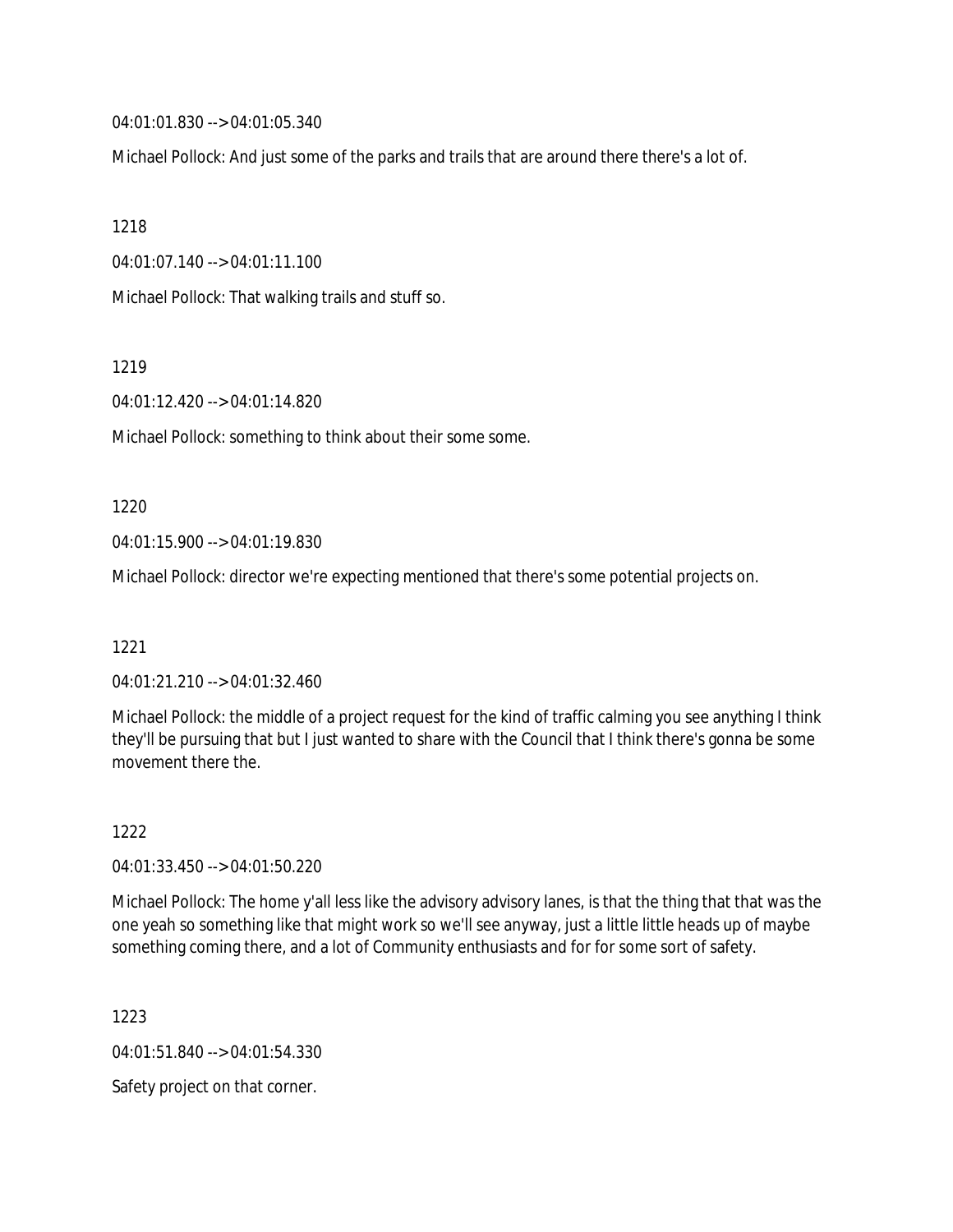04:01:01.830 --> 04:01:05.340

Michael Pollock: And just some of the parks and trails that are around there there's a lot of.

1218

04:01:07.140 --> 04:01:11.100

Michael Pollock: That walking trails and stuff so.

1219

04:01:12.420 --> 04:01:14.820

Michael Pollock: something to think about their some some.

1220

04:01:15.900 --> 04:01:19.830

Michael Pollock: director we're expecting mentioned that there's some potential projects on.

1221

04:01:21.210 --> 04:01:32.460

Michael Pollock: the middle of a project request for the kind of traffic calming you see anything I think they'll be pursuing that but I just wanted to share with the Council that I think there's gonna be some movement there the.

1222

04:01:33.450 --> 04:01:50.220

Michael Pollock: The home y'all less like the advisory advisory lanes, is that the thing that that was the one yeah so something like that might work so we'll see anyway, just a little little heads up of maybe something coming there, and a lot of Community enthusiasts and for for some sort of safety.

1223

04:01:51.840 --> 04:01:54.330

Safety project on that corner.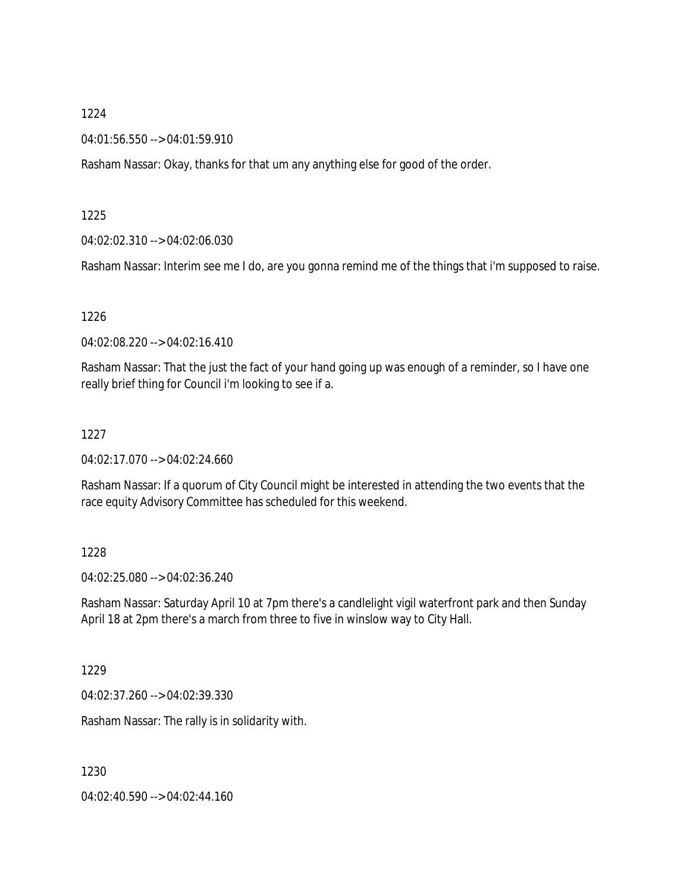1224

04:01:56.550 --> 04:01:59.910

Rasham Nassar: Okay, thanks for that um any anything else for good of the order.

1225

04:02:02.310 --> 04:02:06.030

Rasham Nassar: Interim see me I do, are you gonna remind me of the things that i'm supposed to raise.

1226

04:02:08.220 --> 04:02:16.410

Rasham Nassar: That the just the fact of your hand going up was enough of a reminder, so I have one really brief thing for Council i'm looking to see if a.

1227

04:02:17.070 --> 04:02:24.660

Rasham Nassar: If a quorum of City Council might be interested in attending the two events that the race equity Advisory Committee has scheduled for this weekend.

1228

04:02:25.080 --> 04:02:36.240

Rasham Nassar: Saturday April 10 at 7pm there's a candlelight vigil waterfront park and then Sunday April 18 at 2pm there's a march from three to five in winslow way to City Hall.

1229

04:02:37.260 --> 04:02:39.330

Rasham Nassar: The rally is in solidarity with.

1230

04:02:40.590 --> 04:02:44.160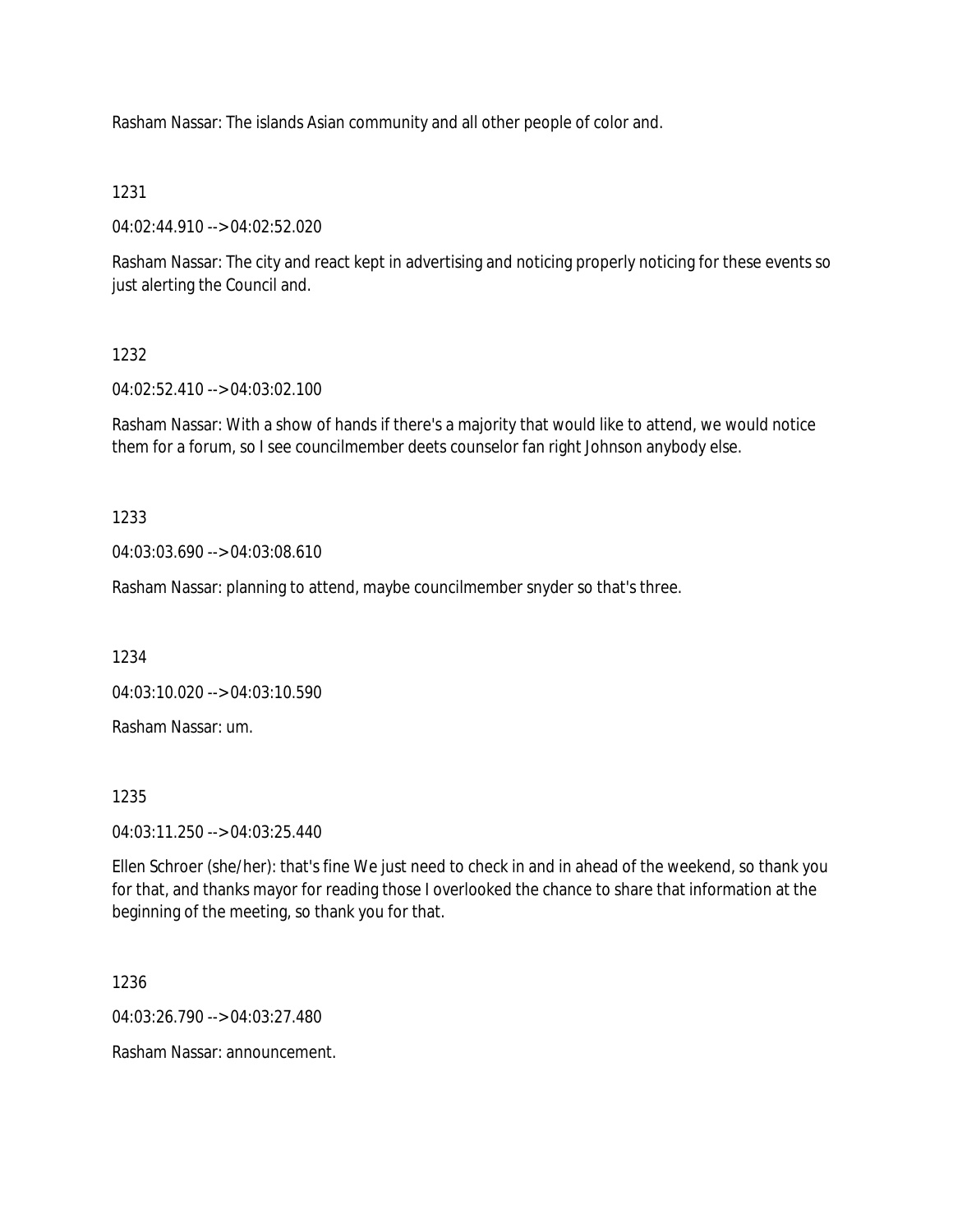Rasham Nassar: The islands Asian community and all other people of color and.

1231

04:02:44.910 --> 04:02:52.020

Rasham Nassar: The city and react kept in advertising and noticing properly noticing for these events so just alerting the Council and.

1232

04:02:52.410 --> 04:03:02.100

Rasham Nassar: With a show of hands if there's a majority that would like to attend, we would notice them for a forum, so I see councilmember deets counselor fan right Johnson anybody else.

1233

04:03:03.690 --> 04:03:08.610

Rasham Nassar: planning to attend, maybe councilmember snyder so that's three.

1234

04:03:10.020 --> 04:03:10.590

Rasham Nassar: um.

1235

04:03:11.250 --> 04:03:25.440

Ellen Schroer (she/her): that's fine We just need to check in and in ahead of the weekend, so thank you for that, and thanks mayor for reading those I overlooked the chance to share that information at the beginning of the meeting, so thank you for that.

1236

04:03:26.790 --> 04:03:27.480

Rasham Nassar: announcement.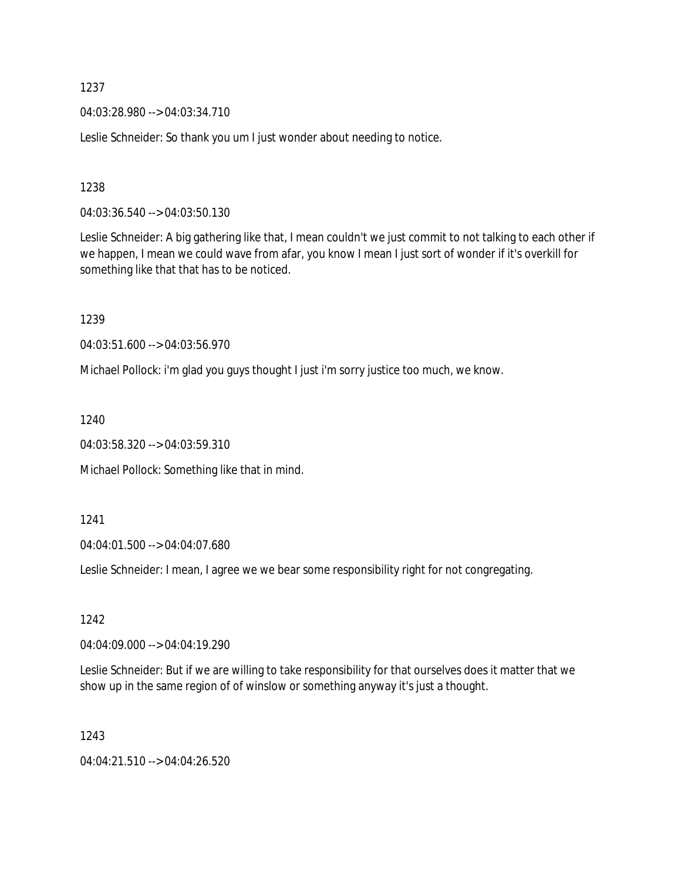1237

04:03:28.980 --> 04:03:34.710

Leslie Schneider: So thank you um I just wonder about needing to notice.

1238

04:03:36.540 --> 04:03:50.130

Leslie Schneider: A big gathering like that, I mean couldn't we just commit to not talking to each other if we happen, I mean we could wave from afar, you know I mean I just sort of wonder if it's overkill for something like that that has to be noticed.

1239

04:03:51.600 --> 04:03:56.970

Michael Pollock: i'm glad you guys thought I just i'm sorry justice too much, we know.

1240

04:03:58.320 --> 04:03:59.310

Michael Pollock: Something like that in mind.

1241

04:04:01.500 --> 04:04:07.680

Leslie Schneider: I mean, I agree we we bear some responsibility right for not congregating.

1242

04:04:09.000 --> 04:04:19.290

Leslie Schneider: But if we are willing to take responsibility for that ourselves does it matter that we show up in the same region of of winslow or something anyway it's just a thought.

1243

04:04:21.510 --> 04:04:26.520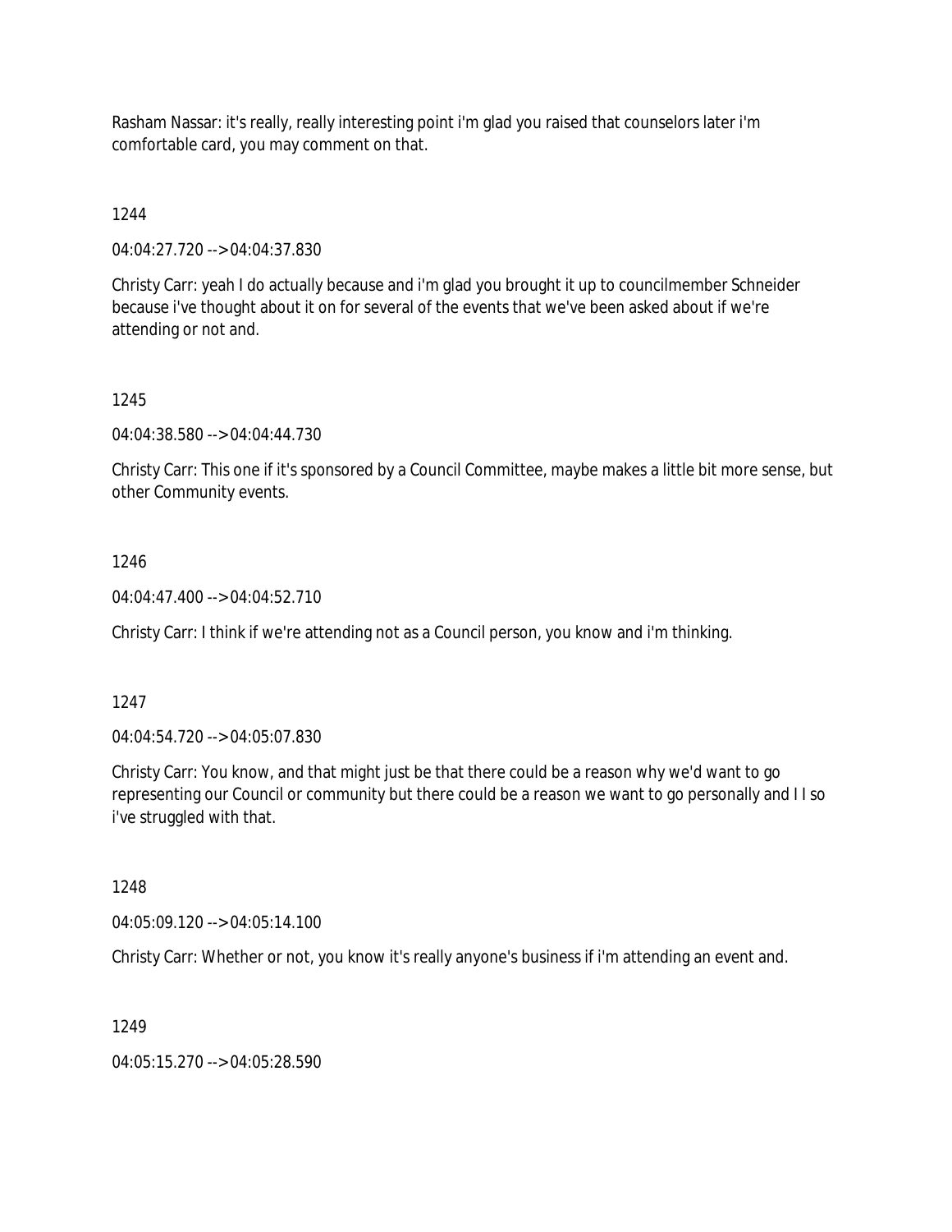Rasham Nassar: it's really, really interesting point i'm glad you raised that counselors later i'm comfortable card, you may comment on that.

1244

04:04:27.720 --> 04:04:37.830

Christy Carr: yeah I do actually because and i'm glad you brought it up to councilmember Schneider because i've thought about it on for several of the events that we've been asked about if we're attending or not and.

1245

04:04:38.580 --> 04:04:44.730

Christy Carr: This one if it's sponsored by a Council Committee, maybe makes a little bit more sense, but other Community events.

1246

04:04:47.400 --> 04:04:52.710

Christy Carr: I think if we're attending not as a Council person, you know and i'm thinking.

1247

04:04:54.720 --> 04:05:07.830

Christy Carr: You know, and that might just be that there could be a reason why we'd want to go representing our Council or community but there could be a reason we want to go personally and I I so i've struggled with that.

1248

04:05:09.120 --> 04:05:14.100

Christy Carr: Whether or not, you know it's really anyone's business if i'm attending an event and.

1249

04:05:15.270 --> 04:05:28.590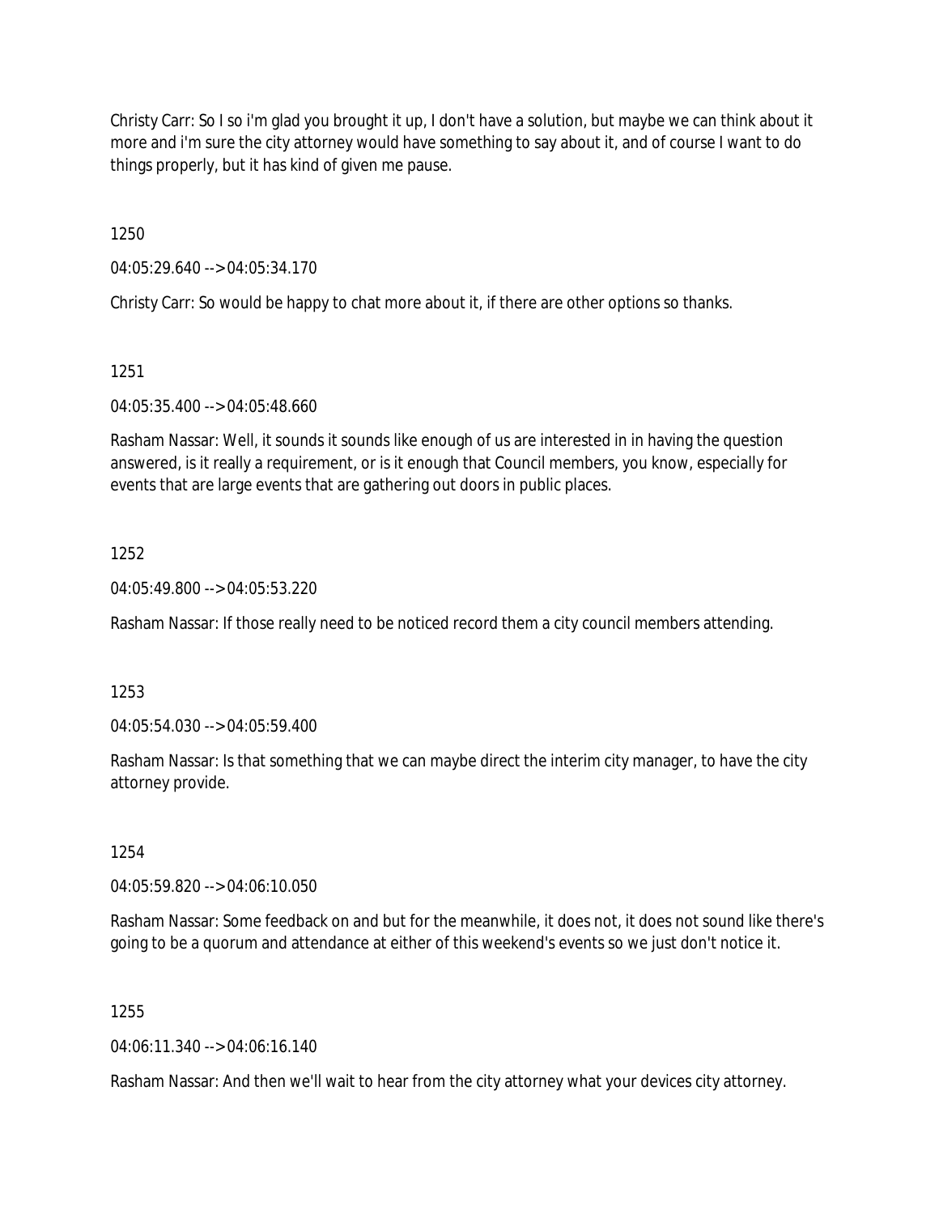Christy Carr: So I so i'm glad you brought it up, I don't have a solution, but maybe we can think about it more and i'm sure the city attorney would have something to say about it, and of course I want to do things properly, but it has kind of given me pause.

1250

04:05:29.640 --> 04:05:34.170

Christy Carr: So would be happy to chat more about it, if there are other options so thanks.

1251

04:05:35.400 --> 04:05:48.660

Rasham Nassar: Well, it sounds it sounds like enough of us are interested in in having the question answered, is it really a requirement, or is it enough that Council members, you know, especially for events that are large events that are gathering out doors in public places.

1252

04:05:49.800 --> 04:05:53.220

Rasham Nassar: If those really need to be noticed record them a city council members attending.

1253

04:05:54.030 --> 04:05:59.400

Rasham Nassar: Is that something that we can maybe direct the interim city manager, to have the city attorney provide.

1254

04:05:59.820 --> 04:06:10.050

Rasham Nassar: Some feedback on and but for the meanwhile, it does not, it does not sound like there's going to be a quorum and attendance at either of this weekend's events so we just don't notice it.

1255

04:06:11.340 --> 04:06:16.140

Rasham Nassar: And then we'll wait to hear from the city attorney what your devices city attorney.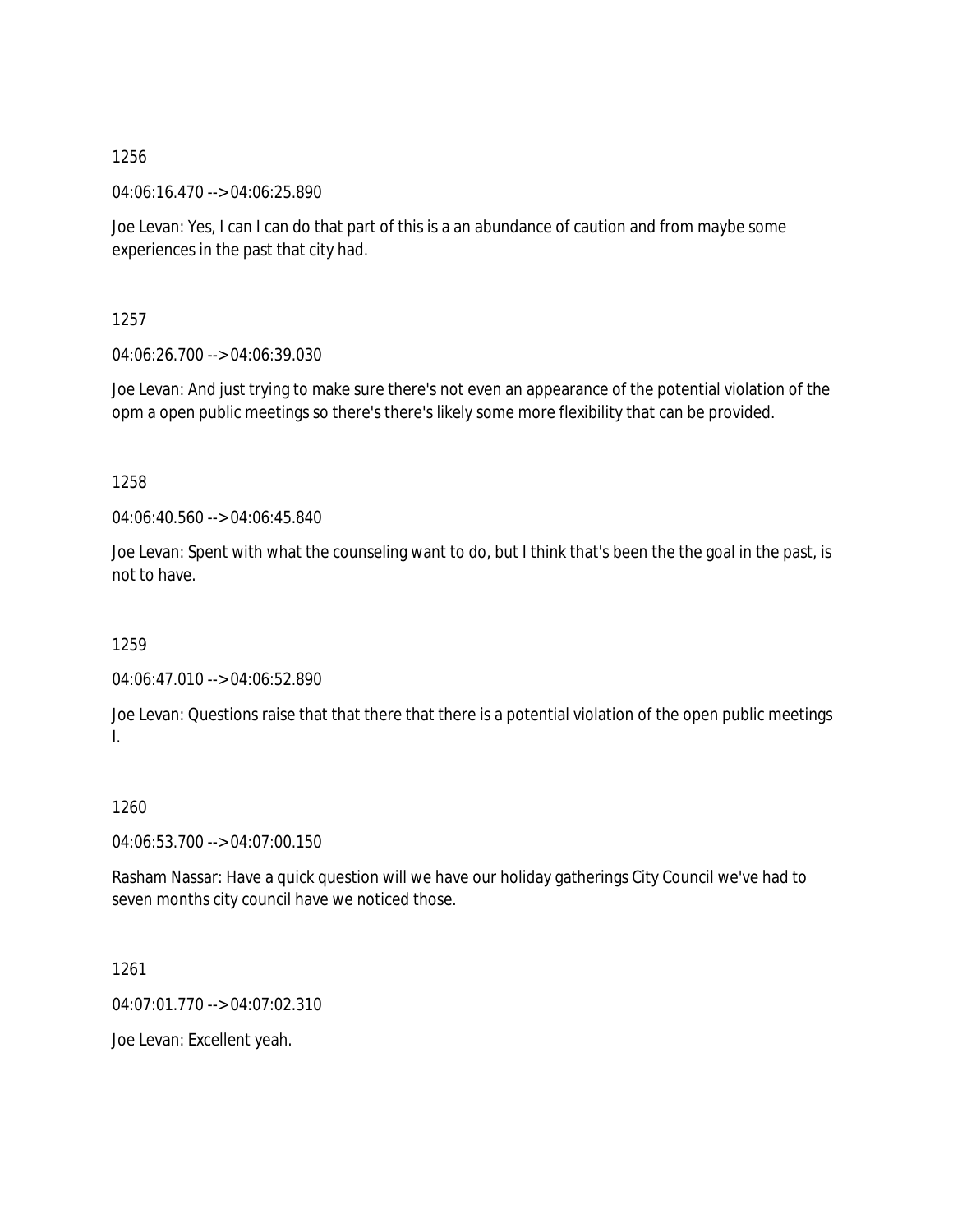1256

04:06:16.470 --> 04:06:25.890

Joe Levan: Yes, I can I can do that part of this is a an abundance of caution and from maybe some experiences in the past that city had.

1257

04:06:26.700 --> 04:06:39.030

Joe Levan: And just trying to make sure there's not even an appearance of the potential violation of the opm a open public meetings so there's there's likely some more flexibility that can be provided.

1258

04:06:40.560 --> 04:06:45.840

Joe Levan: Spent with what the counseling want to do, but I think that's been the the goal in the past, is not to have.

1259

04:06:47.010 --> 04:06:52.890

Joe Levan: Questions raise that that there that there is a potential violation of the open public meetings I.

1260

04:06:53.700 --> 04:07:00.150

Rasham Nassar: Have a quick question will we have our holiday gatherings City Council we've had to seven months city council have we noticed those.

1261

04:07:01.770 --> 04:07:02.310

Joe Levan: Excellent yeah.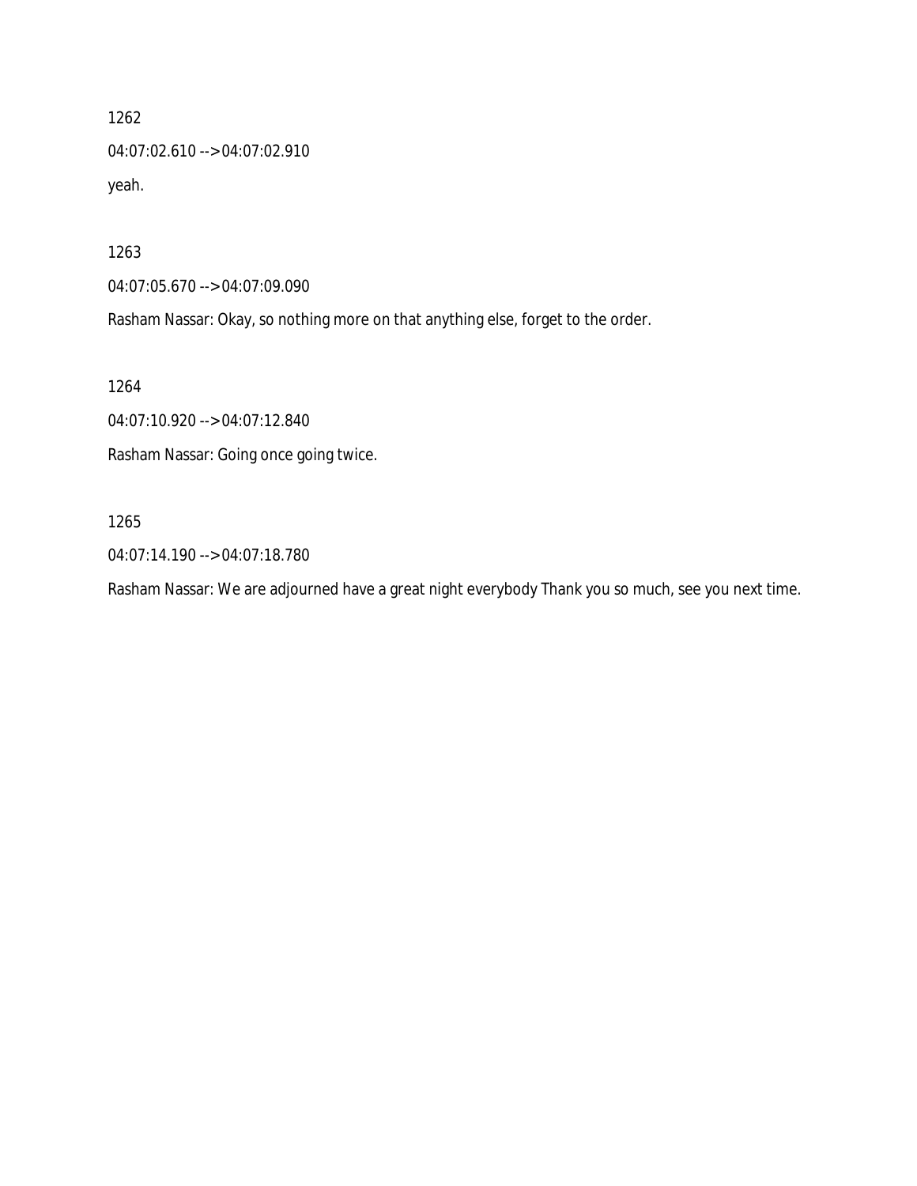1262

04:07:02.610 --> 04:07:02.910

yeah.

1263

04:07:05.670 --> 04:07:09.090

Rasham Nassar: Okay, so nothing more on that anything else, forget to the order.

1264

04:07:10.920 --> 04:07:12.840

Rasham Nassar: Going once going twice.

1265

04:07:14.190 --> 04:07:18.780

Rasham Nassar: We are adjourned have a great night everybody Thank you so much, see you next time.